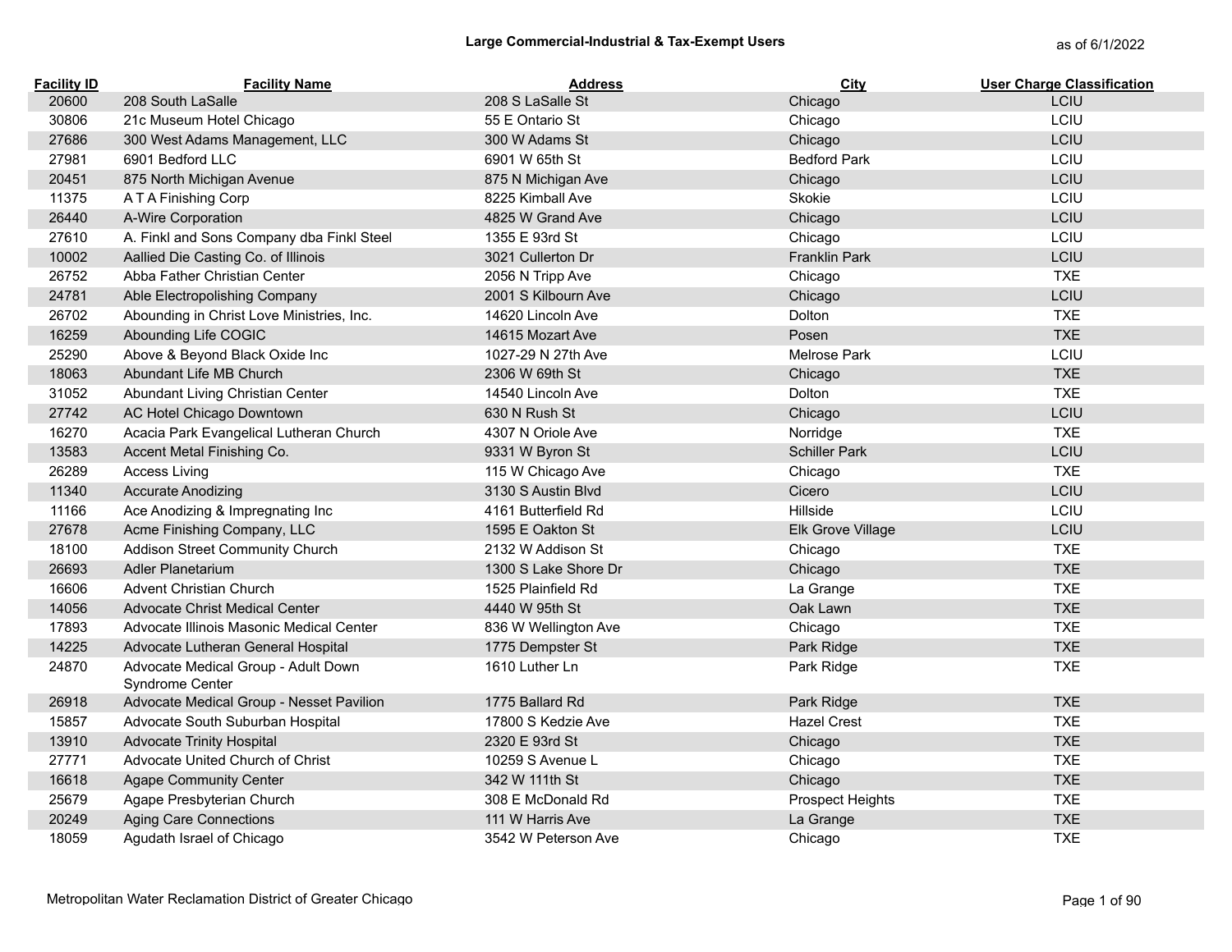# Large Commercial-Industrial & Tax-Exempt Users

as of 6/1/2022

| Facility ID | Facility Name | Address | City | User Charge Classification |
|---|---|---|---|---|
| 20600 | 208 South LaSalle | 208 S LaSalle St | Chicago | LCIU |
| 30806 | 21c Museum Hotel Chicago | 55 E Ontario St | Chicago | LCIU |
| 27686 | 300 West Adams Management, LLC | 300 W Adams St | Chicago | LCIU |
| 27981 | 6901 Bedford LLC | 6901 W 65th St | Bedford Park | LCIU |
| 20451 | 875 North Michigan Avenue | 875 N Michigan Ave | Chicago | LCIU |
| 11375 | A T A Finishing Corp | 8225 Kimball Ave | Skokie | LCIU |
| 26440 | A-Wire Corporation | 4825 W Grand Ave | Chicago | LCIU |
| 27610 | A. Finkl and Sons Company dba Finkl Steel | 1355 E 93rd St | Chicago | LCIU |
| 10002 | Aallied Die Casting Co. of Illinois | 3021 Cullerton Dr | Franklin Park | LCIU |
| 26752 | Abba Father Christian Center | 2056 N Tripp Ave | Chicago | TXE |
| 24781 | Able Electropolishing Company | 2001 S Kilbourn Ave | Chicago | LCIU |
| 26702 | Abounding in Christ Love Ministries, Inc. | 14620 Lincoln Ave | Dolton | TXE |
| 16259 | Abounding Life COGIC | 14615 Mozart Ave | Posen | TXE |
| 25290 | Above & Beyond Black Oxide Inc | 1027-29 N 27th Ave | Melrose Park | LCIU |
| 18063 | Abundant Life MB Church | 2306 W 69th St | Chicago | TXE |
| 31052 | Abundant Living Christian Center | 14540 Lincoln Ave | Dolton | TXE |
| 27742 | AC Hotel Chicago Downtown | 630 N Rush St | Chicago | LCIU |
| 16270 | Acacia Park Evangelical Lutheran Church | 4307 N Oriole Ave | Norridge | TXE |
| 13583 | Accent Metal Finishing Co. | 9331 W Byron St | Schiller Park | LCIU |
| 26289 | Access Living | 115 W Chicago Ave | Chicago | TXE |
| 11340 | Accurate Anodizing | 3130 S Austin Blvd | Cicero | LCIU |
| 11166 | Ace Anodizing & Impregnating Inc | 4161 Butterfield Rd | Hillside | LCIU |
| 27678 | Acme Finishing Company, LLC | 1595 E Oakton St | Elk Grove Village | LCIU |
| 18100 | Addison Street Community Church | 2132 W Addison St | Chicago | TXE |
| 26693 | Adler Planetarium | 1300 S Lake Shore Dr | Chicago | TXE |
| 16606 | Advent Christian Church | 1525 Plainfield Rd | La Grange | TXE |
| 14056 | Advocate Christ Medical Center | 4440 W 95th St | Oak Lawn | TXE |
| 17893 | Advocate Illinois Masonic Medical Center | 836 W Wellington Ave | Chicago | TXE |
| 14225 | Advocate Lutheran General Hospital | 1775 Dempster St | Park Ridge | TXE |
| 24870 | Advocate Medical Group - Adult Down Syndrome Center | 1610 Luther Ln | Park Ridge | TXE |
| 26918 | Advocate Medical Group - Nesset Pavilion | 1775 Ballard Rd | Park Ridge | TXE |
| 15857 | Advocate South Suburban Hospital | 17800 S Kedzie Ave | Hazel Crest | TXE |
| 13910 | Advocate Trinity Hospital | 2320 E 93rd St | Chicago | TXE |
| 27771 | Advocate United Church of Christ | 10259 S Avenue L | Chicago | TXE |
| 16618 | Agape Community Center | 342 W 111th St | Chicago | TXE |
| 25679 | Agape Presbyterian Church | 308 E McDonald Rd | Prospect Heights | TXE |
| 20249 | Aging Care Connections | 111 W Harris Ave | La Grange | TXE |
| 18059 | Agudath Israel of Chicago | 3542 W Peterson Ave | Chicago | TXE |

Metropolitan Water Reclamation District of Greater Chicago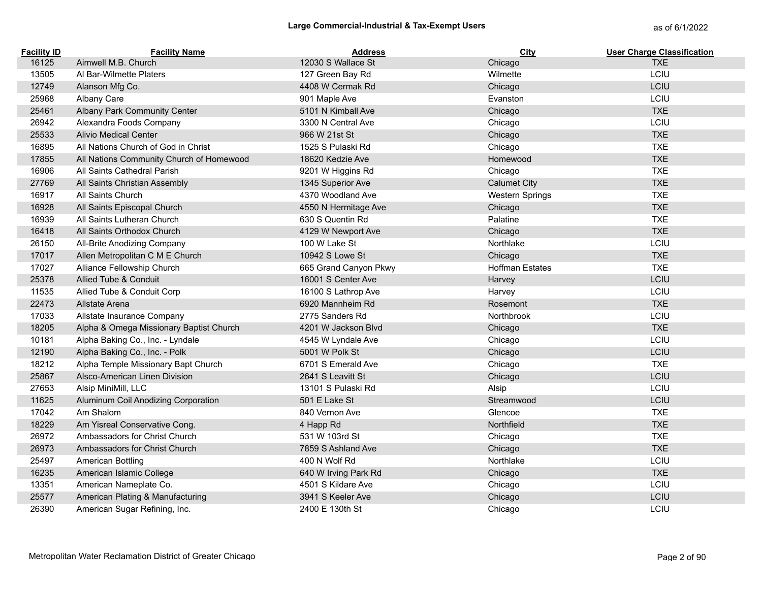## Large Commercial-Industrial & Tax-Exempt Users

as of 6/1/2022

| Facility ID | Facility Name | Address | City | User Charge Classification |
|---|---|---|---|---|
| 16125 | Aimwell M.B. Church | 12030 S Wallace St | Chicago | TXE |
| 13505 | Al Bar-Wilmette Platers | 127 Green Bay Rd | Wilmette | LCIU |
| 12749 | Alanson Mfg Co. | 4408 W Cermak Rd | Chicago | LCIU |
| 25968 | Albany Care | 901 Maple Ave | Evanston | LCIU |
| 25461 | Albany Park Community Center | 5101 N Kimball Ave | Chicago | TXE |
| 26942 | Alexandra Foods Company | 3300 N Central Ave | Chicago | LCIU |
| 25533 | Alivio Medical Center | 966 W 21st St | Chicago | TXE |
| 16895 | All Nations Church of God in Christ | 1525 S Pulaski Rd | Chicago | TXE |
| 17855 | All Nations Community Church of Homewood | 18620 Kedzie Ave | Homewood | TXE |
| 16906 | All Saints Cathedral Parish | 9201 W Higgins Rd | Chicago | TXE |
| 27769 | All Saints Christian Assembly | 1345 Superior Ave | Calumet City | TXE |
| 16917 | All Saints Church | 4370 Woodland Ave | Western Springs | TXE |
| 16928 | All Saints Episcopal Church | 4550 N Hermitage Ave | Chicago | TXE |
| 16939 | All Saints Lutheran Church | 630 S Quentin Rd | Palatine | TXE |
| 16418 | All Saints Orthodox Church | 4129 W Newport Ave | Chicago | TXE |
| 26150 | All-Brite Anodizing Company | 100 W Lake St | Northlake | LCIU |
| 17017 | Allen Metropolitan C M E Church | 10942 S Lowe St | Chicago | TXE |
| 17027 | Alliance Fellowship Church | 665 Grand Canyon Pkwy | Hoffman Estates | TXE |
| 25378 | Allied Tube & Conduit | 16001 S Center Ave | Harvey | LCIU |
| 11535 | Allied Tube & Conduit Corp | 16100 S Lathrop Ave | Harvey | LCIU |
| 22473 | Allstate Arena | 6920 Mannheim Rd | Rosemont | TXE |
| 17033 | Allstate Insurance Company | 2775 Sanders Rd | Northbrook | LCIU |
| 18205 | Alpha & Omega Missionary Baptist Church | 4201 W Jackson Blvd | Chicago | TXE |
| 10181 | Alpha Baking Co., Inc. - Lyndale | 4545 W Lyndale Ave | Chicago | LCIU |
| 12190 | Alpha Baking Co., Inc. - Polk | 5001 W Polk St | Chicago | LCIU |
| 18212 | Alpha Temple Missionary Bapt Church | 6701 S Emerald Ave | Chicago | TXE |
| 25867 | Alsco-American Linen Division | 2641 S Leavitt St | Chicago | LCIU |
| 27653 | Alsip MiniMill, LLC | 13101 S Pulaski Rd | Alsip | LCIU |
| 11625 | Aluminum Coil Anodizing Corporation | 501 E Lake St | Streamwood | LCIU |
| 17042 | Am Shalom | 840 Vernon Ave | Glencoe | TXE |
| 18229 | Am Yisreal Conservative Cong. | 4 Happ Rd | Northfield | TXE |
| 26972 | Ambassadors for Christ Church | 531 W 103rd St | Chicago | TXE |
| 26973 | Ambassadors for Christ Church | 7859 S Ashland Ave | Chicago | TXE |
| 25497 | American Bottling | 400 N Wolf Rd | Northlake | LCIU |
| 16235 | American Islamic College | 640 W Irving Park Rd | Chicago | TXE |
| 13351 | American Nameplate Co. | 4501 S Kildare Ave | Chicago | LCIU |
| 25577 | American Plating & Manufacturing | 3941 S Keeler Ave | Chicago | LCIU |
| 26390 | American Sugar Refining, Inc. | 2400 E 130th St | Chicago | LCIU |

Metropolitan Water Reclamation District of Greater Chicago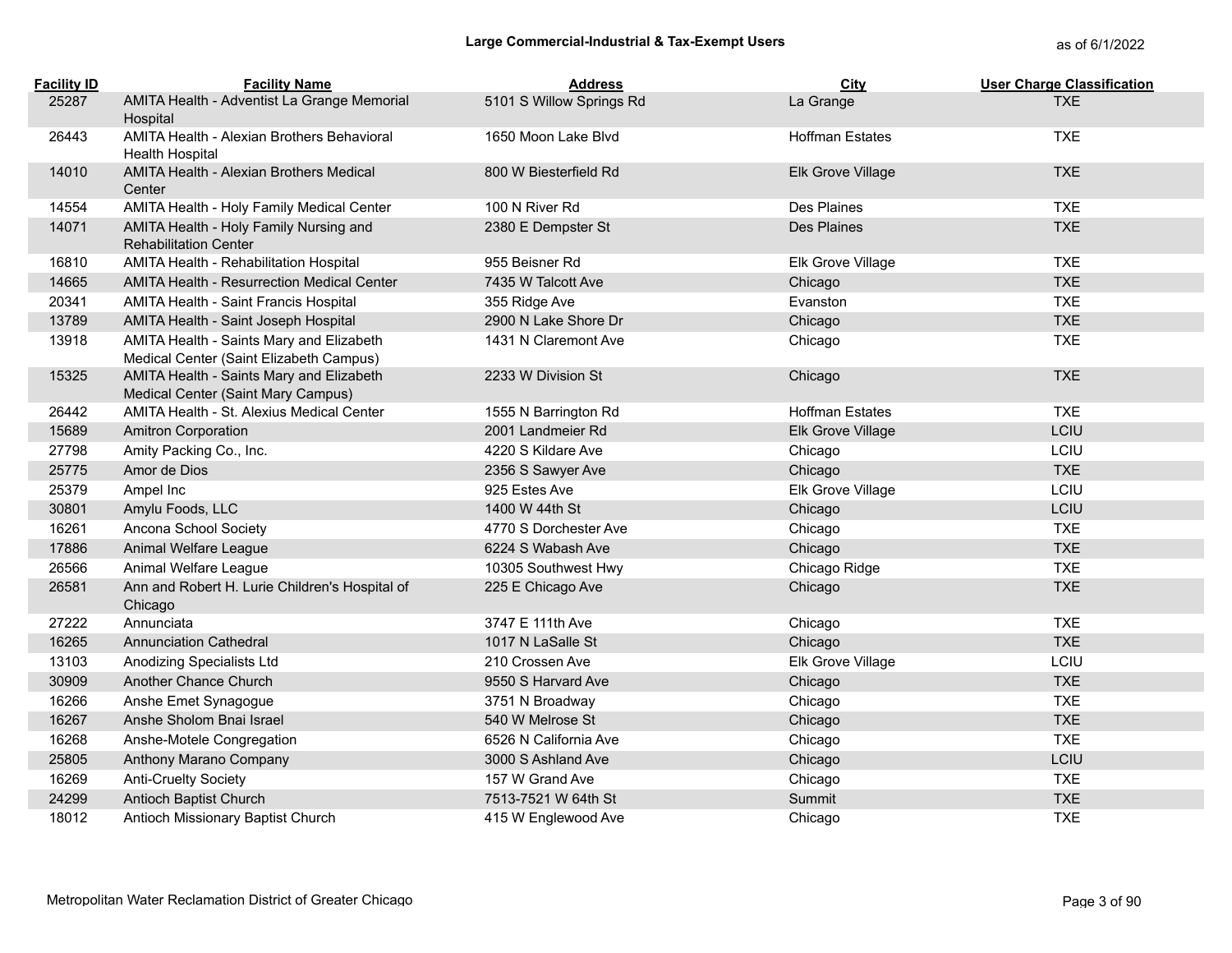**Large Commercial-Industrial & Tax-Exempt Users**

as of 6/1/2022

| Facility ID | Facility Name | Address | City | User Charge Classification |
|---|---|---|---|---|
| 25287 | AMITA Health - Adventist La Grange Memorial Hospital | 5101 S Willow Springs Rd | La Grange | TXE |
| 26443 | AMITA Health - Alexian Brothers Behavioral Health Hospital | 1650 Moon Lake Blvd | Hoffman Estates | TXE |
| 14010 | AMITA Health - Alexian Brothers Medical Center | 800 W Biesterfield Rd | Elk Grove Village | TXE |
| 14554 | AMITA Health - Holy Family Medical Center | 100 N River Rd | Des Plaines | TXE |
| 14071 | AMITA Health - Holy Family Nursing and Rehabilitation Center | 2380 E Dempster St | Des Plaines | TXE |
| 16810 | AMITA Health - Rehabilitation Hospital | 955 Beisner Rd | Elk Grove Village | TXE |
| 14665 | AMITA Health - Resurrection Medical Center | 7435 W Talcott Ave | Chicago | TXE |
| 20341 | AMITA Health - Saint Francis Hospital | 355 Ridge Ave | Evanston | TXE |
| 13789 | AMITA Health - Saint Joseph Hospital | 2900 N Lake Shore Dr | Chicago | TXE |
| 13918 | AMITA Health - Saints Mary and Elizabeth Medical Center (Saint Elizabeth Campus) | 1431 N Claremont Ave | Chicago | TXE |
| 15325 | AMITA Health - Saints Mary and Elizabeth Medical Center (Saint Mary Campus) | 2233 W Division St | Chicago | TXE |
| 26442 | AMITA Health - St. Alexius Medical Center | 1555 N Barrington Rd | Hoffman Estates | TXE |
| 15689 | Amitron Corporation | 2001 Landmeier Rd | Elk Grove Village | LCIU |
| 27798 | Amity Packing Co., Inc. | 4220 S Kildare Ave | Chicago | LCIU |
| 25775 | Amor de Dios | 2356 S Sawyer Ave | Chicago | TXE |
| 25379 | Ampel Inc | 925 Estes Ave | Elk Grove Village | LCIU |
| 30801 | Amylu Foods, LLC | 1400 W 44th St | Chicago | LCIU |
| 16261 | Ancona School Society | 4770 S Dorchester Ave | Chicago | TXE |
| 17886 | Animal Welfare League | 6224 S Wabash Ave | Chicago | TXE |
| 26566 | Animal Welfare League | 10305 Southwest Hwy | Chicago Ridge | TXE |
| 26581 | Ann and Robert H. Lurie Children's Hospital of Chicago | 225 E Chicago Ave | Chicago | TXE |
| 27222 | Annunciata | 3747 E 111th Ave | Chicago | TXE |
| 16265 | Annunciation Cathedral | 1017 N LaSalle St | Chicago | TXE |
| 13103 | Anodizing Specialists Ltd | 210 Crossen Ave | Elk Grove Village | LCIU |
| 30909 | Another Chance Church | 9550 S Harvard Ave | Chicago | TXE |
| 16266 | Anshe Emet Synagogue | 3751 N Broadway | Chicago | TXE |
| 16267 | Anshe Sholom Bnai Israel | 540 W Melrose St | Chicago | TXE |
| 16268 | Anshe-Motele Congregation | 6526 N California Ave | Chicago | TXE |
| 25805 | Anthony Marano Company | 3000 S Ashland Ave | Chicago | LCIU |
| 16269 | Anti-Cruelty Society | 157 W Grand Ave | Chicago | TXE |
| 24299 | Antioch Baptist Church | 7513-7521 W 64th St | Summit | TXE |
| 18012 | Antioch Missionary Baptist Church | 415 W Englewood Ave | Chicago | TXE |

Metropolitan Water Reclamation District of Greater Chicago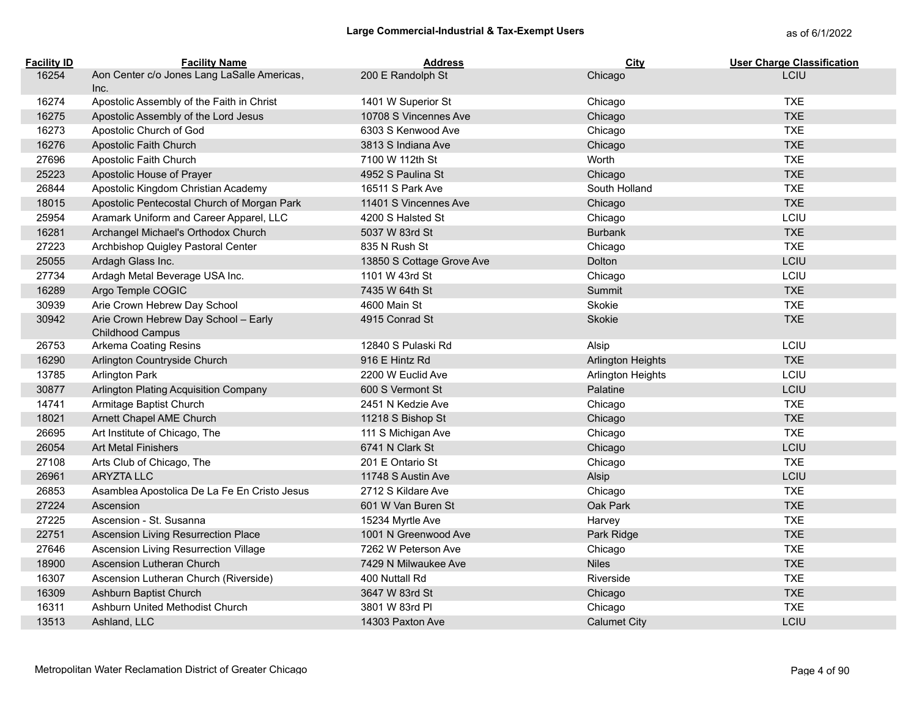## Large Commercial-Industrial & Tax-Exempt Users

as of 6/1/2022

| Facility ID | Facility Name | Address | City | User Charge Classification |
|---|---|---|---|---|
| 16254 | Aon Center c/o Jones Lang LaSalle Americas, Inc. | 200 E Randolph St | Chicago | LCIU |
| 16274 | Apostolic Assembly of the Faith in Christ | 1401 W Superior St | Chicago | TXE |
| 16275 | Apostolic Assembly of the Lord Jesus | 10708 S Vincennes Ave | Chicago | TXE |
| 16273 | Apostolic Church of God | 6303 S Kenwood Ave | Chicago | TXE |
| 16276 | Apostolic Faith Church | 3813 S Indiana Ave | Chicago | TXE |
| 27696 | Apostolic Faith Church | 7100 W 112th St | Worth | TXE |
| 25223 | Apostolic House of Prayer | 4952 S Paulina St | Chicago | TXE |
| 26844 | Apostolic Kingdom Christian Academy | 16511 S Park Ave | South Holland | TXE |
| 18015 | Apostolic Pentecostal Church of Morgan Park | 11401 S Vincennes Ave | Chicago | TXE |
| 25954 | Aramark Uniform and Career Apparel, LLC | 4200 S Halsted St | Chicago | LCIU |
| 16281 | Archangel Michael's Orthodox Church | 5037 W 83rd St | Burbank | TXE |
| 27223 | Archbishop Quigley Pastoral Center | 835 N Rush St | Chicago | TXE |
| 25055 | Ardagh Glass Inc. | 13850 S Cottage Grove Ave | Dolton | LCIU |
| 27734 | Ardagh Metal Beverage USA Inc. | 1101 W 43rd St | Chicago | LCIU |
| 16289 | Argo Temple COGIC | 7435 W 64th St | Summit | TXE |
| 30939 | Arie Crown Hebrew Day School | 4600 Main St | Skokie | TXE |
| 30942 | Arie Crown Hebrew Day School – Early Childhood Campus | 4915 Conrad St | Skokie | TXE |
| 26753 | Arkema Coating Resins | 12840 S Pulaski Rd | Alsip | LCIU |
| 16290 | Arlington Countryside Church | 916 E Hintz Rd | Arlington Heights | TXE |
| 13785 | Arlington Park | 2200 W Euclid Ave | Arlington Heights | LCIU |
| 30877 | Arlington Plating Acquisition Company | 600 S Vermont St | Palatine | LCIU |
| 14741 | Armitage Baptist Church | 2451 N Kedzie Ave | Chicago | TXE |
| 18021 | Arnett Chapel AME Church | 11218 S Bishop St | Chicago | TXE |
| 26695 | Art Institute of Chicago, The | 111 S Michigan Ave | Chicago | TXE |
| 26054 | Art Metal Finishers | 6741 N Clark St | Chicago | LCIU |
| 27108 | Arts Club of Chicago, The | 201 E Ontario St | Chicago | TXE |
| 26961 | ARYZTA LLC | 11748 S Austin Ave | Alsip | LCIU |
| 26853 | Asamblea Apostolica De La Fe En Cristo Jesus | 2712 S Kildare Ave | Chicago | TXE |
| 27224 | Ascension | 601 W Van Buren St | Oak Park | TXE |
| 27225 | Ascension - St. Susanna | 15234 Myrtle Ave | Harvey | TXE |
| 22751 | Ascension Living Resurrection Place | 1001 N Greenwood Ave | Park Ridge | TXE |
| 27646 | Ascension Living Resurrection Village | 7262 W Peterson Ave | Chicago | TXE |
| 18900 | Ascension Lutheran Church | 7429 N Milwaukee Ave | Niles | TXE |
| 16307 | Ascension Lutheran Church (Riverside) | 400 Nuttall Rd | Riverside | TXE |
| 16309 | Ashburn Baptist Church | 3647 W 83rd St | Chicago | TXE |
| 16311 | Ashburn United Methodist Church | 3801 W 83rd Pl | Chicago | TXE |
| 13513 | Ashland, LLC | 14303 Paxton Ave | Calumet City | LCIU |

Metropolitan Water Reclamation District of Greater Chicago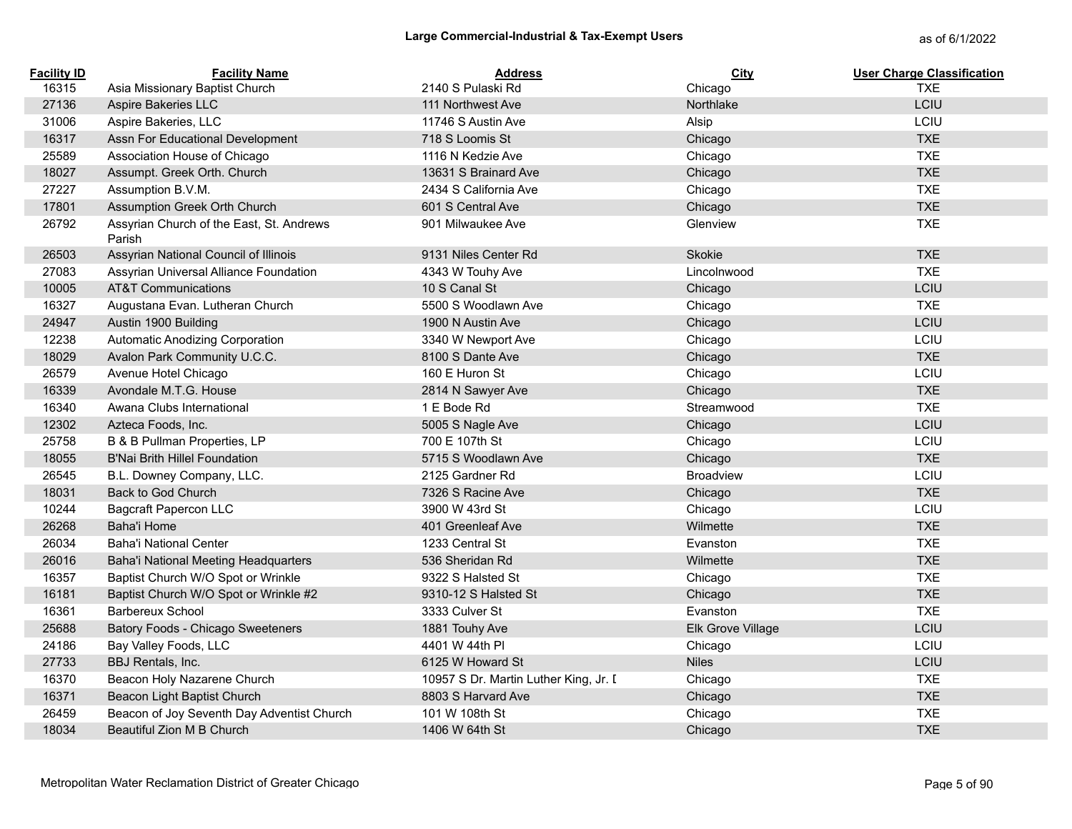## Large Commercial-Industrial & Tax-Exempt Users

as of 6/1/2022

| Facility ID | Facility Name | Address | City | User Charge Classification |
|---|---|---|---|---|
| 16315 | Asia Missionary Baptist Church | 2140 S Pulaski Rd | Chicago | TXE |
| 27136 | Aspire Bakeries LLC | 111 Northwest Ave | Northlake | LCIU |
| 31006 | Aspire Bakeries, LLC | 11746 S Austin Ave | Alsip | LCIU |
| 16317 | Assn For Educational Development | 718 S Loomis St | Chicago | TXE |
| 25589 | Association House of Chicago | 1116 N Kedzie Ave | Chicago | TXE |
| 18027 | Assumpt. Greek Orth. Church | 13631 S Brainard Ave | Chicago | TXE |
| 27227 | Assumption B.V.M. | 2434 S California Ave | Chicago | TXE |
| 17801 | Assumption Greek Orth Church | 601 S Central Ave | Chicago | TXE |
| 26792 | Assyrian Church of the East, St. Andrews Parish | 901 Milwaukee Ave | Glenview | TXE |
| 26503 | Assyrian National Council of Illinois | 9131 Niles Center Rd | Skokie | TXE |
| 27083 | Assyrian Universal Alliance Foundation | 4343 W Touhy Ave | Lincolnwood | TXE |
| 10005 | AT&T Communications | 10 S Canal St | Chicago | LCIU |
| 16327 | Augustana Evan. Lutheran Church | 5500 S Woodlawn Ave | Chicago | TXE |
| 24947 | Austin 1900 Building | 1900 N Austin Ave | Chicago | LCIU |
| 12238 | Automatic Anodizing Corporation | 3340 W Newport Ave | Chicago | LCIU |
| 18029 | Avalon Park Community U.C.C. | 8100 S Dante Ave | Chicago | TXE |
| 26579 | Avenue Hotel Chicago | 160 E Huron St | Chicago | LCIU |
| 16339 | Avondale M.T.G. House | 2814 N Sawyer Ave | Chicago | TXE |
| 16340 | Awana Clubs International | 1 E Bode Rd | Streamwood | TXE |
| 12302 | Azteca Foods, Inc. | 5005 S Nagle Ave | Chicago | LCIU |
| 25758 | B & B Pullman Properties, LP | 700 E 107th St | Chicago | LCIU |
| 18055 | B'Nai Brith Hillel Foundation | 5715 S Woodlawn Ave | Chicago | TXE |
| 26545 | B.L. Downey Company, LLC. | 2125 Gardner Rd | Broadview | LCIU |
| 18031 | Back to God Church | 7326 S Racine Ave | Chicago | TXE |
| 10244 | Bagcraft Papercon LLC | 3900 W 43rd St | Chicago | LCIU |
| 26268 | Baha'i Home | 401 Greenleaf Ave | Wilmette | TXE |
| 26034 | Baha'i National Center | 1233 Central St | Evanston | TXE |
| 26016 | Baha'i National Meeting Headquarters | 536 Sheridan Rd | Wilmette | TXE |
| 16357 | Baptist Church W/O Spot or Wrinkle | 9322 S Halsted St | Chicago | TXE |
| 16181 | Baptist Church W/O Spot or Wrinkle #2 | 9310-12 S Halsted St | Chicago | TXE |
| 16361 | Barbereux School | 3333 Culver St | Evanston | TXE |
| 25688 | Batory Foods - Chicago Sweeteners | 1881 Touhy Ave | Elk Grove Village | LCIU |
| 24186 | Bay Valley Foods, LLC | 4401 W 44th Pl | Chicago | LCIU |
| 27733 | BBJ Rentals, Inc. | 6125 W Howard St | Niles | LCIU |
| 16370 | Beacon Holy Nazarene Church | 10957 S Dr. Martin Luther King, Jr. D | Chicago | TXE |
| 16371 | Beacon Light Baptist Church | 8803 S Harvard Ave | Chicago | TXE |
| 26459 | Beacon of Joy Seventh Day Adventist Church | 101 W 108th St | Chicago | TXE |
| 18034 | Beautiful Zion M B Church | 1406 W 64th St | Chicago | TXE |

Metropolitan Water Reclamation District of Greater Chicago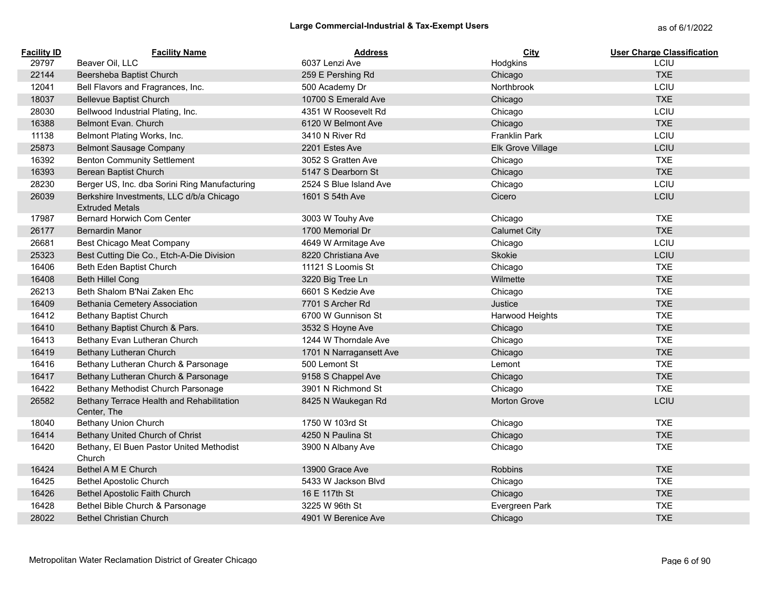## Large Commercial-Industrial & Tax-Exempt Users

as of 6/1/2022

| Facility ID | Facility Name | Address | City | User Charge Classification |
|---|---|---|---|---|
| 29797 | Beaver Oil, LLC | 6037 Lenzi Ave | Hodgkins | LCIU |
| 22144 | Beersheba Baptist Church | 259 E Pershing Rd | Chicago | TXE |
| 12041 | Bell Flavors and Fragrances, Inc. | 500 Academy Dr | Northbrook | LCIU |
| 18037 | Bellevue Baptist Church | 10700 S Emerald Ave | Chicago | TXE |
| 28030 | Bellwood Industrial Plating, Inc. | 4351 W Roosevelt Rd | Chicago | LCIU |
| 16388 | Belmont Evan. Church | 6120 W Belmont Ave | Chicago | TXE |
| 11138 | Belmont Plating Works, Inc. | 3410 N River Rd | Franklin Park | LCIU |
| 25873 | Belmont Sausage Company | 2201 Estes Ave | Elk Grove Village | LCIU |
| 16392 | Benton Community Settlement | 3052 S Gratten Ave | Chicago | TXE |
| 16393 | Berean Baptist Church | 5147 S Dearborn St | Chicago | TXE |
| 28230 | Berger US, Inc. dba Sorini Ring Manufacturing | 2524 S Blue Island Ave | Chicago | LCIU |
| 26039 | Berkshire Investments, LLC d/b/a Chicago Extruded Metals | 1601 S 54th Ave | Cicero | LCIU |
| 17987 | Bernard Horwich Com Center | 3003 W Touhy Ave | Chicago | TXE |
| 26177 | Bernardin Manor | 1700 Memorial Dr | Calumet City | TXE |
| 26681 | Best Chicago Meat Company | 4649 W Armitage Ave | Chicago | LCIU |
| 25323 | Best Cutting Die Co., Etch-A-Die Division | 8220 Christiana Ave | Skokie | LCIU |
| 16406 | Beth Eden Baptist Church | 11121 S Loomis St | Chicago | TXE |
| 16408 | Beth Hillel Cong | 3220 Big Tree Ln | Wilmette | TXE |
| 26213 | Beth Shalom B'Nai Zaken Ehc | 6601 S Kedzie Ave | Chicago | TXE |
| 16409 | Bethania Cemetery Association | 7701 S Archer Rd | Justice | TXE |
| 16412 | Bethany Baptist Church | 6700 W Gunnison St | Harwood Heights | TXE |
| 16410 | Bethany Baptist Church & Pars. | 3532 S Hoyne Ave | Chicago | TXE |
| 16413 | Bethany Evan Lutheran Church | 1244 W Thorndale Ave | Chicago | TXE |
| 16419 | Bethany Lutheran Church | 1701 N Narragansett Ave | Chicago | TXE |
| 16416 | Bethany Lutheran Church & Parsonage | 500 Lemont St | Lemont | TXE |
| 16417 | Bethany Lutheran Church & Parsonage | 9158 S Chappel Ave | Chicago | TXE |
| 16422 | Bethany Methodist Church Parsonage | 3901 N Richmond St | Chicago | TXE |
| 26582 | Bethany Terrace Health and Rehabilitation Center, The | 8425 N Waukegan Rd | Morton Grove | LCIU |
| 18040 | Bethany Union Church | 1750 W 103rd St | Chicago | TXE |
| 16414 | Bethany United Church of Christ | 4250 N Paulina St | Chicago | TXE |
| 16420 | Bethany, El Buen Pastor United Methodist Church | 3900 N Albany Ave | Chicago | TXE |
| 16424 | Bethel A M E Church | 13900 Grace Ave | Robbins | TXE |
| 16425 | Bethel Apostolic Church | 5433 W Jackson Blvd | Chicago | TXE |
| 16426 | Bethel Apostolic Faith Church | 16 E 117th St | Chicago | TXE |
| 16428 | Bethel Bible Church & Parsonage | 3225 W 96th St | Evergreen Park | TXE |
| 28022 | Bethel Christian Church | 4901 W Berenice Ave | Chicago | TXE |

Metropolitan Water Reclamation District of Greater Chicago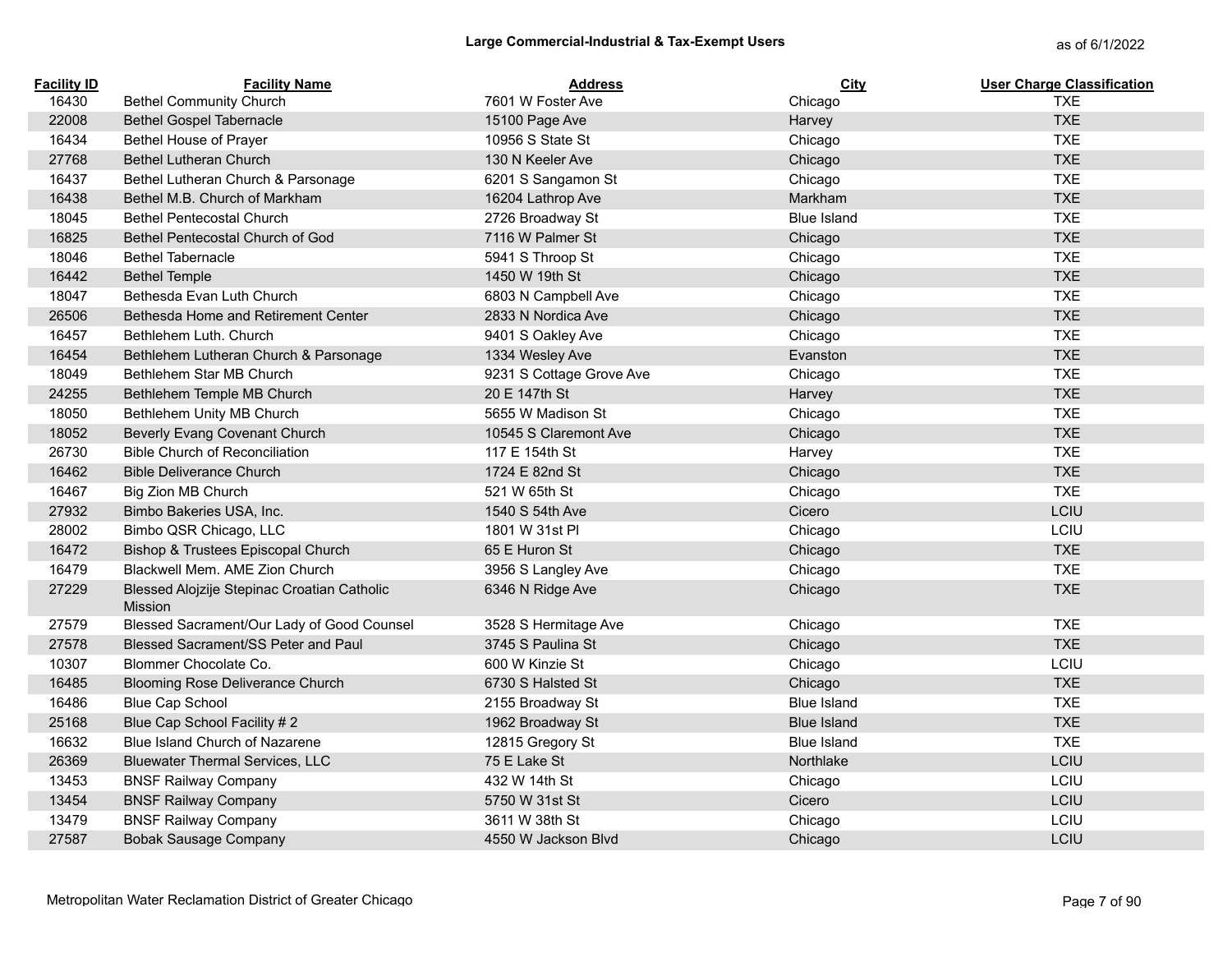## Large Commercial-Industrial & Tax-Exempt Users

as of 6/1/2022

| Facility ID | Facility Name | Address | City | User Charge Classification |
|---|---|---|---|---|
| 16430 | Bethel Community Church | 7601 W Foster Ave | Chicago | TXE |
| 22008 | Bethel Gospel Tabernacle | 15100 Page Ave | Harvey | TXE |
| 16434 | Bethel House of Prayer | 10956 S State St | Chicago | TXE |
| 27768 | Bethel Lutheran Church | 130 N Keeler Ave | Chicago | TXE |
| 16437 | Bethel Lutheran Church & Parsonage | 6201 S Sangamon St | Chicago | TXE |
| 16438 | Bethel M.B. Church of Markham | 16204 Lathrop Ave | Markham | TXE |
| 18045 | Bethel Pentecostal Church | 2726 Broadway St | Blue Island | TXE |
| 16825 | Bethel Pentecostal Church of God | 7116 W Palmer St | Chicago | TXE |
| 18046 | Bethel Tabernacle | 5941 S Throop St | Chicago | TXE |
| 16442 | Bethel Temple | 1450 W 19th St | Chicago | TXE |
| 18047 | Bethesda Evan Luth Church | 6803 N Campbell Ave | Chicago | TXE |
| 26506 | Bethesda Home and Retirement Center | 2833 N Nordica Ave | Chicago | TXE |
| 16457 | Bethlehem Luth. Church | 9401 S Oakley Ave | Chicago | TXE |
| 16454 | Bethlehem Lutheran Church & Parsonage | 1334 Wesley Ave | Evanston | TXE |
| 18049 | Bethlehem Star MB Church | 9231 S Cottage Grove Ave | Chicago | TXE |
| 24255 | Bethlehem Temple MB Church | 20 E 147th St | Harvey | TXE |
| 18050 | Bethlehem Unity MB Church | 5655 W Madison St | Chicago | TXE |
| 18052 | Beverly Evang Covenant Church | 10545 S Claremont Ave | Chicago | TXE |
| 26730 | Bible Church of Reconciliation | 117 E 154th St | Harvey | TXE |
| 16462 | Bible Deliverance Church | 1724 E 82nd St | Chicago | TXE |
| 16467 | Big Zion MB Church | 521 W 65th St | Chicago | TXE |
| 27932 | Bimbo Bakeries USA, Inc. | 1540 S 54th Ave | Cicero | LCIU |
| 28002 | Bimbo QSR Chicago, LLC | 1801 W 31st Pl | Chicago | LCIU |
| 16472 | Bishop & Trustees Episcopal Church | 65 E Huron St | Chicago | TXE |
| 16479 | Blackwell Mem. AME Zion Church | 3956 S Langley Ave | Chicago | TXE |
| 27229 | Blessed Alojzije Stepinac Croatian Catholic Mission | 6346 N Ridge Ave | Chicago | TXE |
| 27579 | Blessed Sacrament/Our Lady of Good Counsel | 3528 S Hermitage Ave | Chicago | TXE |
| 27578 | Blessed Sacrament/SS Peter and Paul | 3745 S Paulina St | Chicago | TXE |
| 10307 | Blommer Chocolate Co. | 600 W Kinzie St | Chicago | LCIU |
| 16485 | Blooming Rose Deliverance Church | 6730 S Halsted St | Chicago | TXE |
| 16486 | Blue Cap School | 2155 Broadway St | Blue Island | TXE |
| 25168 | Blue Cap School Facility # 2 | 1962 Broadway St | Blue Island | TXE |
| 16632 | Blue Island Church of Nazarene | 12815 Gregory St | Blue Island | TXE |
| 26369 | Bluewater Thermal Services, LLC | 75 E Lake St | Northlake | LCIU |
| 13453 | BNSF Railway Company | 432 W 14th St | Chicago | LCIU |
| 13454 | BNSF Railway Company | 5750 W 31st St | Cicero | LCIU |
| 13479 | BNSF Railway Company | 3611 W 38th St | Chicago | LCIU |
| 27587 | Bobak Sausage Company | 4550 W Jackson Blvd | Chicago | LCIU |

Metropolitan Water Reclamation District of Greater Chicago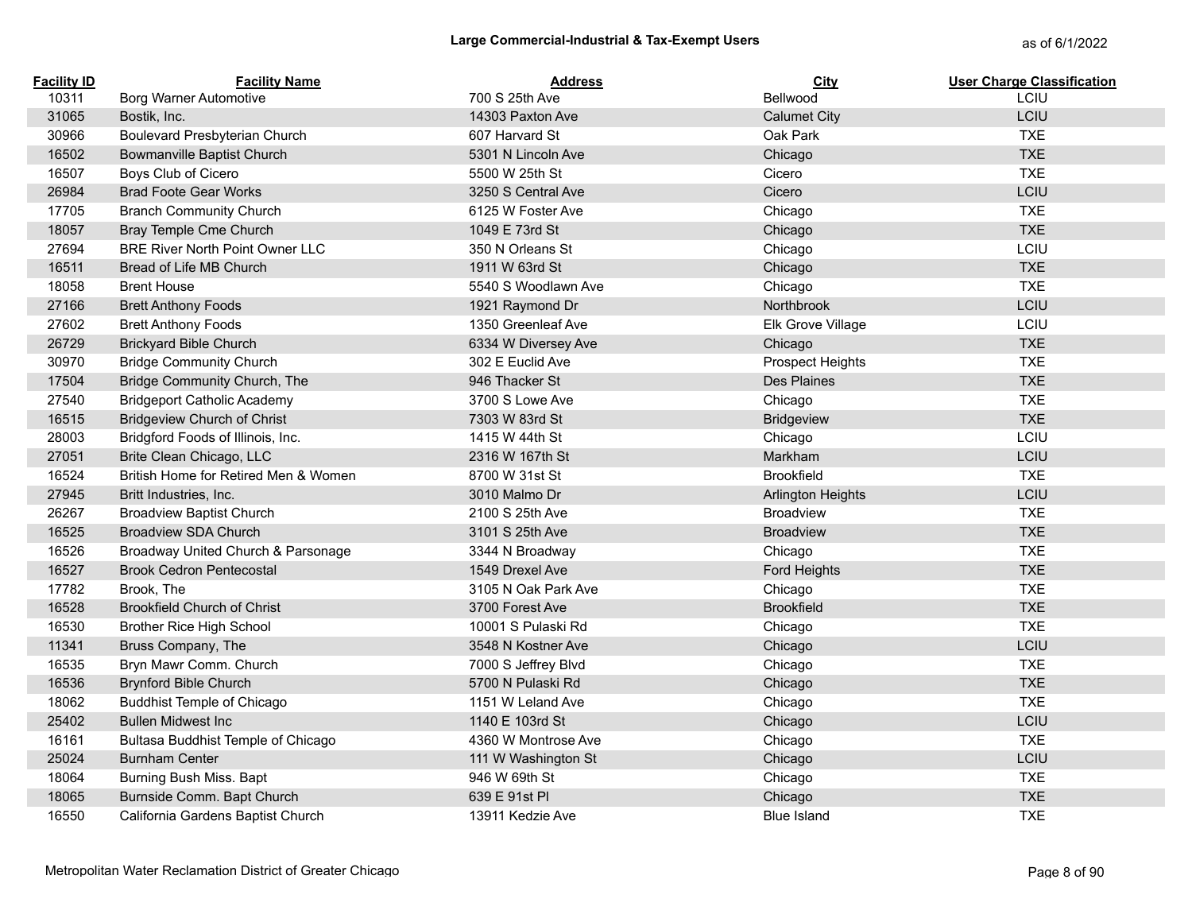## Large Commercial-Industrial & Tax-Exempt Users

as of 6/1/2022

| Facility ID | Facility Name | Address | City | User Charge Classification |
|---|---|---|---|---|
| 10311 | Borg Warner Automotive | 700 S 25th Ave | Bellwood | LCIU |
| 31065 | Bostik, Inc. | 14303 Paxton Ave | Calumet City | LCIU |
| 30966 | Boulevard Presbyterian Church | 607 Harvard St | Oak Park | TXE |
| 16502 | Bowmanville Baptist Church | 5301 N Lincoln Ave | Chicago | TXE |
| 16507 | Boys Club of Cicero | 5500 W 25th St | Cicero | TXE |
| 26984 | Brad Foote Gear Works | 3250 S Central Ave | Cicero | LCIU |
| 17705 | Branch Community Church | 6125 W Foster Ave | Chicago | TXE |
| 18057 | Bray Temple Cme Church | 1049 E 73rd St | Chicago | TXE |
| 27694 | BRE River North Point Owner LLC | 350 N Orleans St | Chicago | LCIU |
| 16511 | Bread of Life MB Church | 1911 W 63rd St | Chicago | TXE |
| 18058 | Brent House | 5540 S Woodlawn Ave | Chicago | TXE |
| 27166 | Brett Anthony Foods | 1921 Raymond Dr | Northbrook | LCIU |
| 27602 | Brett Anthony Foods | 1350 Greenleaf Ave | Elk Grove Village | LCIU |
| 26729 | Brickyard Bible Church | 6334 W Diversey Ave | Chicago | TXE |
| 30970 | Bridge Community Church | 302 E Euclid Ave | Prospect Heights | TXE |
| 17504 | Bridge Community Church, The | 946 Thacker St | Des Plaines | TXE |
| 27540 | Bridgeport Catholic Academy | 3700 S Lowe Ave | Chicago | TXE |
| 16515 | Bridgeview Church of Christ | 7303 W 83rd St | Bridgeview | TXE |
| 28003 | Bridgford Foods of Illinois, Inc. | 1415 W 44th St | Chicago | LCIU |
| 27051 | Brite Clean Chicago, LLC | 2316 W 167th St | Markham | LCIU |
| 16524 | British Home for Retired Men & Women | 8700 W 31st St | Brookfield | TXE |
| 27945 | Britt Industries, Inc. | 3010 Malmo Dr | Arlington Heights | LCIU |
| 26267 | Broadview Baptist Church | 2100 S 25th Ave | Broadview | TXE |
| 16525 | Broadview SDA Church | 3101 S 25th Ave | Broadview | TXE |
| 16526 | Broadway United Church & Parsonage | 3344 N Broadway | Chicago | TXE |
| 16527 | Brook Cedron Pentecostal | 1549 Drexel Ave | Ford Heights | TXE |
| 17782 | Brook, The | 3105 N Oak Park Ave | Chicago | TXE |
| 16528 | Brookfield Church of Christ | 3700 Forest Ave | Brookfield | TXE |
| 16530 | Brother Rice High School | 10001 S Pulaski Rd | Chicago | TXE |
| 11341 | Bruss Company, The | 3548 N Kostner Ave | Chicago | LCIU |
| 16535 | Bryn Mawr Comm. Church | 7000 S Jeffrey Blvd | Chicago | TXE |
| 16536 | Brynford Bible Church | 5700 N Pulaski Rd | Chicago | TXE |
| 18062 | Buddhist Temple of Chicago | 1151 W Leland Ave | Chicago | TXE |
| 25402 | Bullen Midwest Inc | 1140 E 103rd St | Chicago | LCIU |
| 16161 | Bultasa Buddhist Temple of Chicago | 4360 W Montrose Ave | Chicago | TXE |
| 25024 | Burnham Center | 111 W Washington St | Chicago | LCIU |
| 18064 | Burning Bush Miss. Bapt | 946 W 69th St | Chicago | TXE |
| 18065 | Burnside Comm. Bapt Church | 639 E 91st Pl | Chicago | TXE |
| 16550 | California Gardens Baptist Church | 13911 Kedzie Ave | Blue Island | TXE |

Metropolitan Water Reclamation District of Greater Chicago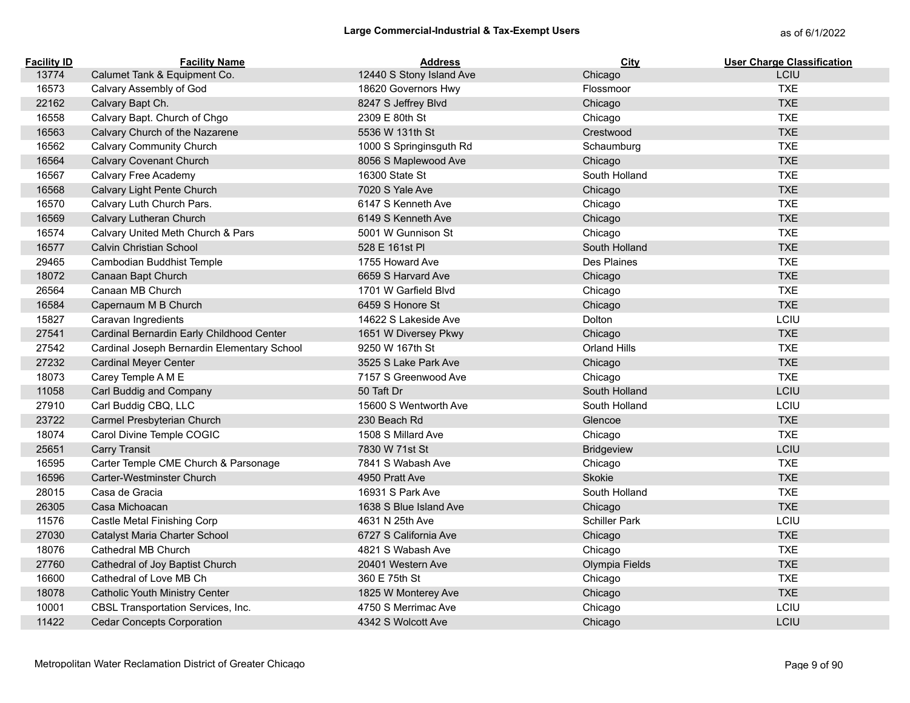# Large Commercial-Industrial & Tax-Exempt Users

as of 6/1/2022

| Facility ID | Facility Name | Address | City | User Charge Classification |
|---|---|---|---|---|
| 13774 | Calumet Tank & Equipment Co. | 12440 S Stony Island Ave | Chicago | LCIU |
| 16573 | Calvary Assembly of God | 18620 Governors Hwy | Flossmoor | TXE |
| 22162 | Calvary Bapt Ch. | 8247 S Jeffrey Blvd | Chicago | TXE |
| 16558 | Calvary Bapt. Church of Chgo | 2309 E 80th St | Chicago | TXE |
| 16563 | Calvary Church of the Nazarene | 5536 W 131th St | Crestwood | TXE |
| 16562 | Calvary Community Church | 1000 S Springinsguth Rd | Schaumburg | TXE |
| 16564 | Calvary Covenant Church | 8056 S Maplewood Ave | Chicago | TXE |
| 16567 | Calvary Free Academy | 16300 State St | South Holland | TXE |
| 16568 | Calvary Light Pente Church | 7020 S Yale Ave | Chicago | TXE |
| 16570 | Calvary Luth Church Pars. | 6147 S Kenneth Ave | Chicago | TXE |
| 16569 | Calvary Lutheran Church | 6149 S Kenneth Ave | Chicago | TXE |
| 16574 | Calvary United Meth Church & Pars | 5001 W Gunnison St | Chicago | TXE |
| 16577 | Calvin Christian School | 528 E 161st Pl | South Holland | TXE |
| 29465 | Cambodian Buddhist Temple | 1755 Howard Ave | Des Plaines | TXE |
| 18072 | Canaan Bapt Church | 6659 S Harvard Ave | Chicago | TXE |
| 26564 | Canaan MB Church | 1701 W Garfield Blvd | Chicago | TXE |
| 16584 | Capernaum M B Church | 6459 S Honore St | Chicago | TXE |
| 15827 | Caravan Ingredients | 14622 S Lakeside Ave | Dolton | LCIU |
| 27541 | Cardinal Bernardin Early Childhood Center | 1651 W Diversey Pkwy | Chicago | TXE |
| 27542 | Cardinal Joseph Bernardin Elementary School | 9250 W 167th St | Orland Hills | TXE |
| 27232 | Cardinal Meyer Center | 3525 S Lake Park Ave | Chicago | TXE |
| 18073 | Carey Temple A M E | 7157 S Greenwood Ave | Chicago | TXE |
| 11058 | Carl Buddig and Company | 50 Taft Dr | South Holland | LCIU |
| 27910 | Carl Buddig CBQ, LLC | 15600 S Wentworth Ave | South Holland | LCIU |
| 23722 | Carmel Presbyterian Church | 230 Beach Rd | Glencoe | TXE |
| 18074 | Carol Divine Temple COGIC | 1508 S Millard Ave | Chicago | TXE |
| 25651 | Carry Transit | 7830 W 71st St | Bridgeview | LCIU |
| 16595 | Carter Temple CME Church & Parsonage | 7841 S Wabash Ave | Chicago | TXE |
| 16596 | Carter-Westminster Church | 4950 Pratt Ave | Skokie | TXE |
| 28015 | Casa de Gracia | 16931 S Park Ave | South Holland | TXE |
| 26305 | Casa Michoacan | 1638 S Blue Island Ave | Chicago | TXE |
| 11576 | Castle Metal Finishing Corp | 4631 N 25th Ave | Schiller Park | LCIU |
| 27030 | Catalyst Maria Charter School | 6727 S California Ave | Chicago | TXE |
| 18076 | Cathedral MB Church | 4821 S Wabash Ave | Chicago | TXE |
| 27760 | Cathedral of Joy Baptist Church | 20401 Western Ave | Olympia Fields | TXE |
| 16600 | Cathedral of Love MB Ch | 360 E 75th St | Chicago | TXE |
| 18078 | Catholic Youth Ministry Center | 1825 W Monterey Ave | Chicago | TXE |
| 10001 | CBSL Transportation Services, Inc. | 4750 S Merrimac Ave | Chicago | LCIU |
| 11422 | Cedar Concepts Corporation | 4342 S Wolcott Ave | Chicago | LCIU |

Metropolitan Water Reclamation District of Greater Chicago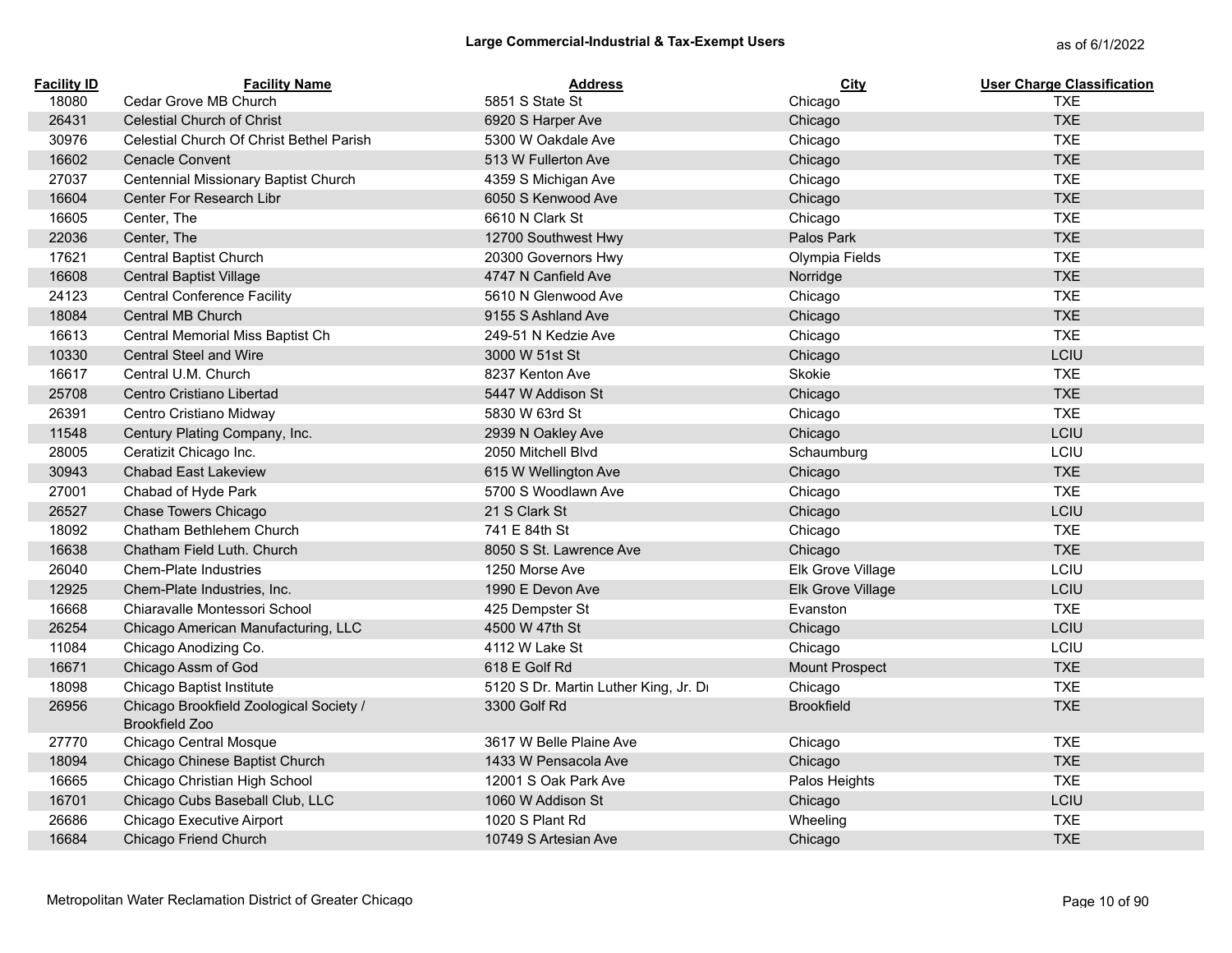## Large Commercial-Industrial & Tax-Exempt Users

as of 6/1/2022

| Facility ID | Facility Name | Address | City | User Charge Classification |
|---|---|---|---|---|
| 18080 | Cedar Grove MB Church | 5851 S State St | Chicago | TXE |
| 26431 | Celestial Church of Christ | 6920 S Harper Ave | Chicago | TXE |
| 30976 | Celestial Church Of Christ Bethel Parish | 5300 W Oakdale Ave | Chicago | TXE |
| 16602 | Cenacle Convent | 513 W Fullerton Ave | Chicago | TXE |
| 27037 | Centennial Missionary Baptist Church | 4359 S Michigan Ave | Chicago | TXE |
| 16604 | Center For Research Libr | 6050 S Kenwood Ave | Chicago | TXE |
| 16605 | Center, The | 6610 N Clark St | Chicago | TXE |
| 22036 | Center, The | 12700 Southwest Hwy | Palos Park | TXE |
| 17621 | Central Baptist Church | 20300 Governors Hwy | Olympia Fields | TXE |
| 16608 | Central Baptist Village | 4747 N Canfield Ave | Norridge | TXE |
| 24123 | Central Conference Facility | 5610 N Glenwood Ave | Chicago | TXE |
| 18084 | Central MB Church | 9155 S Ashland Ave | Chicago | TXE |
| 16613 | Central Memorial Miss Baptist Ch | 249-51 N Kedzie Ave | Chicago | TXE |
| 10330 | Central Steel and Wire | 3000 W 51st St | Chicago | LCIU |
| 16617 | Central U.M. Church | 8237 Kenton Ave | Skokie | TXE |
| 25708 | Centro Cristiano Libertad | 5447 W Addison St | Chicago | TXE |
| 26391 | Centro Cristiano Midway | 5830 W 63rd St | Chicago | TXE |
| 11548 | Century Plating Company, Inc. | 2939 N Oakley Ave | Chicago | LCIU |
| 28005 | Ceratizit Chicago Inc. | 2050 Mitchell Blvd | Schaumburg | LCIU |
| 30943 | Chabad East Lakeview | 615 W Wellington Ave | Chicago | TXE |
| 27001 | Chabad of Hyde Park | 5700 S Woodlawn Ave | Chicago | TXE |
| 26527 | Chase Towers Chicago | 21 S Clark St | Chicago | LCIU |
| 18092 | Chatham Bethlehem Church | 741 E 84th St | Chicago | TXE |
| 16638 | Chatham Field Luth. Church | 8050 S St. Lawrence Ave | Chicago | TXE |
| 26040 | Chem-Plate Industries | 1250 Morse Ave | Elk Grove Village | LCIU |
| 12925 | Chem-Plate Industries, Inc. | 1990 E Devon Ave | Elk Grove Village | LCIU |
| 16668 | Chiaravalle Montessori School | 425 Dempster St | Evanston | TXE |
| 26254 | Chicago American Manufacturing, LLC | 4500 W 47th St | Chicago | LCIU |
| 11084 | Chicago Anodizing Co. | 4112 W Lake St | Chicago | LCIU |
| 16671 | Chicago Assm of God | 618 E Golf Rd | Mount Prospect | TXE |
| 18098 | Chicago Baptist Institute | 5120 S Dr. Martin Luther King, Jr. Dr | Chicago | TXE |
| 26956 | Chicago Brookfield Zoological Society / Brookfield Zoo | 3300 Golf Rd | Brookfield | TXE |
| 27770 | Chicago Central Mosque | 3617 W Belle Plaine Ave | Chicago | TXE |
| 18094 | Chicago Chinese Baptist Church | 1433 W Pensacola Ave | Chicago | TXE |
| 16665 | Chicago Christian High School | 12001 S Oak Park Ave | Palos Heights | TXE |
| 16701 | Chicago Cubs Baseball Club, LLC | 1060 W Addison St | Chicago | LCIU |
| 26686 | Chicago Executive Airport | 1020 S Plant Rd | Wheeling | TXE |
| 16684 | Chicago Friend Church | 10749 S Artesian Ave | Chicago | TXE |

Metropolitan Water Reclamation District of Greater Chicago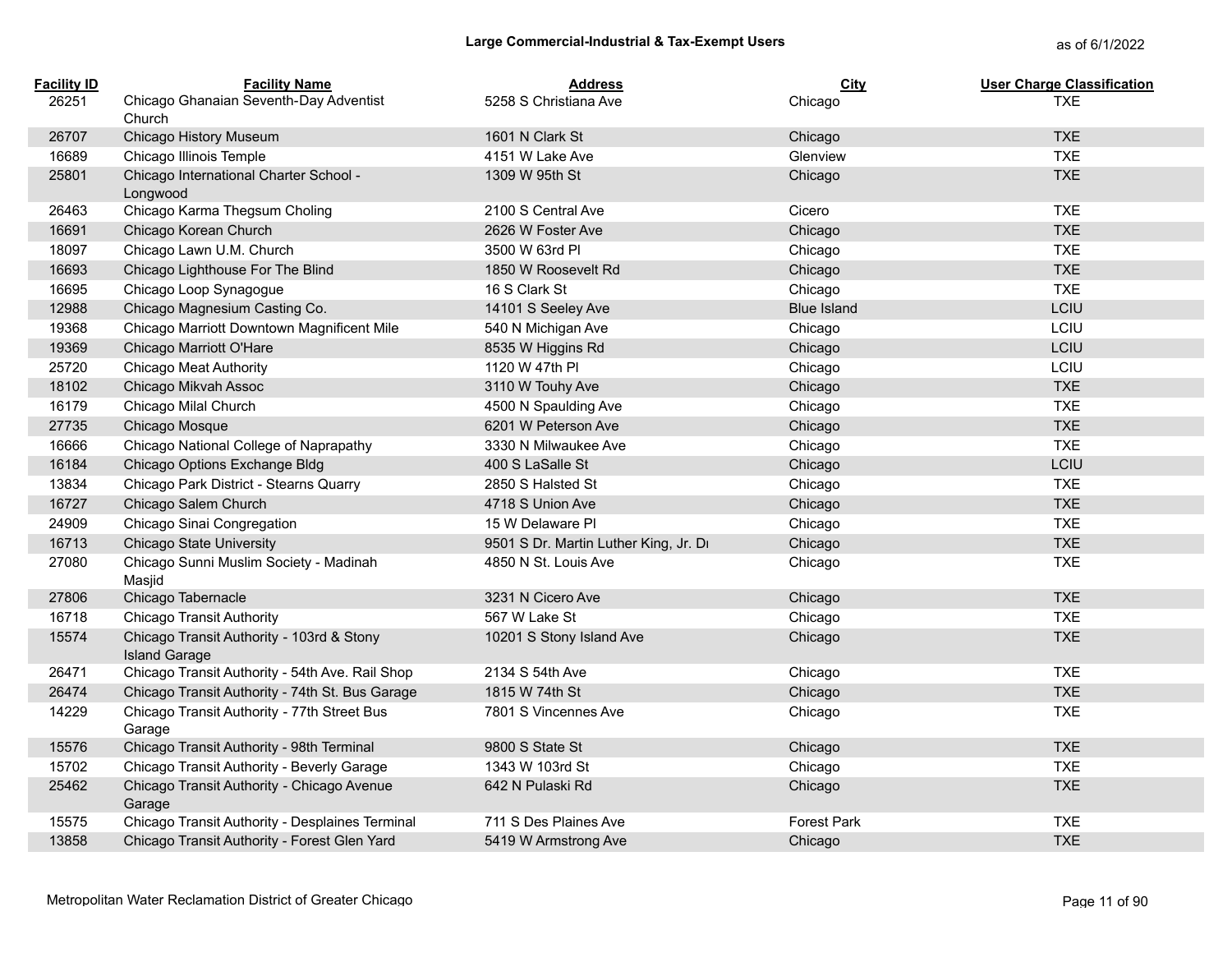## Large Commercial-Industrial & Tax-Exempt Users

as of 6/1/2022

| Facility ID | Facility Name | Address | City | User Charge Classification |
|---|---|---|---|---|
| 26251 | Chicago Ghanaian Seventh-Day Adventist Church | 5258 S Christiana Ave | Chicago | TXE |
| 26707 | Chicago History Museum | 1601 N Clark St | Chicago | TXE |
| 16689 | Chicago Illinois Temple | 4151 W Lake Ave | Glenview | TXE |
| 25801 | Chicago International Charter School - Longwood | 1309 W 95th St | Chicago | TXE |
| 26463 | Chicago Karma Thegsum Choling | 2100 S Central Ave | Cicero | TXE |
| 16691 | Chicago Korean Church | 2626 W Foster Ave | Chicago | TXE |
| 18097 | Chicago Lawn U.M. Church | 3500 W 63rd Pl | Chicago | TXE |
| 16693 | Chicago Lighthouse For The Blind | 1850 W Roosevelt Rd | Chicago | TXE |
| 16695 | Chicago Loop Synagogue | 16 S Clark St | Chicago | TXE |
| 12988 | Chicago Magnesium Casting Co. | 14101 S Seeley Ave | Blue Island | LCIU |
| 19368 | Chicago Marriott Downtown Magnificent Mile | 540 N Michigan Ave | Chicago | LCIU |
| 19369 | Chicago Marriott O'Hare | 8535 W Higgins Rd | Chicago | LCIU |
| 25720 | Chicago Meat Authority | 1120 W 47th Pl | Chicago | LCIU |
| 18102 | Chicago Mikvah Assoc | 3110 W Touhy Ave | Chicago | TXE |
| 16179 | Chicago Milal Church | 4500 N Spaulding Ave | Chicago | TXE |
| 27735 | Chicago Mosque | 6201 W Peterson Ave | Chicago | TXE |
| 16666 | Chicago National College of Naprapathy | 3330 N Milwaukee Ave | Chicago | TXE |
| 16184 | Chicago Options Exchange Bldg | 400 S LaSalle St | Chicago | LCIU |
| 13834 | Chicago Park District - Stearns Quarry | 2850 S Halsted St | Chicago | TXE |
| 16727 | Chicago Salem Church | 4718 S Union Ave | Chicago | TXE |
| 24909 | Chicago Sinai Congregation | 15 W Delaware Pl | Chicago | TXE |
| 16713 | Chicago State University | 9501 S Dr. Martin Luther King, Jr. Dı | Chicago | TXE |
| 27080 | Chicago Sunni Muslim Society - Madinah Masjid | 4850 N St. Louis Ave | Chicago | TXE |
| 27806 | Chicago Tabernacle | 3231 N Cicero Ave | Chicago | TXE |
| 16718 | Chicago Transit Authority | 567 W Lake St | Chicago | TXE |
| 15574 | Chicago Transit Authority - 103rd & Stony Island Garage | 10201 S Stony Island Ave | Chicago | TXE |
| 26471 | Chicago Transit Authority - 54th Ave. Rail Shop | 2134 S 54th Ave | Chicago | TXE |
| 26474 | Chicago Transit Authority - 74th St. Bus Garage | 1815 W 74th St | Chicago | TXE |
| 14229 | Chicago Transit Authority - 77th Street Bus Garage | 7801 S Vincennes Ave | Chicago | TXE |
| 15576 | Chicago Transit Authority - 98th Terminal | 9800 S State St | Chicago | TXE |
| 15702 | Chicago Transit Authority - Beverly Garage | 1343 W 103rd St | Chicago | TXE |
| 25462 | Chicago Transit Authority - Chicago Avenue Garage | 642 N Pulaski Rd | Chicago | TXE |
| 15575 | Chicago Transit Authority - Desplaines Terminal | 711 S Des Plaines Ave | Forest Park | TXE |
| 13858 | Chicago Transit Authority - Forest Glen Yard | 5419 W Armstrong Ave | Chicago | TXE |

Metropolitan Water Reclamation District of Greater Chicago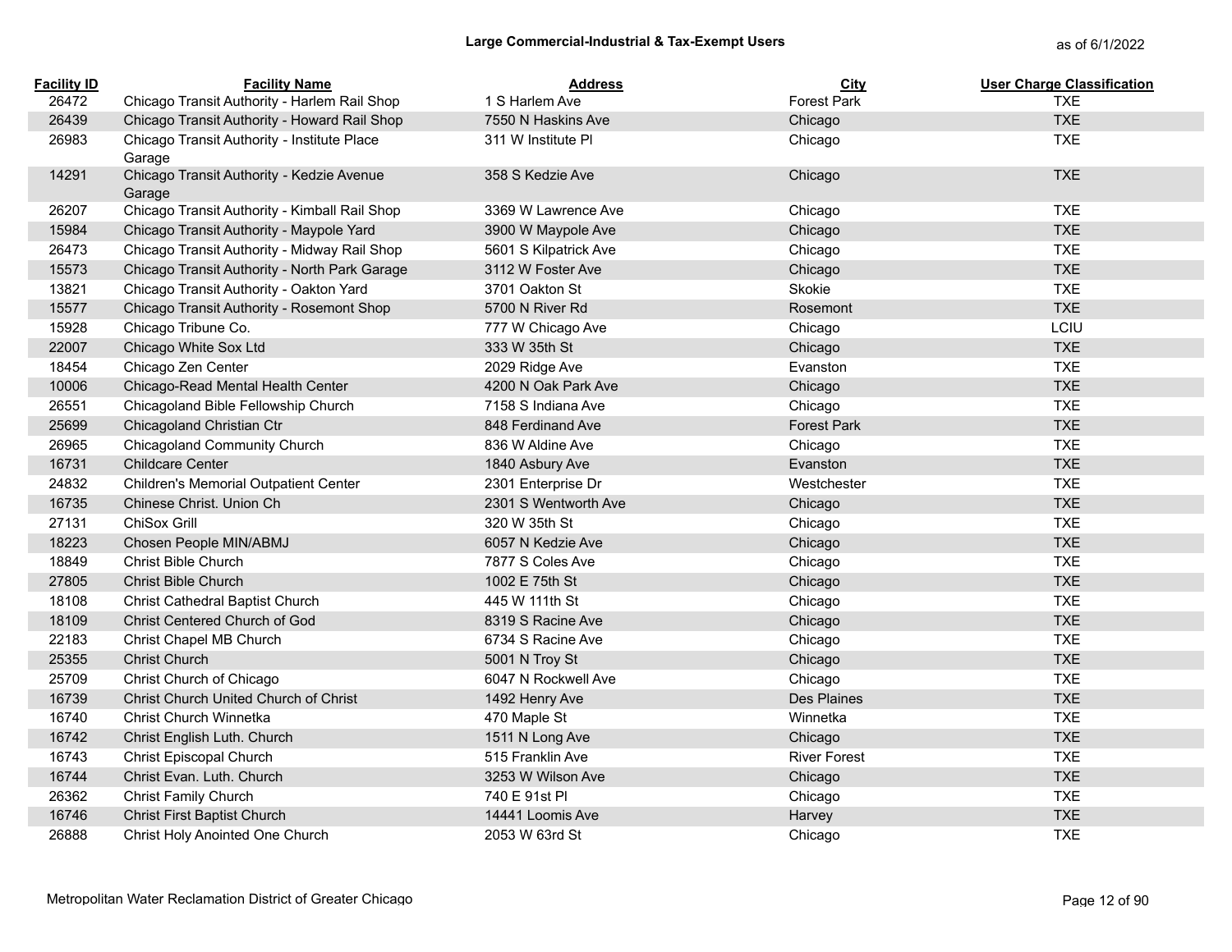## Large Commercial-Industrial & Tax-Exempt Users

as of 6/1/2022

| Facility ID | Facility Name | Address | City | User Charge Classification |
|---|---|---|---|---|
| 26472 | Chicago Transit Authority - Harlem Rail Shop | 1 S Harlem Ave | Forest Park | TXE |
| 26439 | Chicago Transit Authority - Howard Rail Shop | 7550 N Haskins Ave | Chicago | TXE |
| 26983 | Chicago Transit Authority - Institute Place Garage | 311 W Institute Pl | Chicago | TXE |
| 14291 | Chicago Transit Authority - Kedzie Avenue Garage | 358 S Kedzie Ave | Chicago | TXE |
| 26207 | Chicago Transit Authority - Kimball Rail Shop | 3369 W Lawrence Ave | Chicago | TXE |
| 15984 | Chicago Transit Authority - Maypole Yard | 3900 W Maypole Ave | Chicago | TXE |
| 26473 | Chicago Transit Authority - Midway Rail Shop | 5601 S Kilpatrick Ave | Chicago | TXE |
| 15573 | Chicago Transit Authority - North Park Garage | 3112 W Foster Ave | Chicago | TXE |
| 13821 | Chicago Transit Authority - Oakton Yard | 3701 Oakton St | Skokie | TXE |
| 15577 | Chicago Transit Authority - Rosemont Shop | 5700 N River Rd | Rosemont | TXE |
| 15928 | Chicago Tribune Co. | 777 W Chicago Ave | Chicago | LCIU |
| 22007 | Chicago White Sox Ltd | 333 W 35th St | Chicago | TXE |
| 18454 | Chicago Zen Center | 2029 Ridge Ave | Evanston | TXE |
| 10006 | Chicago-Read Mental Health Center | 4200 N Oak Park Ave | Chicago | TXE |
| 26551 | Chicagoland Bible Fellowship Church | 7158 S Indiana Ave | Chicago | TXE |
| 25699 | Chicagoland Christian Ctr | 848 Ferdinand Ave | Forest Park | TXE |
| 26965 | Chicagoland Community Church | 836 W Aldine Ave | Chicago | TXE |
| 16731 | Childcare Center | 1840 Asbury Ave | Evanston | TXE |
| 24832 | Children's Memorial Outpatient Center | 2301 Enterprise Dr | Westchester | TXE |
| 16735 | Chinese Christ. Union Ch | 2301 S Wentworth Ave | Chicago | TXE |
| 27131 | ChiSox Grill | 320 W 35th St | Chicago | TXE |
| 18223 | Chosen People MIN/ABMJ | 6057 N Kedzie Ave | Chicago | TXE |
| 18849 | Christ Bible Church | 7877 S Coles Ave | Chicago | TXE |
| 27805 | Christ Bible Church | 1002 E 75th St | Chicago | TXE |
| 18108 | Christ Cathedral Baptist Church | 445 W 111th St | Chicago | TXE |
| 18109 | Christ Centered Church of God | 8319 S Racine Ave | Chicago | TXE |
| 22183 | Christ Chapel MB Church | 6734 S Racine Ave | Chicago | TXE |
| 25355 | Christ Church | 5001 N Troy St | Chicago | TXE |
| 25709 | Christ Church of Chicago | 6047 N Rockwell Ave | Chicago | TXE |
| 16739 | Christ Church United Church of Christ | 1492 Henry Ave | Des Plaines | TXE |
| 16740 | Christ Church Winnetka | 470 Maple St | Winnetka | TXE |
| 16742 | Christ English Luth. Church | 1511 N Long Ave | Chicago | TXE |
| 16743 | Christ Episcopal Church | 515 Franklin Ave | River Forest | TXE |
| 16744 | Christ Evan. Luth. Church | 3253 W Wilson Ave | Chicago | TXE |
| 26362 | Christ Family Church | 740 E 91st Pl | Chicago | TXE |
| 16746 | Christ First Baptist Church | 14441 Loomis Ave | Harvey | TXE |
| 26888 | Christ Holy Anointed One Church | 2053 W 63rd St | Chicago | TXE |

Metropolitan Water Reclamation District of Greater Chicago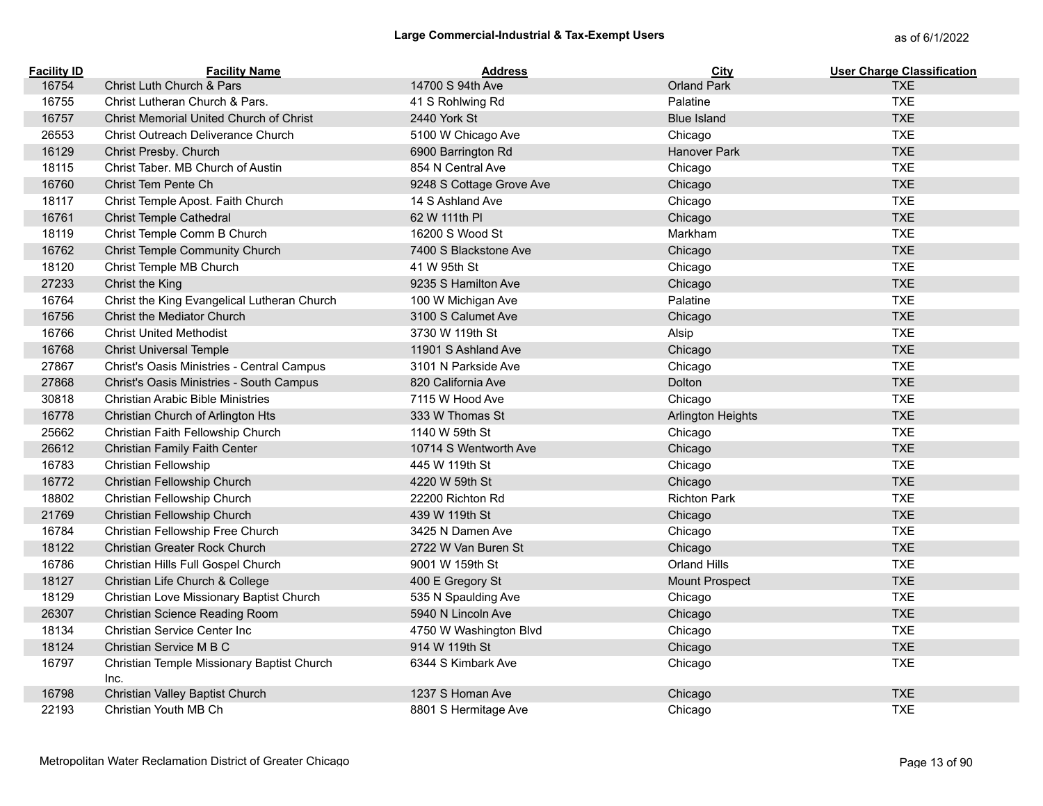## Large Commercial-Industrial & Tax-Exempt Users

as of 6/1/2022

| Facility ID | Facility Name | Address | City | User Charge Classification |
|---|---|---|---|---|
| 16754 | Christ Luth Church & Pars | 14700 S 94th Ave | Orland Park | TXE |
| 16755 | Christ Lutheran Church & Pars. | 41 S Rohlwing Rd | Palatine | TXE |
| 16757 | Christ Memorial United Church of Christ | 2440 York St | Blue Island | TXE |
| 26553 | Christ Outreach Deliverance Church | 5100 W Chicago Ave | Chicago | TXE |
| 16129 | Christ Presby. Church | 6900 Barrington Rd | Hanover Park | TXE |
| 18115 | Christ Taber. MB Church of Austin | 854 N Central Ave | Chicago | TXE |
| 16760 | Christ Tem Pente Ch | 9248 S Cottage Grove Ave | Chicago | TXE |
| 18117 | Christ Temple Apost. Faith Church | 14 S Ashland Ave | Chicago | TXE |
| 16761 | Christ Temple Cathedral | 62 W 111th Pl | Chicago | TXE |
| 18119 | Christ Temple Comm B Church | 16200 S Wood St | Markham | TXE |
| 16762 | Christ Temple Community Church | 7400 S Blackstone Ave | Chicago | TXE |
| 18120 | Christ Temple MB Church | 41 W 95th St | Chicago | TXE |
| 27233 | Christ the King | 9235 S Hamilton Ave | Chicago | TXE |
| 16764 | Christ the King Evangelical Lutheran Church | 100 W Michigan Ave | Palatine | TXE |
| 16756 | Christ the Mediator Church | 3100 S Calumet Ave | Chicago | TXE |
| 16766 | Christ United Methodist | 3730 W 119th St | Alsip | TXE |
| 16768 | Christ Universal Temple | 11901 S Ashland Ave | Chicago | TXE |
| 27867 | Christ's Oasis Ministries - Central Campus | 3101 N Parkside Ave | Chicago | TXE |
| 27868 | Christ's Oasis Ministries - South Campus | 820 California Ave | Dolton | TXE |
| 30818 | Christian Arabic Bible Ministries | 7115 W Hood Ave | Chicago | TXE |
| 16778 | Christian Church of Arlington Hts | 333 W Thomas St | Arlington Heights | TXE |
| 25662 | Christian Faith Fellowship Church | 1140 W 59th St | Chicago | TXE |
| 26612 | Christian Family Faith Center | 10714 S Wentworth Ave | Chicago | TXE |
| 16783 | Christian Fellowship | 445 W 119th St | Chicago | TXE |
| 16772 | Christian Fellowship Church | 4220 W 59th St | Chicago | TXE |
| 18802 | Christian Fellowship Church | 22200 Richton Rd | Richton Park | TXE |
| 21769 | Christian Fellowship Church | 439 W 119th St | Chicago | TXE |
| 16784 | Christian Fellowship Free Church | 3425 N Damen Ave | Chicago | TXE |
| 18122 | Christian Greater Rock Church | 2722 W Van Buren St | Chicago | TXE |
| 16786 | Christian Hills Full Gospel Church | 9001 W 159th St | Orland Hills | TXE |
| 18127 | Christian Life Church & College | 400 E Gregory St | Mount Prospect | TXE |
| 18129 | Christian Love Missionary Baptist Church | 535 N Spaulding Ave | Chicago | TXE |
| 26307 | Christian Science Reading Room | 5940 N Lincoln Ave | Chicago | TXE |
| 18134 | Christian Service Center Inc | 4750 W Washington Blvd | Chicago | TXE |
| 18124 | Christian Service M B C | 914 W 119th St | Chicago | TXE |
| 16797 | Christian Temple Missionary Baptist Church Inc. | 6344 S Kimbark Ave | Chicago | TXE |
| 16798 | Christian Valley Baptist Church | 1237 S Homan Ave | Chicago | TXE |
| 22193 | Christian Youth MB Ch | 8801 S Hermitage Ave | Chicago | TXE |

Metropolitan Water Reclamation District of Greater Chicago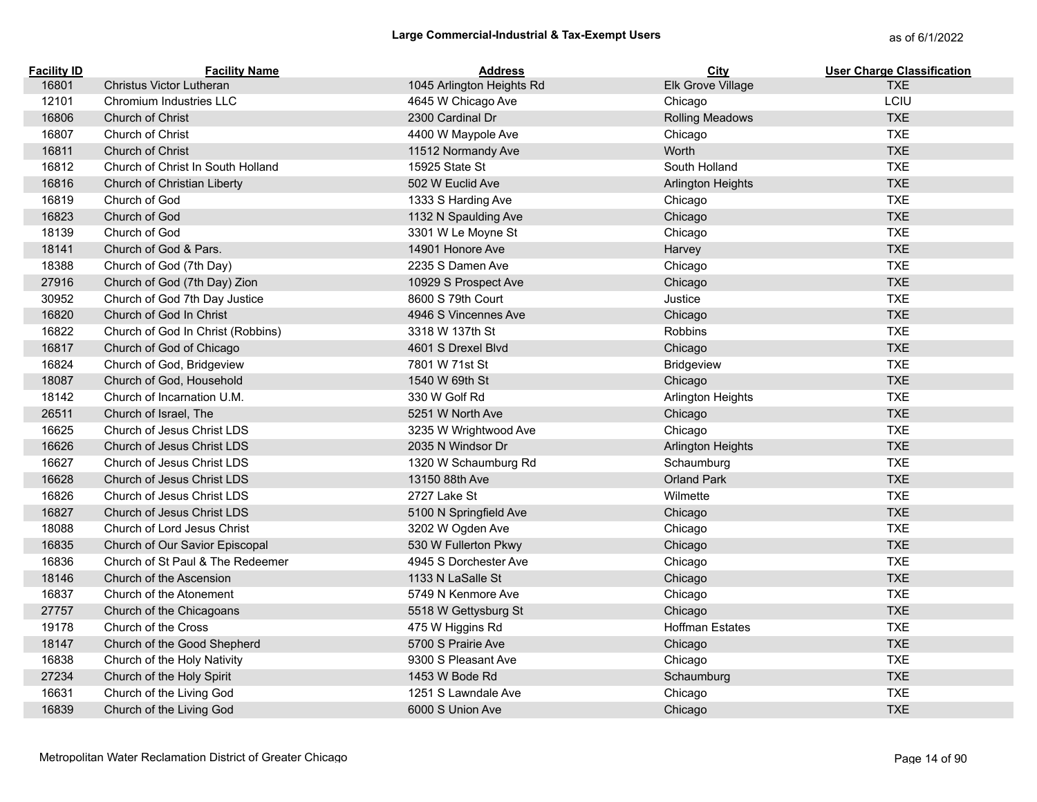## Large Commercial-Industrial & Tax-Exempt Users

as of 6/1/2022

| Facility ID | Facility Name | Address | City | User Charge Classification |
|---|---|---|---|---|
| 16801 | Christus Victor Lutheran | 1045 Arlington Heights Rd | Elk Grove Village | TXE |
| 12101 | Chromium Industries LLC | 4645 W Chicago Ave | Chicago | LCIU |
| 16806 | Church of Christ | 2300 Cardinal Dr | Rolling Meadows | TXE |
| 16807 | Church of Christ | 4400 W Maypole Ave | Chicago | TXE |
| 16811 | Church of Christ | 11512 Normandy Ave | Worth | TXE |
| 16812 | Church of Christ In South Holland | 15925 State St | South Holland | TXE |
| 16816 | Church of Christian Liberty | 502 W Euclid Ave | Arlington Heights | TXE |
| 16819 | Church of God | 1333 S Harding Ave | Chicago | TXE |
| 16823 | Church of God | 1132 N Spaulding Ave | Chicago | TXE |
| 18139 | Church of God | 3301 W Le Moyne St | Chicago | TXE |
| 18141 | Church of God & Pars. | 14901 Honore Ave | Harvey | TXE |
| 18388 | Church of God (7th Day) | 2235 S Damen Ave | Chicago | TXE |
| 27916 | Church of God (7th Day) Zion | 10929 S Prospect Ave | Chicago | TXE |
| 30952 | Church of God 7th Day Justice | 8600 S 79th Court | Justice | TXE |
| 16820 | Church of God In Christ | 4946 S Vincennes Ave | Chicago | TXE |
| 16822 | Church of God In Christ (Robbins) | 3318 W 137th St | Robbins | TXE |
| 16817 | Church of God of Chicago | 4601 S Drexel Blvd | Chicago | TXE |
| 16824 | Church of God, Bridgeview | 7801 W 71st St | Bridgeview | TXE |
| 18087 | Church of God, Household | 1540 W 69th St | Chicago | TXE |
| 18142 | Church of Incarnation U.M. | 330 W Golf Rd | Arlington Heights | TXE |
| 26511 | Church of Israel, The | 5251 W North Ave | Chicago | TXE |
| 16625 | Church of Jesus Christ LDS | 3235 W Wrightwood Ave | Chicago | TXE |
| 16626 | Church of Jesus Christ LDS | 2035 N Windsor Dr | Arlington Heights | TXE |
| 16627 | Church of Jesus Christ LDS | 1320 W Schaumburg Rd | Schaumburg | TXE |
| 16628 | Church of Jesus Christ LDS | 13150 88th Ave | Orland Park | TXE |
| 16826 | Church of Jesus Christ LDS | 2727 Lake St | Wilmette | TXE |
| 16827 | Church of Jesus Christ LDS | 5100 N Springfield Ave | Chicago | TXE |
| 18088 | Church of Lord Jesus Christ | 3202 W Ogden Ave | Chicago | TXE |
| 16835 | Church of Our Savior Episcopal | 530 W Fullerton Pkwy | Chicago | TXE |
| 16836 | Church of St Paul & The Redeemer | 4945 S Dorchester Ave | Chicago | TXE |
| 18146 | Church of the Ascension | 1133 N LaSalle St | Chicago | TXE |
| 16837 | Church of the Atonement | 5749 N Kenmore Ave | Chicago | TXE |
| 27757 | Church of the Chicagoans | 5518 W Gettysburg St | Chicago | TXE |
| 19178 | Church of the Cross | 475 W Higgins Rd | Hoffman Estates | TXE |
| 18147 | Church of the Good Shepherd | 5700 S Prairie Ave | Chicago | TXE |
| 16838 | Church of the Holy Nativity | 9300 S Pleasant Ave | Chicago | TXE |
| 27234 | Church of the Holy Spirit | 1453 W Bode Rd | Schaumburg | TXE |
| 16631 | Church of the Living God | 1251 S Lawndale Ave | Chicago | TXE |
| 16839 | Church of the Living God | 6000 S Union Ave | Chicago | TXE |

Metropolitan Water Reclamation District of Greater Chicago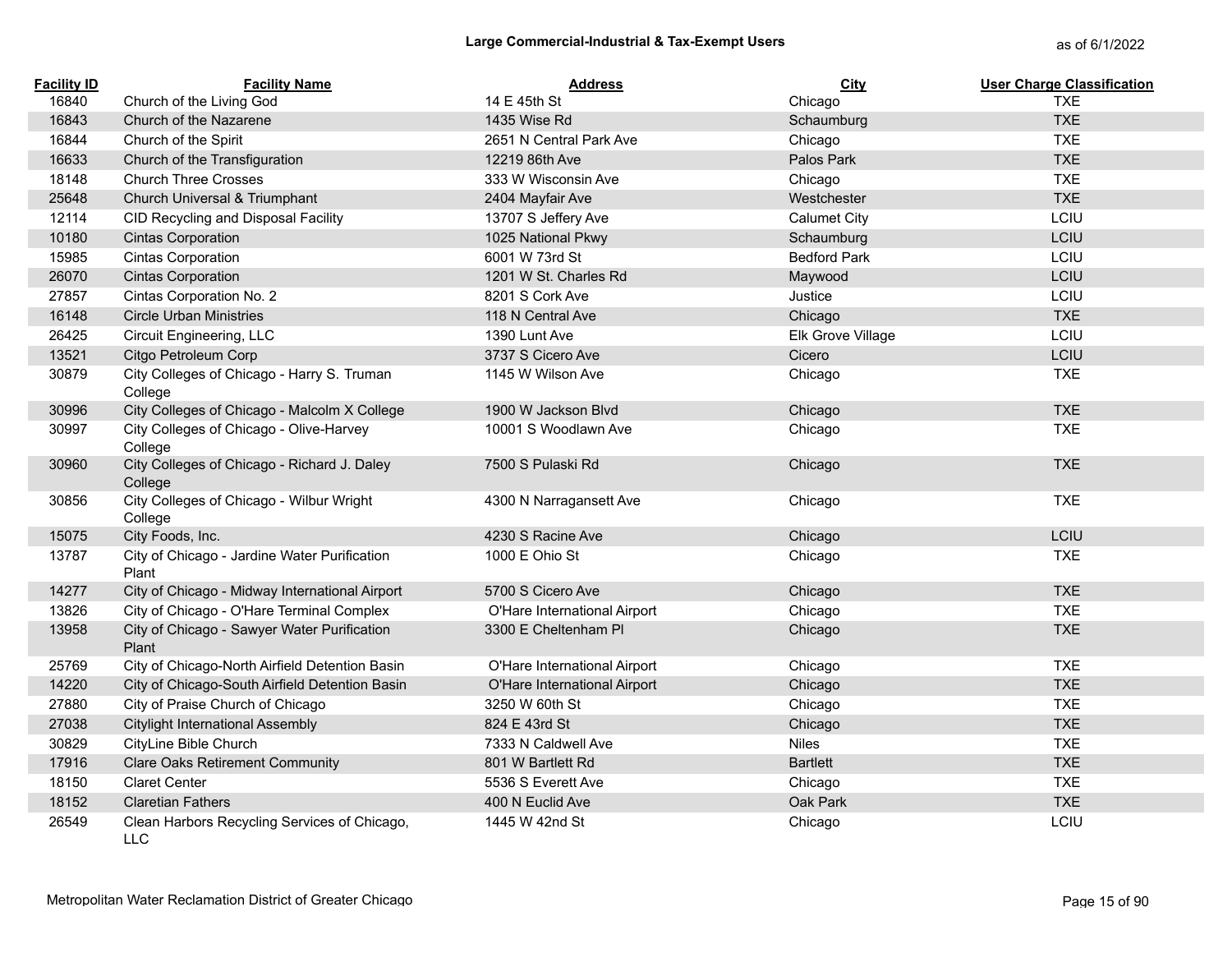# Large Commercial-Industrial & Tax-Exempt Users

as of 6/1/2022

| Facility ID | Facility Name | Address | City | User Charge Classification |
|---|---|---|---|---|
| 16840 | Church of the Living God | 14 E 45th St | Chicago | TXE |
| 16843 | Church of the Nazarene | 1435 Wise Rd | Schaumburg | TXE |
| 16844 | Church of the Spirit | 2651 N Central Park Ave | Chicago | TXE |
| 16633 | Church of the Transfiguration | 12219 86th Ave | Palos Park | TXE |
| 18148 | Church Three Crosses | 333 W Wisconsin Ave | Chicago | TXE |
| 25648 | Church Universal & Triumphant | 2404 Mayfair Ave | Westchester | TXE |
| 12114 | CID Recycling and Disposal Facility | 13707 S Jeffery Ave | Calumet City | LCIU |
| 10180 | Cintas Corporation | 1025 National Pkwy | Schaumburg | LCIU |
| 15985 | Cintas Corporation | 6001 W 73rd St | Bedford Park | LCIU |
| 26070 | Cintas Corporation | 1201 W St. Charles Rd | Maywood | LCIU |
| 27857 | Cintas Corporation No. 2 | 8201 S Cork Ave | Justice | LCIU |
| 16148 | Circle Urban Ministries | 118 N Central Ave | Chicago | TXE |
| 26425 | Circuit Engineering, LLC | 1390 Lunt Ave | Elk Grove Village | LCIU |
| 13521 | Citgo Petroleum Corp | 3737 S Cicero Ave | Cicero | LCIU |
| 30879 | City Colleges of Chicago - Harry S. Truman College | 1145 W Wilson Ave | Chicago | TXE |
| 30996 | City Colleges of Chicago - Malcolm X College | 1900 W Jackson Blvd | Chicago | TXE |
| 30997 | City Colleges of Chicago - Olive-Harvey College | 10001 S Woodlawn Ave | Chicago | TXE |
| 30960 | City Colleges of Chicago - Richard J. Daley College | 7500 S Pulaski Rd | Chicago | TXE |
| 30856 | City Colleges of Chicago - Wilbur Wright College | 4300 N Narragansett Ave | Chicago | TXE |
| 15075 | City Foods, Inc. | 4230 S Racine Ave | Chicago | LCIU |
| 13787 | City of Chicago - Jardine Water Purification Plant | 1000 E Ohio St | Chicago | TXE |
| 14277 | City of Chicago - Midway International Airport | 5700 S Cicero Ave | Chicago | TXE |
| 13826 | City of Chicago - O'Hare Terminal Complex | O'Hare International Airport | Chicago | TXE |
| 13958 | City of Chicago - Sawyer Water Purification Plant | 3300 E Cheltenham Pl | Chicago | TXE |
| 25769 | City of Chicago-North Airfield Detention Basin | O'Hare International Airport | Chicago | TXE |
| 14220 | City of Chicago-South Airfield Detention Basin | O'Hare International Airport | Chicago | TXE |
| 27880 | City of Praise Church of Chicago | 3250 W 60th St | Chicago | TXE |
| 27038 | Citylight International Assembly | 824 E 43rd St | Chicago | TXE |
| 30829 | CityLine Bible Church | 7333 N Caldwell Ave | Niles | TXE |
| 17916 | Clare Oaks Retirement Community | 801 W Bartlett Rd | Bartlett | TXE |
| 18150 | Claret Center | 5536 S Everett Ave | Chicago | TXE |
| 18152 | Claretian Fathers | 400 N Euclid Ave | Oak Park | TXE |
| 26549 | Clean Harbors Recycling Services of Chicago, LLC | 1445 W 42nd St | Chicago | LCIU |

Metropolitan Water Reclamation District of Greater Chicago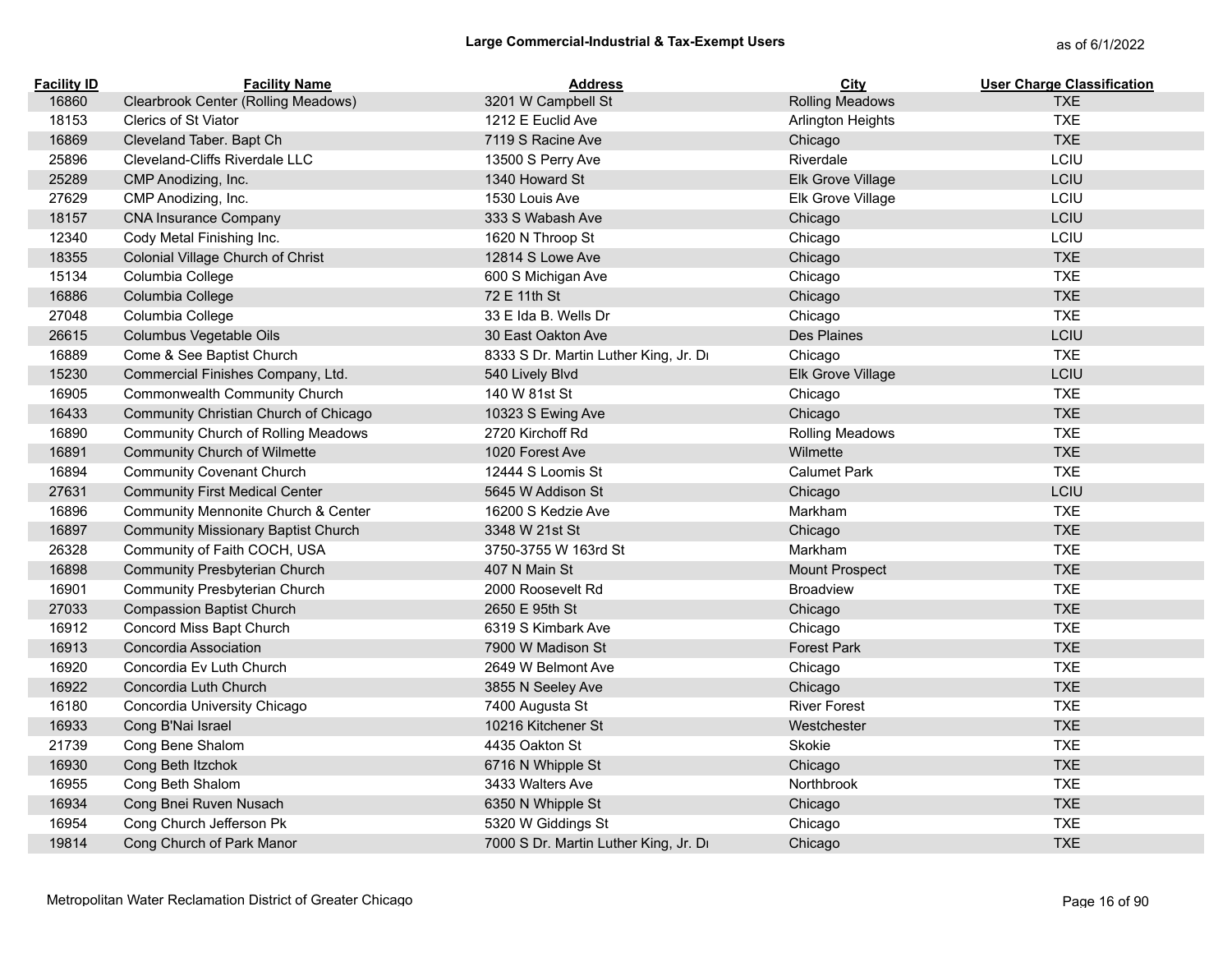## Large Commercial-Industrial & Tax-Exempt Users

as of 6/1/2022

| Facility ID | Facility Name | Address | City | User Charge Classification |
|---|---|---|---|---|
| 16860 | Clearbrook Center (Rolling Meadows) | 3201 W Campbell St | Rolling Meadows | TXE |
| 18153 | Clerics of St Viator | 1212 E Euclid Ave | Arlington Heights | TXE |
| 16869 | Cleveland Taber. Bapt Ch | 7119 S Racine Ave | Chicago | TXE |
| 25896 | Cleveland-Cliffs Riverdale LLC | 13500 S Perry Ave | Riverdale | LCIU |
| 25289 | CMP Anodizing, Inc. | 1340 Howard St | Elk Grove Village | LCIU |
| 27629 | CMP Anodizing, Inc. | 1530 Louis Ave | Elk Grove Village | LCIU |
| 18157 | CNA Insurance Company | 333 S Wabash Ave | Chicago | LCIU |
| 12340 | Cody Metal Finishing Inc. | 1620 N Throop St | Chicago | LCIU |
| 18355 | Colonial Village Church of Christ | 12814 S Lowe Ave | Chicago | TXE |
| 15134 | Columbia College | 600 S Michigan Ave | Chicago | TXE |
| 16886 | Columbia College | 72 E 11th St | Chicago | TXE |
| 27048 | Columbia College | 33 E Ida B. Wells Dr | Chicago | TXE |
| 26615 | Columbus Vegetable Oils | 30 East Oakton Ave | Des Plaines | LCIU |
| 16889 | Come & See Baptist Church | 8333 S Dr. Martin Luther King, Jr. Dr | Chicago | TXE |
| 15230 | Commercial Finishes Company, Ltd. | 540 Lively Blvd | Elk Grove Village | LCIU |
| 16905 | Commonwealth Community Church | 140 W 81st St | Chicago | TXE |
| 16433 | Community Christian Church of Chicago | 10323 S Ewing Ave | Chicago | TXE |
| 16890 | Community Church of Rolling Meadows | 2720 Kirchoff Rd | Rolling Meadows | TXE |
| 16891 | Community Church of Wilmette | 1020 Forest Ave | Wilmette | TXE |
| 16894 | Community Covenant Church | 12444 S Loomis St | Calumet Park | TXE |
| 27631 | Community First Medical Center | 5645 W Addison St | Chicago | LCIU |
| 16896 | Community Mennonite Church & Center | 16200 S Kedzie Ave | Markham | TXE |
| 16897 | Community Missionary Baptist Church | 3348 W 21st St | Chicago | TXE |
| 26328 | Community of Faith COCH, USA | 3750-3755 W 163rd St | Markham | TXE |
| 16898 | Community Presbyterian Church | 407 N Main St | Mount Prospect | TXE |
| 16901 | Community Presbyterian Church | 2000 Roosevelt Rd | Broadview | TXE |
| 27033 | Compassion Baptist Church | 2650 E 95th St | Chicago | TXE |
| 16912 | Concord Miss Bapt Church | 6319 S Kimbark Ave | Chicago | TXE |
| 16913 | Concordia Association | 7900 W Madison St | Forest Park | TXE |
| 16920 | Concordia Ev Luth Church | 2649 W Belmont Ave | Chicago | TXE |
| 16922 | Concordia Luth Church | 3855 N Seeley Ave | Chicago | TXE |
| 16180 | Concordia University Chicago | 7400 Augusta St | River Forest | TXE |
| 16933 | Cong B'Nai Israel | 10216 Kitchener St | Westchester | TXE |
| 21739 | Cong Bene Shalom | 4435 Oakton St | Skokie | TXE |
| 16930 | Cong Beth Itzchok | 6716 N Whipple St | Chicago | TXE |
| 16955 | Cong Beth Shalom | 3433 Walters Ave | Northbrook | TXE |
| 16934 | Cong Bnei Ruven Nusach | 6350 N Whipple St | Chicago | TXE |
| 16954 | Cong Church Jefferson Pk | 5320 W Giddings St | Chicago | TXE |
| 19814 | Cong Church of Park Manor | 7000 S Dr. Martin Luther King, Jr. Dr | Chicago | TXE |

Metropolitan Water Reclamation District of Greater Chicago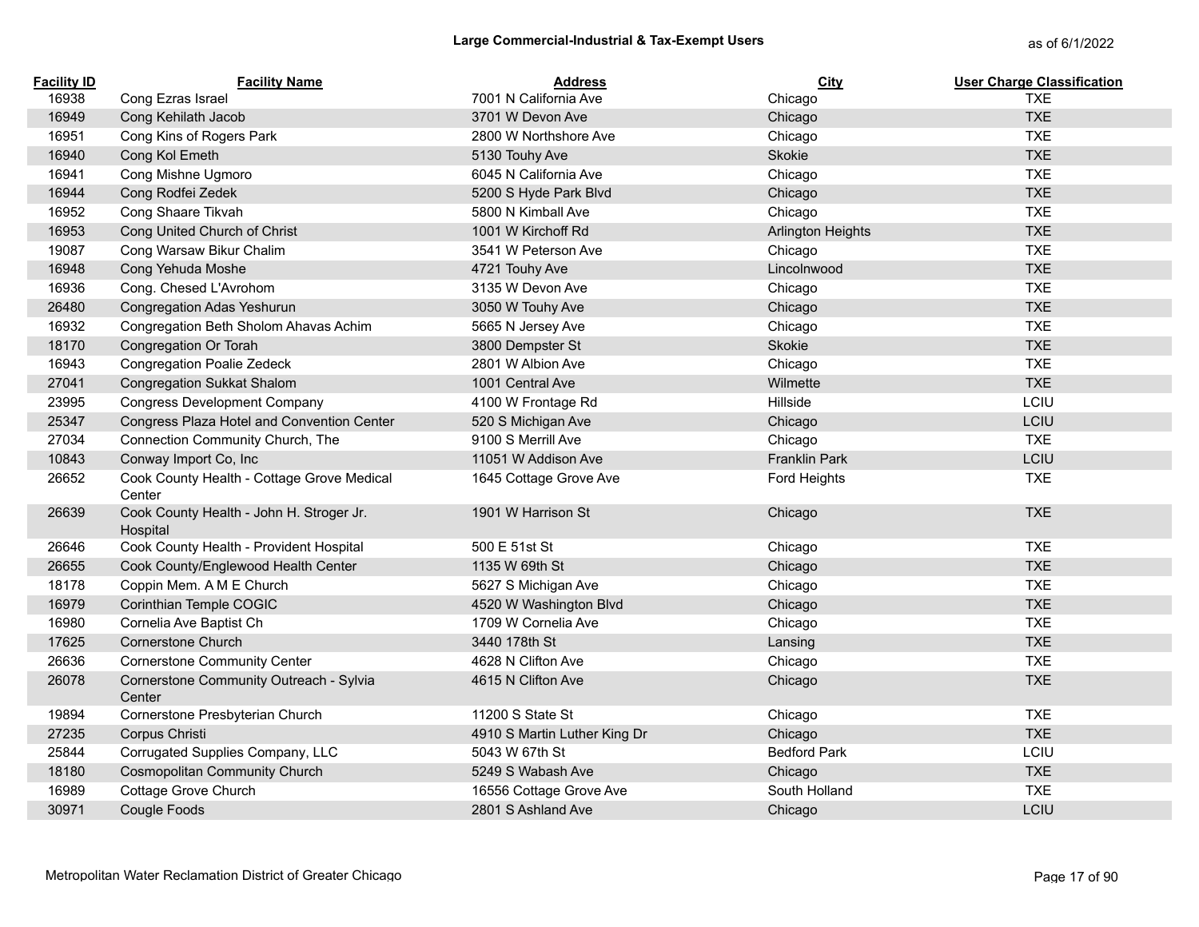# Large Commercial-Industrial & Tax-Exempt Users

as of 6/1/2022

| Facility ID | Facility Name | Address | City | User Charge Classification |
|---|---|---|---|---|
| 16938 | Cong Ezras Israel | 7001 N California Ave | Chicago | TXE |
| 16949 | Cong Kehilath Jacob | 3701 W Devon Ave | Chicago | TXE |
| 16951 | Cong Kins of Rogers Park | 2800 W Northshore Ave | Chicago | TXE |
| 16940 | Cong Kol Emeth | 5130 Touhy Ave | Skokie | TXE |
| 16941 | Cong Mishne Ugmoro | 6045 N California Ave | Chicago | TXE |
| 16944 | Cong Rodfei Zedek | 5200 S Hyde Park Blvd | Chicago | TXE |
| 16952 | Cong Shaare Tikvah | 5800 N Kimball Ave | Chicago | TXE |
| 16953 | Cong United Church of Christ | 1001 W Kirchoff Rd | Arlington Heights | TXE |
| 19087 | Cong Warsaw Bikur Chalim | 3541 W Peterson Ave | Chicago | TXE |
| 16948 | Cong Yehuda Moshe | 4721 Touhy Ave | Lincolnwood | TXE |
| 16936 | Cong. Chesed L'Avrohom | 3135 W Devon Ave | Chicago | TXE |
| 26480 | Congregation Adas Yeshurun | 3050 W Touhy Ave | Chicago | TXE |
| 16932 | Congregation Beth Sholom Ahavas Achim | 5665 N Jersey Ave | Chicago | TXE |
| 18170 | Congregation Or Torah | 3800 Dempster St | Skokie | TXE |
| 16943 | Congregation Poalie Zedeck | 2801 W Albion Ave | Chicago | TXE |
| 27041 | Congregation Sukkat Shalom | 1001 Central Ave | Wilmette | TXE |
| 23995 | Congress Development Company | 4100 W Frontage Rd | Hillside | LCIU |
| 25347 | Congress Plaza Hotel and Convention Center | 520 S Michigan Ave | Chicago | LCIU |
| 27034 | Connection Community Church, The | 9100 S Merrill Ave | Chicago | TXE |
| 10843 | Conway Import Co, Inc | 11051 W Addison Ave | Franklin Park | LCIU |
| 26652 | Cook County Health - Cottage Grove Medical Center | 1645 Cottage Grove Ave | Ford Heights | TXE |
| 26639 | Cook County Health - John H. Stroger Jr. Hospital | 1901 W Harrison St | Chicago | TXE |
| 26646 | Cook County Health - Provident Hospital | 500 E 51st St | Chicago | TXE |
| 26655 | Cook County/Englewood Health Center | 1135 W 69th St | Chicago | TXE |
| 18178 | Coppin Mem. A M E Church | 5627 S Michigan Ave | Chicago | TXE |
| 16979 | Corinthian Temple COGIC | 4520 W Washington Blvd | Chicago | TXE |
| 16980 | Cornelia Ave Baptist Ch | 1709 W Cornelia Ave | Chicago | TXE |
| 17625 | Cornerstone Church | 3440 178th St | Lansing | TXE |
| 26636 | Cornerstone Community Center | 4628 N Clifton Ave | Chicago | TXE |
| 26078 | Cornerstone Community Outreach - Sylvia Center | 4615 N Clifton Ave | Chicago | TXE |
| 19894 | Cornerstone Presbyterian Church | 11200 S State St | Chicago | TXE |
| 27235 | Corpus Christi | 4910 S Martin Luther King Dr | Chicago | TXE |
| 25844 | Corrugated Supplies Company, LLC | 5043 W 67th St | Bedford Park | LCIU |
| 18180 | Cosmopolitan Community Church | 5249 S Wabash Ave | Chicago | TXE |
| 16989 | Cottage Grove Church | 16556 Cottage Grove Ave | South Holland | TXE |
| 30971 | Cougle Foods | 2801 S Ashland Ave | Chicago | LCIU |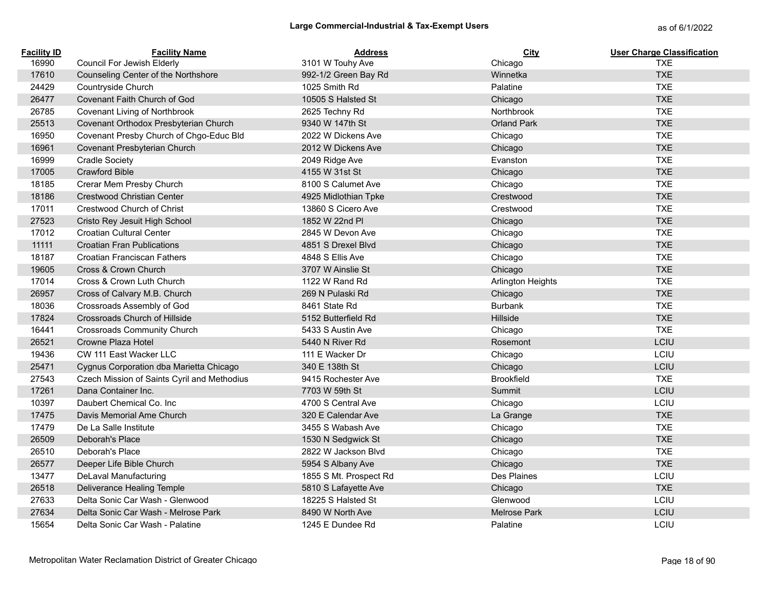## Large Commercial-Industrial & Tax-Exempt Users

as of 6/1/2022

| Facility ID | Facility Name | Address | City | User Charge Classification |
|---|---|---|---|---|
| 16990 | Council For Jewish Elderly | 3101 W Touhy Ave | Chicago | TXE |
| 17610 | Counseling Center of the Northshore | 992-1/2 Green Bay Rd | Winnetka | TXE |
| 24429 | Countryside Church | 1025 Smith Rd | Palatine | TXE |
| 26477 | Covenant Faith Church of God | 10505 S Halsted St | Chicago | TXE |
| 26785 | Covenant Living of Northbrook | 2625 Techny Rd | Northbrook | TXE |
| 25513 | Covenant Orthodox Presbyterian Church | 9340 W 147th St | Orland Park | TXE |
| 16950 | Covenant Presby Church of Chgo-Educ Bld | 2022 W Dickens Ave | Chicago | TXE |
| 16961 | Covenant Presbyterian Church | 2012 W Dickens Ave | Chicago | TXE |
| 16999 | Cradle Society | 2049 Ridge Ave | Evanston | TXE |
| 17005 | Crawford Bible | 4155 W 31st St | Chicago | TXE |
| 18185 | Crerar Mem Presby Church | 8100 S Calumet Ave | Chicago | TXE |
| 18186 | Crestwood Christian Center | 4925 Midlothian Tpke | Crestwood | TXE |
| 17011 | Crestwood Church of Christ | 13860 S Cicero Ave | Crestwood | TXE |
| 27523 | Cristo Rey Jesuit High School | 1852 W 22nd Pl | Chicago | TXE |
| 17012 | Croatian Cultural Center | 2845 W Devon Ave | Chicago | TXE |
| 11111 | Croatian Fran Publications | 4851 S Drexel Blvd | Chicago | TXE |
| 18187 | Croatian Franciscan Fathers | 4848 S Ellis Ave | Chicago | TXE |
| 19605 | Cross & Crown Church | 3707 W Ainslie St | Chicago | TXE |
| 17014 | Cross & Crown Luth Church | 1122 W Rand Rd | Arlington Heights | TXE |
| 26957 | Cross of Calvary M.B. Church | 269 N Pulaski Rd | Chicago | TXE |
| 18036 | Crossroads Assembly of God | 8461 State Rd | Burbank | TXE |
| 17824 | Crossroads Church of Hillside | 5152 Butterfield Rd | Hillside | TXE |
| 16441 | Crossroads Community Church | 5433 S Austin Ave | Chicago | TXE |
| 26521 | Crowne Plaza Hotel | 5440 N River Rd | Rosemont | LCIU |
| 19436 | CW 111 East Wacker LLC | 111 E Wacker Dr | Chicago | LCIU |
| 25471 | Cygnus Corporation dba Marietta Chicago | 340 E 138th St | Chicago | LCIU |
| 27543 | Czech Mission of Saints Cyril and Methodius | 9415 Rochester Ave | Brookfield | TXE |
| 17261 | Dana Container Inc. | 7703 W 59th St | Summit | LCIU |
| 10397 | Daubert Chemical Co. Inc | 4700 S Central Ave | Chicago | LCIU |
| 17475 | Davis Memorial Ame Church | 320 E Calendar Ave | La Grange | TXE |
| 17479 | De La Salle Institute | 3455 S Wabash Ave | Chicago | TXE |
| 26509 | Deborah's Place | 1530 N Sedgwick St | Chicago | TXE |
| 26510 | Deborah's Place | 2822 W Jackson Blvd | Chicago | TXE |
| 26577 | Deeper Life Bible Church | 5954 S Albany Ave | Chicago | TXE |
| 13477 | DeLaval Manufacturing | 1855 S Mt. Prospect Rd | Des Plaines | LCIU |
| 26518 | Deliverance Healing Temple | 5810 S Lafayette Ave | Chicago | TXE |
| 27633 | Delta Sonic Car Wash - Glenwood | 18225 S Halsted St | Glenwood | LCIU |
| 27634 | Delta Sonic Car Wash - Melrose Park | 8490 W North Ave | Melrose Park | LCIU |
| 15654 | Delta Sonic Car Wash - Palatine | 1245 E Dundee Rd | Palatine | LCIU |

Metropolitan Water Reclamation District of Greater Chicago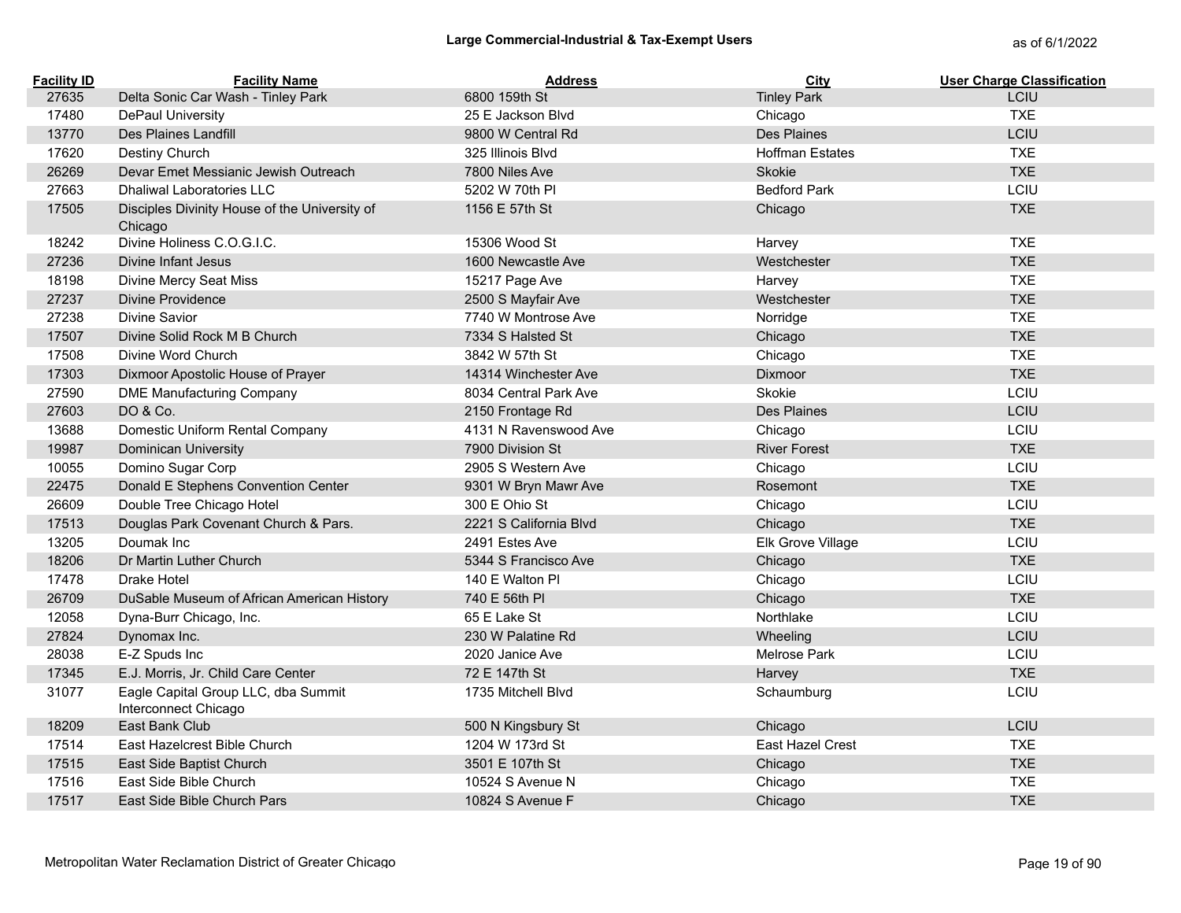## Large Commercial-Industrial & Tax-Exempt Users

as of 6/1/2022

| Facility ID | Facility Name | Address | City | User Charge Classification |
|---|---|---|---|---|
| 27635 | Delta Sonic Car Wash - Tinley Park | 6800 159th St | Tinley Park | LCIU |
| 17480 | DePaul University | 25 E Jackson Blvd | Chicago | TXE |
| 13770 | Des Plaines Landfill | 9800 W Central Rd | Des Plaines | LCIU |
| 17620 | Destiny Church | 325 Illinois Blvd | Hoffman Estates | TXE |
| 26269 | Devar Emet Messianic Jewish Outreach | 7800 Niles Ave | Skokie | TXE |
| 27663 | Dhaliwal Laboratories LLC | 5202 W 70th Pl | Bedford Park | LCIU |
| 17505 | Disciples Divinity House of the University of Chicago | 1156 E 57th St | Chicago | TXE |
| 18242 | Divine Holiness C.O.G.I.C. | 15306 Wood St | Harvey | TXE |
| 27236 | Divine Infant Jesus | 1600 Newcastle Ave | Westchester | TXE |
| 18198 | Divine Mercy Seat Miss | 15217 Page Ave | Harvey | TXE |
| 27237 | Divine Providence | 2500 S Mayfair Ave | Westchester | TXE |
| 27238 | Divine Savior | 7740 W Montrose Ave | Norridge | TXE |
| 17507 | Divine Solid Rock M B Church | 7334 S Halsted St | Chicago | TXE |
| 17508 | Divine Word Church | 3842 W 57th St | Chicago | TXE |
| 17303 | Dixmoor Apostolic House of Prayer | 14314 Winchester Ave | Dixmoor | TXE |
| 27590 | DME Manufacturing Company | 8034 Central Park Ave | Skokie | LCIU |
| 27603 | DO & Co. | 2150 Frontage Rd | Des Plaines | LCIU |
| 13688 | Domestic Uniform Rental Company | 4131 N Ravenswood Ave | Chicago | LCIU |
| 19987 | Dominican University | 7900 Division St | River Forest | TXE |
| 10055 | Domino Sugar Corp | 2905 S Western Ave | Chicago | LCIU |
| 22475 | Donald E Stephens Convention Center | 9301 W Bryn Mawr Ave | Rosemont | TXE |
| 26609 | Double Tree Chicago Hotel | 300 E Ohio St | Chicago | LCIU |
| 17513 | Douglas Park Covenant Church & Pars. | 2221 S California Blvd | Chicago | TXE |
| 13205 | Doumak Inc | 2491 Estes Ave | Elk Grove Village | LCIU |
| 18206 | Dr Martin Luther Church | 5344 S Francisco Ave | Chicago | TXE |
| 17478 | Drake Hotel | 140 E Walton Pl | Chicago | LCIU |
| 26709 | DuSable Museum of African American History | 740 E 56th Pl | Chicago | TXE |
| 12058 | Dyna-Burr Chicago, Inc. | 65 E Lake St | Northlake | LCIU |
| 27824 | Dynomax Inc. | 230 W Palatine Rd | Wheeling | LCIU |
| 28038 | E-Z Spuds Inc | 2020 Janice Ave | Melrose Park | LCIU |
| 17345 | E.J. Morris, Jr. Child Care Center | 72 E 147th St | Harvey | TXE |
| 31077 | Eagle Capital Group LLC, dba Summit Interconnect Chicago | 1735 Mitchell Blvd | Schaumburg | LCIU |
| 18209 | East Bank Club | 500 N Kingsbury St | Chicago | LCIU |
| 17514 | East Hazelcrest Bible Church | 1204 W 173rd St | East Hazel Crest | TXE |
| 17515 | East Side Baptist Church | 3501 E 107th St | Chicago | TXE |
| 17516 | East Side Bible Church | 10524 S Avenue N | Chicago | TXE |
| 17517 | East Side Bible Church Pars | 10824 S Avenue F | Chicago | TXE |

Metropolitan Water Reclamation District of Greater Chicago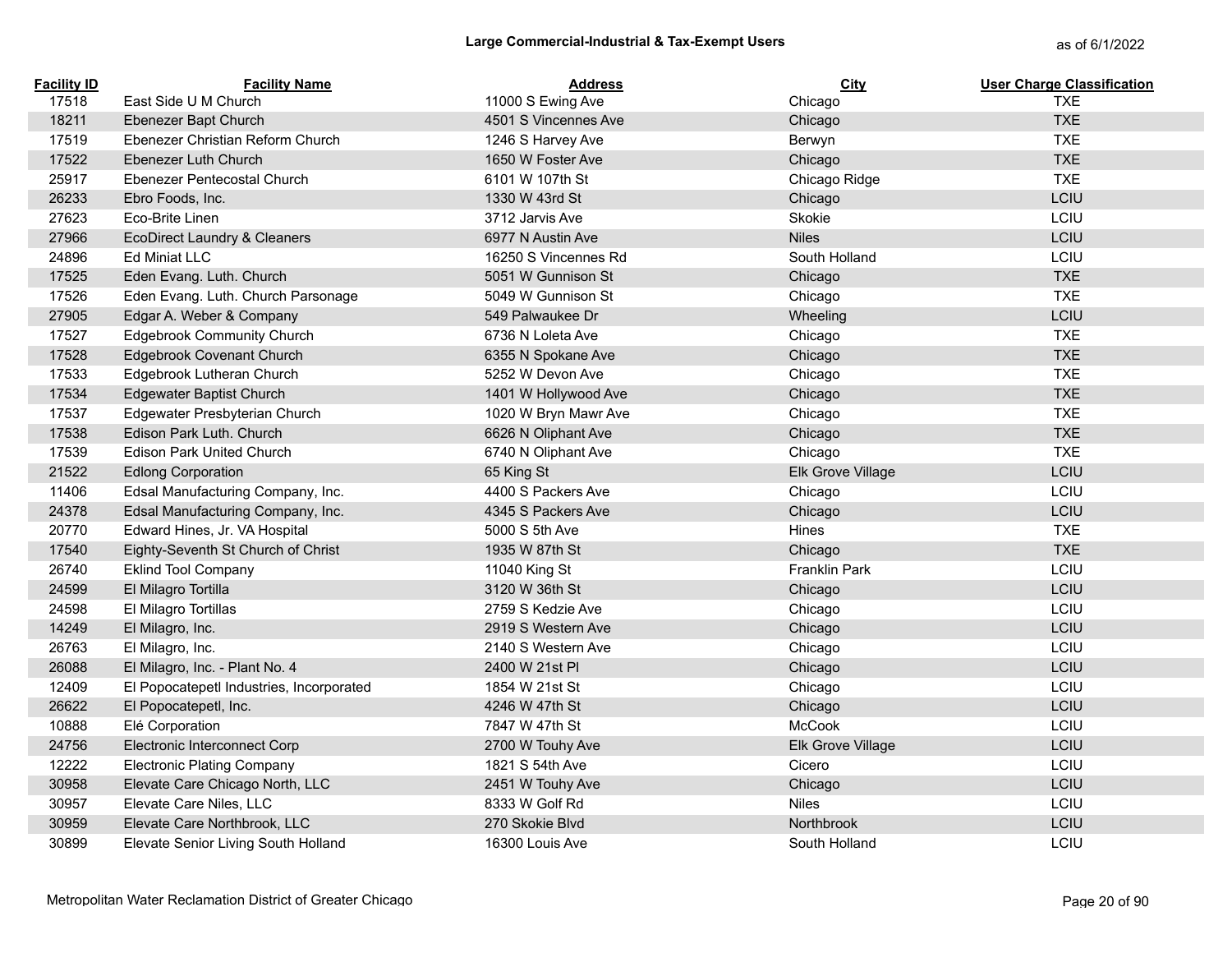# Large Commercial-Industrial & Tax-Exempt Users

as of 6/1/2022

| Facility ID | Facility Name | Address | City | User Charge Classification |
|---|---|---|---|---|
| 17518 | East Side U M Church | 11000 S Ewing Ave | Chicago | TXE |
| 18211 | Ebenezer Bapt Church | 4501 S Vincennes Ave | Chicago | TXE |
| 17519 | Ebenezer Christian Reform Church | 1246 S Harvey Ave | Berwyn | TXE |
| 17522 | Ebenezer Luth Church | 1650 W Foster Ave | Chicago | TXE |
| 25917 | Ebenezer Pentecostal Church | 6101 W 107th St | Chicago Ridge | TXE |
| 26233 | Ebro Foods, Inc. | 1330 W 43rd St | Chicago | LCIU |
| 27623 | Eco-Brite Linen | 3712 Jarvis Ave | Skokie | LCIU |
| 27966 | EcoDirect Laundry & Cleaners | 6977 N Austin Ave | Niles | LCIU |
| 24896 | Ed Miniat LLC | 16250 S Vincennes Rd | South Holland | LCIU |
| 17525 | Eden Evang. Luth. Church | 5051 W Gunnison St | Chicago | TXE |
| 17526 | Eden Evang. Luth. Church Parsonage | 5049 W Gunnison St | Chicago | TXE |
| 27905 | Edgar A. Weber & Company | 549 Palwaukee Dr | Wheeling | LCIU |
| 17527 | Edgebrook Community Church | 6736 N Loleta Ave | Chicago | TXE |
| 17528 | Edgebrook Covenant Church | 6355 N Spokane Ave | Chicago | TXE |
| 17533 | Edgebrook Lutheran Church | 5252 W Devon Ave | Chicago | TXE |
| 17534 | Edgewater Baptist Church | 1401 W Hollywood Ave | Chicago | TXE |
| 17537 | Edgewater Presbyterian Church | 1020 W Bryn Mawr Ave | Chicago | TXE |
| 17538 | Edison Park Luth. Church | 6626 N Oliphant Ave | Chicago | TXE |
| 17539 | Edison Park United Church | 6740 N Oliphant Ave | Chicago | TXE |
| 21522 | Edlong Corporation | 65 King St | Elk Grove Village | LCIU |
| 11406 | Edsal Manufacturing Company, Inc. | 4400 S Packers Ave | Chicago | LCIU |
| 24378 | Edsal Manufacturing Company, Inc. | 4345 S Packers Ave | Chicago | LCIU |
| 20770 | Edward Hines, Jr. VA Hospital | 5000 S 5th Ave | Hines | TXE |
| 17540 | Eighty-Seventh St Church of Christ | 1935 W 87th St | Chicago | TXE |
| 26740 | Eklind Tool Company | 11040 King St | Franklin Park | LCIU |
| 24599 | El Milagro Tortilla | 3120 W 36th St | Chicago | LCIU |
| 24598 | El Milagro Tortillas | 2759 S Kedzie Ave | Chicago | LCIU |
| 14249 | El Milagro, Inc. | 2919 S Western Ave | Chicago | LCIU |
| 26763 | El Milagro, Inc. | 2140 S Western Ave | Chicago | LCIU |
| 26088 | El Milagro, Inc. - Plant No. 4 | 2400 W 21st Pl | Chicago | LCIU |
| 12409 | El Popocatepetl Industries, Incorporated | 1854 W 21st St | Chicago | LCIU |
| 26622 | El Popocatepetl, Inc. | 4246 W 47th St | Chicago | LCIU |
| 10888 | Elé Corporation | 7847 W 47th St | McCook | LCIU |
| 24756 | Electronic Interconnect Corp | 2700 W Touhy Ave | Elk Grove Village | LCIU |
| 12222 | Electronic Plating Company | 1821 S 54th Ave | Cicero | LCIU |
| 30958 | Elevate Care Chicago North, LLC | 2451 W Touhy Ave | Chicago | LCIU |
| 30957 | Elevate Care Niles, LLC | 8333 W Golf Rd | Niles | LCIU |
| 30959 | Elevate Care Northbrook, LLC | 270 Skokie Blvd | Northbrook | LCIU |
| 30899 | Elevate Senior Living South Holland | 16300 Louis Ave | South Holland | LCIU |

Metropolitan Water Reclamation District of Greater Chicago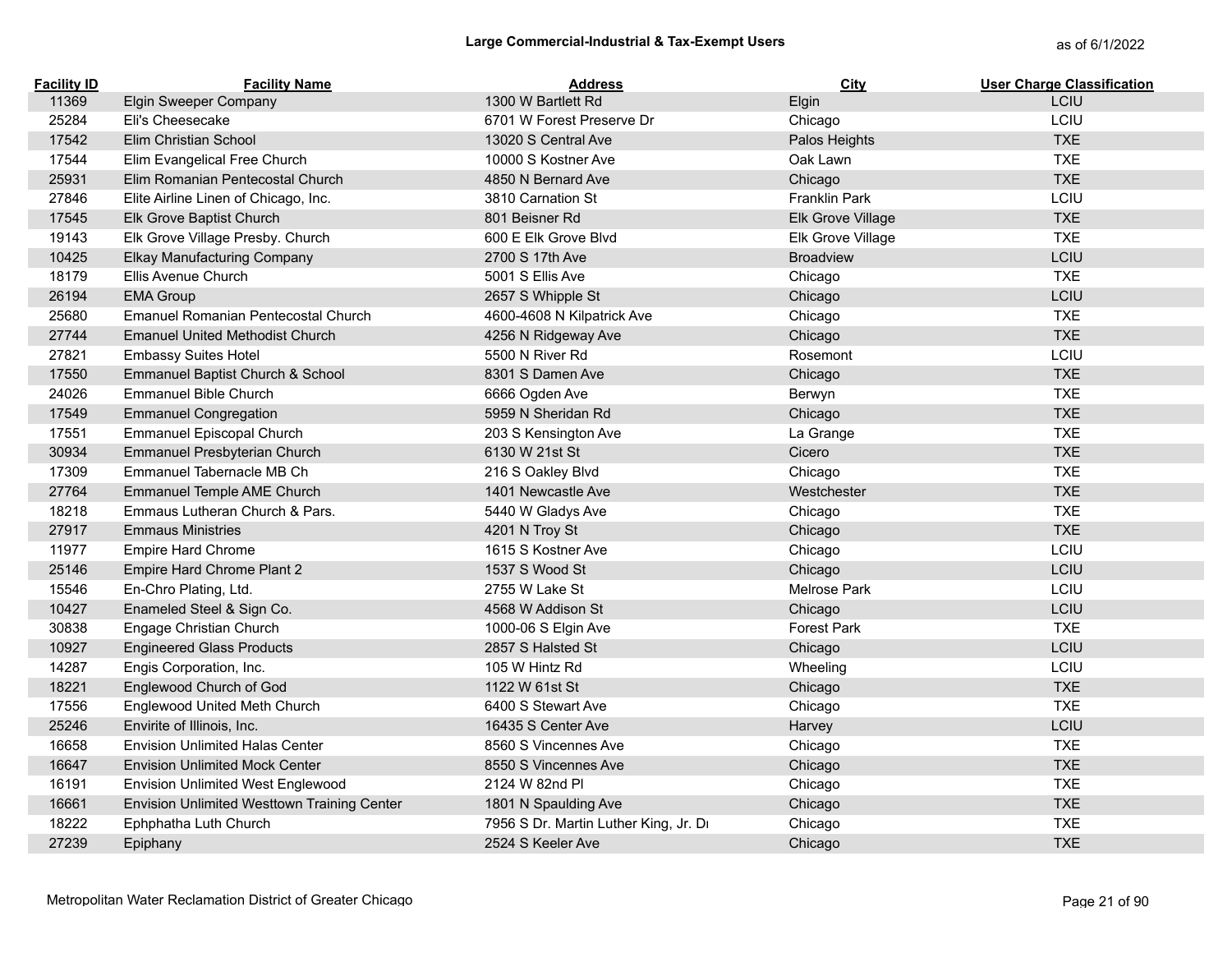## Large Commercial-Industrial & Tax-Exempt Users

as of 6/1/2022

| Facility ID | Facility Name | Address | City | User Charge Classification |
|---|---|---|---|---|
| 11369 | Elgin Sweeper Company | 1300 W Bartlett Rd | Elgin | LCIU |
| 25284 | Eli's Cheesecake | 6701 W Forest Preserve Dr | Chicago | LCIU |
| 17542 | Elim Christian School | 13020 S Central Ave | Palos Heights | TXE |
| 17544 | Elim Evangelical Free Church | 10000 S Kostner Ave | Oak Lawn | TXE |
| 25931 | Elim Romanian Pentecostal Church | 4850 N Bernard Ave | Chicago | TXE |
| 27846 | Elite Airline Linen of Chicago, Inc. | 3810 Carnation St | Franklin Park | LCIU |
| 17545 | Elk Grove Baptist Church | 801 Beisner Rd | Elk Grove Village | TXE |
| 19143 | Elk Grove Village Presby. Church | 600 E Elk Grove Blvd | Elk Grove Village | TXE |
| 10425 | Elkay Manufacturing Company | 2700 S 17th Ave | Broadview | LCIU |
| 18179 | Ellis Avenue Church | 5001 S Ellis Ave | Chicago | TXE |
| 26194 | EMA Group | 2657 S Whipple St | Chicago | LCIU |
| 25680 | Emanuel Romanian Pentecostal Church | 4600-4608 N Kilpatrick Ave | Chicago | TXE |
| 27744 | Emanuel United Methodist Church | 4256 N Ridgeway Ave | Chicago | TXE |
| 27821 | Embassy Suites Hotel | 5500 N River Rd | Rosemont | LCIU |
| 17550 | Emmanuel Baptist Church & School | 8301 S Damen Ave | Chicago | TXE |
| 24026 | Emmanuel Bible Church | 6666 Ogden Ave | Berwyn | TXE |
| 17549 | Emmanuel Congregation | 5959 N Sheridan Rd | Chicago | TXE |
| 17551 | Emmanuel Episcopal Church | 203 S Kensington Ave | La Grange | TXE |
| 30934 | Emmanuel Presbyterian Church | 6130 W 21st St | Cicero | TXE |
| 17309 | Emmanuel Tabernacle MB Ch | 216 S Oakley Blvd | Chicago | TXE |
| 27764 | Emmanuel Temple AME Church | 1401 Newcastle Ave | Westchester | TXE |
| 18218 | Emmaus Lutheran Church & Pars. | 5440 W Gladys Ave | Chicago | TXE |
| 27917 | Emmaus Ministries | 4201 N Troy St | Chicago | TXE |
| 11977 | Empire Hard Chrome | 1615 S Kostner Ave | Chicago | LCIU |
| 25146 | Empire Hard Chrome Plant 2 | 1537 S Wood St | Chicago | LCIU |
| 15546 | En-Chro Plating, Ltd. | 2755 W Lake St | Melrose Park | LCIU |
| 10427 | Enameled Steel & Sign Co. | 4568 W Addison St | Chicago | LCIU |
| 30838 | Engage Christian Church | 1000-06 S Elgin Ave | Forest Park | TXE |
| 10927 | Engineered Glass Products | 2857 S Halsted St | Chicago | LCIU |
| 14287 | Engis Corporation, Inc. | 105 W Hintz Rd | Wheeling | LCIU |
| 18221 | Englewood Church of God | 1122 W 61st St | Chicago | TXE |
| 17556 | Englewood United Meth Church | 6400 S Stewart Ave | Chicago | TXE |
| 25246 | Envirite of Illinois, Inc. | 16435 S Center Ave | Harvey | LCIU |
| 16658 | Envision Unlimited Halas Center | 8560 S Vincennes Ave | Chicago | TXE |
| 16647 | Envision Unlimited Mock Center | 8550 S Vincennes Ave | Chicago | TXE |
| 16191 | Envision Unlimited West Englewood | 2124 W 82nd Pl | Chicago | TXE |
| 16661 | Envision Unlimited Westtown Training Center | 1801 N Spaulding Ave | Chicago | TXE |
| 18222 | Ephphatha Luth Church | 7956 S Dr. Martin Luther King, Jr. Dr | Chicago | TXE |
| 27239 | Epiphany | 2524 S Keeler Ave | Chicago | TXE |

Metropolitan Water Reclamation District of Greater Chicago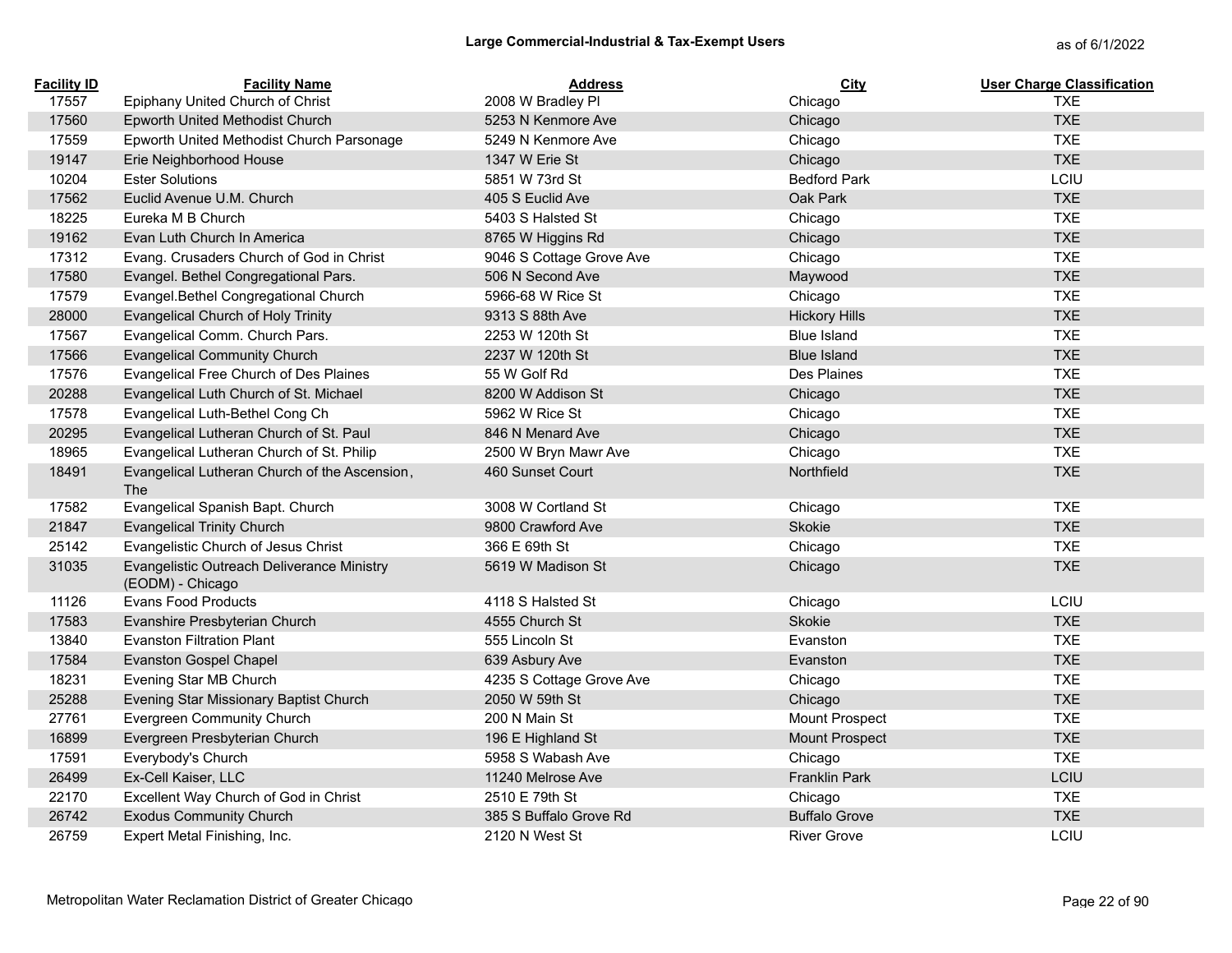## Large Commercial-Industrial & Tax-Exempt Users

as of 6/1/2022

| Facility ID | Facility Name | Address | City | User Charge Classification |
|---|---|---|---|---|
| 17557 | Epiphany United Church of Christ | 2008 W Bradley Pl | Chicago | TXE |
| 17560 | Epworth United Methodist Church | 5253 N Kenmore Ave | Chicago | TXE |
| 17559 | Epworth United Methodist Church Parsonage | 5249 N Kenmore Ave | Chicago | TXE |
| 19147 | Erie Neighborhood House | 1347 W Erie St | Chicago | TXE |
| 10204 | Ester Solutions | 5851 W 73rd St | Bedford Park | LCIU |
| 17562 | Euclid Avenue U.M. Church | 405 S Euclid Ave | Oak Park | TXE |
| 18225 | Eureka M B Church | 5403 S Halsted St | Chicago | TXE |
| 19162 | Evan Luth Church In America | 8765 W Higgins Rd | Chicago | TXE |
| 17312 | Evang. Crusaders Church of God in Christ | 9046 S Cottage Grove Ave | Chicago | TXE |
| 17580 | Evangel. Bethel Congregational Pars. | 506 N Second Ave | Maywood | TXE |
| 17579 | Evangel.Bethel Congregational Church | 5966-68 W Rice St | Chicago | TXE |
| 28000 | Evangelical Church of Holy Trinity | 9313 S 88th Ave | Hickory Hills | TXE |
| 17567 | Evangelical Comm. Church Pars. | 2253 W 120th St | Blue Island | TXE |
| 17566 | Evangelical Community Church | 2237 W 120th St | Blue Island | TXE |
| 17576 | Evangelical Free Church of Des Plaines | 55 W Golf Rd | Des Plaines | TXE |
| 20288 | Evangelical Luth Church of St. Michael | 8200 W Addison St | Chicago | TXE |
| 17578 | Evangelical Luth-Bethel Cong Ch | 5962 W Rice St | Chicago | TXE |
| 20295 | Evangelical Lutheran Church of St. Paul | 846 N Menard Ave | Chicago | TXE |
| 18965 | Evangelical Lutheran Church of St. Philip | 2500 W Bryn Mawr Ave | Chicago | TXE |
| 18491 | Evangelical Lutheran Church of the Ascension, The | 460 Sunset Court | Northfield | TXE |
| 17582 | Evangelical Spanish Bapt. Church | 3008 W Cortland St | Chicago | TXE |
| 21847 | Evangelical Trinity Church | 9800 Crawford Ave | Skokie | TXE |
| 25142 | Evangelistic Church of Jesus Christ | 366 E 69th St | Chicago | TXE |
| 31035 | Evangelistic Outreach Deliverance Ministry (EODM) - Chicago | 5619 W Madison St | Chicago | TXE |
| 11126 | Evans Food Products | 4118 S Halsted St | Chicago | LCIU |
| 17583 | Evanshire Presbyterian Church | 4555 Church St | Skokie | TXE |
| 13840 | Evanston Filtration Plant | 555 Lincoln St | Evanston | TXE |
| 17584 | Evanston Gospel Chapel | 639 Asbury Ave | Evanston | TXE |
| 18231 | Evening Star MB Church | 4235 S Cottage Grove Ave | Chicago | TXE |
| 25288 | Evening Star Missionary Baptist Church | 2050 W 59th St | Chicago | TXE |
| 27761 | Evergreen Community Church | 200 N Main St | Mount Prospect | TXE |
| 16899 | Evergreen Presbyterian Church | 196 E Highland St | Mount Prospect | TXE |
| 17591 | Everybody's Church | 5958 S Wabash Ave | Chicago | TXE |
| 26499 | Ex-Cell Kaiser, LLC | 11240 Melrose Ave | Franklin Park | LCIU |
| 22170 | Excellent Way Church of God in Christ | 2510 E 79th St | Chicago | TXE |
| 26742 | Exodus Community Church | 385 S Buffalo Grove Rd | Buffalo Grove | TXE |
| 26759 | Expert Metal Finishing, Inc. | 2120 N West St | River Grove | LCIU |

Metropolitan Water Reclamation District of Greater Chicago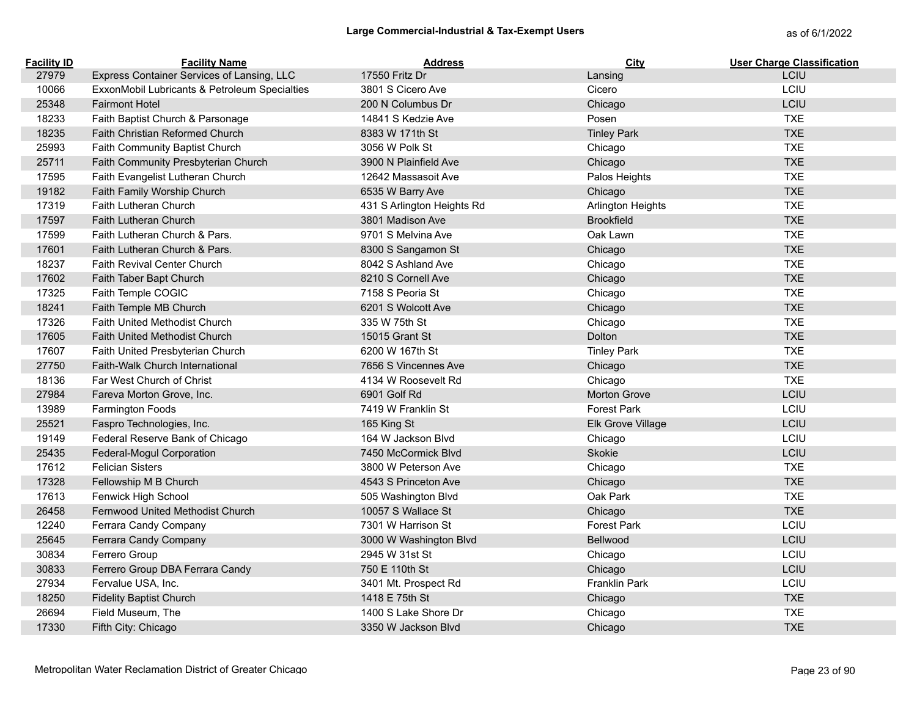## Large Commercial-Industrial & Tax-Exempt Users

as of 6/1/2022

| Facility ID | Facility Name | Address | City | User Charge Classification |
|---|---|---|---|---|
| 27979 | Express Container Services of Lansing, LLC | 17550 Fritz Dr | Lansing | LCIU |
| 10066 | ExxonMobil Lubricants & Petroleum Specialties | 3801 S Cicero Ave | Cicero | LCIU |
| 25348 | Fairmont Hotel | 200 N Columbus Dr | Chicago | LCIU |
| 18233 | Faith Baptist Church & Parsonage | 14841 S Kedzie Ave | Posen | TXE |
| 18235 | Faith Christian Reformed Church | 8383 W 171th St | Tinley Park | TXE |
| 25993 | Faith Community Baptist Church | 3056 W Polk St | Chicago | TXE |
| 25711 | Faith Community Presbyterian Church | 3900 N Plainfield Ave | Chicago | TXE |
| 17595 | Faith Evangelist Lutheran Church | 12642 Massasoit Ave | Palos Heights | TXE |
| 19182 | Faith Family Worship Church | 6535 W Barry Ave | Chicago | TXE |
| 17319 | Faith Lutheran Church | 431 S Arlington Heights Rd | Arlington Heights | TXE |
| 17597 | Faith Lutheran Church | 3801 Madison Ave | Brookfield | TXE |
| 17599 | Faith Lutheran Church & Pars. | 9701 S Melvina Ave | Oak Lawn | TXE |
| 17601 | Faith Lutheran Church & Pars. | 8300 S Sangamon St | Chicago | TXE |
| 18237 | Faith Revival Center Church | 8042 S Ashland Ave | Chicago | TXE |
| 17602 | Faith Taber Bapt Church | 8210 S Cornell Ave | Chicago | TXE |
| 17325 | Faith Temple COGIC | 7158 S Peoria St | Chicago | TXE |
| 18241 | Faith Temple MB Church | 6201 S Wolcott Ave | Chicago | TXE |
| 17326 | Faith United Methodist Church | 335 W 75th St | Chicago | TXE |
| 17605 | Faith United Methodist Church | 15015 Grant St | Dolton | TXE |
| 17607 | Faith United Presbyterian Church | 6200 W 167th St | Tinley Park | TXE |
| 27750 | Faith-Walk Church International | 7656 S Vincennes Ave | Chicago | TXE |
| 18136 | Far West Church of Christ | 4134 W Roosevelt Rd | Chicago | TXE |
| 27984 | Fareva Morton Grove, Inc. | 6901 Golf Rd | Morton Grove | LCIU |
| 13989 | Farmington Foods | 7419 W Franklin St | Forest Park | LCIU |
| 25521 | Faspro Technologies, Inc. | 165 King St | Elk Grove Village | LCIU |
| 19149 | Federal Reserve Bank of Chicago | 164 W Jackson Blvd | Chicago | LCIU |
| 25435 | Federal-Mogul Corporation | 7450 McCormick Blvd | Skokie | LCIU |
| 17612 | Felician Sisters | 3800 W Peterson Ave | Chicago | TXE |
| 17328 | Fellowship M B Church | 4543 S Princeton Ave | Chicago | TXE |
| 17613 | Fenwick High School | 505 Washington Blvd | Oak Park | TXE |
| 26458 | Fernwood United Methodist Church | 10057 S Wallace St | Chicago | TXE |
| 12240 | Ferrara Candy Company | 7301 W Harrison St | Forest Park | LCIU |
| 25645 | Ferrara Candy Company | 3000 W Washington Blvd | Bellwood | LCIU |
| 30834 | Ferrero Group | 2945 W 31st St | Chicago | LCIU |
| 30833 | Ferrero Group DBA Ferrara Candy | 750 E 110th St | Chicago | LCIU |
| 27934 | Fervalue USA, Inc. | 3401 Mt. Prospect Rd | Franklin Park | LCIU |
| 18250 | Fidelity Baptist Church | 1418 E 75th St | Chicago | TXE |
| 26694 | Field Museum, The | 1400 S Lake Shore Dr | Chicago | TXE |
| 17330 | Fifth City: Chicago | 3350 W Jackson Blvd | Chicago | TXE |

Metropolitan Water Reclamation District of Greater Chicago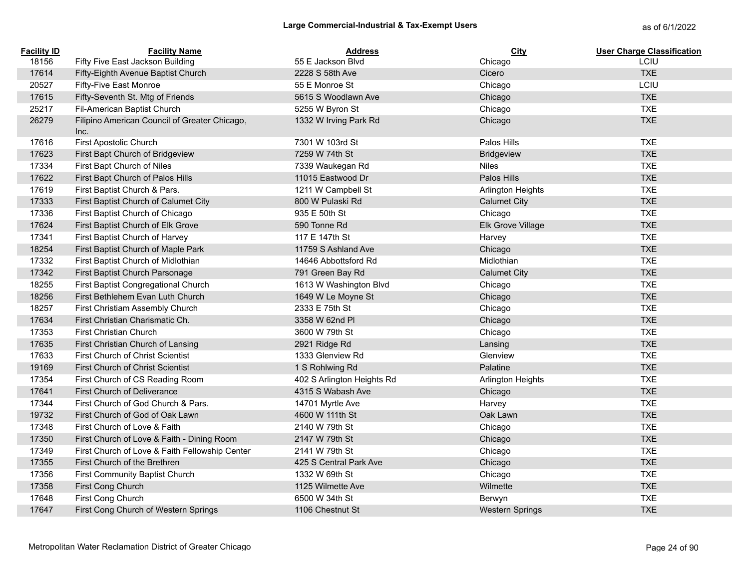## Large Commercial-Industrial & Tax-Exempt Users

as of 6/1/2022

| Facility ID | Facility Name | Address | City | User Charge Classification |
|---|---|---|---|---|
| 18156 | Fifty Five East Jackson Building | 55 E Jackson Blvd | Chicago | LCIU |
| 17614 | Fifty-Eighth Avenue Baptist Church | 2228 S 58th Ave | Cicero | TXE |
| 20527 | Fifty-Five East Monroe | 55 E Monroe St | Chicago | LCIU |
| 17615 | Fifty-Seventh St. Mtg of Friends | 5615 S Woodlawn Ave | Chicago | TXE |
| 25217 | Fil-American Baptist Church | 5255 W Byron St | Chicago | TXE |
| 26279 | Filipino American Council of Greater Chicago, Inc. | 1332 W Irving Park Rd | Chicago | TXE |
| 17616 | First Apostolic Church | 7301 W 103rd St | Palos Hills | TXE |
| 17623 | First Bapt Church of Bridgeview | 7259 W 74th St | Bridgeview | TXE |
| 17334 | First Bapt Church of Niles | 7339 Waukegan Rd | Niles | TXE |
| 17622 | First Bapt Church of Palos Hills | 11015 Eastwood Dr | Palos Hills | TXE |
| 17619 | First Baptist Church & Pars. | 1211 W Campbell St | Arlington Heights | TXE |
| 17333 | First Baptist Church of Calumet City | 800 W Pulaski Rd | Calumet City | TXE |
| 17336 | First Baptist Church of Chicago | 935 E 50th St | Chicago | TXE |
| 17624 | First Baptist Church of Elk Grove | 590 Tonne Rd | Elk Grove Village | TXE |
| 17341 | First Baptist Church of Harvey | 117 E 147th St | Harvey | TXE |
| 18254 | First Baptist Church of Maple Park | 11759 S Ashland Ave | Chicago | TXE |
| 17332 | First Baptist Church of Midlothian | 14646 Abbottsford Rd | Midlothian | TXE |
| 17342 | First Baptist Church Parsonage | 791 Green Bay Rd | Calumet City | TXE |
| 18255 | First Baptist Congregational Church | 1613 W Washington Blvd | Chicago | TXE |
| 18256 | First Bethlehem Evan Luth Church | 1649 W Le Moyne St | Chicago | TXE |
| 18257 | First Christiam Assembly Church | 2333 E 75th St | Chicago | TXE |
| 17634 | First Christian Charismatic Ch. | 3358 W 62nd Pl | Chicago | TXE |
| 17353 | First Christian Church | 3600 W 79th St | Chicago | TXE |
| 17635 | First Christian Church of Lansing | 2921 Ridge Rd | Lansing | TXE |
| 17633 | First Church of Christ Scientist | 1333 Glenview Rd | Glenview | TXE |
| 19169 | First Church of Christ Scientist | 1 S Rohlwing Rd | Palatine | TXE |
| 17354 | First Church of CS Reading Room | 402 S Arlington Heights Rd | Arlington Heights | TXE |
| 17641 | First Church of Deliverance | 4315 S Wabash Ave | Chicago | TXE |
| 17344 | First Church of God Church & Pars. | 14701 Myrtle Ave | Harvey | TXE |
| 19732 | First Church of God of Oak Lawn | 4600 W 111th St | Oak Lawn | TXE |
| 17348 | First Church of Love & Faith | 2140 W 79th St | Chicago | TXE |
| 17350 | First Church of Love & Faith - Dining Room | 2147 W 79th St | Chicago | TXE |
| 17349 | First Church of Love & Faith Fellowship Center | 2141 W 79th St | Chicago | TXE |
| 17355 | First Church of the Brethren | 425 S Central Park Ave | Chicago | TXE |
| 17356 | First Community Baptist Church | 1332 W 69th St | Chicago | TXE |
| 17358 | First Cong Church | 1125 Wilmette Ave | Wilmette | TXE |
| 17648 | First Cong Church | 6500 W 34th St | Berwyn | TXE |
| 17647 | First Cong Church of Western Springs | 1106 Chestnut St | Western Springs | TXE |

Metropolitan Water Reclamation District of Greater Chicago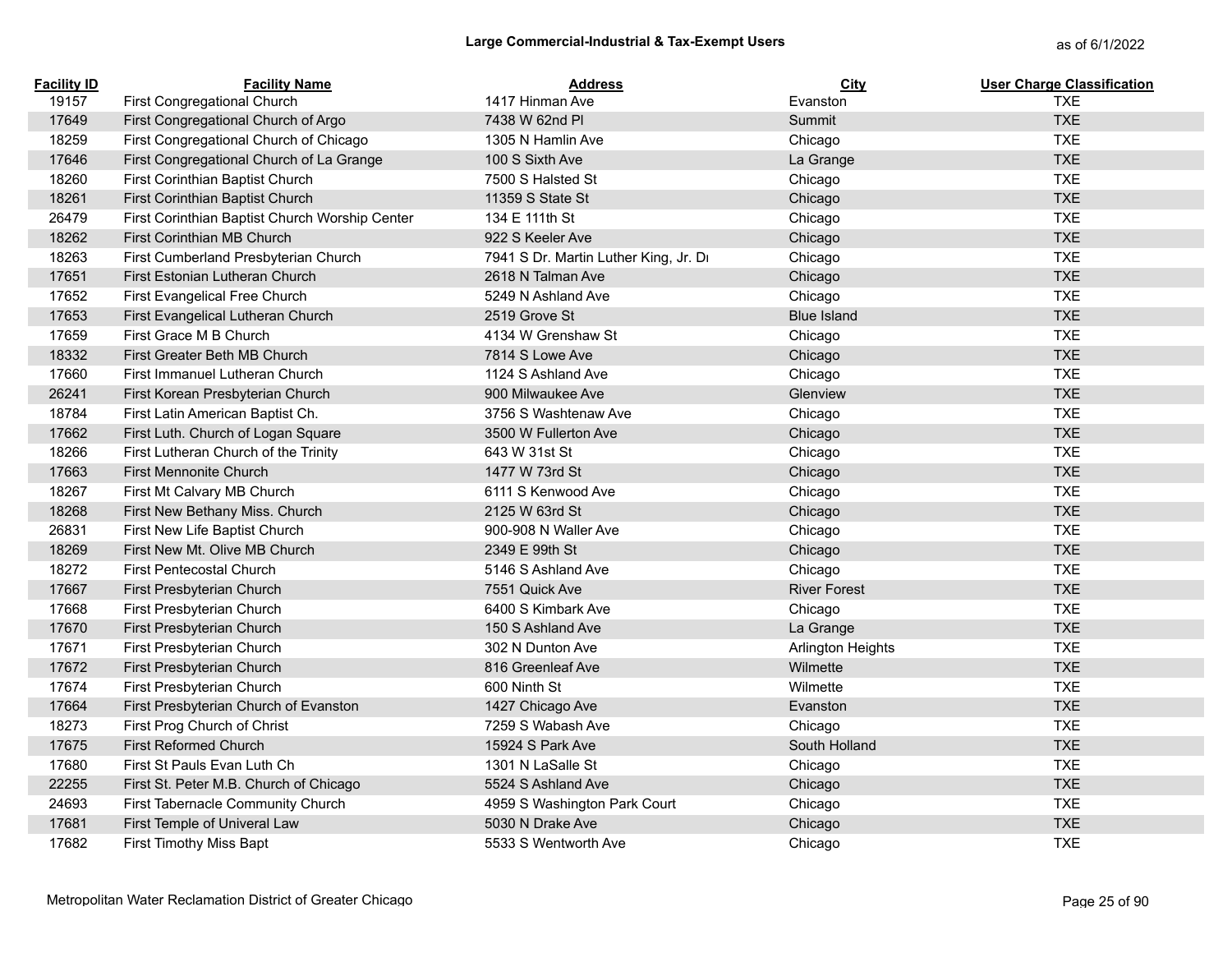# Large Commercial-Industrial & Tax-Exempt Users

as of 6/1/2022

| Facility ID | Facility Name | Address | City | User Charge Classification |
|---|---|---|---|---|
| 19157 | First Congregational Church | 1417 Hinman Ave | Evanston | TXE |
| 17649 | First Congregational Church of Argo | 7438 W 62nd Pl | Summit | TXE |
| 18259 | First Congregational Church of Chicago | 1305 N Hamlin Ave | Chicago | TXE |
| 17646 | First Congregational Church of La Grange | 100 S Sixth Ave | La Grange | TXE |
| 18260 | First Corinthian Baptist Church | 7500 S Halsted St | Chicago | TXE |
| 18261 | First Corinthian Baptist Church | 11359 S State St | Chicago | TXE |
| 26479 | First Corinthian Baptist Church Worship Center | 134 E 111th St | Chicago | TXE |
| 18262 | First Corinthian MB Church | 922 S Keeler Ave | Chicago | TXE |
| 18263 | First Cumberland Presbyterian Church | 7941 S Dr. Martin Luther King, Jr. Dr | Chicago | TXE |
| 17651 | First Estonian Lutheran Church | 2618 N Talman Ave | Chicago | TXE |
| 17652 | First Evangelical Free Church | 5249 N Ashland Ave | Chicago | TXE |
| 17653 | First Evangelical Lutheran Church | 2519 Grove St | Blue Island | TXE |
| 17659 | First Grace M B Church | 4134 W Grenshaw St | Chicago | TXE |
| 18332 | First Greater Beth MB Church | 7814 S Lowe Ave | Chicago | TXE |
| 17660 | First Immanuel Lutheran Church | 1124 S Ashland Ave | Chicago | TXE |
| 26241 | First Korean Presbyterian Church | 900 Milwaukee Ave | Glenview | TXE |
| 18784 | First Latin American Baptist Ch. | 3756 S Washtenaw Ave | Chicago | TXE |
| 17662 | First Luth. Church of Logan Square | 3500 W Fullerton Ave | Chicago | TXE |
| 18266 | First Lutheran Church of the Trinity | 643 W 31st St | Chicago | TXE |
| 17663 | First Mennonite Church | 1477 W 73rd St | Chicago | TXE |
| 18267 | First Mt Calvary MB Church | 6111 S Kenwood Ave | Chicago | TXE |
| 18268 | First New Bethany Miss. Church | 2125 W 63rd St | Chicago | TXE |
| 26831 | First New Life Baptist Church | 900-908 N Waller Ave | Chicago | TXE |
| 18269 | First New Mt. Olive MB Church | 2349 E 99th St | Chicago | TXE |
| 18272 | First Pentecostal Church | 5146 S Ashland Ave | Chicago | TXE |
| 17667 | First Presbyterian Church | 7551 Quick Ave | River Forest | TXE |
| 17668 | First Presbyterian Church | 6400 S Kimbark Ave | Chicago | TXE |
| 17670 | First Presbyterian Church | 150 S Ashland Ave | La Grange | TXE |
| 17671 | First Presbyterian Church | 302 N Dunton Ave | Arlington Heights | TXE |
| 17672 | First Presbyterian Church | 816 Greenleaf Ave | Wilmette | TXE |
| 17674 | First Presbyterian Church | 600 Ninth St | Wilmette | TXE |
| 17664 | First Presbyterian Church of Evanston | 1427 Chicago Ave | Evanston | TXE |
| 18273 | First Prog Church of Christ | 7259 S Wabash Ave | Chicago | TXE |
| 17675 | First Reformed Church | 15924 S Park Ave | South Holland | TXE |
| 17680 | First St Pauls Evan Luth Ch | 1301 N LaSalle St | Chicago | TXE |
| 22255 | First St. Peter M.B. Church of Chicago | 5524 S Ashland Ave | Chicago | TXE |
| 24693 | First Tabernacle Community Church | 4959 S Washington Park Court | Chicago | TXE |
| 17681 | First Temple of Univeral Law | 5030 N Drake Ave | Chicago | TXE |
| 17682 | First Timothy Miss Bapt | 5533 S Wentworth Ave | Chicago | TXE |

Metropolitan Water Reclamation District of Greater Chicago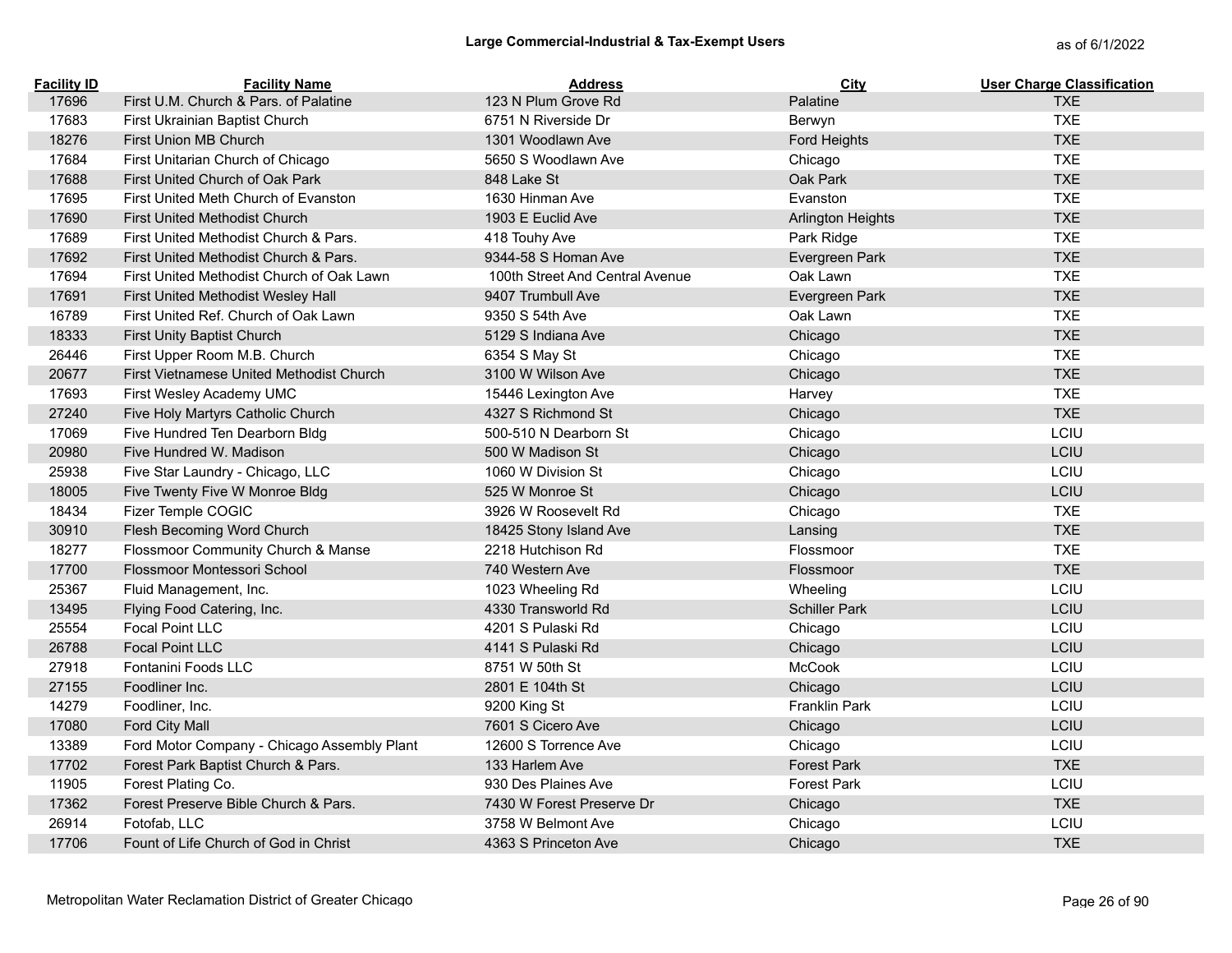# Large Commercial-Industrial & Tax-Exempt Users

as of 6/1/2022

| Facility ID | Facility Name | Address | City | User Charge Classification |
|---|---|---|---|---|
| 17696 | First U.M. Church & Pars. of Palatine | 123 N Plum Grove Rd | Palatine | TXE |
| 17683 | First Ukrainian Baptist Church | 6751 N Riverside Dr | Berwyn | TXE |
| 18276 | First Union MB Church | 1301 Woodlawn Ave | Ford Heights | TXE |
| 17684 | First Unitarian Church of Chicago | 5650 S Woodlawn Ave | Chicago | TXE |
| 17688 | First United Church of Oak Park | 848 Lake St | Oak Park | TXE |
| 17695 | First United Meth Church of Evanston | 1630 Hinman Ave | Evanston | TXE |
| 17690 | First United Methodist Church | 1903 E Euclid Ave | Arlington Heights | TXE |
| 17689 | First United Methodist Church & Pars. | 418 Touhy Ave | Park Ridge | TXE |
| 17692 | First United Methodist Church & Pars. | 9344-58 S Homan Ave | Evergreen Park | TXE |
| 17694 | First United Methodist Church of Oak Lawn | 100th Street And Central Avenue | Oak Lawn | TXE |
| 17691 | First United Methodist Wesley Hall | 9407 Trumbull Ave | Evergreen Park | TXE |
| 16789 | First United Ref. Church of Oak Lawn | 9350 S 54th Ave | Oak Lawn | TXE |
| 18333 | First Unity Baptist Church | 5129 S Indiana Ave | Chicago | TXE |
| 26446 | First Upper Room M.B. Church | 6354 S May St | Chicago | TXE |
| 20677 | First Vietnamese United Methodist Church | 3100 W Wilson Ave | Chicago | TXE |
| 17693 | First Wesley Academy UMC | 15446 Lexington Ave | Harvey | TXE |
| 27240 | Five Holy Martyrs Catholic Church | 4327 S Richmond St | Chicago | TXE |
| 17069 | Five Hundred Ten Dearborn Bldg | 500-510 N Dearborn St | Chicago | LCIU |
| 20980 | Five Hundred W. Madison | 500 W Madison St | Chicago | LCIU |
| 25938 | Five Star Laundry - Chicago, LLC | 1060 W Division St | Chicago | LCIU |
| 18005 | Five Twenty Five W Monroe Bldg | 525 W Monroe St | Chicago | LCIU |
| 18434 | Fizer Temple COGIC | 3926 W Roosevelt Rd | Chicago | TXE |
| 30910 | Flesh Becoming Word Church | 18425 Stony Island Ave | Lansing | TXE |
| 18277 | Flossmoor Community Church & Manse | 2218 Hutchison Rd | Flossmoor | TXE |
| 17700 | Flossmoor Montessori School | 740 Western Ave | Flossmoor | TXE |
| 25367 | Fluid Management, Inc. | 1023 Wheeling Rd | Wheeling | LCIU |
| 13495 | Flying Food Catering, Inc. | 4330 Transworld Rd | Schiller Park | LCIU |
| 25554 | Focal Point LLC | 4201 S Pulaski Rd | Chicago | LCIU |
| 26788 | Focal Point LLC | 4141 S Pulaski Rd | Chicago | LCIU |
| 27918 | Fontanini Foods LLC | 8751 W 50th St | McCook | LCIU |
| 27155 | Foodliner Inc. | 2801 E 104th St | Chicago | LCIU |
| 14279 | Foodliner, Inc. | 9200 King St | Franklin Park | LCIU |
| 17080 | Ford City Mall | 7601 S Cicero Ave | Chicago | LCIU |
| 13389 | Ford Motor Company - Chicago Assembly Plant | 12600 S Torrence Ave | Chicago | LCIU |
| 17702 | Forest Park Baptist Church & Pars. | 133 Harlem Ave | Forest Park | TXE |
| 11905 | Forest Plating Co. | 930 Des Plaines Ave | Forest Park | LCIU |
| 17362 | Forest Preserve Bible Church & Pars. | 7430 W Forest Preserve Dr | Chicago | TXE |
| 26914 | Fotofab, LLC | 3758 W Belmont Ave | Chicago | LCIU |
| 17706 | Fount of Life Church of God in Christ | 4363 S Princeton Ave | Chicago | TXE |

Metropolitan Water Reclamation District of Greater Chicago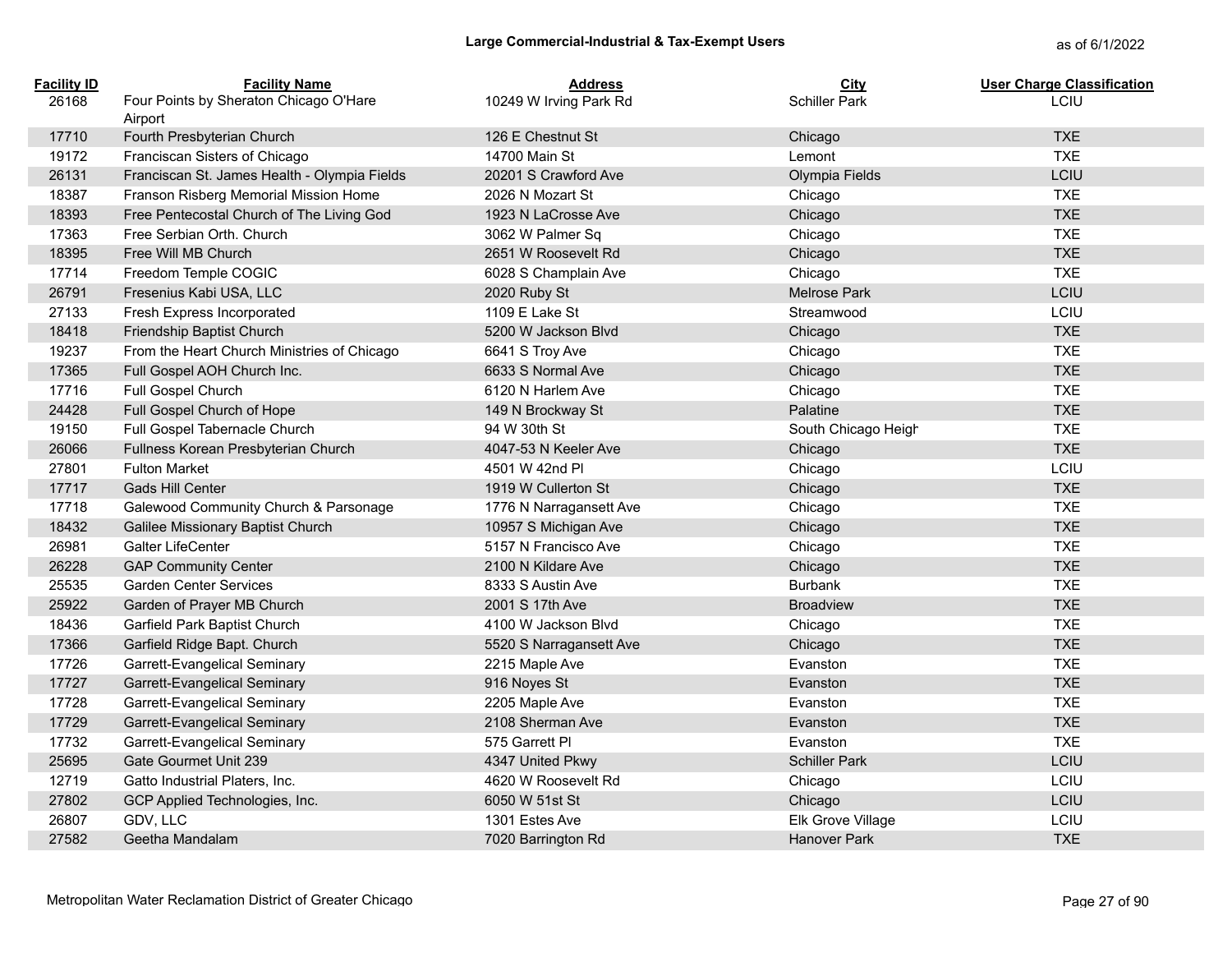**Large Commercial-Industrial & Tax-Exempt Users** as of 6/1/2022

| Facility ID | Facility Name | Address | City | User Charge Classification |
|---|---|---|---|---|
| 26168 | Four Points by Sheraton Chicago O'Hare Airport | 10249 W Irving Park Rd | Schiller Park | LCIU |
| 17710 | Fourth Presbyterian Church | 126 E Chestnut St | Chicago | TXE |
| 19172 | Franciscan Sisters of Chicago | 14700 Main St | Lemont | TXE |
| 26131 | Franciscan St. James Health - Olympia Fields | 20201 S Crawford Ave | Olympia Fields | LCIU |
| 18387 | Franson Risberg Memorial Mission Home | 2026 N Mozart St | Chicago | TXE |
| 18393 | Free Pentecostal Church of The Living God | 1923 N LaCrosse Ave | Chicago | TXE |
| 17363 | Free Serbian Orth. Church | 3062 W Palmer Sq | Chicago | TXE |
| 18395 | Free Will MB Church | 2651 W Roosevelt Rd | Chicago | TXE |
| 17714 | Freedom Temple COGIC | 6028 S Champlain Ave | Chicago | TXE |
| 26791 | Fresenius Kabi USA, LLC | 2020 Ruby St | Melrose Park | LCIU |
| 27133 | Fresh Express Incorporated | 1109 E Lake St | Streamwood | LCIU |
| 18418 | Friendship Baptist Church | 5200 W Jackson Blvd | Chicago | TXE |
| 19237 | From the Heart Church Ministries of Chicago | 6641 S Troy Ave | Chicago | TXE |
| 17365 | Full Gospel AOH Church Inc. | 6633 S Normal Ave | Chicago | TXE |
| 17716 | Full Gospel Church | 6120 N Harlem Ave | Chicago | TXE |
| 24428 | Full Gospel Church of Hope | 149 N Brockway St | Palatine | TXE |
| 19150 | Full Gospel Tabernacle Church | 94 W 30th St | South Chicago Heigh | TXE |
| 26066 | Fullness Korean Presbyterian Church | 4047-53 N Keeler Ave | Chicago | TXE |
| 27801 | Fulton Market | 4501 W 42nd Pl | Chicago | LCIU |
| 17717 | Gads Hill Center | 1919 W Cullerton St | Chicago | TXE |
| 17718 | Galewood Community Church & Parsonage | 1776 N Narragansett Ave | Chicago | TXE |
| 18432 | Galilee Missionary Baptist Church | 10957 S Michigan Ave | Chicago | TXE |
| 26981 | Galter LifeCenter | 5157 N Francisco Ave | Chicago | TXE |
| 26228 | GAP Community Center | 2100 N Kildare Ave | Chicago | TXE |
| 25535 | Garden Center Services | 8333 S Austin Ave | Burbank | TXE |
| 25922 | Garden of Prayer MB Church | 2001 S 17th Ave | Broadview | TXE |
| 18436 | Garfield Park Baptist Church | 4100 W Jackson Blvd | Chicago | TXE |
| 17366 | Garfield Ridge Bapt. Church | 5520 S Narragansett Ave | Chicago | TXE |
| 17726 | Garrett-Evangelical Seminary | 2215 Maple Ave | Evanston | TXE |
| 17727 | Garrett-Evangelical Seminary | 916 Noyes St | Evanston | TXE |
| 17728 | Garrett-Evangelical Seminary | 2205 Maple Ave | Evanston | TXE |
| 17729 | Garrett-Evangelical Seminary | 2108 Sherman Ave | Evanston | TXE |
| 17732 | Garrett-Evangelical Seminary | 575 Garrett Pl | Evanston | TXE |
| 25695 | Gate Gourmet Unit 239 | 4347 United Pkwy | Schiller Park | LCIU |
| 12719 | Gatto Industrial Platers, Inc. | 4620 W Roosevelt Rd | Chicago | LCIU |
| 27802 | GCP Applied Technologies, Inc. | 6050 W 51st St | Chicago | LCIU |
| 26807 | GDV, LLC | 1301 Estes Ave | Elk Grove Village | LCIU |
| 27582 | Geetha Mandalam | 7020 Barrington Rd | Hanover Park | TXE |

Metropolitan Water Reclamation District of Greater Chicago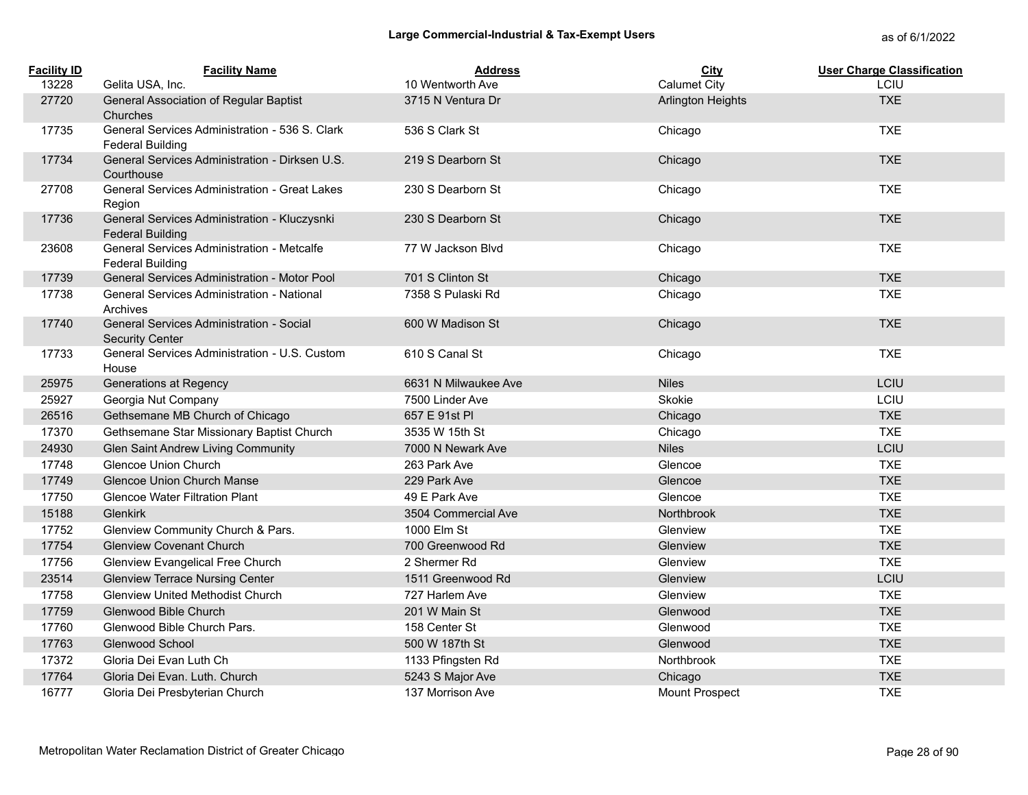## Large Commercial-Industrial & Tax-Exempt Users

as of 6/1/2022

| Facility ID | Facility Name | Address | City | User Charge Classification |
|---|---|---|---|---|
| 13228 | Gelita USA, Inc. | 10 Wentworth Ave | Calumet City | LCIU |
| 27720 | General Association of Regular Baptist Churches | 3715 N Ventura Dr | Arlington Heights | TXE |
| 17735 | General Services Administration - 536 S. Clark Federal Building | 536 S Clark St | Chicago | TXE |
| 17734 | General Services Administration - Dirksen U.S. Courthouse | 219 S Dearborn St | Chicago | TXE |
| 27708 | General Services Administration - Great Lakes Region | 230 S Dearborn St | Chicago | TXE |
| 17736 | General Services Administration - Kluczysnki Federal Building | 230 S Dearborn St | Chicago | TXE |
| 23608 | General Services Administration - Metcalfe Federal Building | 77 W Jackson Blvd | Chicago | TXE |
| 17739 | General Services Administration - Motor Pool | 701 S Clinton St | Chicago | TXE |
| 17738 | General Services Administration - National Archives | 7358 S Pulaski Rd | Chicago | TXE |
| 17740 | General Services Administration - Social Security Center | 600 W Madison St | Chicago | TXE |
| 17733 | General Services Administration - U.S. Custom House | 610 S Canal St | Chicago | TXE |
| 25975 | Generations at Regency | 6631 N Milwaukee Ave | Niles | LCIU |
| 25927 | Georgia Nut Company | 7500 Linder Ave | Skokie | LCIU |
| 26516 | Gethsemane MB Church of Chicago | 657 E 91st Pl | Chicago | TXE |
| 17370 | Gethsemane Star Missionary Baptist Church | 3535 W 15th St | Chicago | TXE |
| 24930 | Glen Saint Andrew Living Community | 7000 N Newark Ave | Niles | LCIU |
| 17748 | Glencoe Union Church | 263 Park Ave | Glencoe | TXE |
| 17749 | Glencoe Union Church Manse | 229 Park Ave | Glencoe | TXE |
| 17750 | Glencoe Water Filtration Plant | 49 E Park Ave | Glencoe | TXE |
| 15188 | Glenkirk | 3504 Commercial Ave | Northbrook | TXE |
| 17752 | Glenview Community Church & Pars. | 1000 Elm St | Glenview | TXE |
| 17754 | Glenview Covenant Church | 700 Greenwood Rd | Glenview | TXE |
| 17756 | Glenview Evangelical Free Church | 2 Shermer Rd | Glenview | TXE |
| 23514 | Glenview Terrace Nursing Center | 1511 Greenwood Rd | Glenview | LCIU |
| 17758 | Glenview United Methodist Church | 727 Harlem Ave | Glenview | TXE |
| 17759 | Glenwood Bible Church | 201 W Main St | Glenwood | TXE |
| 17760 | Glenwood Bible Church Pars. | 158 Center St | Glenwood | TXE |
| 17763 | Glenwood School | 500 W 187th St | Glenwood | TXE |
| 17372 | Gloria Dei Evan Luth Ch | 1133 Pfingsten Rd | Northbrook | TXE |
| 17764 | Gloria Dei Evan. Luth. Church | 5243 S Major Ave | Chicago | TXE |
| 16777 | Gloria Dei Presbyterian Church | 137 Morrison Ave | Mount Prospect | TXE |

Metropolitan Water Reclamation District of Greater Chicago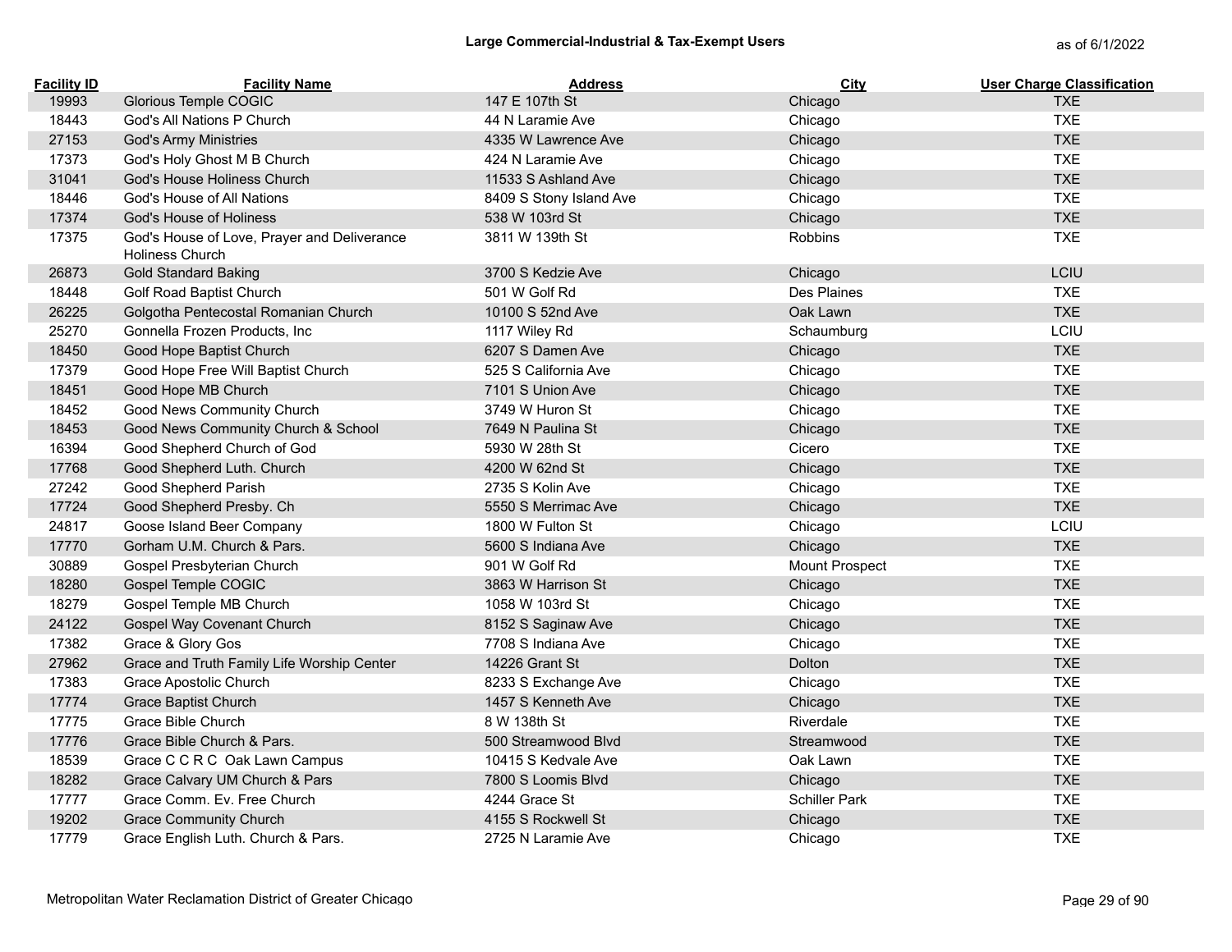# Large Commercial-Industrial & Tax-Exempt Users

as of 6/1/2022

| Facility ID | Facility Name | Address | City | User Charge Classification |
|---|---|---|---|---|
| 19993 | Glorious Temple COGIC | 147 E 107th St | Chicago | TXE |
| 18443 | God's All Nations P Church | 44 N Laramie Ave | Chicago | TXE |
| 27153 | God's Army Ministries | 4335 W Lawrence Ave | Chicago | TXE |
| 17373 | God's Holy Ghost M B Church | 424 N Laramie Ave | Chicago | TXE |
| 31041 | God's House Holiness Church | 11533 S Ashland Ave | Chicago | TXE |
| 18446 | God's House of All Nations | 8409 S Stony Island Ave | Chicago | TXE |
| 17374 | God's House of Holiness | 538 W 103rd St | Chicago | TXE |
| 17375 | God's House of Love, Prayer and Deliverance Holiness Church | 3811 W 139th St | Robbins | TXE |
| 26873 | Gold Standard Baking | 3700 S Kedzie Ave | Chicago | LCIU |
| 18448 | Golf Road Baptist Church | 501 W Golf Rd | Des Plaines | TXE |
| 26225 | Golgotha Pentecostal Romanian Church | 10100 S 52nd Ave | Oak Lawn | TXE |
| 25270 | Gonnella Frozen Products, Inc | 1117 Wiley Rd | Schaumburg | LCIU |
| 18450 | Good Hope Baptist Church | 6207 S Damen Ave | Chicago | TXE |
| 17379 | Good Hope Free Will Baptist Church | 525 S California Ave | Chicago | TXE |
| 18451 | Good Hope MB Church | 7101 S Union Ave | Chicago | TXE |
| 18452 | Good News Community Church | 3749 W Huron St | Chicago | TXE |
| 18453 | Good News Community Church & School | 7649 N Paulina St | Chicago | TXE |
| 16394 | Good Shepherd Church of God | 5930 W 28th St | Cicero | TXE |
| 17768 | Good Shepherd Luth. Church | 4200 W 62nd St | Chicago | TXE |
| 27242 | Good Shepherd Parish | 2735 S Kolin Ave | Chicago | TXE |
| 17724 | Good Shepherd Presby. Ch | 5550 S Merrimac Ave | Chicago | TXE |
| 24817 | Goose Island Beer Company | 1800 W Fulton St | Chicago | LCIU |
| 17770 | Gorham U.M. Church & Pars. | 5600 S Indiana Ave | Chicago | TXE |
| 30889 | Gospel Presbyterian Church | 901 W Golf Rd | Mount Prospect | TXE |
| 18280 | Gospel Temple COGIC | 3863 W Harrison St | Chicago | TXE |
| 18279 | Gospel Temple MB Church | 1058 W 103rd St | Chicago | TXE |
| 24122 | Gospel Way Covenant Church | 8152 S Saginaw Ave | Chicago | TXE |
| 17382 | Grace & Glory Gos | 7708 S Indiana Ave | Chicago | TXE |
| 27962 | Grace and Truth Family Life Worship Center | 14226 Grant St | Dolton | TXE |
| 17383 | Grace Apostolic Church | 8233 S Exchange Ave | Chicago | TXE |
| 17774 | Grace Baptist Church | 1457 S Kenneth Ave | Chicago | TXE |
| 17775 | Grace Bible Church | 8 W 138th St | Riverdale | TXE |
| 17776 | Grace Bible Church & Pars. | 500 Streamwood Blvd | Streamwood | TXE |
| 18539 | Grace C C R C Oak Lawn Campus | 10415 S Kedvale Ave | Oak Lawn | TXE |
| 18282 | Grace Calvary UM Church & Pars | 7800 S Loomis Blvd | Chicago | TXE |
| 17777 | Grace Comm. Ev. Free Church | 4244 Grace St | Schiller Park | TXE |
| 19202 | Grace Community Church | 4155 S Rockwell St | Chicago | TXE |
| 17779 | Grace English Luth. Church & Pars. | 2725 N Laramie Ave | Chicago | TXE |

Metropolitan Water Reclamation District of Greater Chicago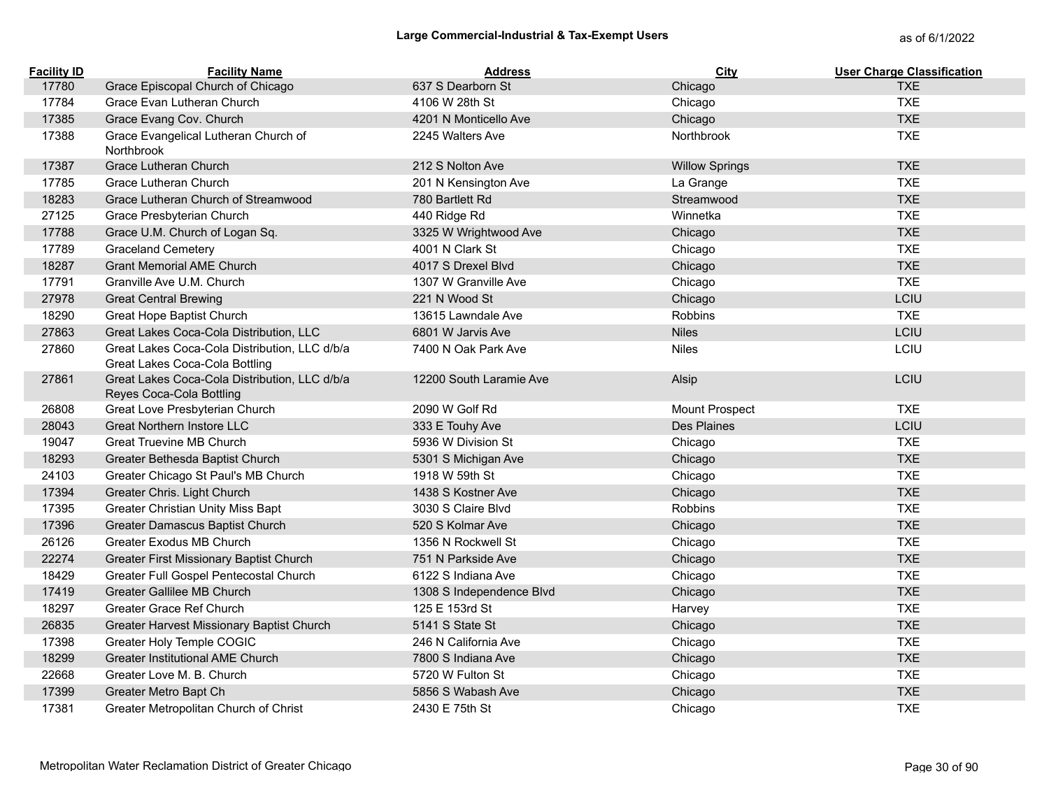## Large Commercial-Industrial & Tax-Exempt Users

as of 6/1/2022

| Facility ID | Facility Name | Address | City | User Charge Classification |
|---|---|---|---|---|
| 17780 | Grace Episcopal Church of Chicago | 637 S Dearborn St | Chicago | TXE |
| 17784 | Grace Evan Lutheran Church | 4106 W 28th St | Chicago | TXE |
| 17385 | Grace Evang Cov. Church | 4201 N Monticello Ave | Chicago | TXE |
| 17388 | Grace Evangelical Lutheran Church of Northbrook | 2245 Walters Ave | Northbrook | TXE |
| 17387 | Grace Lutheran Church | 212 S Nolton Ave | Willow Springs | TXE |
| 17785 | Grace Lutheran Church | 201 N Kensington Ave | La Grange | TXE |
| 18283 | Grace Lutheran Church of Streamwood | 780 Bartlett Rd | Streamwood | TXE |
| 27125 | Grace Presbyterian Church | 440 Ridge Rd | Winnetka | TXE |
| 17788 | Grace U.M. Church of Logan Sq. | 3325 W Wrightwood Ave | Chicago | TXE |
| 17789 | Graceland Cemetery | 4001 N Clark St | Chicago | TXE |
| 18287 | Grant Memorial AME Church | 4017 S Drexel Blvd | Chicago | TXE |
| 17791 | Granville Ave U.M. Church | 1307 W Granville Ave | Chicago | TXE |
| 27978 | Great Central Brewing | 221 N Wood St | Chicago | LCIU |
| 18290 | Great Hope Baptist Church | 13615 Lawndale Ave | Robbins | TXE |
| 27863 | Great Lakes Coca-Cola Distribution, LLC | 6801 W Jarvis Ave | Niles | LCIU |
| 27860 | Great Lakes Coca-Cola Distribution, LLC d/b/a Great Lakes Coca-Cola Bottling | 7400 N Oak Park Ave | Niles | LCIU |
| 27861 | Great Lakes Coca-Cola Distribution, LLC d/b/a Reyes Coca-Cola Bottling | 12200 South Laramie Ave | Alsip | LCIU |
| 26808 | Great Love Presbyterian Church | 2090 W Golf Rd | Mount Prospect | TXE |
| 28043 | Great Northern Instore LLC | 333 E Touhy Ave | Des Plaines | LCIU |
| 19047 | Great Truevine MB Church | 5936 W Division St | Chicago | TXE |
| 18293 | Greater Bethesda Baptist Church | 5301 S Michigan Ave | Chicago | TXE |
| 24103 | Greater Chicago St Paul's MB Church | 1918 W 59th St | Chicago | TXE |
| 17394 | Greater Chris. Light Church | 1438 S Kostner Ave | Chicago | TXE |
| 17395 | Greater Christian Unity Miss Bapt | 3030 S Claire Blvd | Robbins | TXE |
| 17396 | Greater Damascus Baptist Church | 520 S Kolmar Ave | Chicago | TXE |
| 26126 | Greater Exodus MB Church | 1356 N Rockwell St | Chicago | TXE |
| 22274 | Greater First Missionary Baptist Church | 751 N Parkside Ave | Chicago | TXE |
| 18429 | Greater Full Gospel Pentecostal Church | 6122 S Indiana Ave | Chicago | TXE |
| 17419 | Greater Gallilee MB Church | 1308 S Independence Blvd | Chicago | TXE |
| 18297 | Greater Grace Ref Church | 125 E 153rd St | Harvey | TXE |
| 26835 | Greater Harvest Missionary Baptist Church | 5141 S State St | Chicago | TXE |
| 17398 | Greater Holy Temple COGIC | 246 N California Ave | Chicago | TXE |
| 18299 | Greater Institutional AME Church | 7800 S Indiana Ave | Chicago | TXE |
| 22668 | Greater Love M. B. Church | 5720 W Fulton St | Chicago | TXE |
| 17399 | Greater Metro Bapt Ch | 5856 S Wabash Ave | Chicago | TXE |
| 17381 | Greater Metropolitan Church of Christ | 2430 E 75th St | Chicago | TXE |

Metropolitan Water Reclamation District of Greater Chicago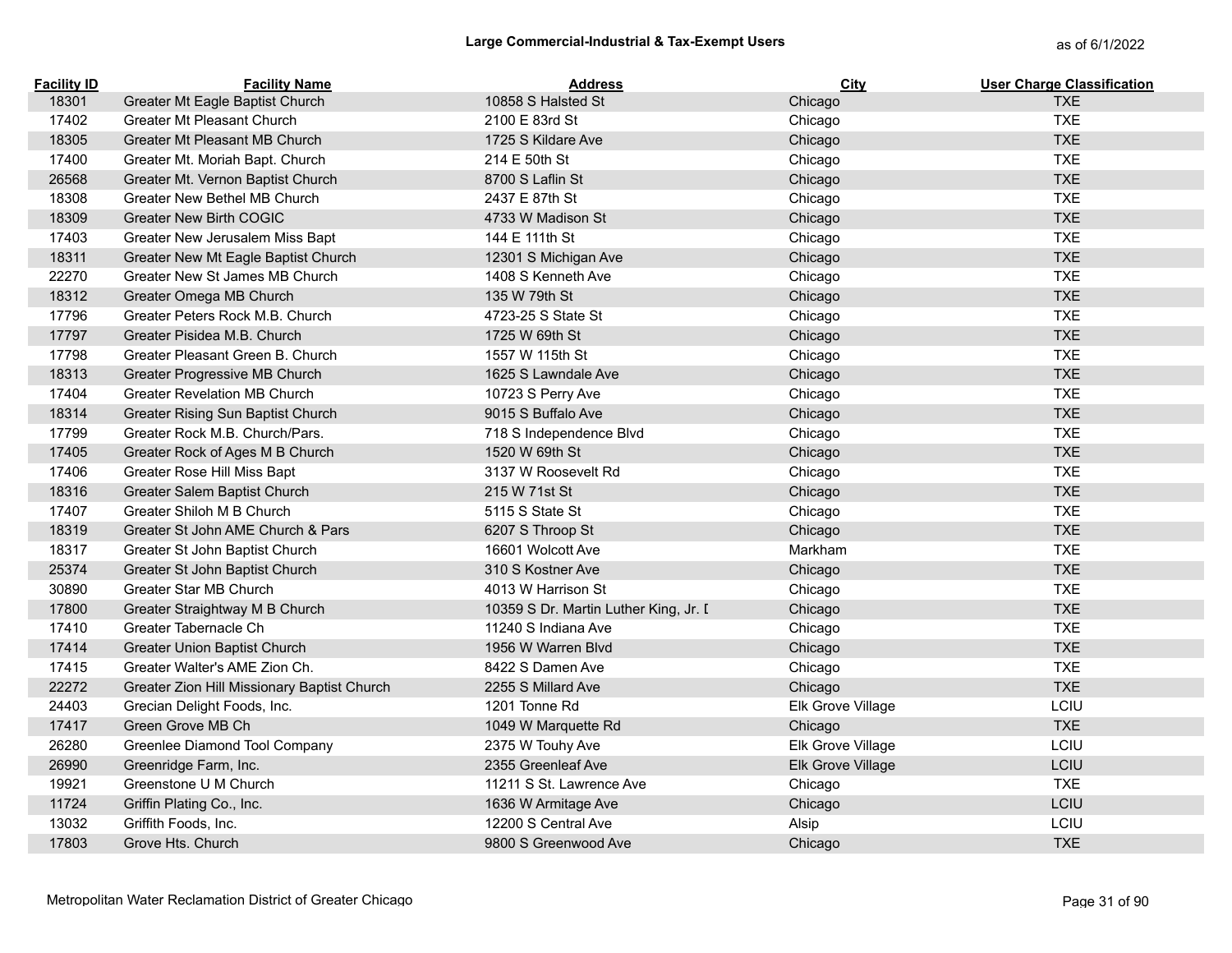## Large Commercial-Industrial & Tax-Exempt Users

as of 6/1/2022

| Facility ID | Facility Name | Address | City | User Charge Classification |
|---|---|---|---|---|
| 18301 | Greater Mt Eagle Baptist Church | 10858 S Halsted St | Chicago | TXE |
| 17402 | Greater Mt Pleasant Church | 2100 E 83rd St | Chicago | TXE |
| 18305 | Greater Mt Pleasant MB Church | 1725 S Kildare Ave | Chicago | TXE |
| 17400 | Greater Mt. Moriah Bapt. Church | 214 E 50th St | Chicago | TXE |
| 26568 | Greater Mt. Vernon Baptist Church | 8700 S Laflin St | Chicago | TXE |
| 18308 | Greater New Bethel MB Church | 2437 E 87th St | Chicago | TXE |
| 18309 | Greater New Birth COGIC | 4733 W Madison St | Chicago | TXE |
| 17403 | Greater New Jerusalem Miss Bapt | 144 E 111th St | Chicago | TXE |
| 18311 | Greater New Mt Eagle Baptist Church | 12301 S Michigan Ave | Chicago | TXE |
| 22270 | Greater New St James MB Church | 1408 S Kenneth Ave | Chicago | TXE |
| 18312 | Greater Omega MB Church | 135 W 79th St | Chicago | TXE |
| 17796 | Greater Peters Rock M.B. Church | 4723-25 S State St | Chicago | TXE |
| 17797 | Greater Pisidea M.B. Church | 1725 W 69th St | Chicago | TXE |
| 17798 | Greater Pleasant Green B. Church | 1557 W 115th St | Chicago | TXE |
| 18313 | Greater Progressive MB Church | 1625 S Lawndale Ave | Chicago | TXE |
| 17404 | Greater Revelation MB Church | 10723 S Perry Ave | Chicago | TXE |
| 18314 | Greater Rising Sun Baptist Church | 9015 S Buffalo Ave | Chicago | TXE |
| 17799 | Greater Rock M.B. Church/Pars. | 718 S Independence Blvd | Chicago | TXE |
| 17405 | Greater Rock of Ages M B Church | 1520 W 69th St | Chicago | TXE |
| 17406 | Greater Rose Hill Miss Bapt | 3137 W Roosevelt Rd | Chicago | TXE |
| 18316 | Greater Salem Baptist Church | 215 W 71st St | Chicago | TXE |
| 17407 | Greater Shiloh M B Church | 5115 S State St | Chicago | TXE |
| 18319 | Greater St John AME Church & Pars | 6207 S Throop St | Chicago | TXE |
| 18317 | Greater St John Baptist Church | 16601 Wolcott Ave | Markham | TXE |
| 25374 | Greater St John Baptist Church | 310 S Kostner Ave | Chicago | TXE |
| 30890 | Greater Star MB Church | 4013 W Harrison St | Chicago | TXE |
| 17800 | Greater Straightway M B Church | 10359 S Dr. Martin Luther King, Jr. [ | Chicago | TXE |
| 17410 | Greater Tabernacle Ch | 11240 S Indiana Ave | Chicago | TXE |
| 17414 | Greater Union Baptist Church | 1956 W Warren Blvd | Chicago | TXE |
| 17415 | Greater Walter's AME Zion Ch. | 8422 S Damen Ave | Chicago | TXE |
| 22272 | Greater Zion Hill Missionary Baptist Church | 2255 S Millard Ave | Chicago | TXE |
| 24403 | Grecian Delight Foods, Inc. | 1201 Tonne Rd | Elk Grove Village | LCIU |
| 17417 | Green Grove MB Ch | 1049 W Marquette Rd | Chicago | TXE |
| 26280 | Greenlee Diamond Tool Company | 2375 W Touhy Ave | Elk Grove Village | LCIU |
| 26990 | Greenridge Farm, Inc. | 2355 Greenleaf Ave | Elk Grove Village | LCIU |
| 19921 | Greenstone U M Church | 11211 S St. Lawrence Ave | Chicago | TXE |
| 11724 | Griffin Plating Co., Inc. | 1636 W Armitage Ave | Chicago | LCIU |
| 13032 | Griffith Foods, Inc. | 12200 S Central Ave | Alsip | LCIU |
| 17803 | Grove Hts. Church | 9800 S Greenwood Ave | Chicago | TXE |

Metropolitan Water Reclamation District of Greater Chicago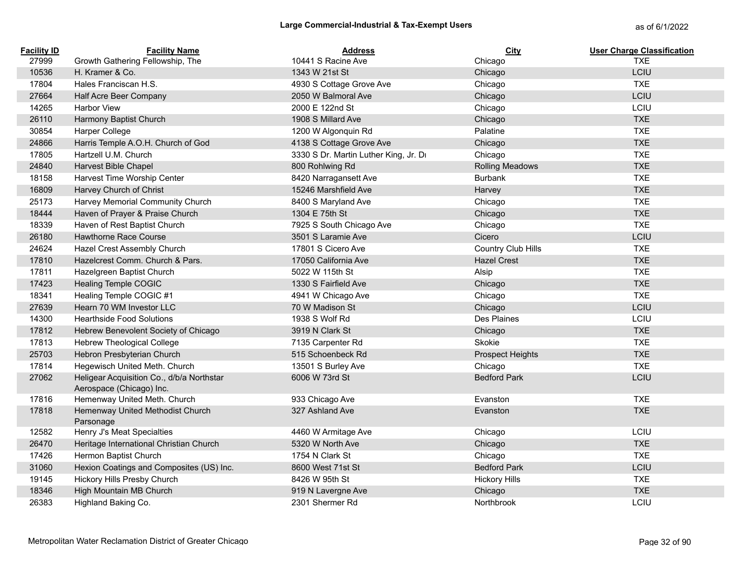## Large Commercial-Industrial & Tax-Exempt Users

as of 6/1/2022

| Facility ID | Facility Name | Address | City | User Charge Classification |
|---|---|---|---|---|
| 27999 | Growth Gathering Fellowship, The | 10441 S Racine Ave | Chicago | TXE |
| 10536 | H. Kramer & Co. | 1343 W 21st St | Chicago | LCIU |
| 17804 | Hales Franciscan H.S. | 4930 S Cottage Grove Ave | Chicago | TXE |
| 27664 | Half Acre Beer Company | 2050 W Balmoral Ave | Chicago | LCIU |
| 14265 | Harbor View | 2000 E 122nd St | Chicago | LCIU |
| 26110 | Harmony Baptist Church | 1908 S Millard Ave | Chicago | TXE |
| 30854 | Harper College | 1200 W Algonquin Rd | Palatine | TXE |
| 24866 | Harris Temple A.O.H. Church of God | 4138 S Cottage Grove Ave | Chicago | TXE |
| 17805 | Hartzell U.M. Church | 3330 S Dr. Martin Luther King, Jr. Dr | Chicago | TXE |
| 24840 | Harvest Bible Chapel | 800 Rohlwing Rd | Rolling Meadows | TXE |
| 18158 | Harvest Time Worship Center | 8420 Narragansett Ave | Burbank | TXE |
| 16809 | Harvey Church of Christ | 15246 Marshfield Ave | Harvey | TXE |
| 25173 | Harvey Memorial Community Church | 8400 S Maryland Ave | Chicago | TXE |
| 18444 | Haven of Prayer & Praise Church | 1304 E 75th St | Chicago | TXE |
| 18339 | Haven of Rest Baptist Church | 7925 S South Chicago Ave | Chicago | TXE |
| 26180 | Hawthorne Race Course | 3501 S Laramie Ave | Cicero | LCIU |
| 24624 | Hazel Crest Assembly Church | 17801 S Cicero Ave | Country Club Hills | TXE |
| 17810 | Hazelcrest Comm. Church & Pars. | 17050 California Ave | Hazel Crest | TXE |
| 17811 | Hazelgreen Baptist Church | 5022 W 115th St | Alsip | TXE |
| 17423 | Healing Temple COGIC | 1330 S Fairfield Ave | Chicago | TXE |
| 18341 | Healing Temple COGIC #1 | 4941 W Chicago Ave | Chicago | TXE |
| 27639 | Hearn 70 WM Investor LLC | 70 W Madison St | Chicago | LCIU |
| 14300 | Hearthside Food Solutions | 1938 S Wolf Rd | Des Plaines | LCIU |
| 17812 | Hebrew Benevolent Society of Chicago | 3919 N Clark St | Chicago | TXE |
| 17813 | Hebrew Theological College | 7135 Carpenter Rd | Skokie | TXE |
| 25703 | Hebron Presbyterian Church | 515 Schoenbeck Rd | Prospect Heights | TXE |
| 17814 | Hegewisch United Meth. Church | 13501 S Burley Ave | Chicago | TXE |
| 27062 | Heligear Acquisition Co., d/b/a Northstar Aerospace (Chicago) Inc. | 6006 W 73rd St | Bedford Park | LCIU |
| 17816 | Hemenway United Meth. Church | 933 Chicago Ave | Evanston | TXE |
| 17818 | Hemenway United Methodist Church Parsonage | 327 Ashland Ave | Evanston | TXE |
| 12582 | Henry J's Meat Specialties | 4460 W Armitage Ave | Chicago | LCIU |
| 26470 | Heritage International Christian Church | 5320 W North Ave | Chicago | TXE |
| 17426 | Hermon Baptist Church | 1754 N Clark St | Chicago | TXE |
| 31060 | Hexion Coatings and Composites (US) Inc. | 8600 West 71st St | Bedford Park | LCIU |
| 19145 | Hickory Hills Presby Church | 8426 W 95th St | Hickory Hills | TXE |
| 18346 | High Mountain MB Church | 919 N Lavergne Ave | Chicago | TXE |
| 26383 | Highland Baking Co. | 2301 Shermer Rd | Northbrook | LCIU |

Metropolitan Water Reclamation District of Greater Chicago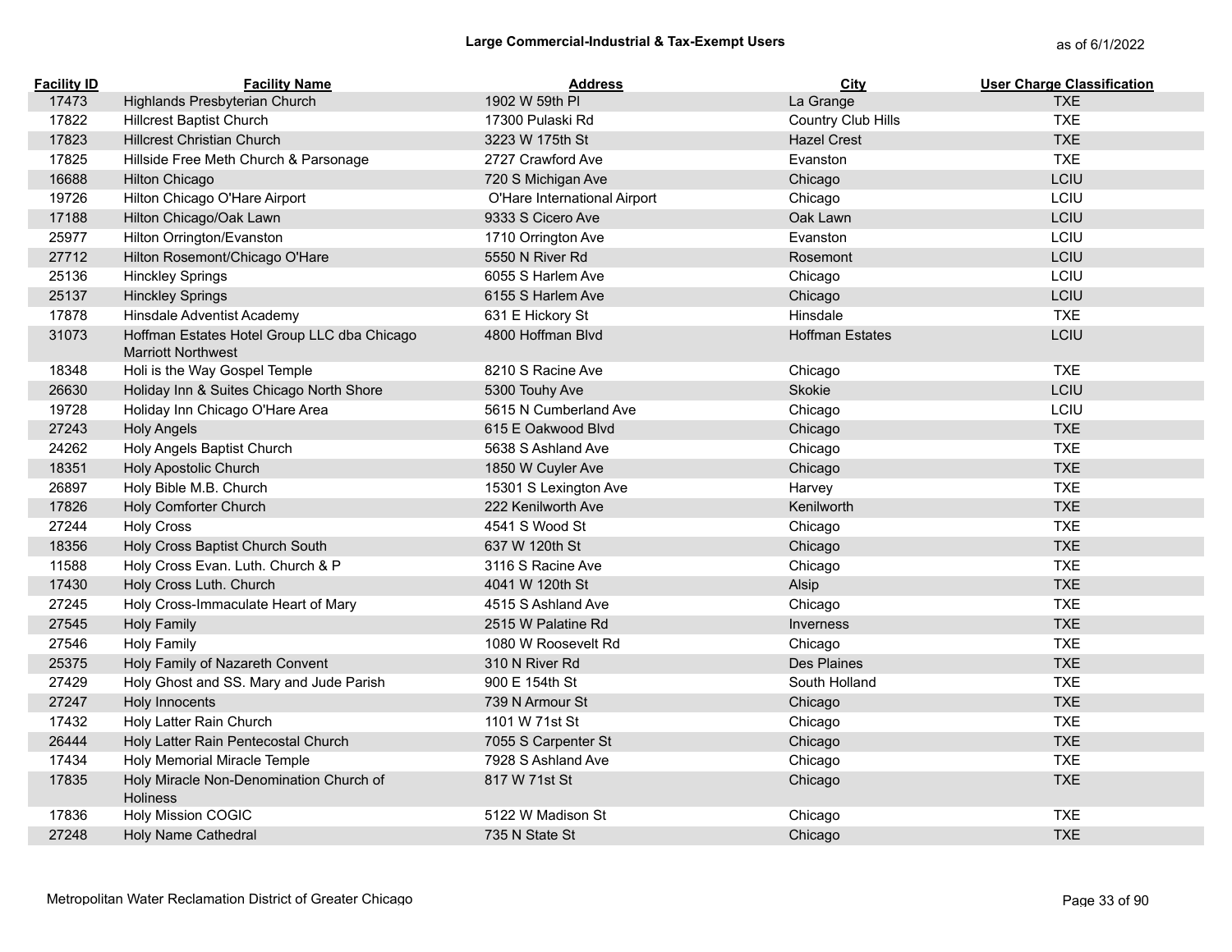# Large Commercial-Industrial & Tax-Exempt Users

as of 6/1/2022

| Facility ID | Facility Name | Address | City | User Charge Classification |
|---|---|---|---|---|
| 17473 | Highlands Presbyterian Church | 1902 W 59th Pl | La Grange | TXE |
| 17822 | Hillcrest Baptist Church | 17300 Pulaski Rd | Country Club Hills | TXE |
| 17823 | Hillcrest Christian Church | 3223 W 175th St | Hazel Crest | TXE |
| 17825 | Hillside Free Meth Church & Parsonage | 2727 Crawford Ave | Evanston | TXE |
| 16688 | Hilton Chicago | 720 S Michigan Ave | Chicago | LCIU |
| 19726 | Hilton Chicago O'Hare Airport | O'Hare International Airport | Chicago | LCIU |
| 17188 | Hilton Chicago/Oak Lawn | 9333 S Cicero Ave | Oak Lawn | LCIU |
| 25977 | Hilton Orrington/Evanston | 1710 Orrington Ave | Evanston | LCIU |
| 27712 | Hilton Rosemont/Chicago O'Hare | 5550 N River Rd | Rosemont | LCIU |
| 25136 | Hinckley Springs | 6055 S Harlem Ave | Chicago | LCIU |
| 25137 | Hinckley Springs | 6155 S Harlem Ave | Chicago | LCIU |
| 17878 | Hinsdale Adventist Academy | 631 E Hickory St | Hinsdale | TXE |
| 31073 | Hoffman Estates Hotel Group LLC dba Chicago Marriott Northwest | 4800 Hoffman Blvd | Hoffman Estates | LCIU |
| 18348 | Holi is the Way Gospel Temple | 8210 S Racine Ave | Chicago | TXE |
| 26630 | Holiday Inn & Suites Chicago North Shore | 5300 Touhy Ave | Skokie | LCIU |
| 19728 | Holiday Inn Chicago O'Hare Area | 5615 N Cumberland Ave | Chicago | LCIU |
| 27243 | Holy Angels | 615 E Oakwood Blvd | Chicago | TXE |
| 24262 | Holy Angels Baptist Church | 5638 S Ashland Ave | Chicago | TXE |
| 18351 | Holy Apostolic Church | 1850 W Cuyler Ave | Chicago | TXE |
| 26897 | Holy Bible M.B. Church | 15301 S Lexington Ave | Harvey | TXE |
| 17826 | Holy Comforter Church | 222 Kenilworth Ave | Kenilworth | TXE |
| 27244 | Holy Cross | 4541 S Wood St | Chicago | TXE |
| 18356 | Holy Cross Baptist Church South | 637 W 120th St | Chicago | TXE |
| 11588 | Holy Cross Evan. Luth. Church & P | 3116 S Racine Ave | Chicago | TXE |
| 17430 | Holy Cross Luth. Church | 4041 W 120th St | Alsip | TXE |
| 27245 | Holy Cross-Immaculate Heart of Mary | 4515 S Ashland Ave | Chicago | TXE |
| 27545 | Holy Family | 2515 W Palatine Rd | Inverness | TXE |
| 27546 | Holy Family | 1080 W Roosevelt Rd | Chicago | TXE |
| 25375 | Holy Family of Nazareth Convent | 310 N River Rd | Des Plaines | TXE |
| 27429 | Holy Ghost and SS. Mary and Jude Parish | 900 E 154th St | South Holland | TXE |
| 27247 | Holy Innocents | 739 N Armour St | Chicago | TXE |
| 17432 | Holy Latter Rain Church | 1101 W 71st St | Chicago | TXE |
| 26444 | Holy Latter Rain Pentecostal Church | 7055 S Carpenter St | Chicago | TXE |
| 17434 | Holy Memorial Miracle Temple | 7928 S Ashland Ave | Chicago | TXE |
| 17835 | Holy Miracle Non-Denomination Church of Holiness | 817 W 71st St | Chicago | TXE |
| 17836 | Holy Mission COGIC | 5122 W Madison St | Chicago | TXE |
| 27248 | Holy Name Cathedral | 735 N State St | Chicago | TXE |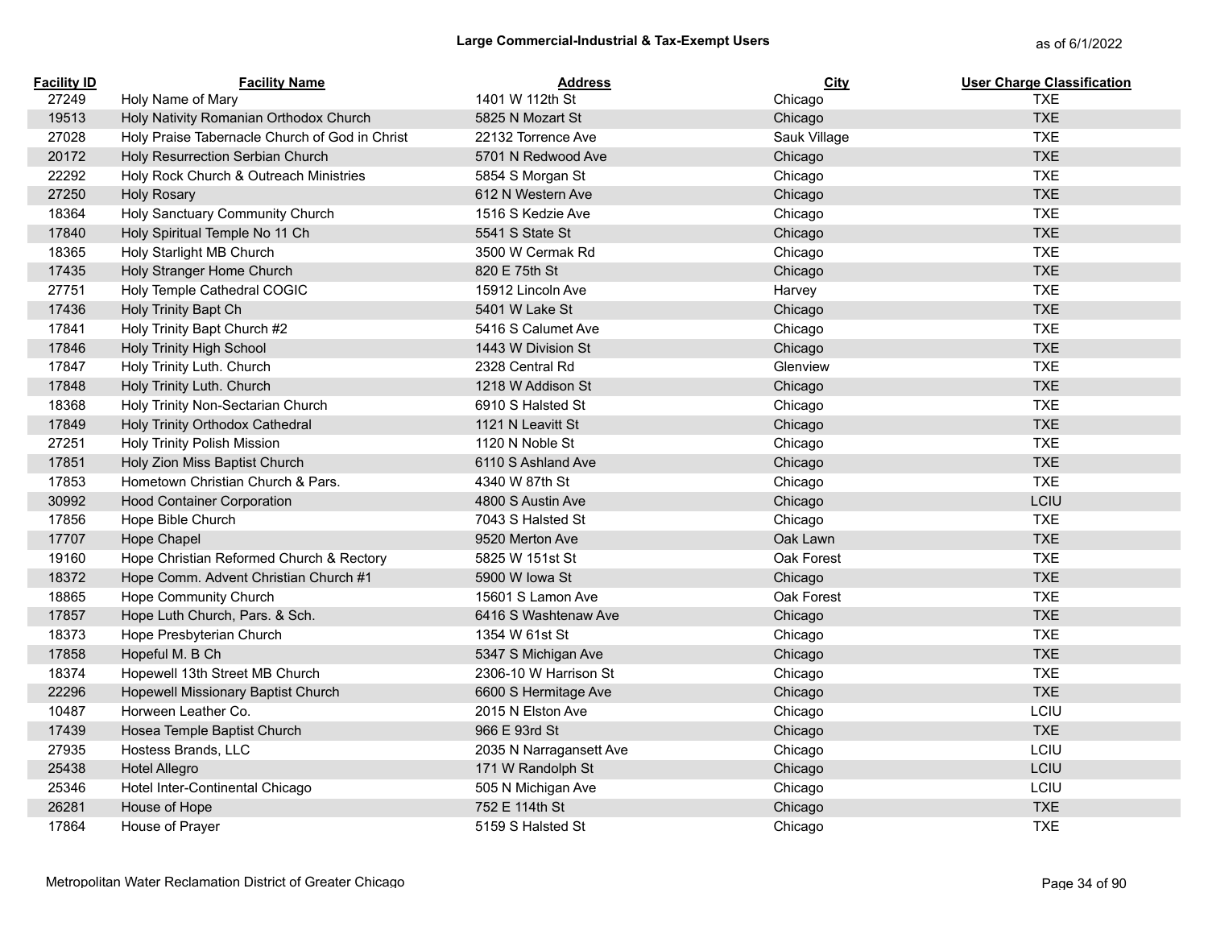**Large Commercial-Industrial & Tax-Exempt Users** as of 6/1/2022

| Facility ID | Facility Name | Address | City | User Charge Classification |
|---|---|---|---|---|
| 27249 | Holy Name of Mary | 1401 W 112th St | Chicago | TXE |
| 19513 | Holy Nativity Romanian Orthodox Church | 5825 N Mozart St | Chicago | TXE |
| 27028 | Holy Praise Tabernacle Church of God in Christ | 22132 Torrence Ave | Sauk Village | TXE |
| 20172 | Holy Resurrection Serbian Church | 5701 N Redwood Ave | Chicago | TXE |
| 22292 | Holy Rock Church & Outreach Ministries | 5854 S Morgan St | Chicago | TXE |
| 27250 | Holy Rosary | 612 N Western Ave | Chicago | TXE |
| 18364 | Holy Sanctuary Community Church | 1516 S Kedzie Ave | Chicago | TXE |
| 17840 | Holy Spiritual Temple No 11 Ch | 5541 S State St | Chicago | TXE |
| 18365 | Holy Starlight MB Church | 3500 W Cermak Rd | Chicago | TXE |
| 17435 | Holy Stranger Home Church | 820 E 75th St | Chicago | TXE |
| 27751 | Holy Temple Cathedral COGIC | 15912 Lincoln Ave | Harvey | TXE |
| 17436 | Holy Trinity Bapt Ch | 5401 W Lake St | Chicago | TXE |
| 17841 | Holy Trinity Bapt Church #2 | 5416 S Calumet Ave | Chicago | TXE |
| 17846 | Holy Trinity High School | 1443 W Division St | Chicago | TXE |
| 17847 | Holy Trinity Luth. Church | 2328 Central Rd | Glenview | TXE |
| 17848 | Holy Trinity Luth. Church | 1218 W Addison St | Chicago | TXE |
| 18368 | Holy Trinity Non-Sectarian Church | 6910 S Halsted St | Chicago | TXE |
| 17849 | Holy Trinity Orthodox Cathedral | 1121 N Leavitt St | Chicago | TXE |
| 27251 | Holy Trinity Polish Mission | 1120 N Noble St | Chicago | TXE |
| 17851 | Holy Zion Miss Baptist Church | 6110 S Ashland Ave | Chicago | TXE |
| 17853 | Hometown Christian Church & Pars. | 4340 W 87th St | Chicago | TXE |
| 30992 | Hood Container Corporation | 4800 S Austin Ave | Chicago | LCIU |
| 17856 | Hope Bible Church | 7043 S Halsted St | Chicago | TXE |
| 17707 | Hope Chapel | 9520 Merton Ave | Oak Lawn | TXE |
| 19160 | Hope Christian Reformed Church & Rectory | 5825 W 151st St | Oak Forest | TXE |
| 18372 | Hope Comm. Advent Christian Church #1 | 5900 W Iowa St | Chicago | TXE |
| 18865 | Hope Community Church | 15601 S Lamon Ave | Oak Forest | TXE |
| 17857 | Hope Luth Church, Pars. & Sch. | 6416 S Washtenaw Ave | Chicago | TXE |
| 18373 | Hope Presbyterian Church | 1354 W 61st St | Chicago | TXE |
| 17858 | Hopeful M. B Ch | 5347 S Michigan Ave | Chicago | TXE |
| 18374 | Hopewell 13th Street MB Church | 2306-10 W Harrison St | Chicago | TXE |
| 22296 | Hopewell Missionary Baptist Church | 6600 S Hermitage Ave | Chicago | TXE |
| 10487 | Horween Leather Co. | 2015 N Elston Ave | Chicago | LCIU |
| 17439 | Hosea Temple Baptist Church | 966 E 93rd St | Chicago | TXE |
| 27935 | Hostess Brands, LLC | 2035 N Narragansett Ave | Chicago | LCIU |
| 25438 | Hotel Allegro | 171 W Randolph St | Chicago | LCIU |
| 25346 | Hotel Inter-Continental Chicago | 505 N Michigan Ave | Chicago | LCIU |
| 26281 | House of Hope | 752 E 114th St | Chicago | TXE |
| 17864 | House of Prayer | 5159 S Halsted St | Chicago | TXE |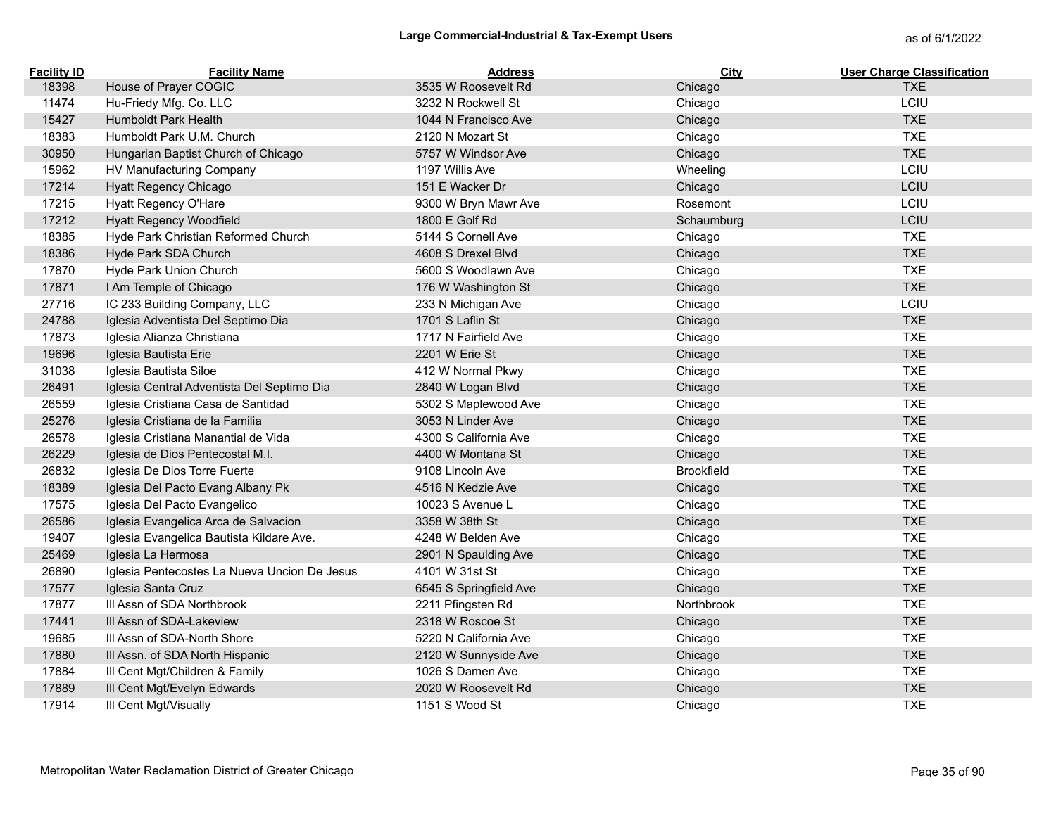## Large Commercial-Industrial & Tax-Exempt Users

as of 6/1/2022

| Facility ID | Facility Name | Address | City | User Charge Classification |
|---|---|---|---|---|
| 18398 | House of Prayer COGIC | 3535 W Roosevelt Rd | Chicago | TXE |
| 11474 | Hu-Friedy Mfg. Co. LLC | 3232 N Rockwell St | Chicago | LCIU |
| 15427 | Humboldt Park Health | 1044 N Francisco Ave | Chicago | TXE |
| 18383 | Humboldt Park U.M. Church | 2120 N Mozart St | Chicago | TXE |
| 30950 | Hungarian Baptist Church of Chicago | 5757 W Windsor Ave | Chicago | TXE |
| 15962 | HV Manufacturing Company | 1197 Willis Ave | Wheeling | LCIU |
| 17214 | Hyatt Regency Chicago | 151 E Wacker Dr | Chicago | LCIU |
| 17215 | Hyatt Regency O'Hare | 9300 W Bryn Mawr Ave | Rosemont | LCIU |
| 17212 | Hyatt Regency Woodfield | 1800 E Golf Rd | Schaumburg | LCIU |
| 18385 | Hyde Park Christian Reformed Church | 5144 S Cornell Ave | Chicago | TXE |
| 18386 | Hyde Park SDA Church | 4608 S Drexel Blvd | Chicago | TXE |
| 17870 | Hyde Park Union Church | 5600 S Woodlawn Ave | Chicago | TXE |
| 17871 | I Am Temple of Chicago | 176 W Washington St | Chicago | TXE |
| 27716 | IC 233 Building Company, LLC | 233 N Michigan Ave | Chicago | LCIU |
| 24788 | Iglesia Adventista Del Septimo Dia | 1701 S Laflin St | Chicago | TXE |
| 17873 | Iglesia Alianza Christiana | 1717 N Fairfield Ave | Chicago | TXE |
| 19696 | Iglesia Bautista Erie | 2201 W Erie St | Chicago | TXE |
| 31038 | Iglesia Bautista Siloe | 412 W Normal Pkwy | Chicago | TXE |
| 26491 | Iglesia Central Adventista Del Septimo Dia | 2840 W Logan Blvd | Chicago | TXE |
| 26559 | Iglesia Cristiana Casa de Santidad | 5302 S Maplewood Ave | Chicago | TXE |
| 25276 | Iglesia Cristiana de la Familia | 3053 N Linder Ave | Chicago | TXE |
| 26578 | Iglesia Cristiana Manantial de Vida | 4300 S California Ave | Chicago | TXE |
| 26229 | Iglesia de Dios Pentecostal M.I. | 4400 W Montana St | Chicago | TXE |
| 26832 | Iglesia De Dios Torre Fuerte | 9108 Lincoln Ave | Brookfield | TXE |
| 18389 | Iglesia Del Pacto Evang Albany Pk | 4516 N Kedzie Ave | Chicago | TXE |
| 17575 | Iglesia Del Pacto Evangelico | 10023 S Avenue L | Chicago | TXE |
| 26586 | Iglesia Evangelica Arca de Salvacion | 3358 W 38th St | Chicago | TXE |
| 19407 | Iglesia Evangelica Bautista Kildare Ave. | 4248 W Belden Ave | Chicago | TXE |
| 25469 | Iglesia La Hermosa | 2901 N Spaulding Ave | Chicago | TXE |
| 26890 | Iglesia Pentecostes La Nueva Uncion De Jesus | 4101 W 31st St | Chicago | TXE |
| 17577 | Iglesia Santa Cruz | 6545 S Springfield Ave | Chicago | TXE |
| 17877 | Ill Assn of SDA Northbrook | 2211 Pfingsten Rd | Northbrook | TXE |
| 17441 | Ill Assn of SDA-Lakeview | 2318 W Roscoe St | Chicago | TXE |
| 19685 | Ill Assn of SDA-North Shore | 5220 N California Ave | Chicago | TXE |
| 17880 | Ill Assn. of SDA North Hispanic | 2120 W Sunnyside Ave | Chicago | TXE |
| 17884 | Ill Cent Mgt/Children & Family | 1026 S Damen Ave | Chicago | TXE |
| 17889 | Ill Cent Mgt/Evelyn Edwards | 2020 W Roosevelt Rd | Chicago | TXE |
| 17914 | Ill Cent Mgt/Visually | 1151 S Wood St | Chicago | TXE |

Metropolitan Water Reclamation District of Greater Chicago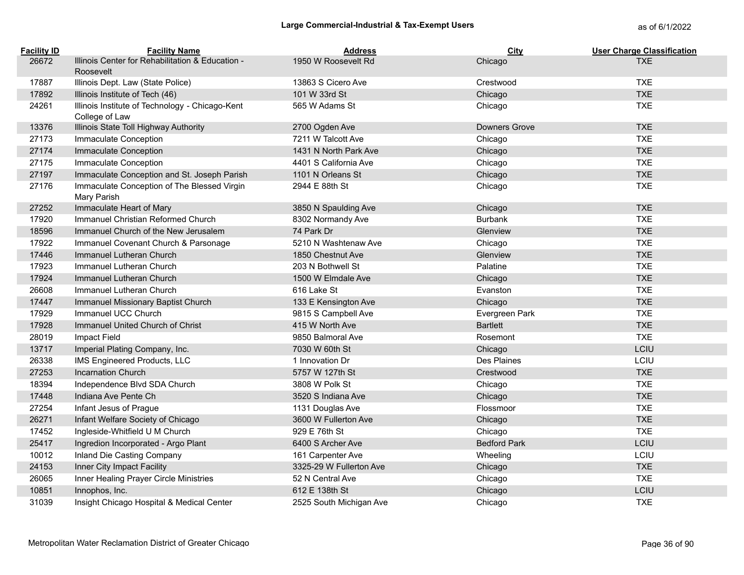## Large Commercial-Industrial & Tax-Exempt Users

as of 6/1/2022

| Facility ID | Facility Name | Address | City | User Charge Classification |
|---|---|---|---|---|
| 26672 | Illinois Center for Rehabilitation & Education - Roosevelt | 1950 W Roosevelt Rd | Chicago | TXE |
| 17887 | Illinois Dept. Law (State Police) | 13863 S Cicero Ave | Crestwood | TXE |
| 17892 | Illinois Institute of Tech (46) | 101 W 33rd St | Chicago | TXE |
| 24261 | Illinois Institute of Technology - Chicago-Kent College of Law | 565 W Adams St | Chicago | TXE |
| 13376 | Illinois State Toll Highway Authority | 2700 Ogden Ave | Downers Grove | TXE |
| 27173 | Immaculate Conception | 7211 W Talcott Ave | Chicago | TXE |
| 27174 | Immaculate Conception | 1431 N North Park Ave | Chicago | TXE |
| 27175 | Immaculate Conception | 4401 S California Ave | Chicago | TXE |
| 27197 | Immaculate Conception and St. Joseph Parish | 1101 N Orleans St | Chicago | TXE |
| 27176 | Immaculate Conception of The Blessed Virgin Mary Parish | 2944 E 88th St | Chicago | TXE |
| 27252 | Immaculate Heart of Mary | 3850 N Spaulding Ave | Chicago | TXE |
| 17920 | Immanuel Christian Reformed Church | 8302 Normandy Ave | Burbank | TXE |
| 18596 | Immanuel Church of the New Jerusalem | 74 Park Dr | Glenview | TXE |
| 17922 | Immanuel Covenant Church & Parsonage | 5210 N Washtenaw Ave | Chicago | TXE |
| 17446 | Immanuel Lutheran Church | 1850 Chestnut Ave | Glenview | TXE |
| 17923 | Immanuel Lutheran Church | 203 N Bothwell St | Palatine | TXE |
| 17924 | Immanuel Lutheran Church | 1500 W Elmdale Ave | Chicago | TXE |
| 26608 | Immanuel Lutheran Church | 616 Lake St | Evanston | TXE |
| 17447 | Immanuel Missionary Baptist Church | 133 E Kensington Ave | Chicago | TXE |
| 17929 | Immanuel UCC Church | 9815 S Campbell Ave | Evergreen Park | TXE |
| 17928 | Immanuel United Church of Christ | 415 W North Ave | Bartlett | TXE |
| 28019 | Impact Field | 9850 Balmoral Ave | Rosemont | TXE |
| 13717 | Imperial Plating Company, Inc. | 7030 W 60th St | Chicago | LCIU |
| 26338 | IMS Engineered Products, LLC | 1 Innovation Dr | Des Plaines | LCIU |
| 27253 | Incarnation Church | 5757 W 127th St | Crestwood | TXE |
| 18394 | Independence Blvd SDA Church | 3808 W Polk St | Chicago | TXE |
| 17448 | Indiana Ave Pente Ch | 3520 S Indiana Ave | Chicago | TXE |
| 27254 | Infant Jesus of Prague | 1131 Douglas Ave | Flossmoor | TXE |
| 26271 | Infant Welfare Society of Chicago | 3600 W Fullerton Ave | Chicago | TXE |
| 17452 | Ingleside-Whitfield U M Church | 929 E 76th St | Chicago | TXE |
| 25417 | Ingredion Incorporated - Argo Plant | 6400 S Archer Ave | Bedford Park | LCIU |
| 10012 | Inland Die Casting Company | 161 Carpenter Ave | Wheeling | LCIU |
| 24153 | Inner City Impact Facility | 3325-29 W Fullerton Ave | Chicago | TXE |
| 26065 | Inner Healing Prayer Circle Ministries | 52 N Central Ave | Chicago | TXE |
| 10851 | Innophos, Inc. | 612 E 138th St | Chicago | LCIU |
| 31039 | Insight Chicago Hospital & Medical Center | 2525 South Michigan Ave | Chicago | TXE |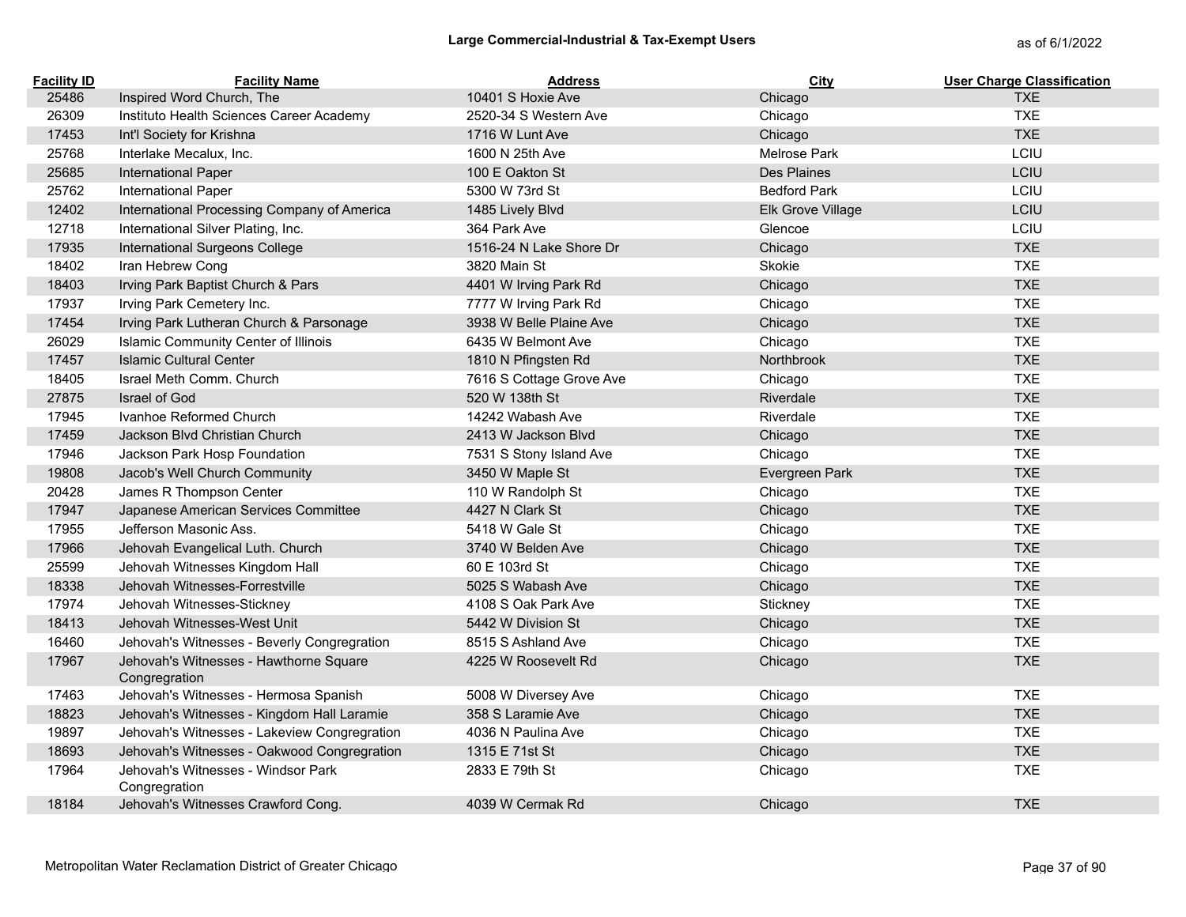## Large Commercial-Industrial & Tax-Exempt Users

as of 6/1/2022

| Facility ID | Facility Name | Address | City | User Charge Classification |
|---|---|---|---|---|
| 25486 | Inspired Word Church, The | 10401 S Hoxie Ave | Chicago | TXE |
| 26309 | Instituto Health Sciences Career Academy | 2520-34 S Western Ave | Chicago | TXE |
| 17453 | Int'l Society for Krishna | 1716 W Lunt Ave | Chicago | TXE |
| 25768 | Interlake Mecalux, Inc. | 1600 N 25th Ave | Melrose Park | LCIU |
| 25685 | International Paper | 100 E Oakton St | Des Plaines | LCIU |
| 25762 | International Paper | 5300 W 73rd St | Bedford Park | LCIU |
| 12402 | International Processing Company of America | 1485 Lively Blvd | Elk Grove Village | LCIU |
| 12718 | International Silver Plating, Inc. | 364 Park Ave | Glencoe | LCIU |
| 17935 | International Surgeons College | 1516-24 N Lake Shore Dr | Chicago | TXE |
| 18402 | Iran Hebrew Cong | 3820 Main St | Skokie | TXE |
| 18403 | Irving Park Baptist Church & Pars | 4401 W Irving Park Rd | Chicago | TXE |
| 17937 | Irving Park Cemetery Inc. | 7777 W Irving Park Rd | Chicago | TXE |
| 17454 | Irving Park Lutheran Church & Parsonage | 3938 W Belle Plaine Ave | Chicago | TXE |
| 26029 | Islamic Community Center of Illinois | 6435 W Belmont Ave | Chicago | TXE |
| 17457 | Islamic Cultural Center | 1810 N Pfingsten Rd | Northbrook | TXE |
| 18405 | Israel Meth Comm. Church | 7616 S Cottage Grove Ave | Chicago | TXE |
| 27875 | Israel of God | 520 W 138th St | Riverdale | TXE |
| 17945 | Ivanhoe Reformed Church | 14242 Wabash Ave | Riverdale | TXE |
| 17459 | Jackson Blvd Christian Church | 2413 W Jackson Blvd | Chicago | TXE |
| 17946 | Jackson Park Hosp Foundation | 7531 S Stony Island Ave | Chicago | TXE |
| 19808 | Jacob's Well Church Community | 3450 W Maple St | Evergreen Park | TXE |
| 20428 | James R Thompson Center | 110 W Randolph St | Chicago | TXE |
| 17947 | Japanese American Services Committee | 4427 N Clark St | Chicago | TXE |
| 17955 | Jefferson Masonic Ass. | 5418 W Gale St | Chicago | TXE |
| 17966 | Jehovah Evangelical Luth. Church | 3740 W Belden Ave | Chicago | TXE |
| 25599 | Jehovah Witnesses Kingdom Hall | 60 E 103rd St | Chicago | TXE |
| 18338 | Jehovah Witnesses-Forrestville | 5025 S Wabash Ave | Chicago | TXE |
| 17974 | Jehovah Witnesses-Stickney | 4108 S Oak Park Ave | Stickney | TXE |
| 18413 | Jehovah Witnesses-West Unit | 5442 W Division St | Chicago | TXE |
| 16460 | Jehovah's Witnesses - Beverly Congregration | 8515 S Ashland Ave | Chicago | TXE |
| 17967 | Jehovah's Witnesses - Hawthorne Square Congregration | 4225 W Roosevelt Rd | Chicago | TXE |
| 17463 | Jehovah's Witnesses - Hermosa Spanish | 5008 W Diversey Ave | Chicago | TXE |
| 18823 | Jehovah's Witnesses - Kingdom Hall Laramie | 358 S Laramie Ave | Chicago | TXE |
| 19897 | Jehovah's Witnesses - Lakeview Congregration | 4036 N Paulina Ave | Chicago | TXE |
| 18693 | Jehovah's Witnesses - Oakwood Congregration | 1315 E 71st St | Chicago | TXE |
| 17964 | Jehovah's Witnesses - Windsor Park Congregration | 2833 E 79th St | Chicago | TXE |
| 18184 | Jehovah's Witnesses Crawford Cong. | 4039 W Cermak Rd | Chicago | TXE |

Metropolitan Water Reclamation District of Greater Chicago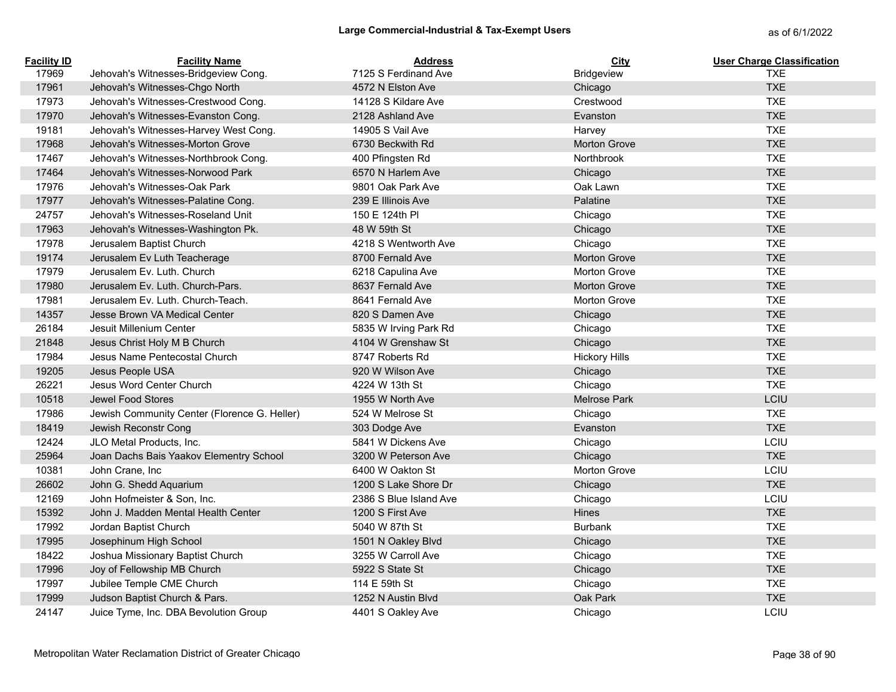# Large Commercial-Industrial & Tax-Exempt Users

as of 6/1/2022

| Facility ID | Facility Name | Address | City | User Charge Classification |
|---|---|---|---|---|
| 17969 | Jehovah's Witnesses-Bridgeview Cong. | 7125 S Ferdinand Ave | Bridgeview | TXE |
| 17961 | Jehovah's Witnesses-Chgo North | 4572 N Elston Ave | Chicago | TXE |
| 17973 | Jehovah's Witnesses-Crestwood Cong. | 14128 S Kildare Ave | Crestwood | TXE |
| 17970 | Jehovah's Witnesses-Evanston Cong. | 2128 Ashland Ave | Evanston | TXE |
| 19181 | Jehovah's Witnesses-Harvey West Cong. | 14905 S Vail Ave | Harvey | TXE |
| 17968 | Jehovah's Witnesses-Morton Grove | 6730 Beckwith Rd | Morton Grove | TXE |
| 17467 | Jehovah's Witnesses-Northbrook Cong. | 400 Pfingsten Rd | Northbrook | TXE |
| 17464 | Jehovah's Witnesses-Norwood Park | 6570 N Harlem Ave | Chicago | TXE |
| 17976 | Jehovah's Witnesses-Oak Park | 9801 Oak Park Ave | Oak Lawn | TXE |
| 17977 | Jehovah's Witnesses-Palatine Cong. | 239 E Illinois Ave | Palatine | TXE |
| 24757 | Jehovah's Witnesses-Roseland Unit | 150 E 124th Pl | Chicago | TXE |
| 17963 | Jehovah's Witnesses-Washington Pk. | 48 W 59th St | Chicago | TXE |
| 17978 | Jerusalem Baptist Church | 4218 S Wentworth Ave | Chicago | TXE |
| 19174 | Jerusalem Ev Luth Teacherage | 8700 Fernald Ave | Morton Grove | TXE |
| 17979 | Jerusalem Ev. Luth. Church | 6218 Capulina Ave | Morton Grove | TXE |
| 17980 | Jerusalem Ev. Luth. Church-Pars. | 8637 Fernald Ave | Morton Grove | TXE |
| 17981 | Jerusalem Ev. Luth. Church-Teach. | 8641 Fernald Ave | Morton Grove | TXE |
| 14357 | Jesse Brown VA Medical Center | 820 S Damen Ave | Chicago | TXE |
| 26184 | Jesuit Millenium Center | 5835 W Irving Park Rd | Chicago | TXE |
| 21848 | Jesus Christ Holy M B Church | 4104 W Grenshaw St | Chicago | TXE |
| 17984 | Jesus Name Pentecostal Church | 8747 Roberts Rd | Hickory Hills | TXE |
| 19205 | Jesus People USA | 920 W Wilson Ave | Chicago | TXE |
| 26221 | Jesus Word Center Church | 4224 W 13th St | Chicago | TXE |
| 10518 | Jewel Food Stores | 1955 W North Ave | Melrose Park | LCIU |
| 17986 | Jewish Community Center (Florence G. Heller) | 524 W Melrose St | Chicago | TXE |
| 18419 | Jewish Reconstr Cong | 303 Dodge Ave | Evanston | TXE |
| 12424 | JLO Metal Products, Inc. | 5841 W Dickens Ave | Chicago | LCIU |
| 25964 | Joan Dachs Bais Yaakov Elementry School | 3200 W Peterson Ave | Chicago | TXE |
| 10381 | John Crane, Inc | 6400 W Oakton St | Morton Grove | LCIU |
| 26602 | John G. Shedd Aquarium | 1200 S Lake Shore Dr | Chicago | TXE |
| 12169 | John Hofmeister & Son, Inc. | 2386 S Blue Island Ave | Chicago | LCIU |
| 15392 | John J. Madden Mental Health Center | 1200 S First Ave | Hines | TXE |
| 17992 | Jordan Baptist Church | 5040 W 87th St | Burbank | TXE |
| 17995 | Josephinum High School | 1501 N Oakley Blvd | Chicago | TXE |
| 18422 | Joshua Missionary Baptist Church | 3255 W Carroll Ave | Chicago | TXE |
| 17996 | Joy of Fellowship MB Church | 5922 S State St | Chicago | TXE |
| 17997 | Jubilee Temple CME Church | 114 E 59th St | Chicago | TXE |
| 17999 | Judson Baptist Church & Pars. | 1252 N Austin Blvd | Oak Park | TXE |
| 24147 | Juice Tyme, Inc. DBA Bevolution Group | 4401 S Oakley Ave | Chicago | LCIU |

Metropolitan Water Reclamation District of Greater Chicago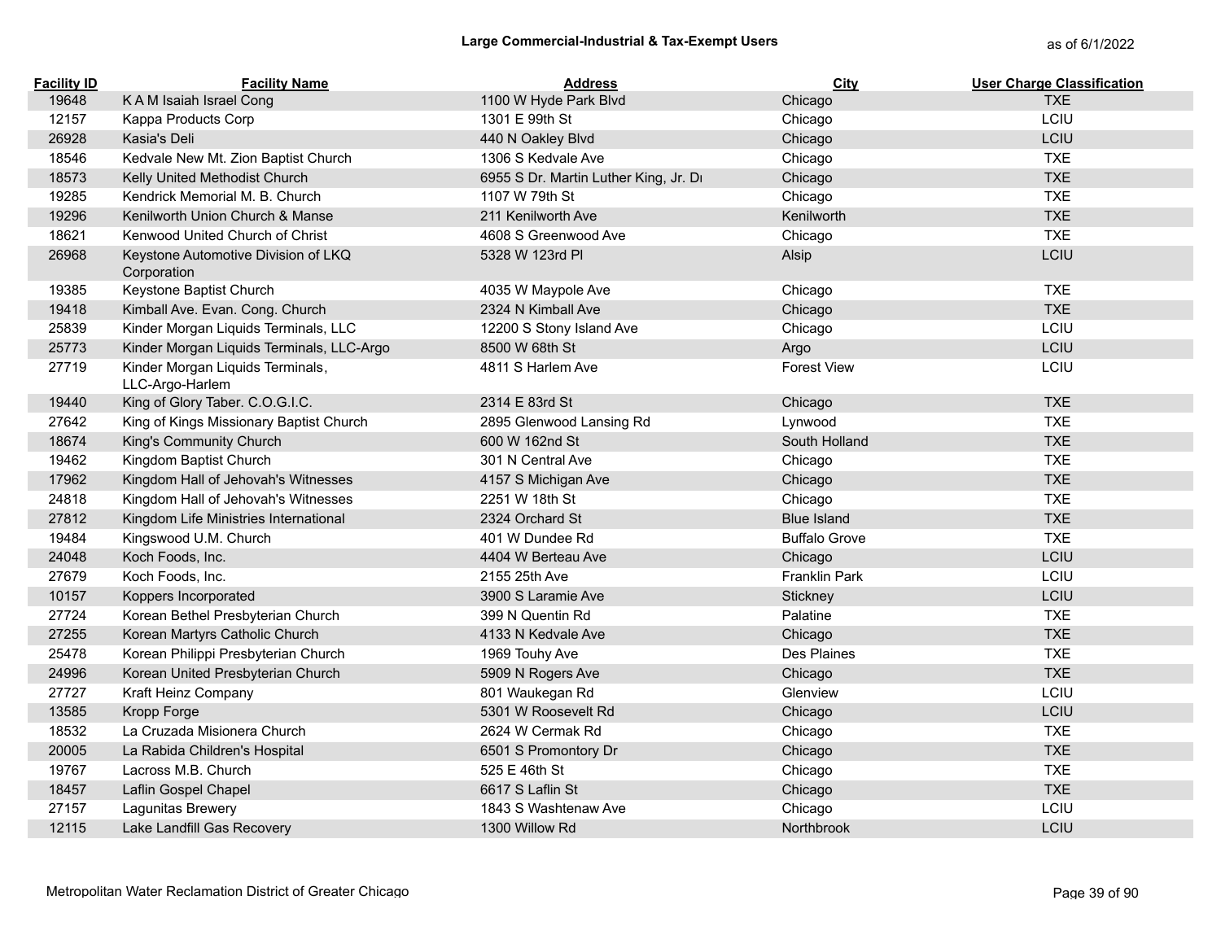# Large Commercial-Industrial & Tax-Exempt Users

as of 6/1/2022

| Facility ID | Facility Name | Address | City | User Charge Classification |
|---|---|---|---|---|
| 19648 | K A M Isaiah Israel Cong | 1100 W Hyde Park Blvd | Chicago | TXE |
| 12157 | Kappa Products Corp | 1301 E 99th St | Chicago | LCIU |
| 26928 | Kasia's Deli | 440 N Oakley Blvd | Chicago | LCIU |
| 18546 | Kedvale New Mt. Zion Baptist Church | 1306 S Kedvale Ave | Chicago | TXE |
| 18573 | Kelly United Methodist Church | 6955 S Dr. Martin Luther King, Jr. Dr | Chicago | TXE |
| 19285 | Kendrick Memorial M. B. Church | 1107 W 79th St | Chicago | TXE |
| 19296 | Kenilworth Union Church & Manse | 211 Kenilworth Ave | Kenilworth | TXE |
| 18621 | Kenwood United Church of Christ | 4608 S Greenwood Ave | Chicago | TXE |
| 26968 | Keystone Automotive Division of LKQ Corporation | 5328 W 123rd Pl | Alsip | LCIU |
| 19385 | Keystone Baptist Church | 4035 W Maypole Ave | Chicago | TXE |
| 19418 | Kimball Ave. Evan. Cong. Church | 2324 N Kimball Ave | Chicago | TXE |
| 25839 | Kinder Morgan Liquids Terminals, LLC | 12200 S Stony Island Ave | Chicago | LCIU |
| 25773 | Kinder Morgan Liquids Terminals, LLC-Argo | 8500 W 68th St | Argo | LCIU |
| 27719 | Kinder Morgan Liquids Terminals, LLC-Argo-Harlem | 4811 S Harlem Ave | Forest View | LCIU |
| 19440 | King of Glory Taber. C.O.G.I.C. | 2314 E 83rd St | Chicago | TXE |
| 27642 | King of Kings Missionary Baptist Church | 2895 Glenwood Lansing Rd | Lynwood | TXE |
| 18674 | King's Community Church | 600 W 162nd St | South Holland | TXE |
| 19462 | Kingdom Baptist Church | 301 N Central Ave | Chicago | TXE |
| 17962 | Kingdom Hall of Jehovah's Witnesses | 4157 S Michigan Ave | Chicago | TXE |
| 24818 | Kingdom Hall of Jehovah's Witnesses | 2251 W 18th St | Chicago | TXE |
| 27812 | Kingdom Life Ministries International | 2324 Orchard St | Blue Island | TXE |
| 19484 | Kingswood U.M. Church | 401 W Dundee Rd | Buffalo Grove | TXE |
| 24048 | Koch Foods, Inc. | 4404 W Berteau Ave | Chicago | LCIU |
| 27679 | Koch Foods, Inc. | 2155 25th Ave | Franklin Park | LCIU |
| 10157 | Koppers Incorporated | 3900 S Laramie Ave | Stickney | LCIU |
| 27724 | Korean Bethel Presbyterian Church | 399 N Quentin Rd | Palatine | TXE |
| 27255 | Korean Martyrs Catholic Church | 4133 N Kedvale Ave | Chicago | TXE |
| 25478 | Korean Philippi Presbyterian Church | 1969 Touhy Ave | Des Plaines | TXE |
| 24996 | Korean United Presbyterian Church | 5909 N Rogers Ave | Chicago | TXE |
| 27727 | Kraft Heinz Company | 801 Waukegan Rd | Glenview | LCIU |
| 13585 | Kropp Forge | 5301 W Roosevelt Rd | Chicago | LCIU |
| 18532 | La Cruzada Misionera Church | 2624 W Cermak Rd | Chicago | TXE |
| 20005 | La Rabida Children's Hospital | 6501 S Promontory Dr | Chicago | TXE |
| 19767 | Lacross M.B. Church | 525 E 46th St | Chicago | TXE |
| 18457 | Laflin Gospel Chapel | 6617 S Laflin St | Chicago | TXE |
| 27157 | Lagunitas Brewery | 1843 S Washtenaw Ave | Chicago | LCIU |
| 12115 | Lake Landfill Gas Recovery | 1300 Willow Rd | Northbrook | LCIU |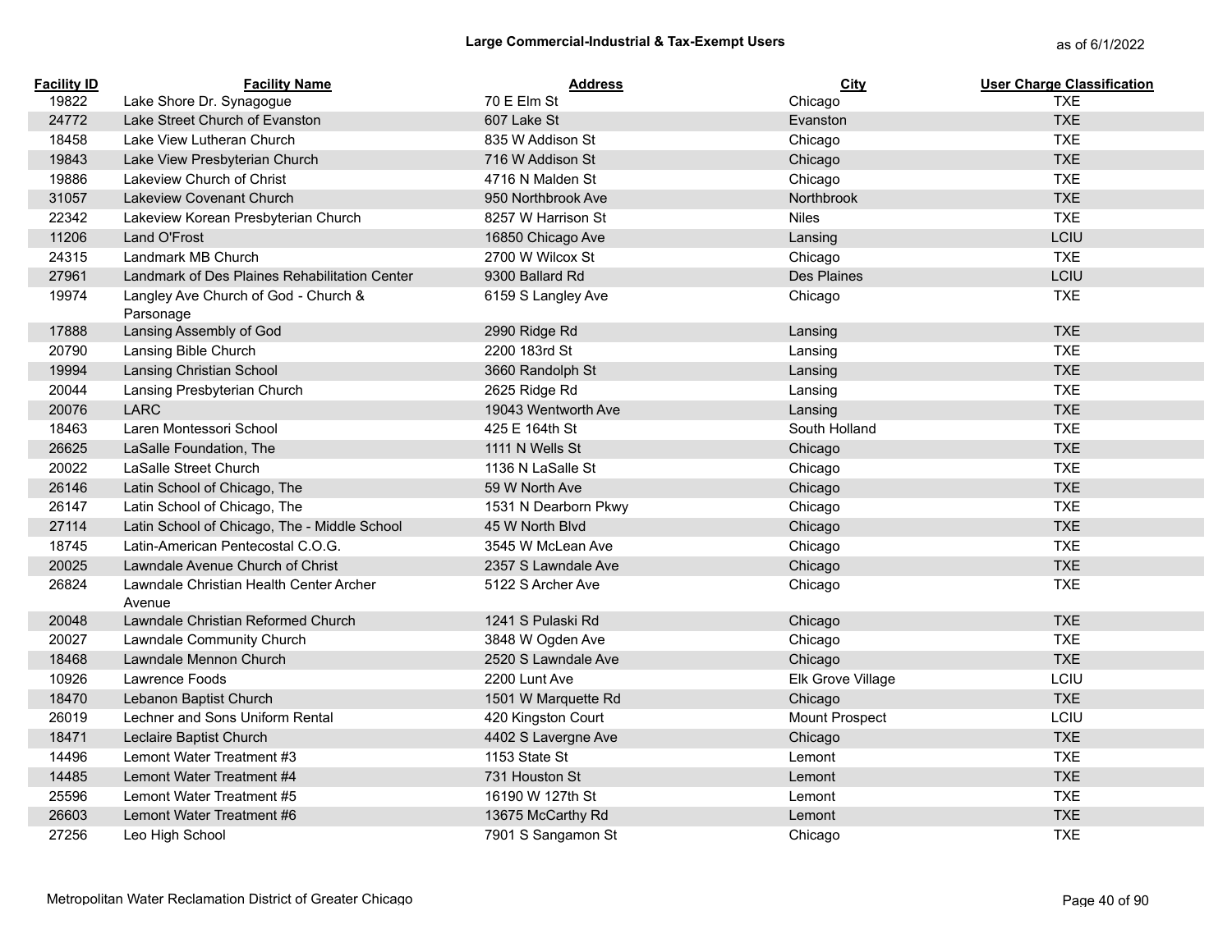# Large Commercial-Industrial & Tax-Exempt Users

as of 6/1/2022

| Facility ID | Facility Name | Address | City | User Charge Classification |
|---|---|---|---|---|
| 19822 | Lake Shore Dr. Synagogue | 70 E Elm St | Chicago | TXE |
| 24772 | Lake Street Church of Evanston | 607 Lake St | Evanston | TXE |
| 18458 | Lake View Lutheran Church | 835 W Addison St | Chicago | TXE |
| 19843 | Lake View Presbyterian Church | 716 W Addison St | Chicago | TXE |
| 19886 | Lakeview Church of Christ | 4716 N Malden St | Chicago | TXE |
| 31057 | Lakeview Covenant Church | 950 Northbrook Ave | Northbrook | TXE |
| 22342 | Lakeview Korean Presbyterian Church | 8257 W Harrison St | Niles | TXE |
| 11206 | Land O'Frost | 16850 Chicago Ave | Lansing | LCIU |
| 24315 | Landmark MB Church | 2700 W Wilcox St | Chicago | TXE |
| 27961 | Landmark of Des Plaines Rehabilitation Center | 9300 Ballard Rd | Des Plaines | LCIU |
| 19974 | Langley Ave Church of God - Church & Parsonage | 6159 S Langley Ave | Chicago | TXE |
| 17888 | Lansing Assembly of God | 2990 Ridge Rd | Lansing | TXE |
| 20790 | Lansing Bible Church | 2200 183rd St | Lansing | TXE |
| 19994 | Lansing Christian School | 3660 Randolph St | Lansing | TXE |
| 20044 | Lansing Presbyterian Church | 2625 Ridge Rd | Lansing | TXE |
| 20076 | LARC | 19043 Wentworth Ave | Lansing | TXE |
| 18463 | Laren Montessori School | 425 E 164th St | South Holland | TXE |
| 26625 | LaSalle Foundation, The | 1111 N Wells St | Chicago | TXE |
| 20022 | LaSalle Street Church | 1136 N LaSalle St | Chicago | TXE |
| 26146 | Latin School of Chicago, The | 59 W North Ave | Chicago | TXE |
| 26147 | Latin School of Chicago, The | 1531 N Dearborn Pkwy | Chicago | TXE |
| 27114 | Latin School of Chicago, The - Middle School | 45 W North Blvd | Chicago | TXE |
| 18745 | Latin-American Pentecostal C.O.G. | 3545 W McLean Ave | Chicago | TXE |
| 20025 | Lawndale Avenue Church of Christ | 2357 S Lawndale Ave | Chicago | TXE |
| 26824 | Lawndale Christian Health Center Archer Avenue | 5122 S Archer Ave | Chicago | TXE |
| 20048 | Lawndale Christian Reformed Church | 1241 S Pulaski Rd | Chicago | TXE |
| 20027 | Lawndale Community Church | 3848 W Ogden Ave | Chicago | TXE |
| 18468 | Lawndale Mennon Church | 2520 S Lawndale Ave | Chicago | TXE |
| 10926 | Lawrence Foods | 2200 Lunt Ave | Elk Grove Village | LCIU |
| 18470 | Lebanon Baptist Church | 1501 W Marquette Rd | Chicago | TXE |
| 26019 | Lechner and Sons Uniform Rental | 420 Kingston Court | Mount Prospect | LCIU |
| 18471 | Leclaire Baptist Church | 4402 S Lavergne Ave | Chicago | TXE |
| 14496 | Lemont Water Treatment #3 | 1153 State St | Lemont | TXE |
| 14485 | Lemont Water Treatment #4 | 731 Houston St | Lemont | TXE |
| 25596 | Lemont Water Treatment #5 | 16190 W 127th St | Lemont | TXE |
| 26603 | Lemont Water Treatment #6 | 13675 McCarthy Rd | Lemont | TXE |
| 27256 | Leo High School | 7901 S Sangamon St | Chicago | TXE |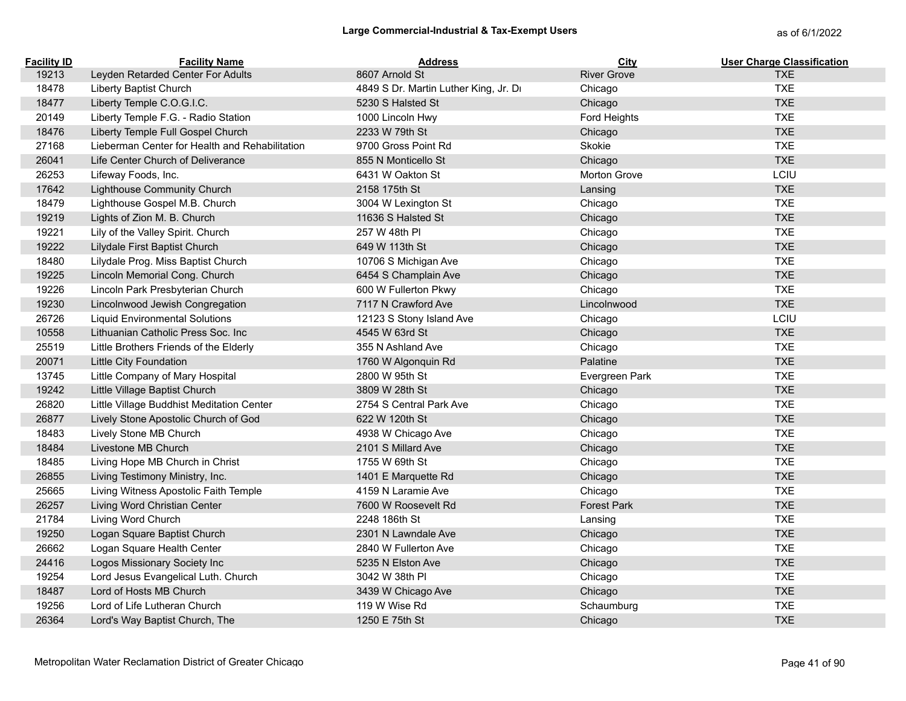## Large Commercial-Industrial & Tax-Exempt Users

as of 6/1/2022

| Facility ID | Facility Name | Address | City | User Charge Classification |
|---|---|---|---|---|
| 19213 | Leyden Retarded Center For Adults | 8607 Arnold St | River Grove | TXE |
| 18478 | Liberty Baptist Church | 4849 S Dr. Martin Luther King, Jr. Dr | Chicago | TXE |
| 18477 | Liberty Temple C.O.G.I.C. | 5230 S Halsted St | Chicago | TXE |
| 20149 | Liberty Temple F.G. - Radio Station | 1000 Lincoln Hwy | Ford Heights | TXE |
| 18476 | Liberty Temple Full Gospel Church | 2233 W 79th St | Chicago | TXE |
| 27168 | Lieberman Center for Health and Rehabilitation | 9700 Gross Point Rd | Skokie | TXE |
| 26041 | Life Center Church of Deliverance | 855 N Monticello St | Chicago | TXE |
| 26253 | Lifeway Foods, Inc. | 6431 W Oakton St | Morton Grove | LCIU |
| 17642 | Lighthouse Community Church | 2158 175th St | Lansing | TXE |
| 18479 | Lighthouse Gospel M.B. Church | 3004 W Lexington St | Chicago | TXE |
| 19219 | Lights of Zion M. B. Church | 11636 S Halsted St | Chicago | TXE |
| 19221 | Lily of the Valley Spirit. Church | 257 W 48th Pl | Chicago | TXE |
| 19222 | Lilydale First Baptist Church | 649 W 113th St | Chicago | TXE |
| 18480 | Lilydale Prog. Miss Baptist Church | 10706 S Michigan Ave | Chicago | TXE |
| 19225 | Lincoln Memorial Cong. Church | 6454 S Champlain Ave | Chicago | TXE |
| 19226 | Lincoln Park Presbyterian Church | 600 W Fullerton Pkwy | Chicago | TXE |
| 19230 | Lincolnwood Jewish Congregation | 7117 N Crawford Ave | Lincolnwood | TXE |
| 26726 | Liquid Environmental Solutions | 12123 S Stony Island Ave | Chicago | LCIU |
| 10558 | Lithuanian Catholic Press Soc. Inc | 4545 W 63rd St | Chicago | TXE |
| 25519 | Little Brothers Friends of the Elderly | 355 N Ashland Ave | Chicago | TXE |
| 20071 | Little City Foundation | 1760 W Algonquin Rd | Palatine | TXE |
| 13745 | Little Company of Mary Hospital | 2800 W 95th St | Evergreen Park | TXE |
| 19242 | Little Village Baptist Church | 3809 W 28th St | Chicago | TXE |
| 26820 | Little Village Buddhist Meditation Center | 2754 S Central Park Ave | Chicago | TXE |
| 26877 | Lively Stone Apostolic Church of God | 622 W 120th St | Chicago | TXE |
| 18483 | Lively Stone MB Church | 4938 W Chicago Ave | Chicago | TXE |
| 18484 | Livestone MB Church | 2101 S Millard Ave | Chicago | TXE |
| 18485 | Living Hope MB Church in Christ | 1755 W 69th St | Chicago | TXE |
| 26855 | Living Testimony Ministry, Inc. | 1401 E Marquette Rd | Chicago | TXE |
| 25665 | Living Witness Apostolic Faith Temple | 4159 N Laramie Ave | Chicago | TXE |
| 26257 | Living Word Christian Center | 7600 W Roosevelt Rd | Forest Park | TXE |
| 21784 | Living Word Church | 2248 186th St | Lansing | TXE |
| 19250 | Logan Square Baptist Church | 2301 N Lawndale Ave | Chicago | TXE |
| 26662 | Logan Square Health Center | 2840 W Fullerton Ave | Chicago | TXE |
| 24416 | Logos Missionary Society Inc | 5235 N Elston Ave | Chicago | TXE |
| 19254 | Lord Jesus Evangelical Luth. Church | 3042 W 38th Pl | Chicago | TXE |
| 18487 | Lord of Hosts MB Church | 3439 W Chicago Ave | Chicago | TXE |
| 19256 | Lord of Life Lutheran Church | 119 W Wise Rd | Schaumburg | TXE |
| 26364 | Lord's Way Baptist Church, The | 1250 E 75th St | Chicago | TXE |

Metropolitan Water Reclamation District of Greater Chicago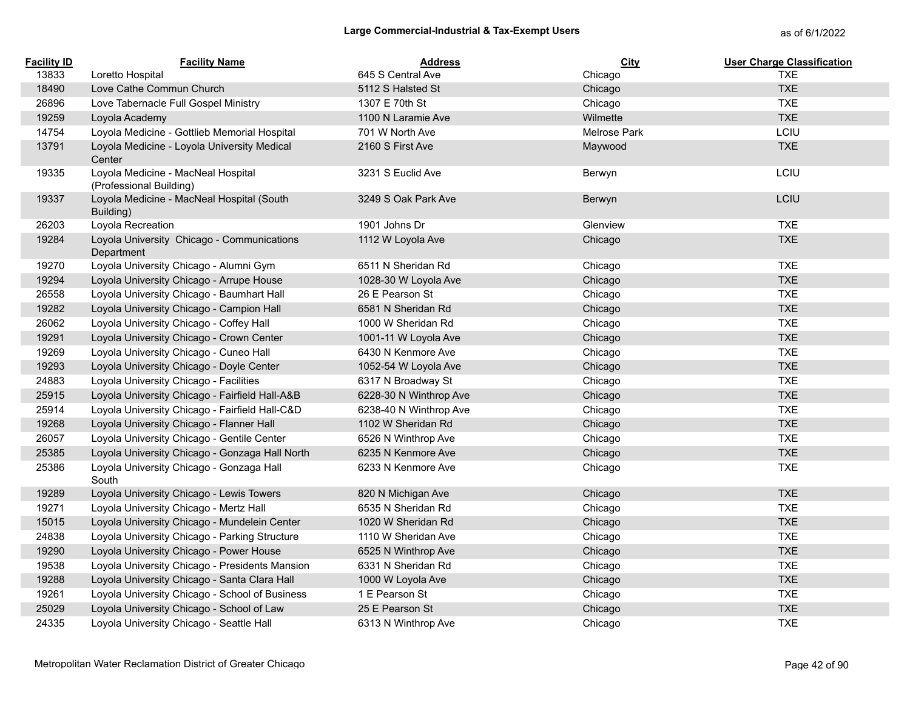# Large Commercial-Industrial & Tax-Exempt Users

as of 6/1/2022

| Facility ID | Facility Name | Address | City | User Charge Classification |
|---|---|---|---|---|
| 13833 | Loretto Hospital | 645 S Central Ave | Chicago | TXE |
| 18490 | Love Cathe Commun Church | 5112 S Halsted St | Chicago | TXE |
| 26896 | Love Tabernacle Full Gospel Ministry | 1307 E 70th St | Chicago | TXE |
| 19259 | Loyola Academy | 1100 N Laramie Ave | Wilmette | TXE |
| 14754 | Loyola Medicine - Gottlieb Memorial Hospital | 701 W North Ave | Melrose Park | LCIU |
| 13791 | Loyola Medicine - Loyola University Medical Center | 2160 S First Ave | Maywood | TXE |
| 19335 | Loyola Medicine - MacNeal Hospital (Professional Building) | 3231 S Euclid Ave | Berwyn | LCIU |
| 19337 | Loyola Medicine - MacNeal Hospital (South Building) | 3249 S Oak Park Ave | Berwyn | LCIU |
| 26203 | Loyola Recreation | 1901 Johns Dr | Glenview | TXE |
| 19284 | Loyola University Chicago - Communications Department | 1112 W Loyola Ave | Chicago | TXE |
| 19270 | Loyola University Chicago - Alumni Gym | 6511 N Sheridan Rd | Chicago | TXE |
| 19294 | Loyola University Chicago - Arrupe House | 1028-30 W Loyola Ave | Chicago | TXE |
| 26558 | Loyola University Chicago - Baumhart Hall | 26 E Pearson St | Chicago | TXE |
| 19282 | Loyola University Chicago - Campion Hall | 6581 N Sheridan Rd | Chicago | TXE |
| 26062 | Loyola University Chicago - Coffey Hall | 1000 W Sheridan Rd | Chicago | TXE |
| 19291 | Loyola University Chicago - Crown Center | 1001-11 W Loyola Ave | Chicago | TXE |
| 19269 | Loyola University Chicago - Cuneo Hall | 6430 N Kenmore Ave | Chicago | TXE |
| 19293 | Loyola University Chicago - Doyle Center | 1052-54 W Loyola Ave | Chicago | TXE |
| 24883 | Loyola University Chicago - Facilities | 6317 N Broadway St | Chicago | TXE |
| 25915 | Loyola University Chicago - Fairfield Hall-A&B | 6228-30 N Winthrop Ave | Chicago | TXE |
| 25914 | Loyola University Chicago - Fairfield Hall-C&D | 6238-40 N Winthrop Ave | Chicago | TXE |
| 19268 | Loyola University Chicago - Flanner Hall | 1102 W Sheridan Rd | Chicago | TXE |
| 26057 | Loyola University Chicago - Gentile Center | 6526 N Winthrop Ave | Chicago | TXE |
| 25385 | Loyola University Chicago - Gonzaga Hall North | 6235 N Kenmore Ave | Chicago | TXE |
| 25386 | Loyola University Chicago - Gonzaga Hall South | 6233 N Kenmore Ave | Chicago | TXE |
| 19289 | Loyola University Chicago - Lewis Towers | 820 N Michigan Ave | Chicago | TXE |
| 19271 | Loyola University Chicago - Mertz Hall | 6535 N Sheridan Rd | Chicago | TXE |
| 15015 | Loyola University Chicago - Mundelein Center | 1020 W Sheridan Rd | Chicago | TXE |
| 24838 | Loyola University Chicago - Parking Structure | 1110 W Sheridan Ave | Chicago | TXE |
| 19290 | Loyola University Chicago - Power House | 6525 N Winthrop Ave | Chicago | TXE |
| 19538 | Loyola University Chicago - Presidents Mansion | 6331 N Sheridan Rd | Chicago | TXE |
| 19288 | Loyola University Chicago - Santa Clara Hall | 1000 W Loyola Ave | Chicago | TXE |
| 19261 | Loyola University Chicago - School of Business | 1 E Pearson St | Chicago | TXE |
| 25029 | Loyola University Chicago - School of Law | 25 E Pearson St | Chicago | TXE |
| 24335 | Loyola University Chicago - Seattle Hall | 6313 N Winthrop Ave | Chicago | TXE |

Metropolitan Water Reclamation District of Greater Chicago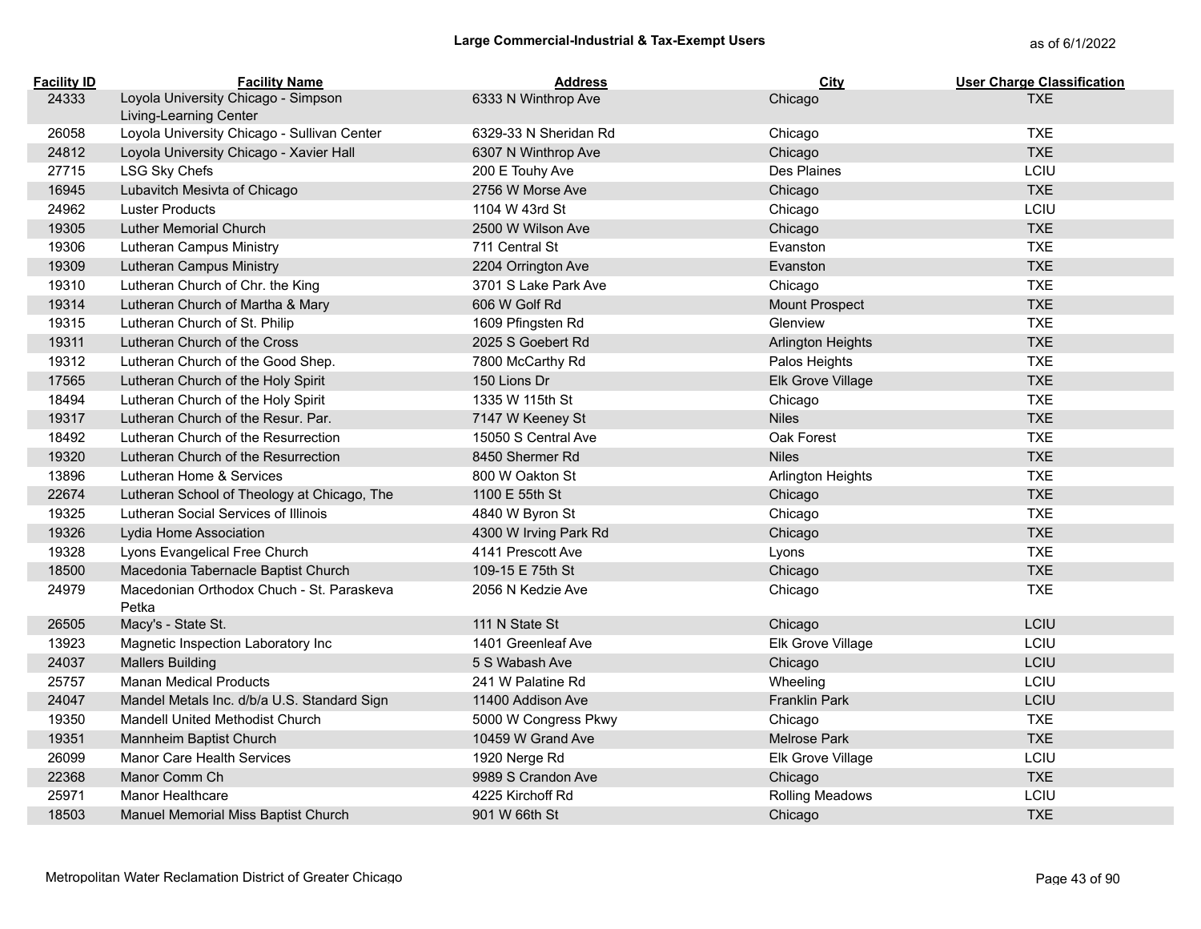## Large Commercial-Industrial & Tax-Exempt Users

as of 6/1/2022

| Facility ID | Facility Name | Address | City | User Charge Classification |
|---|---|---|---|---|
| 24333 | Loyola University Chicago - Simpson Living-Learning Center | 6333 N Winthrop Ave | Chicago | TXE |
| 26058 | Loyola University Chicago - Sullivan Center | 6329-33 N Sheridan Rd | Chicago | TXE |
| 24812 | Loyola University Chicago - Xavier Hall | 6307 N Winthrop Ave | Chicago | TXE |
| 27715 | LSG Sky Chefs | 200 E Touhy Ave | Des Plaines | LCIU |
| 16945 | Lubavitch Mesivta of Chicago | 2756 W Morse Ave | Chicago | TXE |
| 24962 | Luster Products | 1104 W 43rd St | Chicago | LCIU |
| 19305 | Luther Memorial Church | 2500 W Wilson Ave | Chicago | TXE |
| 19306 | Lutheran Campus Ministry | 711 Central St | Evanston | TXE |
| 19309 | Lutheran Campus Ministry | 2204 Orrington Ave | Evanston | TXE |
| 19310 | Lutheran Church of Chr. the King | 3701 S Lake Park Ave | Chicago | TXE |
| 19314 | Lutheran Church of Martha & Mary | 606 W Golf Rd | Mount Prospect | TXE |
| 19315 | Lutheran Church of St. Philip | 1609 Pfingsten Rd | Glenview | TXE |
| 19311 | Lutheran Church of the Cross | 2025 S Goebert Rd | Arlington Heights | TXE |
| 19312 | Lutheran Church of the Good Shep. | 7800 McCarthy Rd | Palos Heights | TXE |
| 17565 | Lutheran Church of the Holy Spirit | 150 Lions Dr | Elk Grove Village | TXE |
| 18494 | Lutheran Church of the Holy Spirit | 1335 W 115th St | Chicago | TXE |
| 19317 | Lutheran Church of the Resur. Par. | 7147 W Keeney St | Niles | TXE |
| 18492 | Lutheran Church of the Resurrection | 15050 S Central Ave | Oak Forest | TXE |
| 19320 | Lutheran Church of the Resurrection | 8450 Shermer Rd | Niles | TXE |
| 13896 | Lutheran Home & Services | 800 W Oakton St | Arlington Heights | TXE |
| 22674 | Lutheran School of Theology at Chicago, The | 1100 E 55th St | Chicago | TXE |
| 19325 | Lutheran Social Services of Illinois | 4840 W Byron St | Chicago | TXE |
| 19326 | Lydia Home Association | 4300 W Irving Park Rd | Chicago | TXE |
| 19328 | Lyons Evangelical Free Church | 4141 Prescott Ave | Lyons | TXE |
| 18500 | Macedonia Tabernacle Baptist Church | 109-15 E 75th St | Chicago | TXE |
| 24979 | Macedonian Orthodox Chuch - St. Paraskeva Petka | 2056 N Kedzie Ave | Chicago | TXE |
| 26505 | Macy's - State St. | 111 N State St | Chicago | LCIU |
| 13923 | Magnetic Inspection Laboratory Inc | 1401 Greenleaf Ave | Elk Grove Village | LCIU |
| 24037 | Mallers Building | 5 S Wabash Ave | Chicago | LCIU |
| 25757 | Manan Medical Products | 241 W Palatine Rd | Wheeling | LCIU |
| 24047 | Mandel Metals Inc. d/b/a U.S. Standard Sign | 11400 Addison Ave | Franklin Park | LCIU |
| 19350 | Mandell United Methodist Church | 5000 W Congress Pkwy | Chicago | TXE |
| 19351 | Mannheim Baptist Church | 10459 W Grand Ave | Melrose Park | TXE |
| 26099 | Manor Care Health Services | 1920 Nerge Rd | Elk Grove Village | LCIU |
| 22368 | Manor Comm Ch | 9989 S Crandon Ave | Chicago | TXE |
| 25971 | Manor Healthcare | 4225 Kirchoff Rd | Rolling Meadows | LCIU |
| 18503 | Manuel Memorial Miss Baptist Church | 901 W 66th St | Chicago | TXE |

Metropolitan Water Reclamation District of Greater Chicago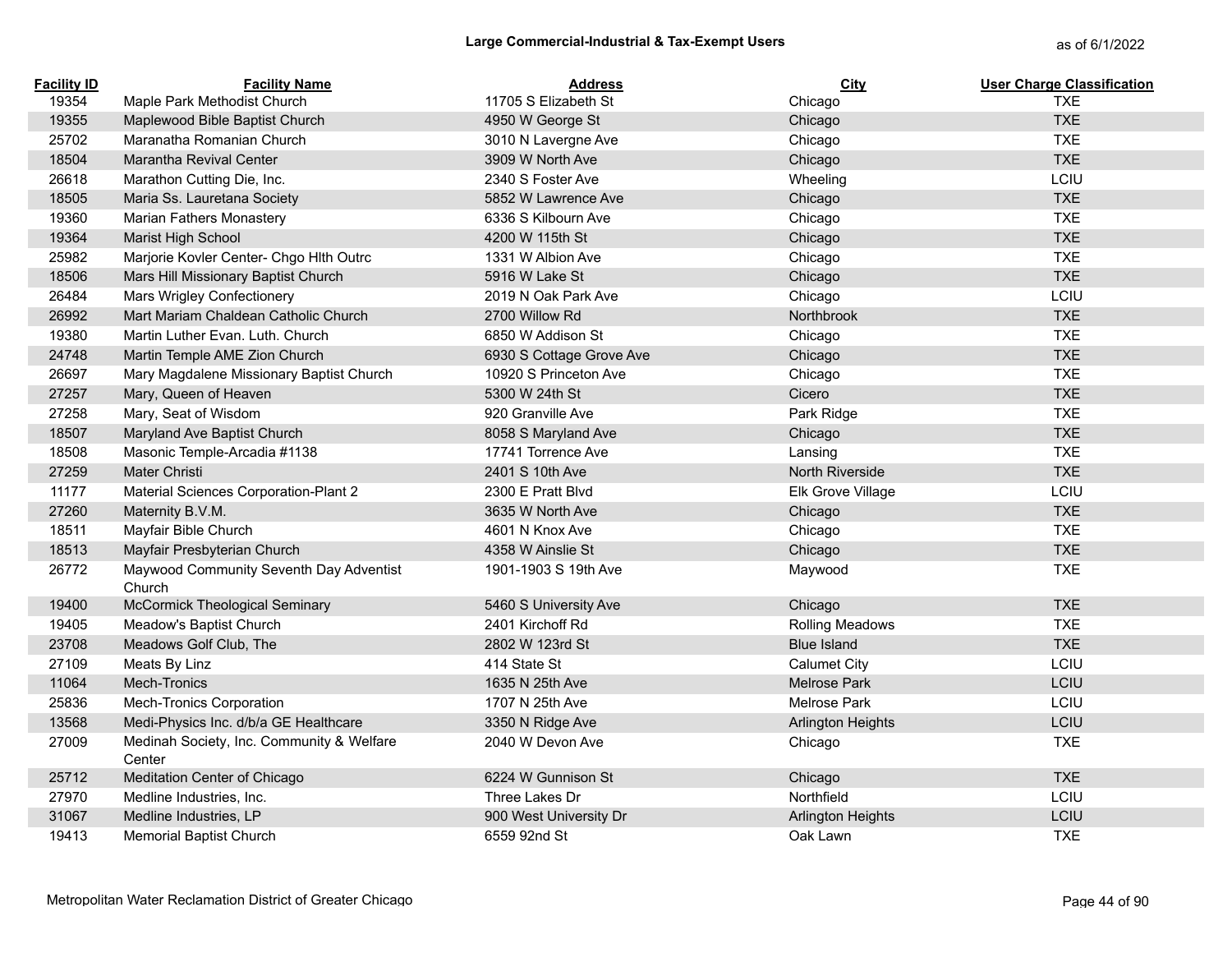## Large Commercial-Industrial & Tax-Exempt Users

as of 6/1/2022

| Facility ID | Facility Name | Address | City | User Charge Classification |
|---|---|---|---|---|
| 19354 | Maple Park Methodist Church | 11705 S Elizabeth St | Chicago | TXE |
| 19355 | Maplewood Bible Baptist Church | 4950 W George St | Chicago | TXE |
| 25702 | Maranatha Romanian Church | 3010 N Lavergne Ave | Chicago | TXE |
| 18504 | Marantha Revival Center | 3909 W North Ave | Chicago | TXE |
| 26618 | Marathon Cutting Die, Inc. | 2340 S Foster Ave | Wheeling | LCIU |
| 18505 | Maria Ss. Lauretana Society | 5852 W Lawrence Ave | Chicago | TXE |
| 19360 | Marian Fathers Monastery | 6336 S Kilbourn Ave | Chicago | TXE |
| 19364 | Marist High School | 4200 W 115th St | Chicago | TXE |
| 25982 | Marjorie Kovler Center- Chgo Hlth Outrc | 1331 W Albion Ave | Chicago | TXE |
| 18506 | Mars Hill Missionary Baptist Church | 5916 W Lake St | Chicago | TXE |
| 26484 | Mars Wrigley Confectionery | 2019 N Oak Park Ave | Chicago | LCIU |
| 26992 | Mart Mariam Chaldean Catholic Church | 2700 Willow Rd | Northbrook | TXE |
| 19380 | Martin Luther Evan. Luth. Church | 6850 W Addison St | Chicago | TXE |
| 24748 | Martin Temple AME Zion Church | 6930 S Cottage Grove Ave | Chicago | TXE |
| 26697 | Mary Magdalene Missionary Baptist Church | 10920 S Princeton Ave | Chicago | TXE |
| 27257 | Mary, Queen of Heaven | 5300 W 24th St | Cicero | TXE |
| 27258 | Mary, Seat of Wisdom | 920 Granville Ave | Park Ridge | TXE |
| 18507 | Maryland Ave Baptist Church | 8058 S Maryland Ave | Chicago | TXE |
| 18508 | Masonic Temple-Arcadia #1138 | 17741 Torrence Ave | Lansing | TXE |
| 27259 | Mater Christi | 2401 S 10th Ave | North Riverside | TXE |
| 11177 | Material Sciences Corporation-Plant 2 | 2300 E Pratt Blvd | Elk Grove Village | LCIU |
| 27260 | Maternity B.V.M. | 3635 W North Ave | Chicago | TXE |
| 18511 | Mayfair Bible Church | 4601 N Knox Ave | Chicago | TXE |
| 18513 | Mayfair Presbyterian Church | 4358 W Ainslie St | Chicago | TXE |
| 26772 | Maywood Community Seventh Day Adventist Church | 1901-1903 S 19th Ave | Maywood | TXE |
| 19400 | McCormick Theological Seminary | 5460 S University Ave | Chicago | TXE |
| 19405 | Meadow's Baptist Church | 2401 Kirchoff Rd | Rolling Meadows | TXE |
| 23708 | Meadows Golf Club, The | 2802 W 123rd St | Blue Island | TXE |
| 27109 | Meats By Linz | 414 State St | Calumet City | LCIU |
| 11064 | Mech-Tronics | 1635 N 25th Ave | Melrose Park | LCIU |
| 25836 | Mech-Tronics Corporation | 1707 N 25th Ave | Melrose Park | LCIU |
| 13568 | Medi-Physics Inc. d/b/a GE Healthcare | 3350 N Ridge Ave | Arlington Heights | LCIU |
| 27009 | Medinah Society, Inc. Community & Welfare Center | 2040 W Devon Ave | Chicago | TXE |
| 25712 | Meditation Center of Chicago | 6224 W Gunnison St | Chicago | TXE |
| 27970 | Medline Industries, Inc. | Three Lakes Dr | Northfield | LCIU |
| 31067 | Medline Industries, LP | 900 West University Dr | Arlington Heights | LCIU |
| 19413 | Memorial Baptist Church | 6559 92nd St | Oak Lawn | TXE |

Metropolitan Water Reclamation District of Greater Chicago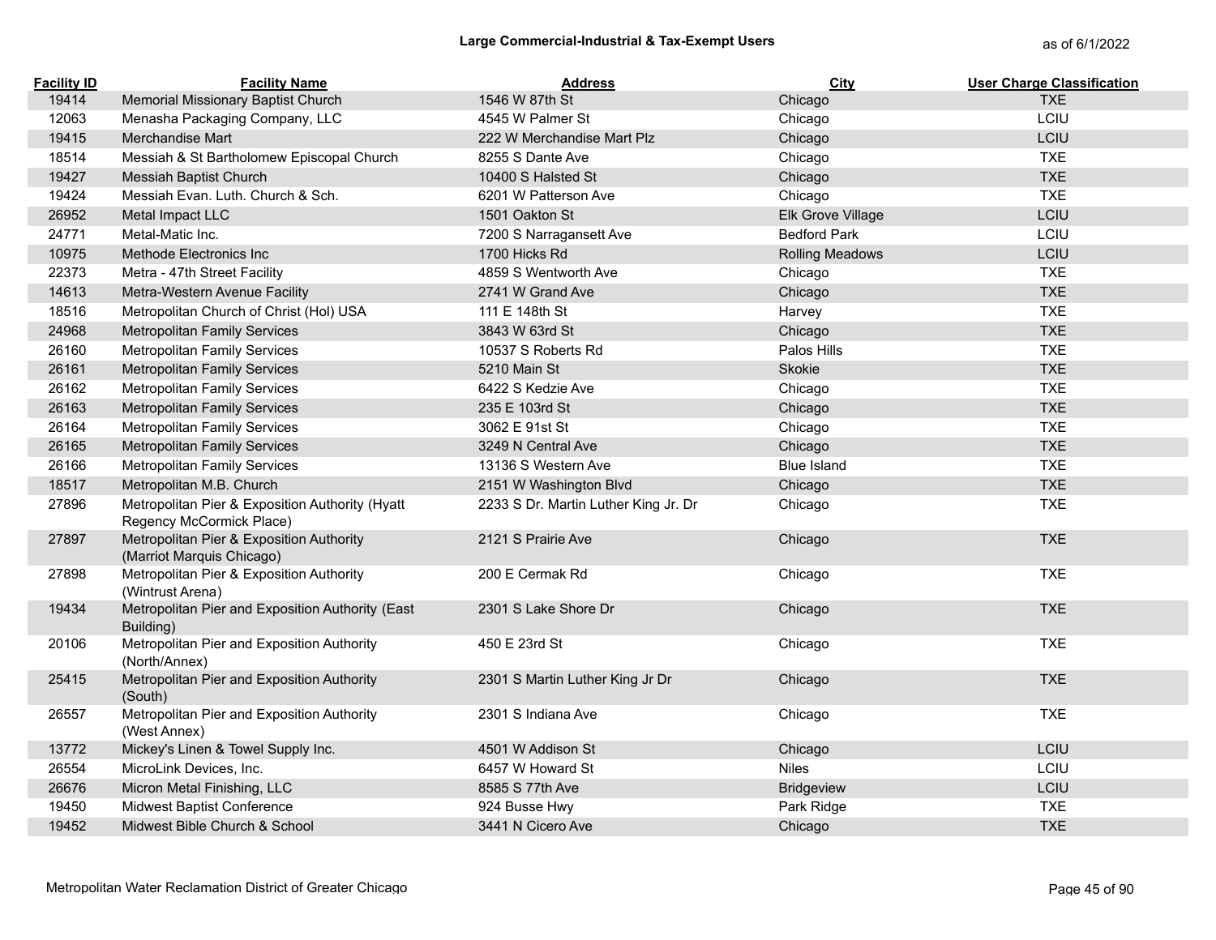## Large Commercial-Industrial & Tax-Exempt Users

as of 6/1/2022

| Facility ID | Facility Name | Address | City | User Charge Classification |
|---|---|---|---|---|
| 19414 | Memorial Missionary Baptist Church | 1546 W 87th St | Chicago | TXE |
| 12063 | Menasha Packaging Company, LLC | 4545 W Palmer St | Chicago | LCIU |
| 19415 | Merchandise Mart | 222 W Merchandise Mart Plz | Chicago | LCIU |
| 18514 | Messiah & St Bartholomew Episcopal Church | 8255 S Dante Ave | Chicago | TXE |
| 19427 | Messiah Baptist Church | 10400 S Halsted St | Chicago | TXE |
| 19424 | Messiah Evan. Luth. Church & Sch. | 6201 W Patterson Ave | Chicago | TXE |
| 26952 | Metal Impact LLC | 1501 Oakton St | Elk Grove Village | LCIU |
| 24771 | Metal-Matic Inc. | 7200 S Narragansett Ave | Bedford Park | LCIU |
| 10975 | Methode Electronics Inc | 1700 Hicks Rd | Rolling Meadows | LCIU |
| 22373 | Metra - 47th Street Facility | 4859 S Wentworth Ave | Chicago | TXE |
| 14613 | Metra-Western Avenue Facility | 2741 W Grand Ave | Chicago | TXE |
| 18516 | Metropolitan Church of Christ (Hol) USA | 111 E 148th St | Harvey | TXE |
| 24968 | Metropolitan Family Services | 3843 W 63rd St | Chicago | TXE |
| 26160 | Metropolitan Family Services | 10537 S Roberts Rd | Palos Hills | TXE |
| 26161 | Metropolitan Family Services | 5210 Main St | Skokie | TXE |
| 26162 | Metropolitan Family Services | 6422 S Kedzie Ave | Chicago | TXE |
| 26163 | Metropolitan Family Services | 235 E 103rd St | Chicago | TXE |
| 26164 | Metropolitan Family Services | 3062 E 91st St | Chicago | TXE |
| 26165 | Metropolitan Family Services | 3249 N Central Ave | Chicago | TXE |
| 26166 | Metropolitan Family Services | 13136 S Western Ave | Blue Island | TXE |
| 18517 | Metropolitan M.B. Church | 2151 W Washington Blvd | Chicago | TXE |
| 27896 | Metropolitan Pier & Exposition Authority (Hyatt Regency McCormick Place) | 2233 S Dr. Martin Luther King Jr. Dr | Chicago | TXE |
| 27897 | Metropolitan Pier & Exposition Authority (Marriot Marquis Chicago) | 2121 S Prairie Ave | Chicago | TXE |
| 27898 | Metropolitan Pier & Exposition Authority (Wintrust Arena) | 200 E Cermak Rd | Chicago | TXE |
| 19434 | Metropolitan Pier and Exposition Authority (East Building) | 2301 S Lake Shore Dr | Chicago | TXE |
| 20106 | Metropolitan Pier and Exposition Authority (North/Annex) | 450 E 23rd St | Chicago | TXE |
| 25415 | Metropolitan Pier and Exposition Authority (South) | 2301 S Martin Luther King Jr Dr | Chicago | TXE |
| 26557 | Metropolitan Pier and Exposition Authority (West Annex) | 2301 S Indiana Ave | Chicago | TXE |
| 13772 | Mickey's Linen & Towel Supply Inc. | 4501 W Addison St | Chicago | LCIU |
| 26554 | MicroLink Devices, Inc. | 6457 W Howard St | Niles | LCIU |
| 26676 | Micron Metal Finishing, LLC | 8585 S 77th Ave | Bridgeview | LCIU |
| 19450 | Midwest Baptist Conference | 924 Busse Hwy | Park Ridge | TXE |
| 19452 | Midwest Bible Church & School | 3441 N Cicero Ave | Chicago | TXE |

Metropolitan Water Reclamation District of Greater Chicago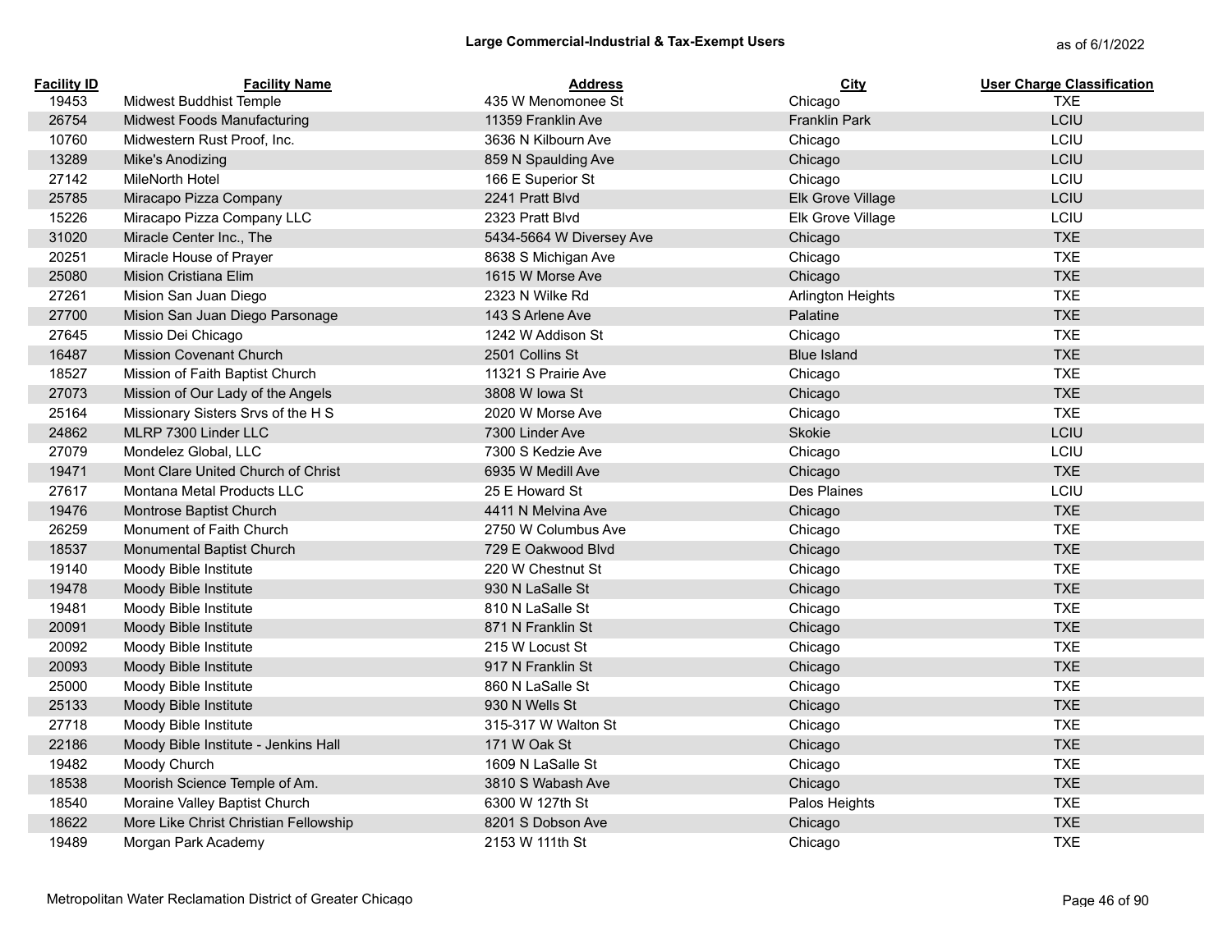## Large Commercial-Industrial & Tax-Exempt Users

as of 6/1/2022

| Facility ID | Facility Name | Address | City | User Charge Classification |
|---|---|---|---|---|
| 19453 | Midwest Buddhist Temple | 435 W Menomonee St | Chicago | TXE |
| 26754 | Midwest Foods Manufacturing | 11359 Franklin Ave | Franklin Park | LCIU |
| 10760 | Midwestern Rust Proof, Inc. | 3636 N Kilbourn Ave | Chicago | LCIU |
| 13289 | Mike's Anodizing | 859 N Spaulding Ave | Chicago | LCIU |
| 27142 | MileNorth Hotel | 166 E Superior St | Chicago | LCIU |
| 25785 | Miracapo Pizza Company | 2241 Pratt Blvd | Elk Grove Village | LCIU |
| 15226 | Miracapo Pizza Company LLC | 2323 Pratt Blvd | Elk Grove Village | LCIU |
| 31020 | Miracle Center Inc., The | 5434-5664 W Diversey Ave | Chicago | TXE |
| 20251 | Miracle House of Prayer | 8638 S Michigan Ave | Chicago | TXE |
| 25080 | Mision Cristiana Elim | 1615 W Morse Ave | Chicago | TXE |
| 27261 | Mision San Juan Diego | 2323 N Wilke Rd | Arlington Heights | TXE |
| 27700 | Mision San Juan Diego Parsonage | 143 S Arlene Ave | Palatine | TXE |
| 27645 | Missio Dei Chicago | 1242 W Addison St | Chicago | TXE |
| 16487 | Mission Covenant Church | 2501 Collins St | Blue Island | TXE |
| 18527 | Mission of Faith Baptist Church | 11321 S Prairie Ave | Chicago | TXE |
| 27073 | Mission of Our Lady of the Angels | 3808 W Iowa St | Chicago | TXE |
| 25164 | Missionary Sisters Srvs of the H S | 2020 W Morse Ave | Chicago | TXE |
| 24862 | MLRP 7300 Linder LLC | 7300 Linder Ave | Skokie | LCIU |
| 27079 | Mondelez Global, LLC | 7300 S Kedzie Ave | Chicago | LCIU |
| 19471 | Mont Clare United Church of Christ | 6935 W Medill Ave | Chicago | TXE |
| 27617 | Montana Metal Products LLC | 25 E Howard St | Des Plaines | LCIU |
| 19476 | Montrose Baptist Church | 4411 N Melvina Ave | Chicago | TXE |
| 26259 | Monument of Faith Church | 2750 W Columbus Ave | Chicago | TXE |
| 18537 | Monumental Baptist Church | 729 E Oakwood Blvd | Chicago | TXE |
| 19140 | Moody Bible Institute | 220 W Chestnut St | Chicago | TXE |
| 19478 | Moody Bible Institute | 930 N LaSalle St | Chicago | TXE |
| 19481 | Moody Bible Institute | 810 N LaSalle St | Chicago | TXE |
| 20091 | Moody Bible Institute | 871 N Franklin St | Chicago | TXE |
| 20092 | Moody Bible Institute | 215 W Locust St | Chicago | TXE |
| 20093 | Moody Bible Institute | 917 N Franklin St | Chicago | TXE |
| 25000 | Moody Bible Institute | 860 N LaSalle St | Chicago | TXE |
| 25133 | Moody Bible Institute | 930 N Wells St | Chicago | TXE |
| 27718 | Moody Bible Institute | 315-317 W Walton St | Chicago | TXE |
| 22186 | Moody Bible Institute - Jenkins Hall | 171 W Oak St | Chicago | TXE |
| 19482 | Moody Church | 1609 N LaSalle St | Chicago | TXE |
| 18538 | Moorish Science Temple of Am. | 3810 S Wabash Ave | Chicago | TXE |
| 18540 | Moraine Valley Baptist Church | 6300 W 127th St | Palos Heights | TXE |
| 18622 | More Like Christ Christian Fellowship | 8201 S Dobson Ave | Chicago | TXE |
| 19489 | Morgan Park Academy | 2153 W 111th St | Chicago | TXE |

Metropolitan Water Reclamation District of Greater Chicago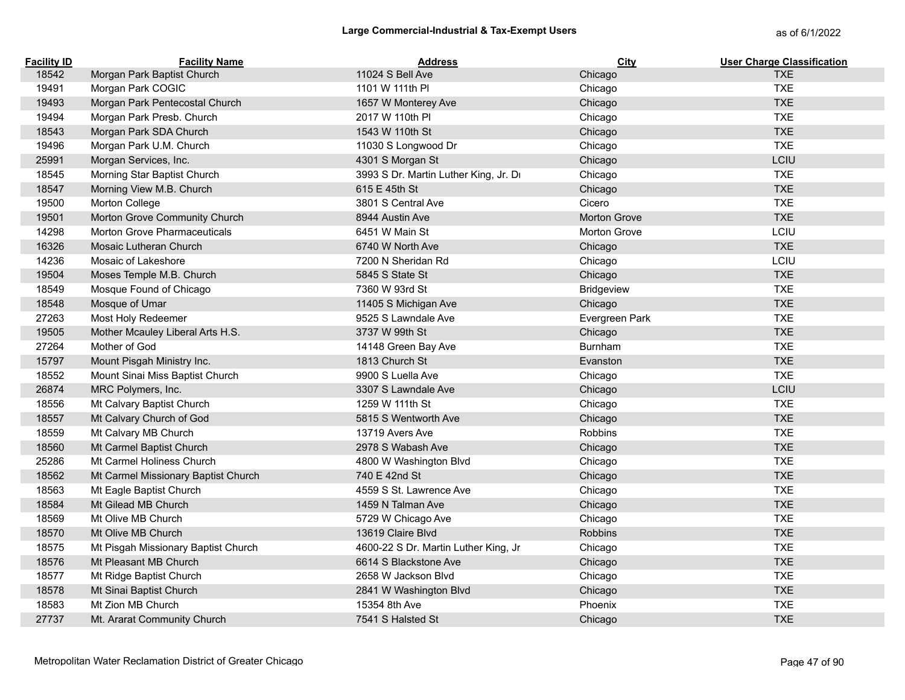## Large Commercial-Industrial & Tax-Exempt Users

as of 6/1/2022

| Facility ID | Facility Name | Address | City | User Charge Classification |
|---|---|---|---|---|
| 18542 | Morgan Park Baptist Church | 11024 S Bell Ave | Chicago | TXE |
| 19491 | Morgan Park COGIC | 1101 W 111th Pl | Chicago | TXE |
| 19493 | Morgan Park Pentecostal Church | 1657 W Monterey Ave | Chicago | TXE |
| 19494 | Morgan Park Presb. Church | 2017 W 110th Pl | Chicago | TXE |
| 18543 | Morgan Park SDA Church | 1543 W 110th St | Chicago | TXE |
| 19496 | Morgan Park U.M. Church | 11030 S Longwood Dr | Chicago | TXE |
| 25991 | Morgan Services, Inc. | 4301 S Morgan St | Chicago | LCIU |
| 18545 | Morning Star Baptist Church | 3993 S Dr. Martin Luther King, Jr. Dr | Chicago | TXE |
| 18547 | Morning View M.B. Church | 615 E 45th St | Chicago | TXE |
| 19500 | Morton College | 3801 S Central Ave | Cicero | TXE |
| 19501 | Morton Grove Community Church | 8944 Austin Ave | Morton Grove | TXE |
| 14298 | Morton Grove Pharmaceuticals | 6451 W Main St | Morton Grove | LCIU |
| 16326 | Mosaic Lutheran Church | 6740 W North Ave | Chicago | TXE |
| 14236 | Mosaic of Lakeshore | 7200 N Sheridan Rd | Chicago | LCIU |
| 19504 | Moses Temple M.B. Church | 5845 S State St | Chicago | TXE |
| 18549 | Mosque Found of Chicago | 7360 W 93rd St | Bridgeview | TXE |
| 18548 | Mosque of Umar | 11405 S Michigan Ave | Chicago | TXE |
| 27263 | Most Holy Redeemer | 9525 S Lawndale Ave | Evergreen Park | TXE |
| 19505 | Mother Mcauley Liberal Arts H.S. | 3737 W 99th St | Chicago | TXE |
| 27264 | Mother of God | 14148 Green Bay Ave | Burnham | TXE |
| 15797 | Mount Pisgah Ministry Inc. | 1813 Church St | Evanston | TXE |
| 18552 | Mount Sinai Miss Baptist Church | 9900 S Luella Ave | Chicago | TXE |
| 26874 | MRC Polymers, Inc. | 3307 S Lawndale Ave | Chicago | LCIU |
| 18556 | Mt Calvary Baptist Church | 1259 W 111th St | Chicago | TXE |
| 18557 | Mt Calvary Church of God | 5815 S Wentworth Ave | Chicago | TXE |
| 18559 | Mt Calvary MB Church | 13719 Avers Ave | Robbins | TXE |
| 18560 | Mt Carmel Baptist Church | 2978 S Wabash Ave | Chicago | TXE |
| 25286 | Mt Carmel Holiness Church | 4800 W Washington Blvd | Chicago | TXE |
| 18562 | Mt Carmel Missionary Baptist Church | 740 E 42nd St | Chicago | TXE |
| 18563 | Mt Eagle Baptist Church | 4559 S St. Lawrence Ave | Chicago | TXE |
| 18584 | Mt Gilead MB Church | 1459 N Talman Ave | Chicago | TXE |
| 18569 | Mt Olive MB Church | 5729 W Chicago Ave | Chicago | TXE |
| 18570 | Mt Olive MB Church | 13619 Claire Blvd | Robbins | TXE |
| 18575 | Mt Pisgah Missionary Baptist Church | 4600-22 S Dr. Martin Luther King, Jr | Chicago | TXE |
| 18576 | Mt Pleasant MB Church | 6614 S Blackstone Ave | Chicago | TXE |
| 18577 | Mt Ridge Baptist Church | 2658 W Jackson Blvd | Chicago | TXE |
| 18578 | Mt Sinai Baptist Church | 2841 W Washington Blvd | Chicago | TXE |
| 18583 | Mt Zion MB Church | 15354 8th Ave | Phoenix | TXE |
| 27737 | Mt. Ararat Community Church | 7541 S Halsted St | Chicago | TXE |

Metropolitan Water Reclamation District of Greater Chicago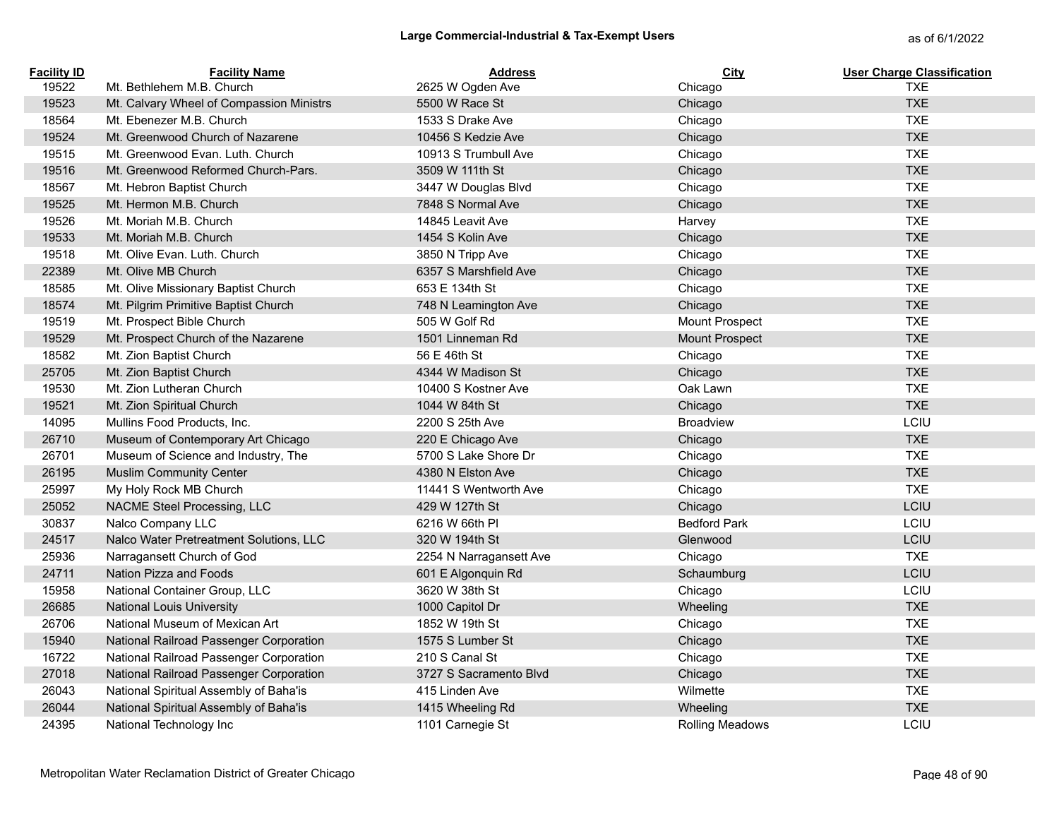# Large Commercial-Industrial & Tax-Exempt Users

as of 6/1/2022

| Facility ID | Facility Name | Address | City | User Charge Classification |
|---|---|---|---|---|
| 19522 | Mt. Bethlehem M.B. Church | 2625 W Ogden Ave | Chicago | TXE |
| 19523 | Mt. Calvary Wheel of Compassion Ministrs | 5500 W Race St | Chicago | TXE |
| 18564 | Mt. Ebenezer M.B. Church | 1533 S Drake Ave | Chicago | TXE |
| 19524 | Mt. Greenwood Church of Nazarene | 10456 S Kedzie Ave | Chicago | TXE |
| 19515 | Mt. Greenwood Evan. Luth. Church | 10913 S Trumbull Ave | Chicago | TXE |
| 19516 | Mt. Greenwood Reformed Church-Pars. | 3509 W 111th St | Chicago | TXE |
| 18567 | Mt. Hebron Baptist Church | 3447 W Douglas Blvd | Chicago | TXE |
| 19525 | Mt. Hermon M.B. Church | 7848 S Normal Ave | Chicago | TXE |
| 19526 | Mt. Moriah M.B. Church | 14845 Leavit Ave | Harvey | TXE |
| 19533 | Mt. Moriah M.B. Church | 1454 S Kolin Ave | Chicago | TXE |
| 19518 | Mt. Olive Evan. Luth. Church | 3850 N Tripp Ave | Chicago | TXE |
| 22389 | Mt. Olive MB Church | 6357 S Marshfield Ave | Chicago | TXE |
| 18585 | Mt. Olive Missionary Baptist Church | 653 E 134th St | Chicago | TXE |
| 18574 | Mt. Pilgrim Primitive Baptist Church | 748 N Leamington Ave | Chicago | TXE |
| 19519 | Mt. Prospect Bible Church | 505 W Golf Rd | Mount Prospect | TXE |
| 19529 | Mt. Prospect Church of the Nazarene | 1501 Linneman Rd | Mount Prospect | TXE |
| 18582 | Mt. Zion Baptist Church | 56 E 46th St | Chicago | TXE |
| 25705 | Mt. Zion Baptist Church | 4344 W Madison St | Chicago | TXE |
| 19530 | Mt. Zion Lutheran Church | 10400 S Kostner Ave | Oak Lawn | TXE |
| 19521 | Mt. Zion Spiritual Church | 1044 W 84th St | Chicago | TXE |
| 14095 | Mullins Food Products, Inc. | 2200 S 25th Ave | Broadview | LCIU |
| 26710 | Museum of Contemporary Art Chicago | 220 E Chicago Ave | Chicago | TXE |
| 26701 | Museum of Science and Industry, The | 5700 S Lake Shore Dr | Chicago | TXE |
| 26195 | Muslim Community Center | 4380 N Elston Ave | Chicago | TXE |
| 25997 | My Holy Rock MB Church | 11441 S Wentworth Ave | Chicago | TXE |
| 25052 | NACME Steel Processing, LLC | 429 W 127th St | Chicago | LCIU |
| 30837 | Nalco Company LLC | 6216 W 66th Pl | Bedford Park | LCIU |
| 24517 | Nalco Water Pretreatment Solutions, LLC | 320 W 194th St | Glenwood | LCIU |
| 25936 | Narragansett Church of God | 2254 N Narragansett Ave | Chicago | TXE |
| 24711 | Nation Pizza and Foods | 601 E Algonquin Rd | Schaumburg | LCIU |
| 15958 | National Container Group, LLC | 3620 W 38th St | Chicago | LCIU |
| 26685 | National Louis University | 1000 Capitol Dr | Wheeling | TXE |
| 26706 | National Museum of Mexican Art | 1852 W 19th St | Chicago | TXE |
| 15940 | National Railroad Passenger Corporation | 1575 S Lumber St | Chicago | TXE |
| 16722 | National Railroad Passenger Corporation | 210 S Canal St | Chicago | TXE |
| 27018 | National Railroad Passenger Corporation | 3727 S Sacramento Blvd | Chicago | TXE |
| 26043 | National Spiritual Assembly of Baha'is | 415 Linden Ave | Wilmette | TXE |
| 26044 | National Spiritual Assembly of Baha'is | 1415 Wheeling Rd | Wheeling | TXE |
| 24395 | National Technology Inc | 1101 Carnegie St | Rolling Meadows | LCIU |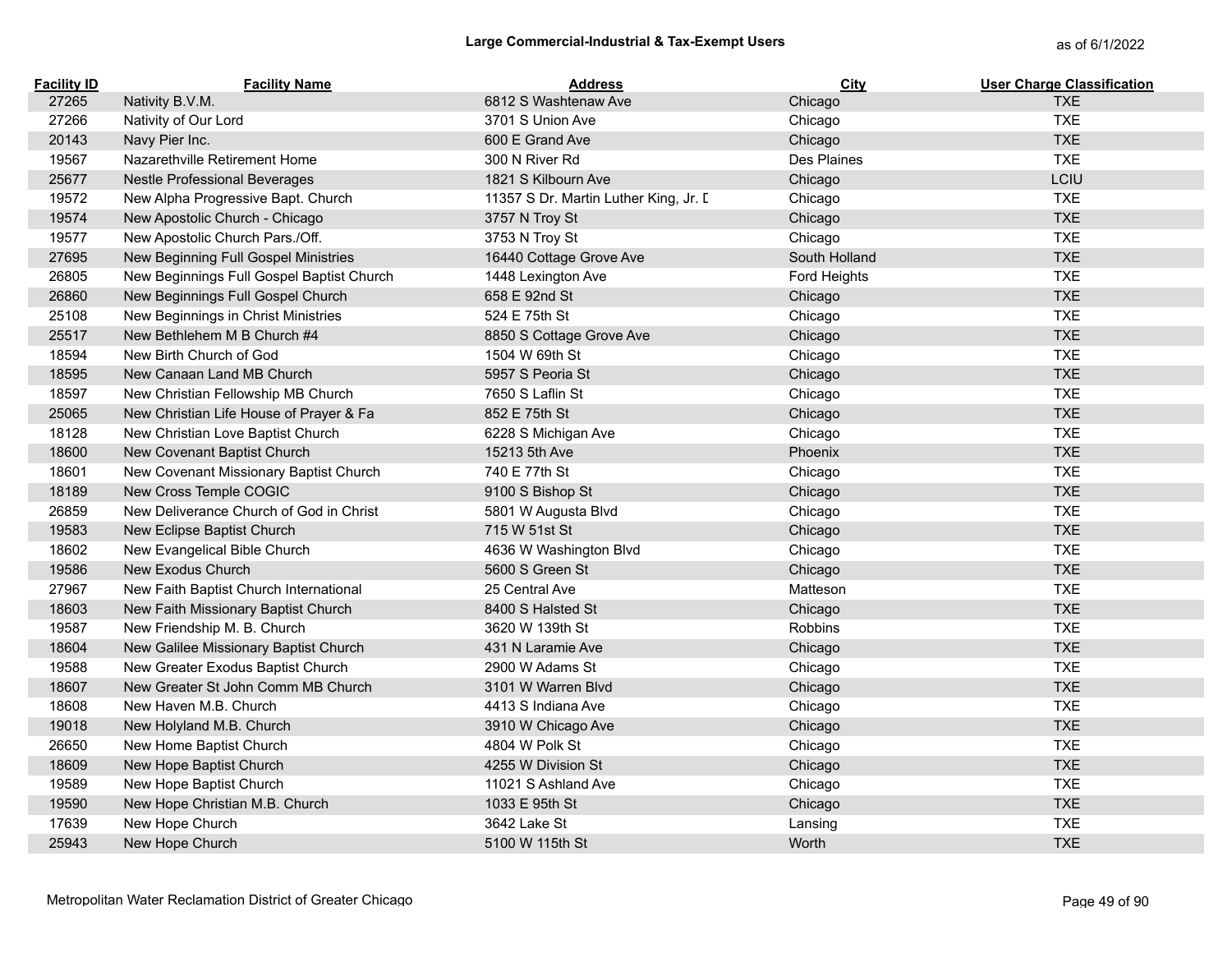## Large Commercial-Industrial & Tax-Exempt Users

as of 6/1/2022

| Facility ID | Facility Name | Address | City | User Charge Classification |
|---|---|---|---|---|
| 27265 | Nativity B.V.M. | 6812 S Washtenaw Ave | Chicago | TXE |
| 27266 | Nativity of Our Lord | 3701 S Union Ave | Chicago | TXE |
| 20143 | Navy Pier Inc. | 600 E Grand Ave | Chicago | TXE |
| 19567 | Nazarethville Retirement Home | 300 N River Rd | Des Plaines | TXE |
| 25677 | Nestle Professional Beverages | 1821 S Kilbourn Ave | Chicago | LCIU |
| 19572 | New Alpha Progressive Bapt. Church | 11357 S Dr. Martin Luther King, Jr. D | Chicago | TXE |
| 19574 | New Apostolic Church - Chicago | 3757 N Troy St | Chicago | TXE |
| 19577 | New Apostolic Church Pars./Off. | 3753 N Troy St | Chicago | TXE |
| 27695 | New Beginning Full Gospel Ministries | 16440 Cottage Grove Ave | South Holland | TXE |
| 26805 | New Beginnings Full Gospel Baptist Church | 1448 Lexington Ave | Ford Heights | TXE |
| 26860 | New Beginnings Full Gospel Church | 658 E 92nd St | Chicago | TXE |
| 25108 | New Beginnings in Christ Ministries | 524 E 75th St | Chicago | TXE |
| 25517 | New Bethlehem M B Church #4 | 8850 S Cottage Grove Ave | Chicago | TXE |
| 18594 | New Birth Church of God | 1504 W 69th St | Chicago | TXE |
| 18595 | New Canaan Land MB Church | 5957 S Peoria St | Chicago | TXE |
| 18597 | New Christian Fellowship MB Church | 7650 S Laflin St | Chicago | TXE |
| 25065 | New Christian Life House of Prayer & Fa | 852 E 75th St | Chicago | TXE |
| 18128 | New Christian Love Baptist Church | 6228 S Michigan Ave | Chicago | TXE |
| 18600 | New Covenant Baptist Church | 15213 5th Ave | Phoenix | TXE |
| 18601 | New Covenant Missionary Baptist Church | 740 E 77th St | Chicago | TXE |
| 18189 | New Cross Temple COGIC | 9100 S Bishop St | Chicago | TXE |
| 26859 | New Deliverance Church of God in Christ | 5801 W Augusta Blvd | Chicago | TXE |
| 19583 | New Eclipse Baptist Church | 715 W 51st St | Chicago | TXE |
| 18602 | New Evangelical Bible Church | 4636 W Washington Blvd | Chicago | TXE |
| 19586 | New Exodus Church | 5600 S Green St | Chicago | TXE |
| 27967 | New Faith Baptist Church International | 25 Central Ave | Matteson | TXE |
| 18603 | New Faith Missionary Baptist Church | 8400 S Halsted St | Chicago | TXE |
| 19587 | New Friendship M. B. Church | 3620 W 139th St | Robbins | TXE |
| 18604 | New Galilee Missionary Baptist Church | 431 N Laramie Ave | Chicago | TXE |
| 19588 | New Greater Exodus Baptist Church | 2900 W Adams St | Chicago | TXE |
| 18607 | New Greater St John Comm MB Church | 3101 W Warren Blvd | Chicago | TXE |
| 18608 | New Haven M.B. Church | 4413 S Indiana Ave | Chicago | TXE |
| 19018 | New Holyland M.B. Church | 3910 W Chicago Ave | Chicago | TXE |
| 26650 | New Home Baptist Church | 4804 W Polk St | Chicago | TXE |
| 18609 | New Hope Baptist Church | 4255 W Division St | Chicago | TXE |
| 19589 | New Hope Baptist Church | 11021 S Ashland Ave | Chicago | TXE |
| 19590 | New Hope Christian M.B. Church | 1033 E 95th St | Chicago | TXE |
| 17639 | New Hope Church | 3642 Lake St | Lansing | TXE |
| 25943 | New Hope Church | 5100 W 115th St | Worth | TXE |

Metropolitan Water Reclamation District of Greater Chicago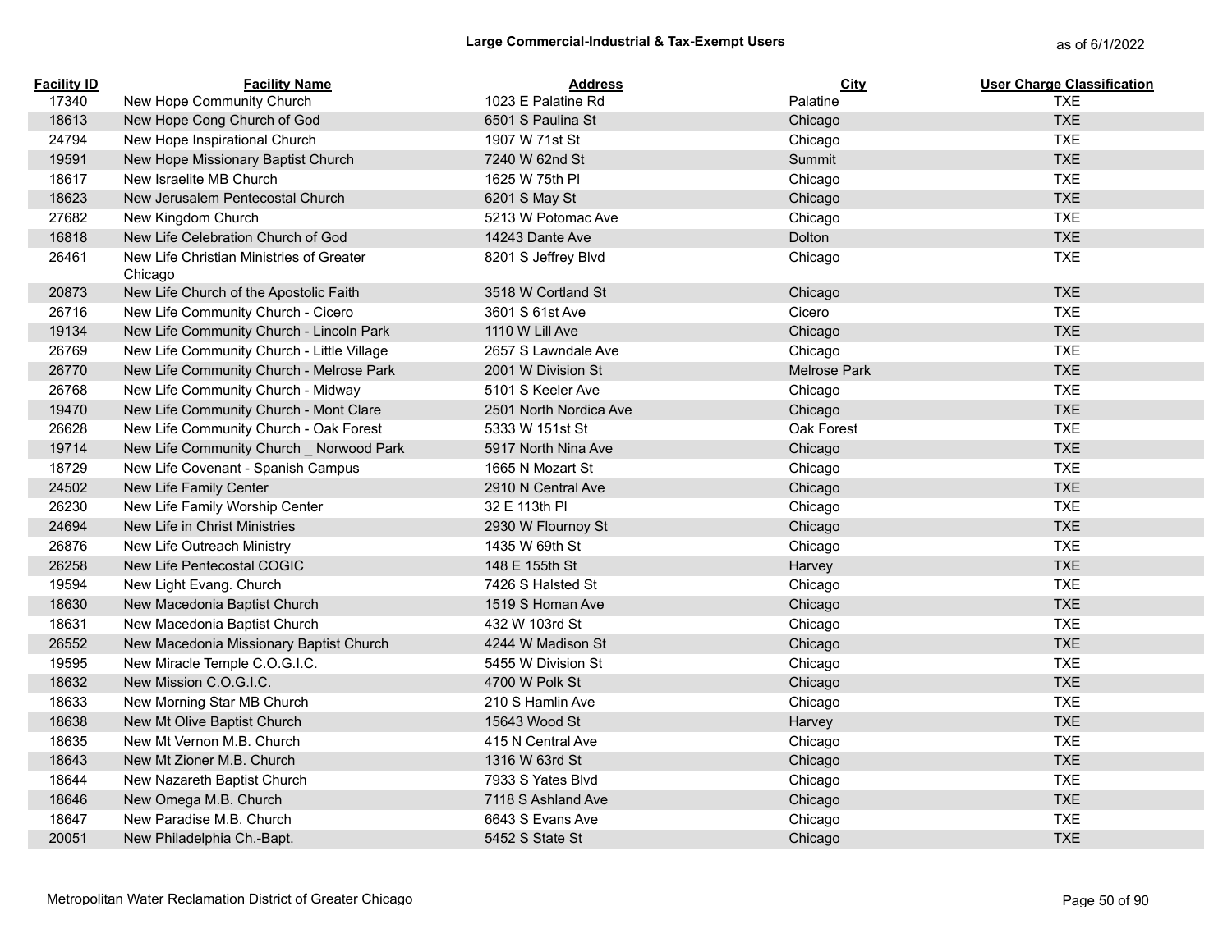## Large Commercial-Industrial & Tax-Exempt Users

as of 6/1/2022

| Facility ID | Facility Name | Address | City | User Charge Classification |
|---|---|---|---|---|
| 17340 | New Hope Community Church | 1023 E Palatine Rd | Palatine | TXE |
| 18613 | New Hope Cong Church of God | 6501 S Paulina St | Chicago | TXE |
| 24794 | New Hope Inspirational Church | 1907 W 71st St | Chicago | TXE |
| 19591 | New Hope Missionary Baptist Church | 7240 W 62nd St | Summit | TXE |
| 18617 | New Israelite MB Church | 1625 W 75th Pl | Chicago | TXE |
| 18623 | New Jerusalem Pentecostal Church | 6201 S May St | Chicago | TXE |
| 27682 | New Kingdom Church | 5213 W Potomac Ave | Chicago | TXE |
| 16818 | New Life Celebration Church of God | 14243 Dante Ave | Dolton | TXE |
| 26461 | New Life Christian Ministries of Greater Chicago | 8201 S Jeffrey Blvd | Chicago | TXE |
| 20873 | New Life Church of the Apostolic Faith | 3518 W Cortland St | Chicago | TXE |
| 26716 | New Life Community Church - Cicero | 3601 S 61st Ave | Cicero | TXE |
| 19134 | New Life Community Church - Lincoln Park | 1110 W Lill Ave | Chicago | TXE |
| 26769 | New Life Community Church - Little Village | 2657 S Lawndale Ave | Chicago | TXE |
| 26770 | New Life Community Church - Melrose Park | 2001 W Division St | Melrose Park | TXE |
| 26768 | New Life Community Church - Midway | 5101 S Keeler Ave | Chicago | TXE |
| 19470 | New Life Community Church - Mont Clare | 2501 North Nordica Ave | Chicago | TXE |
| 26628 | New Life Community Church - Oak Forest | 5333 W 151st St | Oak Forest | TXE |
| 19714 | New Life Community Church _ Norwood Park | 5917 North Nina Ave | Chicago | TXE |
| 18729 | New Life Covenant - Spanish Campus | 1665 N Mozart St | Chicago | TXE |
| 24502 | New Life Family Center | 2910 N Central Ave | Chicago | TXE |
| 26230 | New Life Family Worship Center | 32 E 113th Pl | Chicago | TXE |
| 24694 | New Life in Christ Ministries | 2930 W Flournoy St | Chicago | TXE |
| 26876 | New Life Outreach Ministry | 1435 W 69th St | Chicago | TXE |
| 26258 | New Life Pentecostal COGIC | 148 E 155th St | Harvey | TXE |
| 19594 | New Light Evang. Church | 7426 S Halsted St | Chicago | TXE |
| 18630 | New Macedonia Baptist Church | 1519 S Homan Ave | Chicago | TXE |
| 18631 | New Macedonia Baptist Church | 432 W 103rd St | Chicago | TXE |
| 26552 | New Macedonia Missionary Baptist Church | 4244 W Madison St | Chicago | TXE |
| 19595 | New Miracle Temple C.O.G.I.C. | 5455 W Division St | Chicago | TXE |
| 18632 | New Mission C.O.G.I.C. | 4700 W Polk St | Chicago | TXE |
| 18633 | New Morning Star MB Church | 210 S Hamlin Ave | Chicago | TXE |
| 18638 | New Mt Olive Baptist Church | 15643 Wood St | Harvey | TXE |
| 18635 | New Mt Vernon M.B. Church | 415 N Central Ave | Chicago | TXE |
| 18643 | New Mt Zioner M.B. Church | 1316 W 63rd St | Chicago | TXE |
| 18644 | New Nazareth Baptist Church | 7933 S Yates Blvd | Chicago | TXE |
| 18646 | New Omega M.B. Church | 7118 S Ashland Ave | Chicago | TXE |
| 18647 | New Paradise M.B. Church | 6643 S Evans Ave | Chicago | TXE |
| 20051 | New Philadelphia Ch.-Bapt. | 5452 S State St | Chicago | TXE |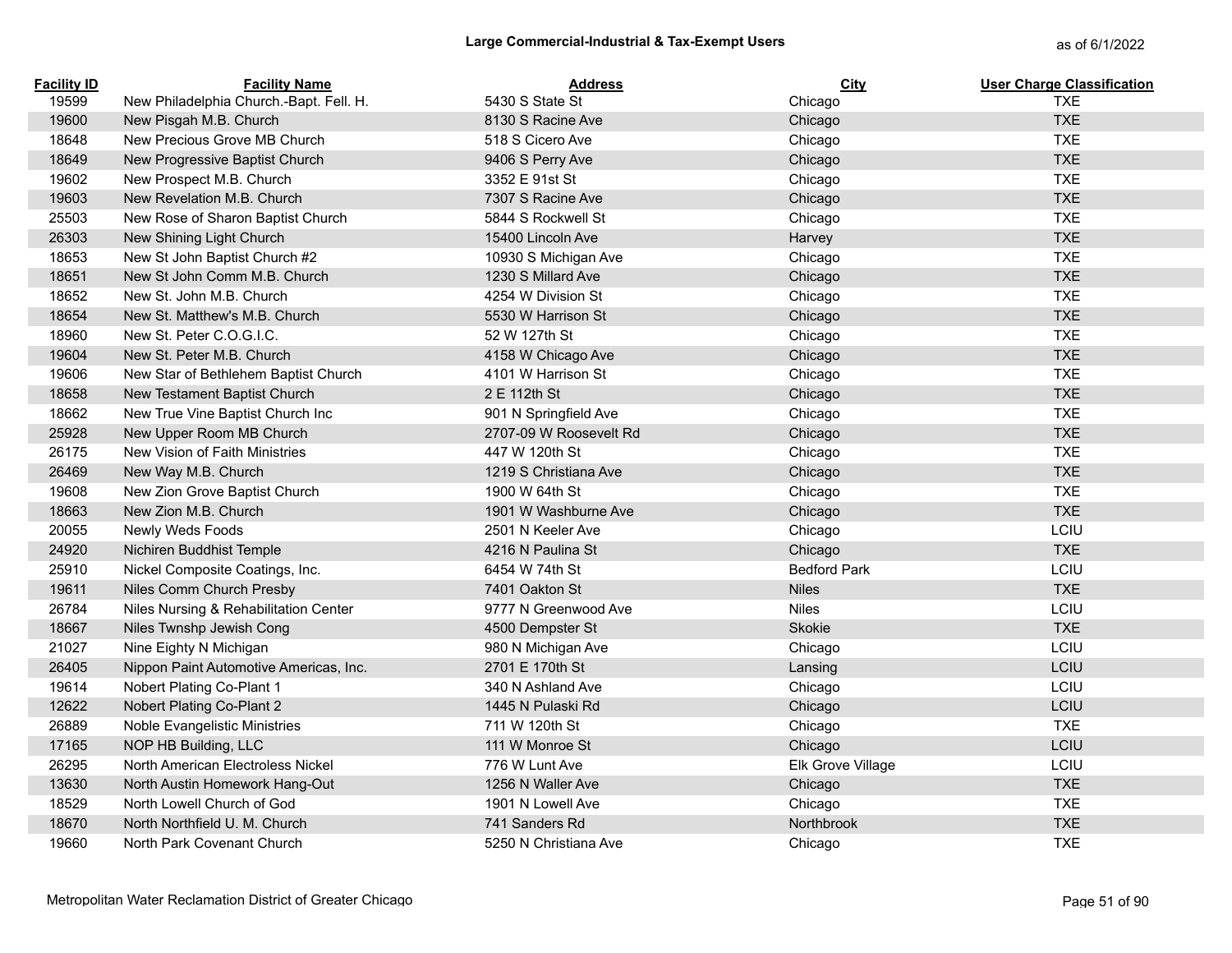## Large Commercial-Industrial & Tax-Exempt Users

as of 6/1/2022

| Facility ID | Facility Name | Address | City | User Charge Classification |
|---|---|---|---|---|
| 19599 | New Philadelphia Church.-Bapt. Fell. H. | 5430 S State St | Chicago | TXE |
| 19600 | New Pisgah M.B. Church | 8130 S Racine Ave | Chicago | TXE |
| 18648 | New Precious Grove MB Church | 518 S Cicero Ave | Chicago | TXE |
| 18649 | New Progressive Baptist Church | 9406 S Perry Ave | Chicago | TXE |
| 19602 | New Prospect M.B. Church | 3352 E 91st St | Chicago | TXE |
| 19603 | New Revelation M.B. Church | 7307 S Racine Ave | Chicago | TXE |
| 25503 | New Rose of Sharon Baptist Church | 5844 S Rockwell St | Chicago | TXE |
| 26303 | New Shining Light Church | 15400 Lincoln Ave | Harvey | TXE |
| 18653 | New St John Baptist Church #2 | 10930 S Michigan Ave | Chicago | TXE |
| 18651 | New St John Comm M.B. Church | 1230 S Millard Ave | Chicago | TXE |
| 18652 | New St. John M.B. Church | 4254 W Division St | Chicago | TXE |
| 18654 | New St. Matthew's M.B. Church | 5530 W Harrison St | Chicago | TXE |
| 18960 | New St. Peter C.O.G.I.C. | 52 W 127th St | Chicago | TXE |
| 19604 | New St. Peter M.B. Church | 4158 W Chicago Ave | Chicago | TXE |
| 19606 | New Star of Bethlehem Baptist Church | 4101 W Harrison St | Chicago | TXE |
| 18658 | New Testament Baptist Church | 2 E 112th St | Chicago | TXE |
| 18662 | New True Vine Baptist Church Inc | 901 N Springfield Ave | Chicago | TXE |
| 25928 | New Upper Room MB Church | 2707-09 W Roosevelt Rd | Chicago | TXE |
| 26175 | New Vision of Faith Ministries | 447 W 120th St | Chicago | TXE |
| 26469 | New Way M.B. Church | 1219 S Christiana Ave | Chicago | TXE |
| 19608 | New Zion Grove Baptist Church | 1900 W 64th St | Chicago | TXE |
| 18663 | New Zion M.B. Church | 1901 W Washburne Ave | Chicago | TXE |
| 20055 | Newly Weds Foods | 2501 N Keeler Ave | Chicago | LCIU |
| 24920 | Nichiren Buddhist Temple | 4216 N Paulina St | Chicago | TXE |
| 25910 | Nickel Composite Coatings, Inc. | 6454 W 74th St | Bedford Park | LCIU |
| 19611 | Niles Comm Church Presby | 7401 Oakton St | Niles | TXE |
| 26784 | Niles Nursing & Rehabilitation Center | 9777 N Greenwood Ave | Niles | LCIU |
| 18667 | Niles Twnshp Jewish Cong | 4500 Dempster St | Skokie | TXE |
| 21027 | Nine Eighty N Michigan | 980 N Michigan Ave | Chicago | LCIU |
| 26405 | Nippon Paint Automotive Americas, Inc. | 2701 E 170th St | Lansing | LCIU |
| 19614 | Nobert Plating Co-Plant 1 | 340 N Ashland Ave | Chicago | LCIU |
| 12622 | Nobert Plating Co-Plant 2 | 1445 N Pulaski Rd | Chicago | LCIU |
| 26889 | Noble Evangelistic Ministries | 711 W 120th St | Chicago | TXE |
| 17165 | NOP HB Building, LLC | 111 W Monroe St | Chicago | LCIU |
| 26295 | North American Electroless Nickel | 776 W Lunt Ave | Elk Grove Village | LCIU |
| 13630 | North Austin Homework Hang-Out | 1256 N Waller Ave | Chicago | TXE |
| 18529 | North Lowell Church of God | 1901 N Lowell Ave | Chicago | TXE |
| 18670 | North Northfield U. M. Church | 741 Sanders Rd | Northbrook | TXE |
| 19660 | North Park Covenant Church | 5250 N Christiana Ave | Chicago | TXE |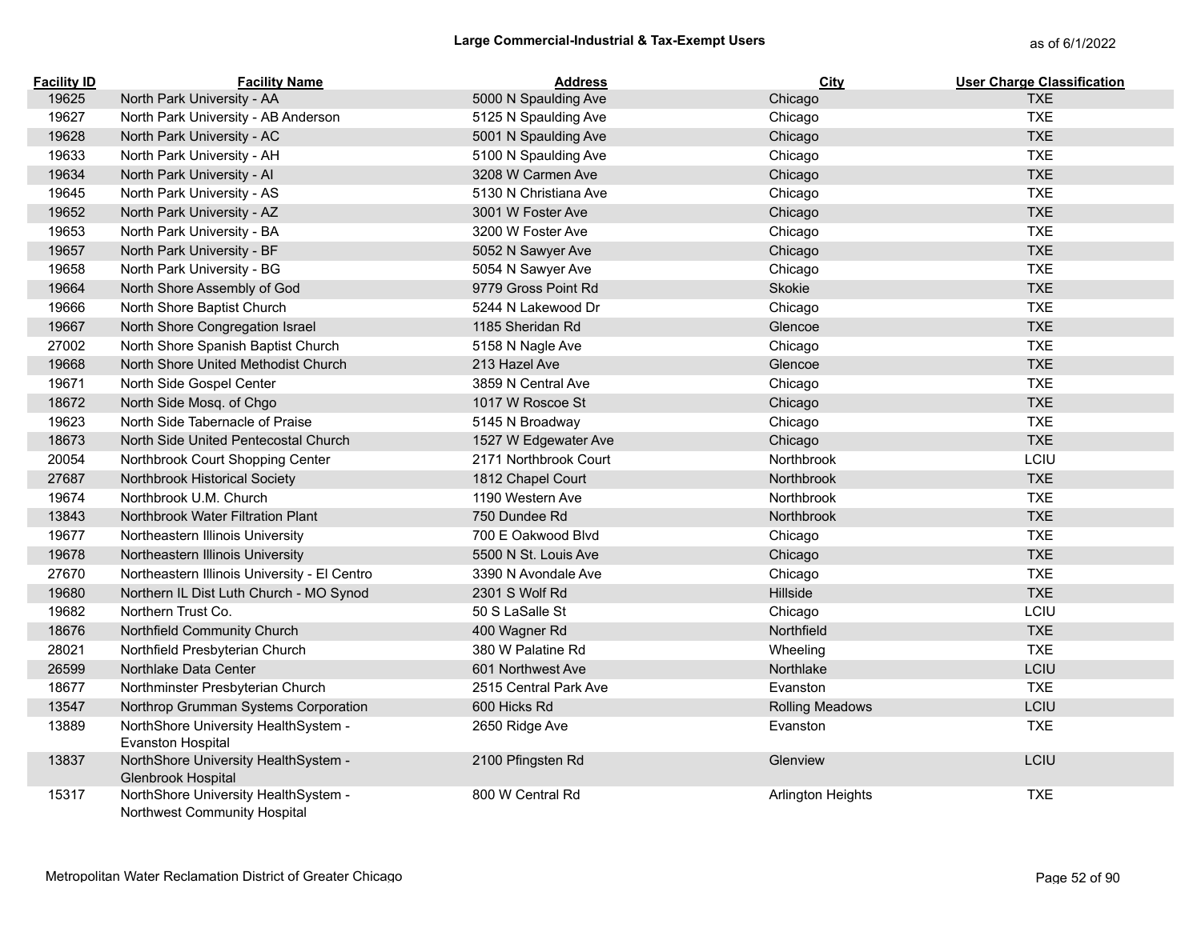## Large Commercial-Industrial & Tax-Exempt Users

as of 6/1/2022

| Facility ID | Facility Name | Address | City | User Charge Classification |
|---|---|---|---|---|
| 19625 | North Park University - AA | 5000 N Spaulding Ave | Chicago | TXE |
| 19627 | North Park University - AB Anderson | 5125 N Spaulding Ave | Chicago | TXE |
| 19628 | North Park University - AC | 5001 N Spaulding Ave | Chicago | TXE |
| 19633 | North Park University - AH | 5100 N Spaulding Ave | Chicago | TXE |
| 19634 | North Park University - AI | 3208 W Carmen Ave | Chicago | TXE |
| 19645 | North Park University - AS | 5130 N Christiana Ave | Chicago | TXE |
| 19652 | North Park University - AZ | 3001 W Foster Ave | Chicago | TXE |
| 19653 | North Park University - BA | 3200 W Foster Ave | Chicago | TXE |
| 19657 | North Park University - BF | 5052 N Sawyer Ave | Chicago | TXE |
| 19658 | North Park University - BG | 5054 N Sawyer Ave | Chicago | TXE |
| 19664 | North Shore Assembly of God | 9779 Gross Point Rd | Skokie | TXE |
| 19666 | North Shore Baptist Church | 5244 N Lakewood Dr | Chicago | TXE |
| 19667 | North Shore Congregation Israel | 1185 Sheridan Rd | Glencoe | TXE |
| 27002 | North Shore Spanish Baptist Church | 5158 N Nagle Ave | Chicago | TXE |
| 19668 | North Shore United Methodist Church | 213 Hazel Ave | Glencoe | TXE |
| 19671 | North Side Gospel Center | 3859 N Central Ave | Chicago | TXE |
| 18672 | North Side Mosq. of Chgo | 1017 W Roscoe St | Chicago | TXE |
| 19623 | North Side Tabernacle of Praise | 5145 N Broadway | Chicago | TXE |
| 18673 | North Side United Pentecostal Church | 1527 W Edgewater Ave | Chicago | TXE |
| 20054 | Northbrook Court Shopping Center | 2171 Northbrook Court | Northbrook | LCIU |
| 27687 | Northbrook Historical Society | 1812 Chapel Court | Northbrook | TXE |
| 19674 | Northbrook U.M. Church | 1190 Western Ave | Northbrook | TXE |
| 13843 | Northbrook Water Filtration Plant | 750 Dundee Rd | Northbrook | TXE |
| 19677 | Northeastern Illinois University | 700 E Oakwood Blvd | Chicago | TXE |
| 19678 | Northeastern Illinois University | 5500 N St. Louis Ave | Chicago | TXE |
| 27670 | Northeastern Illinois University - El Centro | 3390 N Avondale Ave | Chicago | TXE |
| 19680 | Northern IL Dist Luth Church - MO Synod | 2301 S Wolf Rd | Hillside | TXE |
| 19682 | Northern Trust Co. | 50 S LaSalle St | Chicago | LCIU |
| 18676 | Northfield Community Church | 400 Wagner Rd | Northfield | TXE |
| 28021 | Northfield Presbyterian Church | 380 W Palatine Rd | Wheeling | TXE |
| 26599 | Northlake Data Center | 601 Northwest Ave | Northlake | LCIU |
| 18677 | Northminster Presbyterian Church | 2515 Central Park Ave | Evanston | TXE |
| 13547 | Northrop Grumman Systems Corporation | 600 Hicks Rd | Rolling Meadows | LCIU |
| 13889 | NorthShore University HealthSystem - Evanston Hospital | 2650 Ridge Ave | Evanston | TXE |
| 13837 | NorthShore University HealthSystem - Glenbrook Hospital | 2100 Pfingsten Rd | Glenview | LCIU |
| 15317 | NorthShore University HealthSystem - Northwest Community Hospital | 800 W Central Rd | Arlington Heights | TXE |

Metropolitan Water Reclamation District of Greater Chicago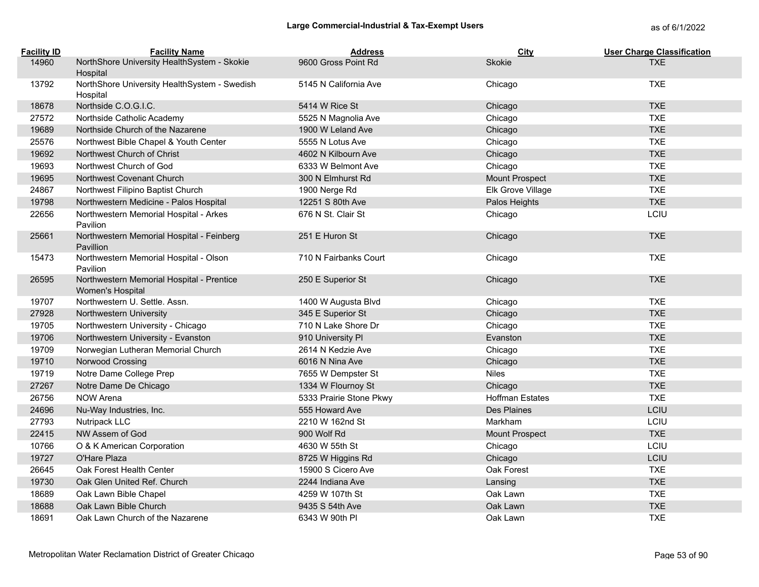# Large Commercial-Industrial & Tax-Exempt Users

as of 6/1/2022

| Facility ID | Facility Name | Address | City | User Charge Classification |
|---|---|---|---|---|
| 14960 | NorthShore University HealthSystem - Skokie Hospital | 9600 Gross Point Rd | Skokie | TXE |
| 13792 | NorthShore University HealthSystem - Swedish Hospital | 5145 N California Ave | Chicago | TXE |
| 18678 | Northside C.O.G.I.C. | 5414 W Rice St | Chicago | TXE |
| 27572 | Northside Catholic Academy | 5525 N Magnolia Ave | Chicago | TXE |
| 19689 | Northside Church of the Nazarene | 1900 W Leland Ave | Chicago | TXE |
| 25576 | Northwest Bible Chapel & Youth Center | 5555 N Lotus Ave | Chicago | TXE |
| 19692 | Northwest Church of Christ | 4602 N Kilbourn Ave | Chicago | TXE |
| 19693 | Northwest Church of God | 6333 W Belmont Ave | Chicago | TXE |
| 19695 | Northwest Covenant Church | 300 N Elmhurst Rd | Mount Prospect | TXE |
| 24867 | Northwest Filipino Baptist Church | 1900 Nerge Rd | Elk Grove Village | TXE |
| 19798 | Northwestern Medicine - Palos Hospital | 12251 S 80th Ave | Palos Heights | TXE |
| 22656 | Northwestern Memorial Hospital - Arkes Pavilion | 676 N St. Clair St | Chicago | LCIU |
| 25661 | Northwestern Memorial Hospital - Feinberg Pavillion | 251 E Huron St | Chicago | TXE |
| 15473 | Northwestern Memorial Hospital - Olson Pavilion | 710 N Fairbanks Court | Chicago | TXE |
| 26595 | Northwestern Memorial Hospital - Prentice Women's Hospital | 250 E Superior St | Chicago | TXE |
| 19707 | Northwestern U. Settle. Assn. | 1400 W Augusta Blvd | Chicago | TXE |
| 27928 | Northwestern University | 345 E Superior St | Chicago | TXE |
| 19705 | Northwestern University - Chicago | 710 N Lake Shore Dr | Chicago | TXE |
| 19706 | Northwestern University - Evanston | 910 University Pl | Evanston | TXE |
| 19709 | Norwegian Lutheran Memorial Church | 2614 N Kedzie Ave | Chicago | TXE |
| 19710 | Norwood Crossing | 6016 N Nina Ave | Chicago | TXE |
| 19719 | Notre Dame College Prep | 7655 W Dempster St | Niles | TXE |
| 27267 | Notre Dame De Chicago | 1334 W Flournoy St | Chicago | TXE |
| 26756 | NOW Arena | 5333 Prairie Stone Pkwy | Hoffman Estates | TXE |
| 24696 | Nu-Way Industries, Inc. | 555 Howard Ave | Des Plaines | LCIU |
| 27793 | Nutripack LLC | 2210 W 162nd St | Markham | LCIU |
| 22415 | NW Assem of God | 900 Wolf Rd | Mount Prospect | TXE |
| 10766 | O & K American Corporation | 4630 W 55th St | Chicago | LCIU |
| 19727 | O'Hare Plaza | 8725 W Higgins Rd | Chicago | LCIU |
| 26645 | Oak Forest Health Center | 15900 S Cicero Ave | Oak Forest | TXE |
| 19730 | Oak Glen United Ref. Church | 2244 Indiana Ave | Lansing | TXE |
| 18689 | Oak Lawn Bible Chapel | 4259 W 107th St | Oak Lawn | TXE |
| 18688 | Oak Lawn Bible Church | 9435 S 54th Ave | Oak Lawn | TXE |
| 18691 | Oak Lawn Church of the Nazarene | 6343 W 90th Pl | Oak Lawn | TXE |

Metropolitan Water Reclamation District of Greater Chicago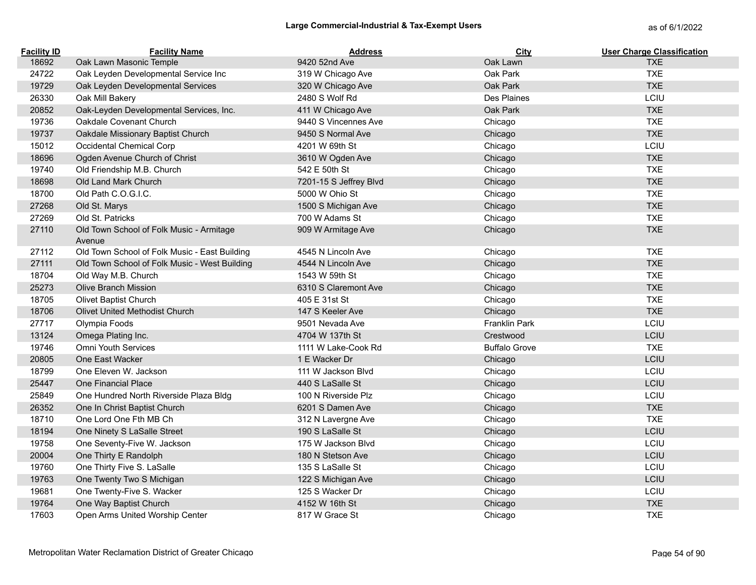# Large Commercial-Industrial & Tax-Exempt Users

as of 6/1/2022

| Facility ID | Facility Name | Address | City | User Charge Classification |
|---|---|---|---|---|
| 18692 | Oak Lawn Masonic Temple | 9420 52nd Ave | Oak Lawn | TXE |
| 24722 | Oak Leyden Developmental Service Inc | 319 W Chicago Ave | Oak Park | TXE |
| 19729 | Oak Leyden Developmental Services | 320 W Chicago Ave | Oak Park | TXE |
| 26330 | Oak Mill Bakery | 2480 S Wolf Rd | Des Plaines | LCIU |
| 20852 | Oak-Leyden Developmental Services, Inc. | 411 W Chicago Ave | Oak Park | TXE |
| 19736 | Oakdale Covenant Church | 9440 S Vincennes Ave | Chicago | TXE |
| 19737 | Oakdale Missionary Baptist Church | 9450 S Normal Ave | Chicago | TXE |
| 15012 | Occidental Chemical Corp | 4201 W 69th St | Chicago | LCIU |
| 18696 | Ogden Avenue Church of Christ | 3610 W Ogden Ave | Chicago | TXE |
| 19740 | Old Friendship M.B. Church | 542 E 50th St | Chicago | TXE |
| 18698 | Old Land Mark Church | 7201-15 S Jeffrey Blvd | Chicago | TXE |
| 18700 | Old Path C.O.G.I.C. | 5000 W Ohio St | Chicago | TXE |
| 27268 | Old St. Marys | 1500 S Michigan Ave | Chicago | TXE |
| 27269 | Old St. Patricks | 700 W Adams St | Chicago | TXE |
| 27110 | Old Town School of Folk Music - Armitage Avenue | 909 W Armitage Ave | Chicago | TXE |
| 27112 | Old Town School of Folk Music - East Building | 4545 N Lincoln Ave | Chicago | TXE |
| 27111 | Old Town School of Folk Music - West Building | 4544 N Lincoln Ave | Chicago | TXE |
| 18704 | Old Way M.B. Church | 1543 W 59th St | Chicago | TXE |
| 25273 | Olive Branch Mission | 6310 S Claremont Ave | Chicago | TXE |
| 18705 | Olivet Baptist Church | 405 E 31st St | Chicago | TXE |
| 18706 | Olivet United Methodist Church | 147 S Keeler Ave | Chicago | TXE |
| 27717 | Olympia Foods | 9501 Nevada Ave | Franklin Park | LCIU |
| 13124 | Omega Plating Inc. | 4704 W 137th St | Crestwood | LCIU |
| 19746 | Omni Youth Services | 1111 W Lake-Cook Rd | Buffalo Grove | TXE |
| 20805 | One East Wacker | 1 E Wacker Dr | Chicago | LCIU |
| 18799 | One Eleven W. Jackson | 111 W Jackson Blvd | Chicago | LCIU |
| 25447 | One Financial Place | 440 S LaSalle St | Chicago | LCIU |
| 25849 | One Hundred North Riverside Plaza Bldg | 100 N Riverside Plz | Chicago | LCIU |
| 26352 | One In Christ Baptist Church | 6201 S Damen Ave | Chicago | TXE |
| 18710 | One Lord One Fth MB Ch | 312 N Lavergne Ave | Chicago | TXE |
| 18194 | One Ninety S LaSalle Street | 190 S LaSalle St | Chicago | LCIU |
| 19758 | One Seventy-Five W. Jackson | 175 W Jackson Blvd | Chicago | LCIU |
| 20004 | One Thirty E Randolph | 180 N Stetson Ave | Chicago | LCIU |
| 19760 | One Thirty Five S. LaSalle | 135 S LaSalle St | Chicago | LCIU |
| 19763 | One Twenty Two S Michigan | 122 S Michigan Ave | Chicago | LCIU |
| 19681 | One Twenty-Five S. Wacker | 125 S Wacker Dr | Chicago | LCIU |
| 19764 | One Way Baptist Church | 4152 W 16th St | Chicago | TXE |
| 17603 | Open Arms United Worship Center | 817 W Grace St | Chicago | TXE |

Metropolitan Water Reclamation District of Greater Chicago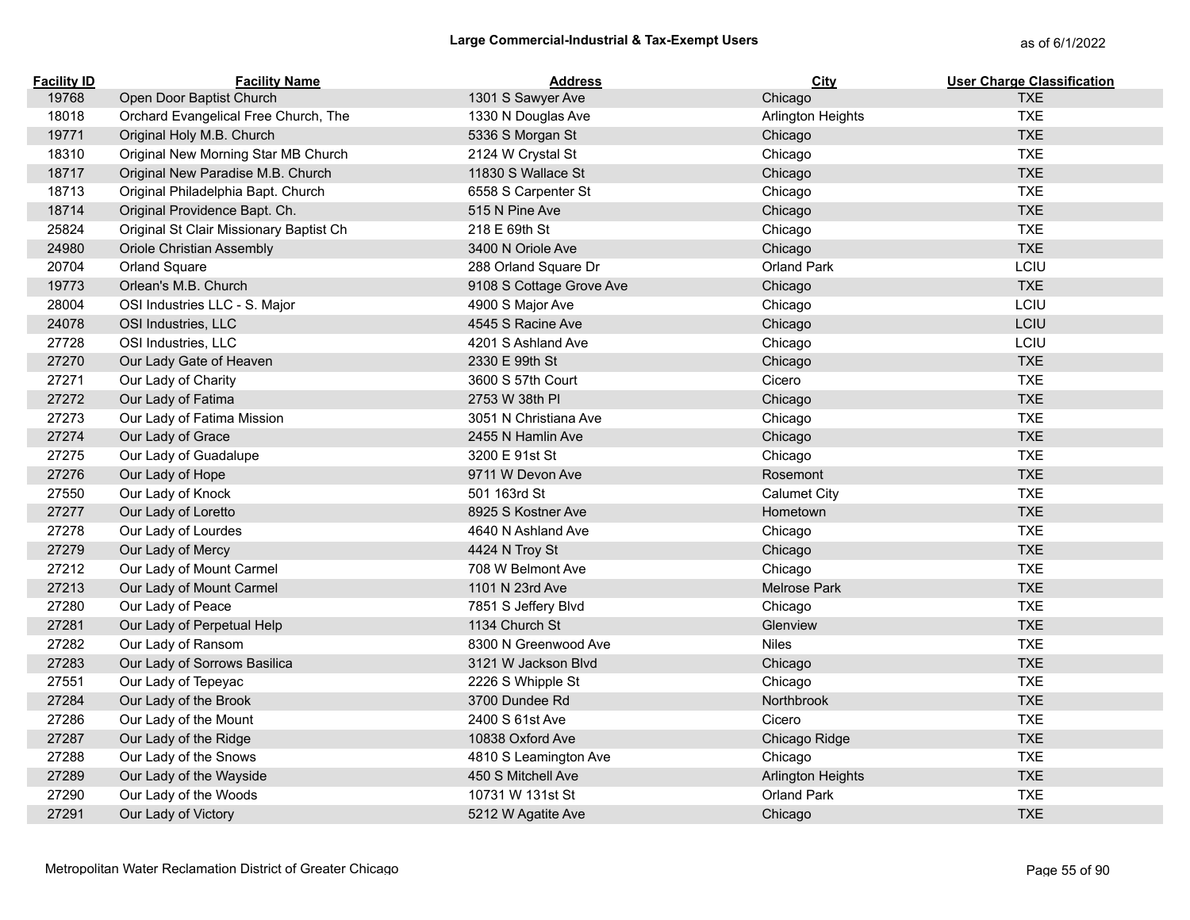## Large Commercial-Industrial & Tax-Exempt Users

as of 6/1/2022

| Facility ID | Facility Name | Address | City | User Charge Classification |
|---|---|---|---|---|
| 19768 | Open Door Baptist Church | 1301 S Sawyer Ave | Chicago | TXE |
| 18018 | Orchard Evangelical Free Church, The | 1330 N Douglas Ave | Arlington Heights | TXE |
| 19771 | Original Holy M.B. Church | 5336 S Morgan St | Chicago | TXE |
| 18310 | Original New Morning Star MB Church | 2124 W Crystal St | Chicago | TXE |
| 18717 | Original New Paradise M.B. Church | 11830 S Wallace St | Chicago | TXE |
| 18713 | Original Philadelphia Bapt. Church | 6558 S Carpenter St | Chicago | TXE |
| 18714 | Original Providence Bapt. Ch. | 515 N Pine Ave | Chicago | TXE |
| 25824 | Original St Clair Missionary Baptist Ch | 218 E 69th St | Chicago | TXE |
| 24980 | Oriole Christian Assembly | 3400 N Oriole Ave | Chicago | TXE |
| 20704 | Orland Square | 288 Orland Square Dr | Orland Park | LCIU |
| 19773 | Orlean's M.B. Church | 9108 S Cottage Grove Ave | Chicago | TXE |
| 28004 | OSI Industries LLC - S. Major | 4900 S Major Ave | Chicago | LCIU |
| 24078 | OSI Industries, LLC | 4545 S Racine Ave | Chicago | LCIU |
| 27728 | OSI Industries, LLC | 4201 S Ashland Ave | Chicago | LCIU |
| 27270 | Our Lady Gate of Heaven | 2330 E 99th St | Chicago | TXE |
| 27271 | Our Lady of Charity | 3600 S 57th Court | Cicero | TXE |
| 27272 | Our Lady of Fatima | 2753 W 38th Pl | Chicago | TXE |
| 27273 | Our Lady of Fatima Mission | 3051 N Christiana Ave | Chicago | TXE |
| 27274 | Our Lady of Grace | 2455 N Hamlin Ave | Chicago | TXE |
| 27275 | Our Lady of Guadalupe | 3200 E 91st St | Chicago | TXE |
| 27276 | Our Lady of Hope | 9711 W Devon Ave | Rosemont | TXE |
| 27550 | Our Lady of Knock | 501 163rd St | Calumet City | TXE |
| 27277 | Our Lady of Loretto | 8925 S Kostner Ave | Hometown | TXE |
| 27278 | Our Lady of Lourdes | 4640 N Ashland Ave | Chicago | TXE |
| 27279 | Our Lady of Mercy | 4424 N Troy St | Chicago | TXE |
| 27212 | Our Lady of Mount Carmel | 708 W Belmont Ave | Chicago | TXE |
| 27213 | Our Lady of Mount Carmel | 1101 N 23rd Ave | Melrose Park | TXE |
| 27280 | Our Lady of Peace | 7851 S Jeffery Blvd | Chicago | TXE |
| 27281 | Our Lady of Perpetual Help | 1134 Church St | Glenview | TXE |
| 27282 | Our Lady of Ransom | 8300 N Greenwood Ave | Niles | TXE |
| 27283 | Our Lady of Sorrows Basilica | 3121 W Jackson Blvd | Chicago | TXE |
| 27551 | Our Lady of Tepeyac | 2226 S Whipple St | Chicago | TXE |
| 27284 | Our Lady of the Brook | 3700 Dundee Rd | Northbrook | TXE |
| 27286 | Our Lady of the Mount | 2400 S 61st Ave | Cicero | TXE |
| 27287 | Our Lady of the Ridge | 10838 Oxford Ave | Chicago Ridge | TXE |
| 27288 | Our Lady of the Snows | 4810 S Leamington Ave | Chicago | TXE |
| 27289 | Our Lady of the Wayside | 450 S Mitchell Ave | Arlington Heights | TXE |
| 27290 | Our Lady of the Woods | 10731 W 131st St | Orland Park | TXE |
| 27291 | Our Lady of Victory | 5212 W Agatite Ave | Chicago | TXE |

Metropolitan Water Reclamation District of Greater Chicago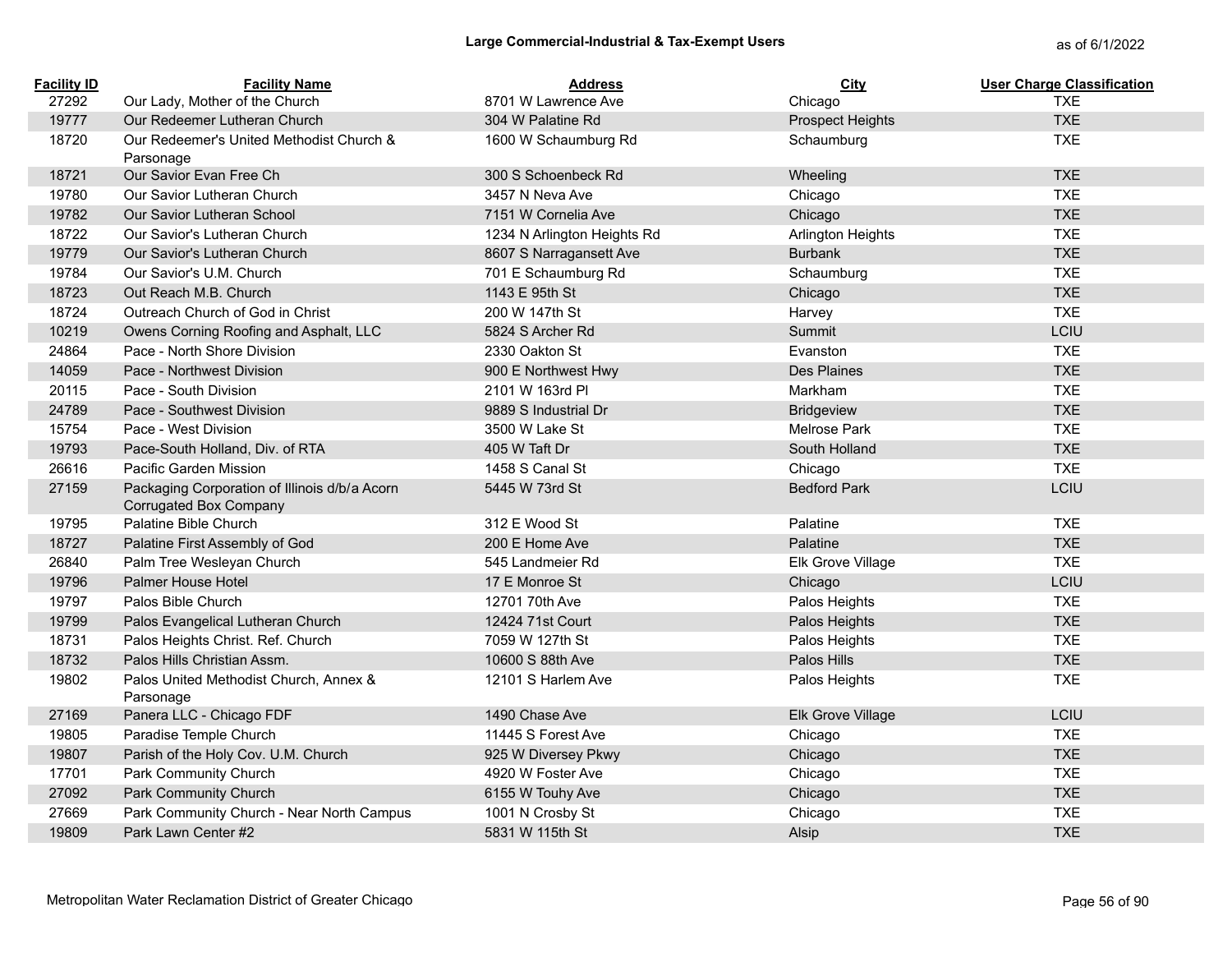## Large Commercial-Industrial & Tax-Exempt Users

as of 6/1/2022

| Facility ID | Facility Name | Address | City | User Charge Classification |
|---|---|---|---|---|
| 27292 | Our Lady, Mother of the Church | 8701 W Lawrence Ave | Chicago | TXE |
| 19777 | Our Redeemer Lutheran Church | 304 W Palatine Rd | Prospect Heights | TXE |
| 18720 | Our Redeemer's United Methodist Church & Parsonage | 1600 W Schaumburg Rd | Schaumburg | TXE |
| 18721 | Our Savior Evan Free Ch | 300 S Schoenbeck Rd | Wheeling | TXE |
| 19780 | Our Savior Lutheran Church | 3457 N Neva Ave | Chicago | TXE |
| 19782 | Our Savior Lutheran School | 7151 W Cornelia Ave | Chicago | TXE |
| 18722 | Our Savior's Lutheran Church | 1234 N Arlington Heights Rd | Arlington Heights | TXE |
| 19779 | Our Savior's Lutheran Church | 8607 S Narragansett Ave | Burbank | TXE |
| 19784 | Our Savior's U.M. Church | 701 E Schaumburg Rd | Schaumburg | TXE |
| 18723 | Out Reach M.B. Church | 1143 E 95th St | Chicago | TXE |
| 18724 | Outreach Church of God in Christ | 200 W 147th St | Harvey | TXE |
| 10219 | Owens Corning Roofing and Asphalt, LLC | 5824 S Archer Rd | Summit | LCIU |
| 24864 | Pace - North Shore Division | 2330 Oakton St | Evanston | TXE |
| 14059 | Pace - Northwest Division | 900 E Northwest Hwy | Des Plaines | TXE |
| 20115 | Pace - South Division | 2101 W 163rd Pl | Markham | TXE |
| 24789 | Pace - Southwest Division | 9889 S Industrial Dr | Bridgeview | TXE |
| 15754 | Pace - West Division | 3500 W Lake St | Melrose Park | TXE |
| 19793 | Pace-South Holland, Div. of RTA | 405 W Taft Dr | South Holland | TXE |
| 26616 | Pacific Garden Mission | 1458 S Canal St | Chicago | TXE |
| 27159 | Packaging Corporation of Illinois d/b/a Acorn Corrugated Box Company | 5445 W 73rd St | Bedford Park | LCIU |
| 19795 | Palatine Bible Church | 312 E Wood St | Palatine | TXE |
| 18727 | Palatine First Assembly of God | 200 E Home Ave | Palatine | TXE |
| 26840 | Palm Tree Wesleyan Church | 545 Landmeier Rd | Elk Grove Village | TXE |
| 19796 | Palmer House Hotel | 17 E Monroe St | Chicago | LCIU |
| 19797 | Palos Bible Church | 12701 70th Ave | Palos Heights | TXE |
| 19799 | Palos Evangelical Lutheran Church | 12424 71st Court | Palos Heights | TXE |
| 18731 | Palos Heights Christ. Ref. Church | 7059 W 127th St | Palos Heights | TXE |
| 18732 | Palos Hills Christian Assm. | 10600 S 88th Ave | Palos Hills | TXE |
| 19802 | Palos United Methodist Church, Annex & Parsonage | 12101 S Harlem Ave | Palos Heights | TXE |
| 27169 | Panera LLC - Chicago FDF | 1490 Chase Ave | Elk Grove Village | LCIU |
| 19805 | Paradise Temple Church | 11445 S Forest Ave | Chicago | TXE |
| 19807 | Parish of the Holy Cov. U.M. Church | 925 W Diversey Pkwy | Chicago | TXE |
| 17701 | Park Community Church | 4920 W Foster Ave | Chicago | TXE |
| 27092 | Park Community Church | 6155 W Touhy Ave | Chicago | TXE |
| 27669 | Park Community Church - Near North Campus | 1001 N Crosby St | Chicago | TXE |
| 19809 | Park Lawn Center #2 | 5831 W 115th St | Alsip | TXE |

Metropolitan Water Reclamation District of Greater Chicago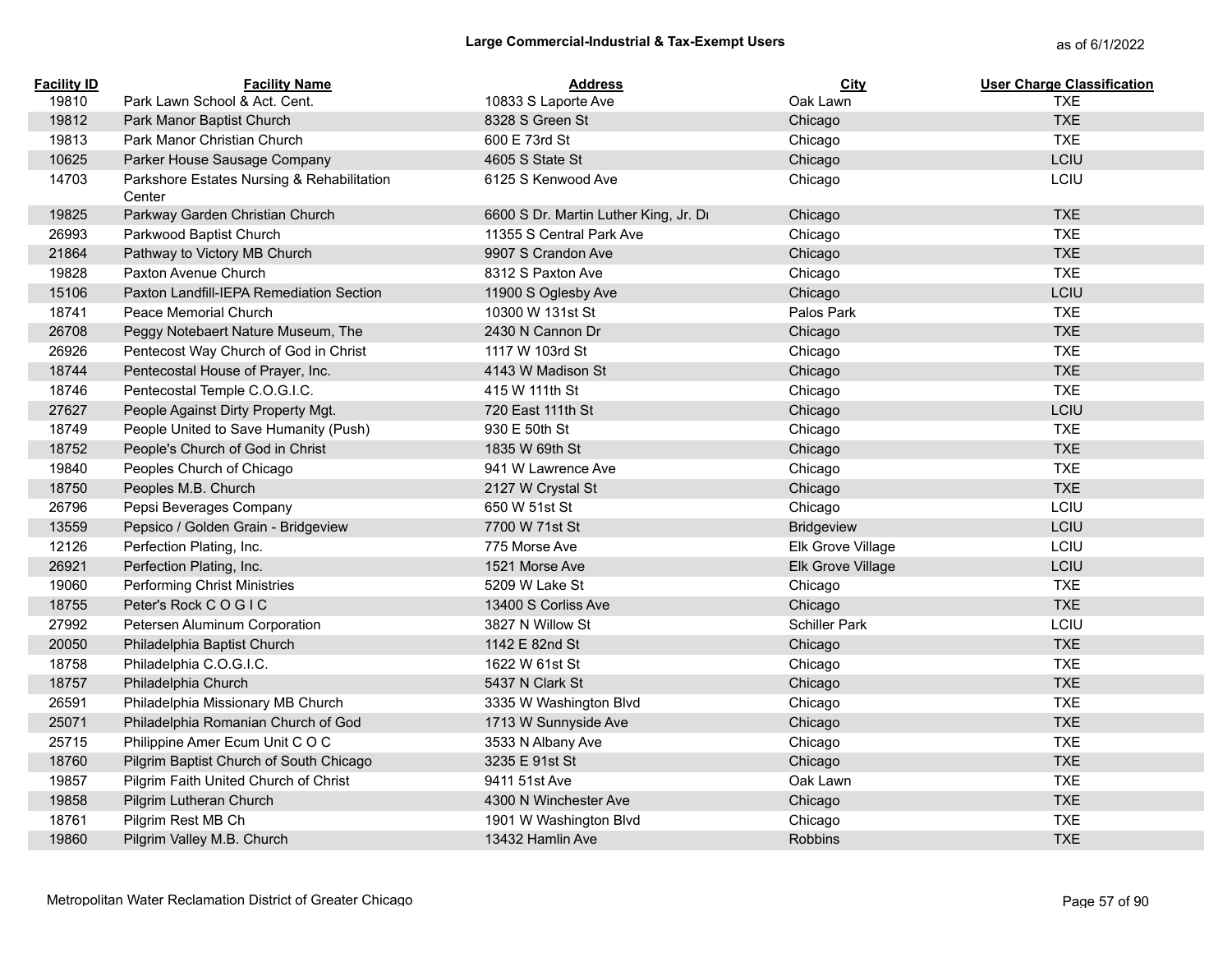## Large Commercial-Industrial & Tax-Exempt Users

as of 6/1/2022

| Facility ID | Facility Name | Address | City | User Charge Classification |
|---|---|---|---|---|
| 19810 | Park Lawn School & Act. Cent. | 10833 S Laporte Ave | Oak Lawn | TXE |
| 19812 | Park Manor Baptist Church | 8328 S Green St | Chicago | TXE |
| 19813 | Park Manor Christian Church | 600 E 73rd St | Chicago | TXE |
| 10625 | Parker House Sausage Company | 4605 S State St | Chicago | LCIU |
| 14703 | Parkshore Estates Nursing & Rehabilitation Center | 6125 S Kenwood Ave | Chicago | LCIU |
| 19825 | Parkway Garden Christian Church | 6600 S Dr. Martin Luther King, Jr. Dı | Chicago | TXE |
| 26993 | Parkwood Baptist Church | 11355 S Central Park Ave | Chicago | TXE |
| 21864 | Pathway to Victory MB Church | 9907 S Crandon Ave | Chicago | TXE |
| 19828 | Paxton Avenue Church | 8312 S Paxton Ave | Chicago | TXE |
| 15106 | Paxton Landfill-IEPA Remediation Section | 11900 S Oglesby Ave | Chicago | LCIU |
| 18741 | Peace Memorial Church | 10300 W 131st St | Palos Park | TXE |
| 26708 | Peggy Notebaert Nature Museum, The | 2430 N Cannon Dr | Chicago | TXE |
| 26926 | Pentecost Way Church of God in Christ | 1117 W 103rd St | Chicago | TXE |
| 18744 | Pentecostal House of Prayer, Inc. | 4143 W Madison St | Chicago | TXE |
| 18746 | Pentecostal Temple C.O.G.I.C. | 415 W 111th St | Chicago | TXE |
| 27627 | People Against Dirty Property Mgt. | 720 East 111th St | Chicago | LCIU |
| 18749 | People United to Save Humanity (Push) | 930 E 50th St | Chicago | TXE |
| 18752 | People's Church of God in Christ | 1835 W 69th St | Chicago | TXE |
| 19840 | Peoples Church of Chicago | 941 W Lawrence Ave | Chicago | TXE |
| 18750 | Peoples M.B. Church | 2127 W Crystal St | Chicago | TXE |
| 26796 | Pepsi Beverages Company | 650 W 51st St | Chicago | LCIU |
| 13559 | Pepsico / Golden Grain - Bridgeview | 7700 W 71st St | Bridgeview | LCIU |
| 12126 | Perfection Plating, Inc. | 775 Morse Ave | Elk Grove Village | LCIU |
| 26921 | Perfection Plating, Inc. | 1521 Morse Ave | Elk Grove Village | LCIU |
| 19060 | Performing Christ Ministries | 5209 W Lake St | Chicago | TXE |
| 18755 | Peter's Rock C O G I C | 13400 S Corliss Ave | Chicago | TXE |
| 27992 | Petersen Aluminum Corporation | 3827 N Willow St | Schiller Park | LCIU |
| 20050 | Philadelphia Baptist Church | 1142 E 82nd St | Chicago | TXE |
| 18758 | Philadelphia C.O.G.I.C. | 1622 W 61st St | Chicago | TXE |
| 18757 | Philadelphia Church | 5437 N Clark St | Chicago | TXE |
| 26591 | Philadelphia Missionary MB Church | 3335 W Washington Blvd | Chicago | TXE |
| 25071 | Philadelphia Romanian Church of God | 1713 W Sunnyside Ave | Chicago | TXE |
| 25715 | Philippine Amer Ecum Unit C O C | 3533 N Albany Ave | Chicago | TXE |
| 18760 | Pilgrim Baptist Church of South Chicago | 3235 E 91st St | Chicago | TXE |
| 19857 | Pilgrim Faith United Church of Christ | 9411 51st Ave | Oak Lawn | TXE |
| 19858 | Pilgrim Lutheran Church | 4300 N Winchester Ave | Chicago | TXE |
| 18761 | Pilgrim Rest MB Ch | 1901 W Washington Blvd | Chicago | TXE |
| 19860 | Pilgrim Valley M.B. Church | 13432 Hamlin Ave | Robbins | TXE |

Metropolitan Water Reclamation District of Greater Chicago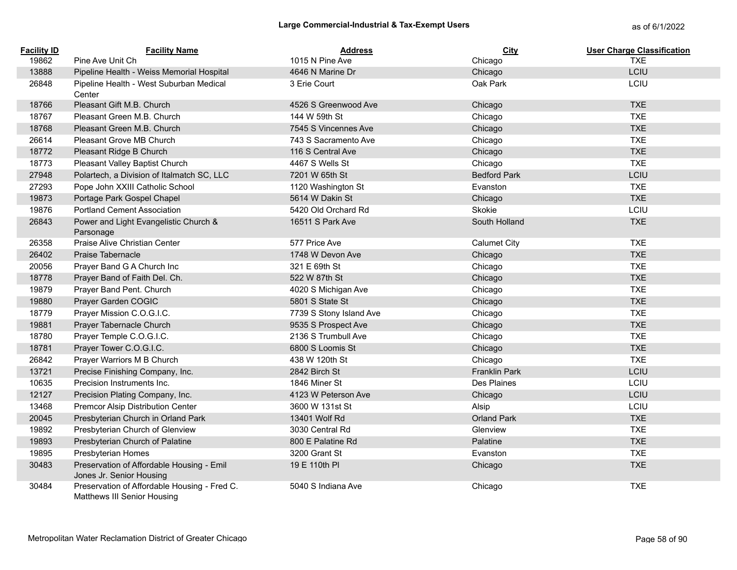# Large Commercial-Industrial & Tax-Exempt Users

as of 6/1/2022

| Facility ID | Facility Name | Address | City | User Charge Classification |
|---|---|---|---|---|
| 19862 | Pine Ave Unit Ch | 1015 N Pine Ave | Chicago | TXE |
| 13888 | Pipeline Health - Weiss Memorial Hospital | 4646 N Marine Dr | Chicago | LCIU |
| 26848 | Pipeline Health - West Suburban Medical Center | 3 Erie Court | Oak Park | LCIU |
| 18766 | Pleasant Gift M.B. Church | 4526 S Greenwood Ave | Chicago | TXE |
| 18767 | Pleasant Green M.B. Church | 144 W 59th St | Chicago | TXE |
| 18768 | Pleasant Green M.B. Church | 7545 S Vincennes Ave | Chicago | TXE |
| 26614 | Pleasant Grove MB Church | 743 S Sacramento Ave | Chicago | TXE |
| 18772 | Pleasant Ridge B Church | 116 S Central Ave | Chicago | TXE |
| 18773 | Pleasant Valley Baptist Church | 4467 S Wells St | Chicago | TXE |
| 27948 | Polartech, a Division of Italmatch SC, LLC | 7201 W 65th St | Bedford Park | LCIU |
| 27293 | Pope John XXIII Catholic School | 1120 Washington St | Evanston | TXE |
| 19873 | Portage Park Gospel Chapel | 5614 W Dakin St | Chicago | TXE |
| 19876 | Portland Cement Association | 5420 Old Orchard Rd | Skokie | LCIU |
| 26843 | Power and Light Evangelistic Church & Parsonage | 16511 S Park Ave | South Holland | TXE |
| 26358 | Praise Alive Christian Center | 577 Price Ave | Calumet City | TXE |
| 26402 | Praise Tabernacle | 1748 W Devon Ave | Chicago | TXE |
| 20056 | Prayer Band G A Church Inc | 321 E 69th St | Chicago | TXE |
| 18778 | Prayer Band of Faith Del. Ch. | 522 W 87th St | Chicago | TXE |
| 19879 | Prayer Band Pent. Church | 4020 S Michigan Ave | Chicago | TXE |
| 19880 | Prayer Garden COGIC | 5801 S State St | Chicago | TXE |
| 18779 | Prayer Mission C.O.G.I.C. | 7739 S Stony Island Ave | Chicago | TXE |
| 19881 | Prayer Tabernacle Church | 9535 S Prospect Ave | Chicago | TXE |
| 18780 | Prayer Temple C.O.G.I.C. | 2136 S Trumbull Ave | Chicago | TXE |
| 18781 | Prayer Tower C.O.G.I.C. | 6800 S Loomis St | Chicago | TXE |
| 26842 | Prayer Warriors M B Church | 438 W 120th St | Chicago | TXE |
| 13721 | Precise Finishing Company, Inc. | 2842 Birch St | Franklin Park | LCIU |
| 10635 | Precision Instruments Inc. | 1846 Miner St | Des Plaines | LCIU |
| 12127 | Precision Plating Company, Inc. | 4123 W Peterson Ave | Chicago | LCIU |
| 13468 | Premcor Alsip Distribution Center | 3600 W 131st St | Alsip | LCIU |
| 20045 | Presbyterian Church in Orland Park | 13401 Wolf Rd | Orland Park | TXE |
| 19892 | Presbyterian Church of Glenview | 3030 Central Rd | Glenview | TXE |
| 19893 | Presbyterian Church of Palatine | 800 E Palatine Rd | Palatine | TXE |
| 19895 | Presbyterian Homes | 3200 Grant St | Evanston | TXE |
| 30483 | Preservation of Affordable Housing - Emil Jones Jr. Senior Housing | 19 E 110th Pl | Chicago | TXE |
| 30484 | Preservation of Affordable Housing - Fred C. Matthews III Senior Housing | 5040 S Indiana Ave | Chicago | TXE |

Metropolitan Water Reclamation District of Greater Chicago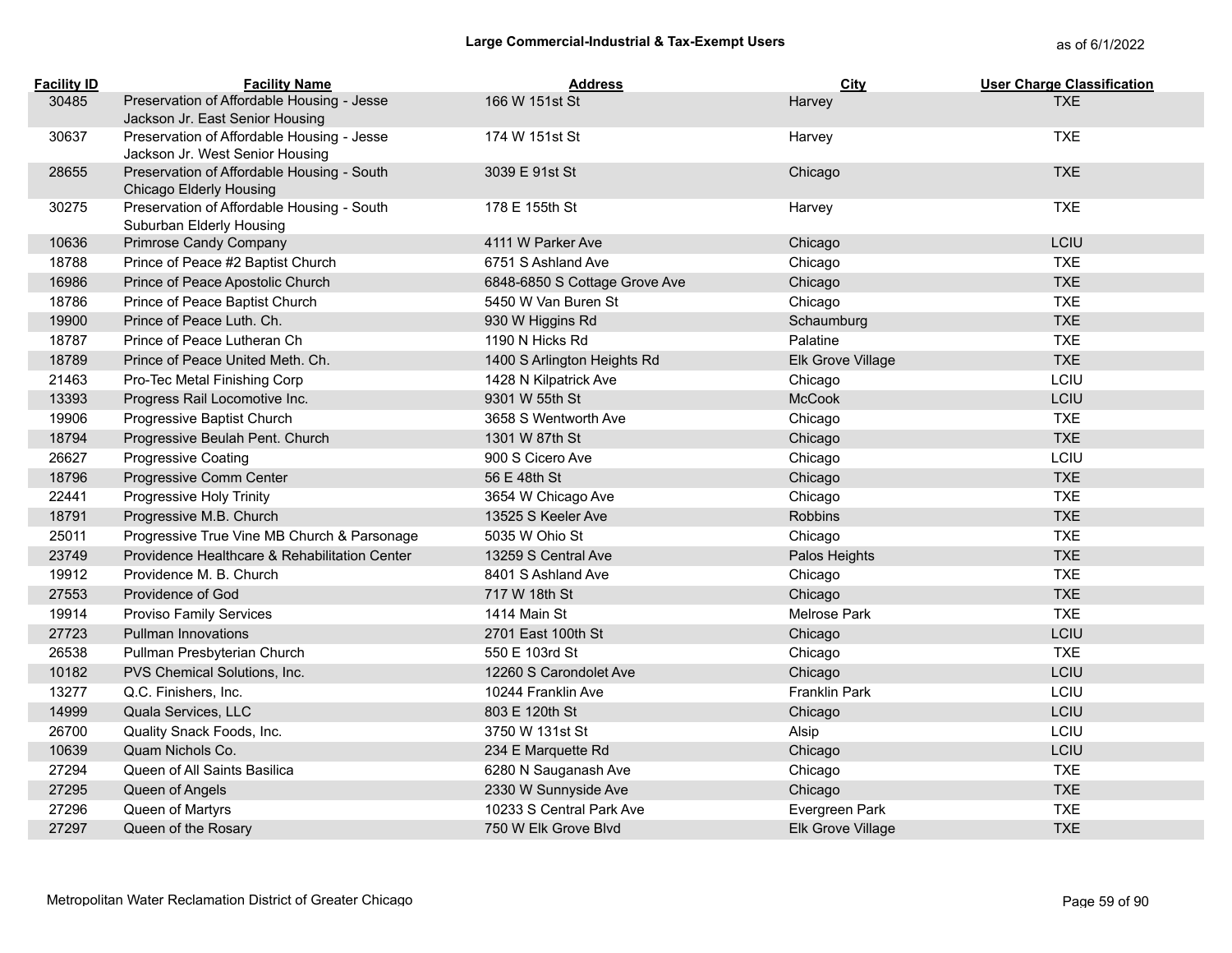## Large Commercial-Industrial & Tax-Exempt Users

as of 6/1/2022

| Facility ID | Facility Name | Address | City | User Charge Classification |
|---|---|---|---|---|
| 30485 | Preservation of Affordable Housing - Jesse Jackson Jr. East Senior Housing | 166 W 151st St | Harvey | TXE |
| 30637 | Preservation of Affordable Housing - Jesse Jackson Jr. West Senior Housing | 174 W 151st St | Harvey | TXE |
| 28655 | Preservation of Affordable Housing - South Chicago Elderly Housing | 3039 E 91st St | Chicago | TXE |
| 30275 | Preservation of Affordable Housing - South Suburban Elderly Housing | 178 E 155th St | Harvey | TXE |
| 10636 | Primrose Candy Company | 4111 W Parker Ave | Chicago | LCIU |
| 18788 | Prince of Peace #2 Baptist Church | 6751 S Ashland Ave | Chicago | TXE |
| 16986 | Prince of Peace Apostolic Church | 6848-6850 S Cottage Grove Ave | Chicago | TXE |
| 18786 | Prince of Peace Baptist Church | 5450 W Van Buren St | Chicago | TXE |
| 19900 | Prince of Peace Luth. Ch. | 930 W Higgins Rd | Schaumburg | TXE |
| 18787 | Prince of Peace Lutheran Ch | 1190 N Hicks Rd | Palatine | TXE |
| 18789 | Prince of Peace United Meth. Ch. | 1400 S Arlington Heights Rd | Elk Grove Village | TXE |
| 21463 | Pro-Tec Metal Finishing Corp | 1428 N Kilpatrick Ave | Chicago | LCIU |
| 13393 | Progress Rail Locomotive Inc. | 9301 W 55th St | McCook | LCIU |
| 19906 | Progressive Baptist Church | 3658 S Wentworth Ave | Chicago | TXE |
| 18794 | Progressive Beulah Pent. Church | 1301 W 87th St | Chicago | TXE |
| 26627 | Progressive Coating | 900 S Cicero Ave | Chicago | LCIU |
| 18796 | Progressive Comm Center | 56 E 48th St | Chicago | TXE |
| 22441 | Progressive Holy Trinity | 3654 W Chicago Ave | Chicago | TXE |
| 18791 | Progressive M.B. Church | 13525 S Keeler Ave | Robbins | TXE |
| 25011 | Progressive True Vine MB Church & Parsonage | 5035 W Ohio St | Chicago | TXE |
| 23749 | Providence Healthcare & Rehabilitation Center | 13259 S Central Ave | Palos Heights | TXE |
| 19912 | Providence M. B. Church | 8401 S Ashland Ave | Chicago | TXE |
| 27553 | Providence of God | 717 W 18th St | Chicago | TXE |
| 19914 | Proviso Family Services | 1414 Main St | Melrose Park | TXE |
| 27723 | Pullman Innovations | 2701 East 100th St | Chicago | LCIU |
| 26538 | Pullman Presbyterian Church | 550 E 103rd St | Chicago | TXE |
| 10182 | PVS Chemical Solutions, Inc. | 12260 S Carondolet Ave | Chicago | LCIU |
| 13277 | Q.C. Finishers, Inc. | 10244 Franklin Ave | Franklin Park | LCIU |
| 14999 | Quala Services, LLC | 803 E 120th St | Chicago | LCIU |
| 26700 | Quality Snack Foods, Inc. | 3750 W 131st St | Alsip | LCIU |
| 10639 | Quam Nichols Co. | 234 E Marquette Rd | Chicago | LCIU |
| 27294 | Queen of All Saints Basilica | 6280 N Sauganash Ave | Chicago | TXE |
| 27295 | Queen of Angels | 2330 W Sunnyside Ave | Chicago | TXE |
| 27296 | Queen of Martyrs | 10233 S Central Park Ave | Evergreen Park | TXE |
| 27297 | Queen of the Rosary | 750 W Elk Grove Blvd | Elk Grove Village | TXE |

Metropolitan Water Reclamation District of Greater Chicago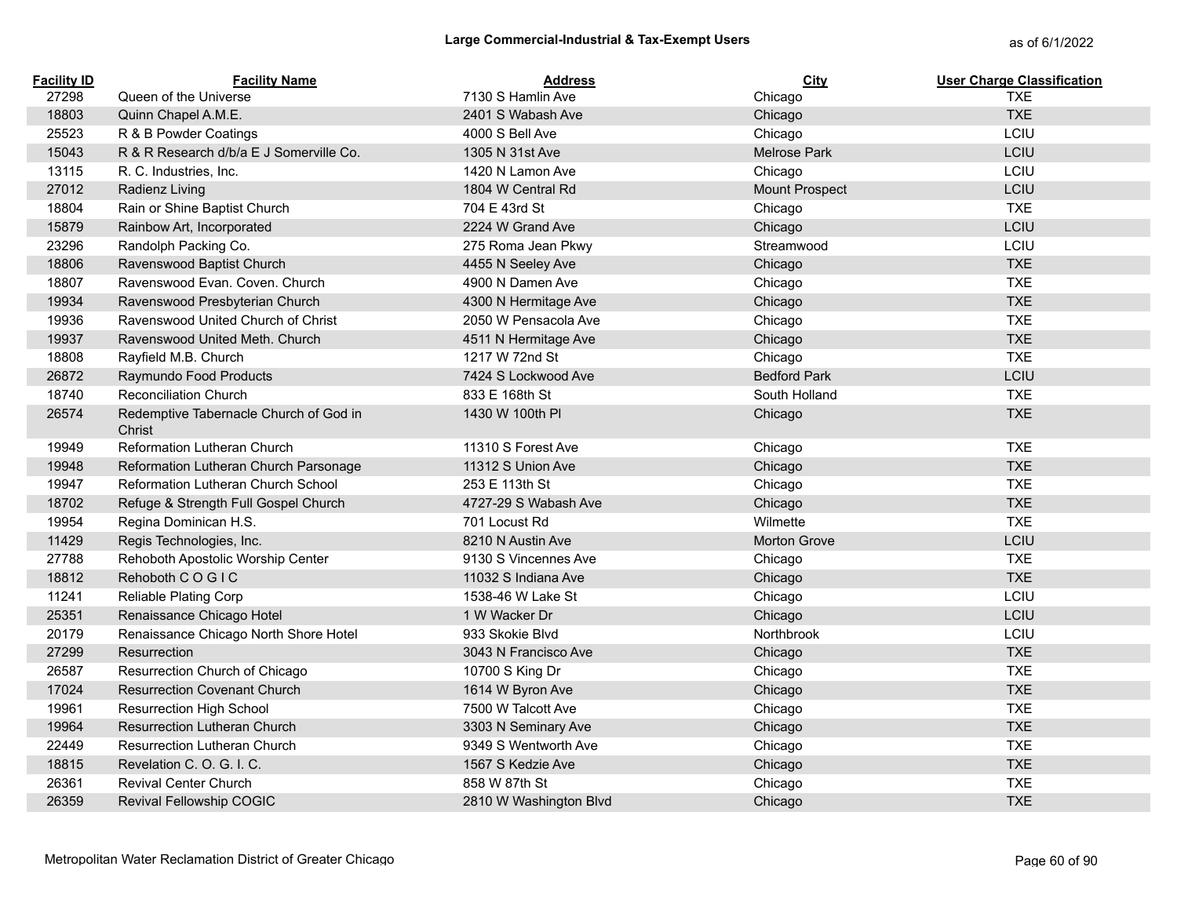## Large Commercial-Industrial & Tax-Exempt Users

as of 6/1/2022

| Facility ID | Facility Name | Address | City | User Charge Classification |
|---|---|---|---|---|
| 27298 | Queen of the Universe | 7130 S Hamlin Ave | Chicago | TXE |
| 18803 | Quinn Chapel A.M.E. | 2401 S Wabash Ave | Chicago | TXE |
| 25523 | R & B Powder Coatings | 4000 S Bell Ave | Chicago | LCIU |
| 15043 | R & R Research d/b/a E J Somerville Co. | 1305 N 31st Ave | Melrose Park | LCIU |
| 13115 | R. C. Industries, Inc. | 1420 N Lamon Ave | Chicago | LCIU |
| 27012 | Radienz Living | 1804 W Central Rd | Mount Prospect | LCIU |
| 18804 | Rain or Shine Baptist Church | 704 E 43rd St | Chicago | TXE |
| 15879 | Rainbow Art, Incorporated | 2224 W Grand Ave | Chicago | LCIU |
| 23296 | Randolph Packing Co. | 275 Roma Jean Pkwy | Streamwood | LCIU |
| 18806 | Ravenswood Baptist Church | 4455 N Seeley Ave | Chicago | TXE |
| 18807 | Ravenswood Evan. Coven. Church | 4900 N Damen Ave | Chicago | TXE |
| 19934 | Ravenswood Presbyterian Church | 4300 N Hermitage Ave | Chicago | TXE |
| 19936 | Ravenswood United Church of Christ | 2050 W Pensacola Ave | Chicago | TXE |
| 19937 | Ravenswood United Meth. Church | 4511 N Hermitage Ave | Chicago | TXE |
| 18808 | Rayfield M.B. Church | 1217 W 72nd St | Chicago | TXE |
| 26872 | Raymundo Food Products | 7424 S Lockwood Ave | Bedford Park | LCIU |
| 18740 | Reconciliation Church | 833 E 168th St | South Holland | TXE |
| 26574 | Redemptive Tabernacle Church of God in Christ | 1430 W 100th Pl | Chicago | TXE |
| 19949 | Reformation Lutheran Church | 11310 S Forest Ave | Chicago | TXE |
| 19948 | Reformation Lutheran Church Parsonage | 11312 S Union Ave | Chicago | TXE |
| 19947 | Reformation Lutheran Church School | 253 E 113th St | Chicago | TXE |
| 18702 | Refuge & Strength Full Gospel Church | 4727-29 S Wabash Ave | Chicago | TXE |
| 19954 | Regina Dominican H.S. | 701 Locust Rd | Wilmette | TXE |
| 11429 | Regis Technologies, Inc. | 8210 N Austin Ave | Morton Grove | LCIU |
| 27788 | Rehoboth Apostolic Worship Center | 9130 S Vincennes Ave | Chicago | TXE |
| 18812 | Rehoboth C O G I C | 11032 S Indiana Ave | Chicago | TXE |
| 11241 | Reliable Plating Corp | 1538-46 W Lake St | Chicago | LCIU |
| 25351 | Renaissance Chicago Hotel | 1 W Wacker Dr | Chicago | LCIU |
| 20179 | Renaissance Chicago North Shore Hotel | 933 Skokie Blvd | Northbrook | LCIU |
| 27299 | Resurrection | 3043 N Francisco Ave | Chicago | TXE |
| 26587 | Resurrection Church of Chicago | 10700 S King Dr | Chicago | TXE |
| 17024 | Resurrection Covenant Church | 1614 W Byron Ave | Chicago | TXE |
| 19961 | Resurrection High School | 7500 W Talcott Ave | Chicago | TXE |
| 19964 | Resurrection Lutheran Church | 3303 N Seminary Ave | Chicago | TXE |
| 22449 | Resurrection Lutheran Church | 9349 S Wentworth Ave | Chicago | TXE |
| 18815 | Revelation C. O. G. I. C. | 1567 S Kedzie Ave | Chicago | TXE |
| 26361 | Revival Center Church | 858 W 87th St | Chicago | TXE |
| 26359 | Revival Fellowship COGIC | 2810 W Washington Blvd | Chicago | TXE |

Metropolitan Water Reclamation District of Greater Chicago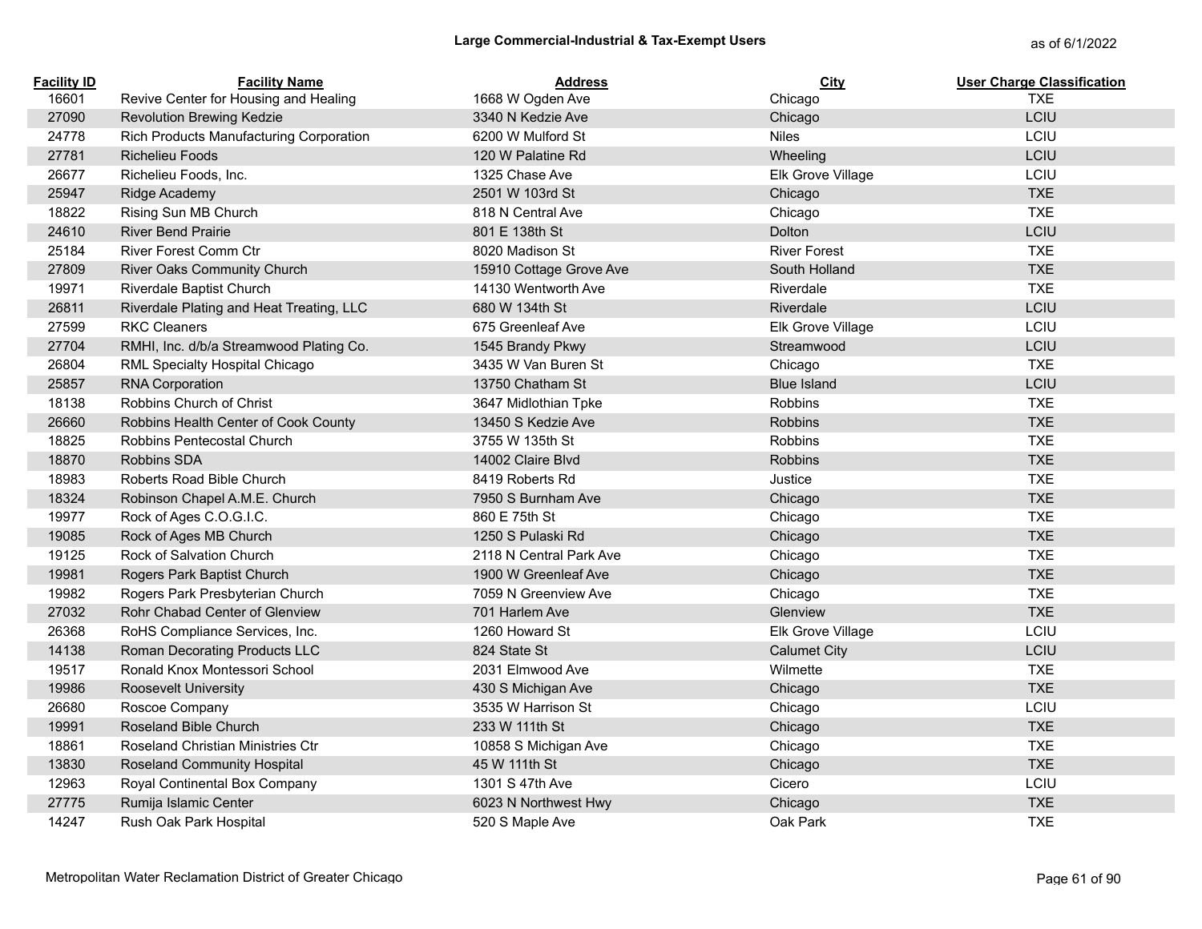## Large Commercial-Industrial & Tax-Exempt Users

as of 6/1/2022

| Facility ID | Facility Name | Address | City | User Charge Classification |
|---|---|---|---|---|
| 16601 | Revive Center for Housing and Healing | 1668 W Ogden Ave | Chicago | TXE |
| 27090 | Revolution Brewing Kedzie | 3340 N Kedzie Ave | Chicago | LCIU |
| 24778 | Rich Products Manufacturing Corporation | 6200 W Mulford St | Niles | LCIU |
| 27781 | Richelieu Foods | 120 W Palatine Rd | Wheeling | LCIU |
| 26677 | Richelieu Foods, Inc. | 1325 Chase Ave | Elk Grove Village | LCIU |
| 25947 | Ridge Academy | 2501 W 103rd St | Chicago | TXE |
| 18822 | Rising Sun MB Church | 818 N Central Ave | Chicago | TXE |
| 24610 | River Bend Prairie | 801 E 138th St | Dolton | LCIU |
| 25184 | River Forest Comm Ctr | 8020 Madison St | River Forest | TXE |
| 27809 | River Oaks Community Church | 15910 Cottage Grove Ave | South Holland | TXE |
| 19971 | Riverdale Baptist Church | 14130 Wentworth Ave | Riverdale | TXE |
| 26811 | Riverdale Plating and Heat Treating, LLC | 680 W 134th St | Riverdale | LCIU |
| 27599 | RKC Cleaners | 675 Greenleaf Ave | Elk Grove Village | LCIU |
| 27704 | RMHI, Inc. d/b/a Streamwood Plating Co. | 1545 Brandy Pkwy | Streamwood | LCIU |
| 26804 | RML Specialty Hospital Chicago | 3435 W Van Buren St | Chicago | TXE |
| 25857 | RNA Corporation | 13750 Chatham St | Blue Island | LCIU |
| 18138 | Robbins Church of Christ | 3647 Midlothian Tpke | Robbins | TXE |
| 26660 | Robbins Health Center of Cook County | 13450 S Kedzie Ave | Robbins | TXE |
| 18825 | Robbins Pentecostal Church | 3755 W 135th St | Robbins | TXE |
| 18870 | Robbins SDA | 14002 Claire Blvd | Robbins | TXE |
| 18983 | Roberts Road Bible Church | 8419 Roberts Rd | Justice | TXE |
| 18324 | Robinson Chapel A.M.E. Church | 7950 S Burnham Ave | Chicago | TXE |
| 19977 | Rock of Ages C.O.G.I.C. | 860 E 75th St | Chicago | TXE |
| 19085 | Rock of Ages MB Church | 1250 S Pulaski Rd | Chicago | TXE |
| 19125 | Rock of Salvation Church | 2118 N Central Park Ave | Chicago | TXE |
| 19981 | Rogers Park Baptist Church | 1900 W Greenleaf Ave | Chicago | TXE |
| 19982 | Rogers Park Presbyterian Church | 7059 N Greenview Ave | Chicago | TXE |
| 27032 | Rohr Chabad Center of Glenview | 701 Harlem Ave | Glenview | TXE |
| 26368 | RoHS Compliance Services, Inc. | 1260 Howard St | Elk Grove Village | LCIU |
| 14138 | Roman Decorating Products LLC | 824 State St | Calumet City | LCIU |
| 19517 | Ronald Knox Montessori School | 2031 Elmwood Ave | Wilmette | TXE |
| 19986 | Roosevelt University | 430 S Michigan Ave | Chicago | TXE |
| 26680 | Roscoe Company | 3535 W Harrison St | Chicago | LCIU |
| 19991 | Roseland Bible Church | 233 W 111th St | Chicago | TXE |
| 18861 | Roseland Christian Ministries Ctr | 10858 S Michigan Ave | Chicago | TXE |
| 13830 | Roseland Community Hospital | 45 W 111th St | Chicago | TXE |
| 12963 | Royal Continental Box Company | 1301 S 47th Ave | Cicero | LCIU |
| 27775 | Rumija Islamic Center | 6023 N Northwest Hwy | Chicago | TXE |
| 14247 | Rush Oak Park Hospital | 520 S Maple Ave | Oak Park | TXE |

Metropolitan Water Reclamation District of Greater Chicago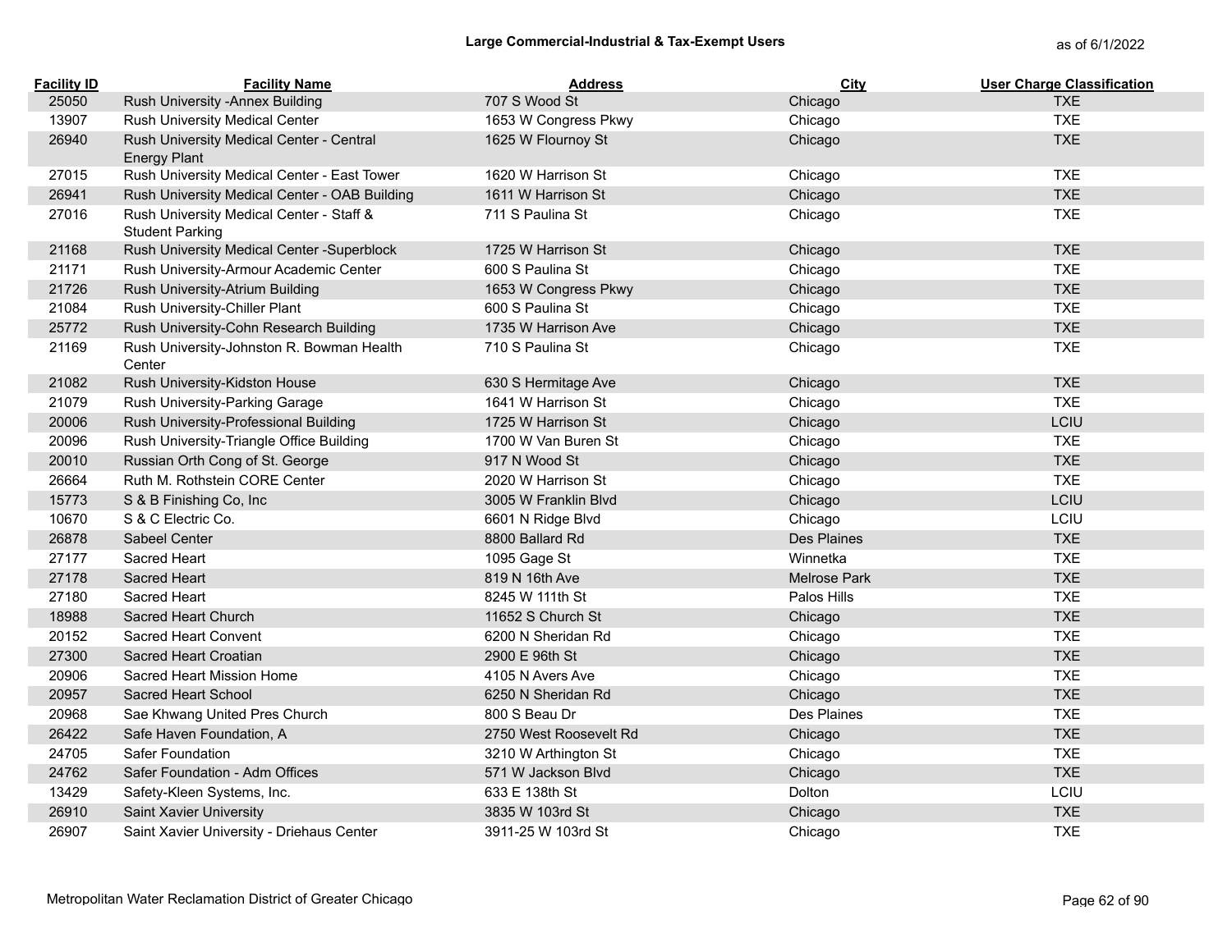## Large Commercial-Industrial & Tax-Exempt Users

as of 6/1/2022

| Facility ID | Facility Name | Address | City | User Charge Classification |
|---|---|---|---|---|
| 25050 | Rush University -Annex Building | 707 S Wood St | Chicago | TXE |
| 13907 | Rush University Medical Center | 1653 W Congress Pkwy | Chicago | TXE |
| 26940 | Rush University Medical Center - Central Energy Plant | 1625 W Flournoy St | Chicago | TXE |
| 27015 | Rush University Medical Center - East Tower | 1620 W Harrison St | Chicago | TXE |
| 26941 | Rush University Medical Center - OAB Building | 1611 W Harrison St | Chicago | TXE |
| 27016 | Rush University Medical Center - Staff & Student Parking | 711 S Paulina St | Chicago | TXE |
| 21168 | Rush University Medical Center -Superblock | 1725 W Harrison St | Chicago | TXE |
| 21171 | Rush University-Armour Academic Center | 600 S Paulina St | Chicago | TXE |
| 21726 | Rush University-Atrium Building | 1653 W Congress Pkwy | Chicago | TXE |
| 21084 | Rush University-Chiller Plant | 600 S Paulina St | Chicago | TXE |
| 25772 | Rush University-Cohn Research Building | 1735 W Harrison Ave | Chicago | TXE |
| 21169 | Rush University-Johnston R. Bowman Health Center | 710 S Paulina St | Chicago | TXE |
| 21082 | Rush University-Kidston House | 630 S Hermitage Ave | Chicago | TXE |
| 21079 | Rush University-Parking Garage | 1641 W Harrison St | Chicago | TXE |
| 20006 | Rush University-Professional Building | 1725 W Harrison St | Chicago | LCIU |
| 20096 | Rush University-Triangle Office Building | 1700 W Van Buren St | Chicago | TXE |
| 20010 | Russian Orth Cong of St. George | 917 N Wood St | Chicago | TXE |
| 26664 | Ruth M. Rothstein CORE Center | 2020 W Harrison St | Chicago | TXE |
| 15773 | S & B Finishing Co, Inc | 3005 W Franklin Blvd | Chicago | LCIU |
| 10670 | S & C Electric Co. | 6601 N Ridge Blvd | Chicago | LCIU |
| 26878 | Sabeel Center | 8800 Ballard Rd | Des Plaines | TXE |
| 27177 | Sacred Heart | 1095 Gage St | Winnetka | TXE |
| 27178 | Sacred Heart | 819 N 16th Ave | Melrose Park | TXE |
| 27180 | Sacred Heart | 8245 W 111th St | Palos Hills | TXE |
| 18988 | Sacred Heart Church | 11652 S Church St | Chicago | TXE |
| 20152 | Sacred Heart Convent | 6200 N Sheridan Rd | Chicago | TXE |
| 27300 | Sacred Heart Croatian | 2900 E 96th St | Chicago | TXE |
| 20906 | Sacred Heart Mission Home | 4105 N Avers Ave | Chicago | TXE |
| 20957 | Sacred Heart School | 6250 N Sheridan Rd | Chicago | TXE |
| 20968 | Sae Khwang United Pres Church | 800 S Beau Dr | Des Plaines | TXE |
| 26422 | Safe Haven Foundation, A | 2750 West Roosevelt Rd | Chicago | TXE |
| 24705 | Safer Foundation | 3210 W Arthington St | Chicago | TXE |
| 24762 | Safer Foundation - Adm Offices | 571 W Jackson Blvd | Chicago | TXE |
| 13429 | Safety-Kleen Systems, Inc. | 633 E 138th St | Dolton | LCIU |
| 26910 | Saint Xavier University | 3835 W 103rd St | Chicago | TXE |
| 26907 | Saint Xavier University - Driehaus Center | 3911-25 W 103rd St | Chicago | TXE |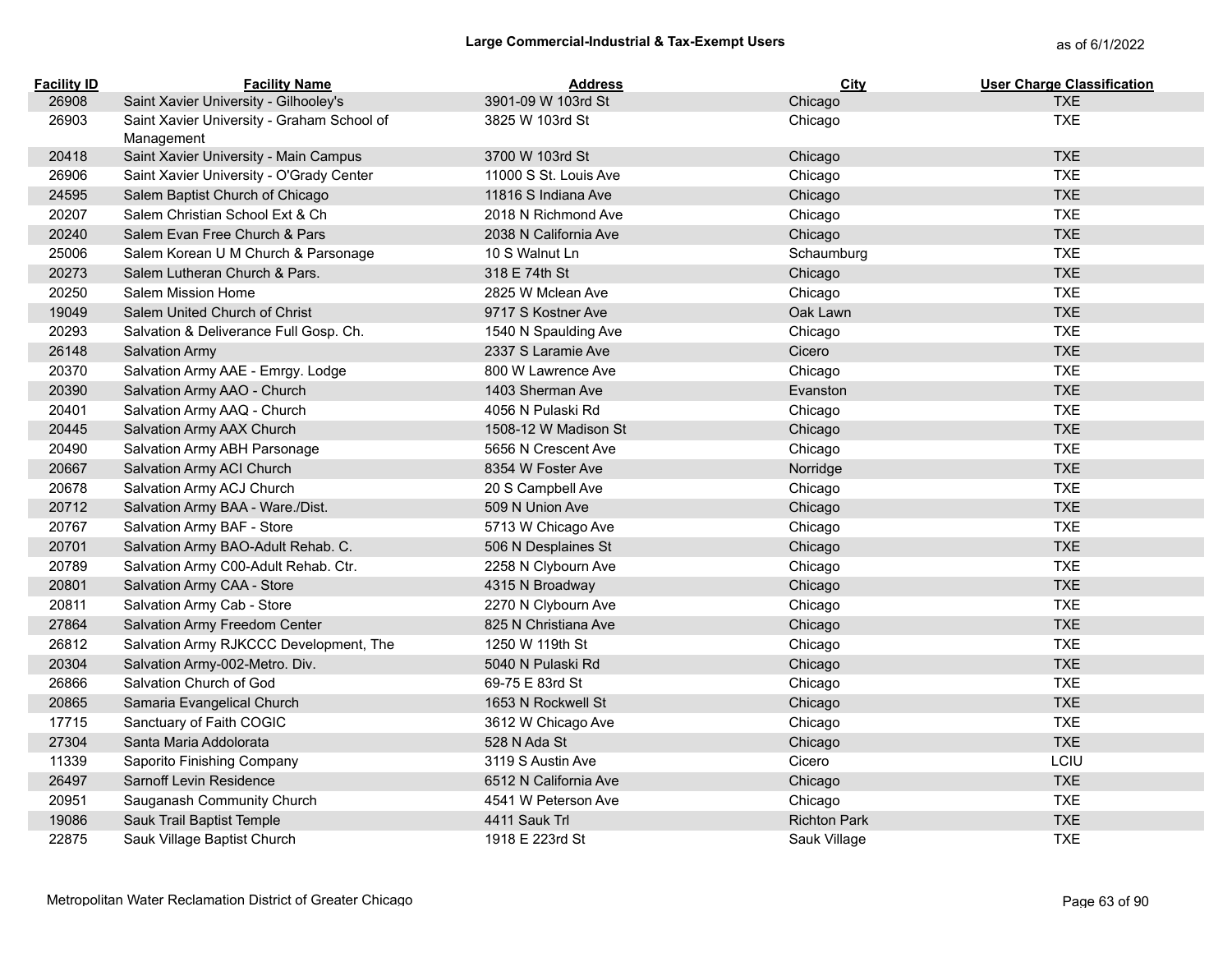## Large Commercial-Industrial & Tax-Exempt Users

as of 6/1/2022

| Facility ID | Facility Name | Address | City | User Charge Classification |
|---|---|---|---|---|
| 26908 | Saint Xavier University - Gilhooley's | 3901-09 W 103rd St | Chicago | TXE |
| 26903 | Saint Xavier University - Graham School of Management | 3825 W 103rd St | Chicago | TXE |
| 20418 | Saint Xavier University - Main Campus | 3700 W 103rd St | Chicago | TXE |
| 26906 | Saint Xavier University - O'Grady Center | 11000 S St. Louis Ave | Chicago | TXE |
| 24595 | Salem Baptist Church of Chicago | 11816 S Indiana Ave | Chicago | TXE |
| 20207 | Salem Christian School Ext & Ch | 2018 N Richmond Ave | Chicago | TXE |
| 20240 | Salem Evan Free Church & Pars | 2038 N California Ave | Chicago | TXE |
| 25006 | Salem Korean U M Church & Parsonage | 10 S Walnut Ln | Schaumburg | TXE |
| 20273 | Salem Lutheran Church & Pars. | 318 E 74th St | Chicago | TXE |
| 20250 | Salem Mission Home | 2825 W Mclean Ave | Chicago | TXE |
| 19049 | Salem United Church of Christ | 9717 S Kostner Ave | Oak Lawn | TXE |
| 20293 | Salvation & Deliverance Full Gosp. Ch. | 1540 N Spaulding Ave | Chicago | TXE |
| 26148 | Salvation Army | 2337 S Laramie Ave | Cicero | TXE |
| 20370 | Salvation Army AAE - Emrgy. Lodge | 800 W Lawrence Ave | Chicago | TXE |
| 20390 | Salvation Army AAO - Church | 1403 Sherman Ave | Evanston | TXE |
| 20401 | Salvation Army AAQ - Church | 4056 N Pulaski Rd | Chicago | TXE |
| 20445 | Salvation Army AAX Church | 1508-12 W Madison St | Chicago | TXE |
| 20490 | Salvation Army ABH Parsonage | 5656 N Crescent Ave | Chicago | TXE |
| 20667 | Salvation Army ACI Church | 8354 W Foster Ave | Norridge | TXE |
| 20678 | Salvation Army ACJ Church | 20 S Campbell Ave | Chicago | TXE |
| 20712 | Salvation Army BAA - Ware./Dist. | 509 N Union Ave | Chicago | TXE |
| 20767 | Salvation Army BAF - Store | 5713 W Chicago Ave | Chicago | TXE |
| 20701 | Salvation Army BAO-Adult Rehab. C. | 506 N Desplaines St | Chicago | TXE |
| 20789 | Salvation Army C00-Adult Rehab. Ctr. | 2258 N Clybourn Ave | Chicago | TXE |
| 20801 | Salvation Army CAA - Store | 4315 N Broadway | Chicago | TXE |
| 20811 | Salvation Army Cab - Store | 2270 N Clybourn Ave | Chicago | TXE |
| 27864 | Salvation Army Freedom Center | 825 N Christiana Ave | Chicago | TXE |
| 26812 | Salvation Army RJKCCC Development, The | 1250 W 119th St | Chicago | TXE |
| 20304 | Salvation Army-002-Metro. Div. | 5040 N Pulaski Rd | Chicago | TXE |
| 26866 | Salvation Church of God | 69-75 E 83rd St | Chicago | TXE |
| 20865 | Samaria Evangelical Church | 1653 N Rockwell St | Chicago | TXE |
| 17715 | Sanctuary of Faith COGIC | 3612 W Chicago Ave | Chicago | TXE |
| 27304 | Santa Maria Addolorata | 528 N Ada St | Chicago | TXE |
| 11339 | Saporito Finishing Company | 3119 S Austin Ave | Cicero | LCIU |
| 26497 | Sarnoff Levin Residence | 6512 N California Ave | Chicago | TXE |
| 20951 | Sauganash Community Church | 4541 W Peterson Ave | Chicago | TXE |
| 19086 | Sauk Trail Baptist Temple | 4411 Sauk Trl | Richton Park | TXE |
| 22875 | Sauk Village Baptist Church | 1918 E 223rd St | Sauk Village | TXE |

Metropolitan Water Reclamation District of Greater Chicago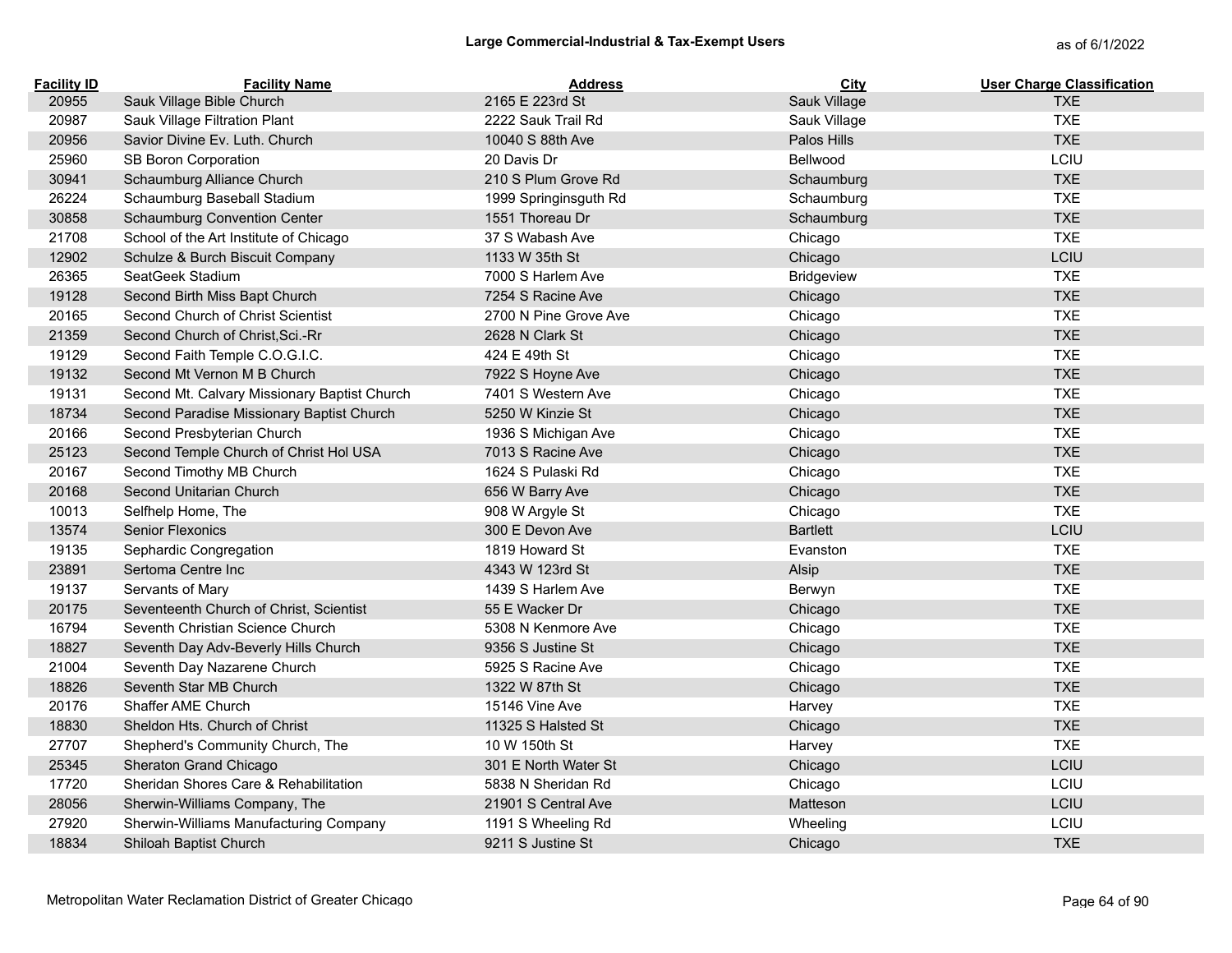## Large Commercial-Industrial & Tax-Exempt Users

as of 6/1/2022

| Facility ID | Facility Name | Address | City | User Charge Classification |
|---|---|---|---|---|
| 20955 | Sauk Village Bible Church | 2165 E 223rd St | Sauk Village | TXE |
| 20987 | Sauk Village Filtration Plant | 2222 Sauk Trail Rd | Sauk Village | TXE |
| 20956 | Savior Divine Ev. Luth. Church | 10040 S 88th Ave | Palos Hills | TXE |
| 25960 | SB Boron Corporation | 20 Davis Dr | Bellwood | LCIU |
| 30941 | Schaumburg Alliance Church | 210 S Plum Grove Rd | Schaumburg | TXE |
| 26224 | Schaumburg Baseball Stadium | 1999 Springinsguth Rd | Schaumburg | TXE |
| 30858 | Schaumburg Convention Center | 1551 Thoreau Dr | Schaumburg | TXE |
| 21708 | School of the Art Institute of Chicago | 37 S Wabash Ave | Chicago | TXE |
| 12902 | Schulze & Burch Biscuit Company | 1133 W 35th St | Chicago | LCIU |
| 26365 | SeatGeek Stadium | 7000 S Harlem Ave | Bridgeview | TXE |
| 19128 | Second Birth Miss Bapt Church | 7254 S Racine Ave | Chicago | TXE |
| 20165 | Second Church of Christ Scientist | 2700 N Pine Grove Ave | Chicago | TXE |
| 21359 | Second Church of Christ,Sci.-Rr | 2628 N Clark St | Chicago | TXE |
| 19129 | Second Faith Temple C.O.G.I.C. | 424 E 49th St | Chicago | TXE |
| 19132 | Second Mt Vernon M B Church | 7922 S Hoyne Ave | Chicago | TXE |
| 19131 | Second Mt. Calvary Missionary Baptist Church | 7401 S Western Ave | Chicago | TXE |
| 18734 | Second Paradise Missionary Baptist Church | 5250 W Kinzie St | Chicago | TXE |
| 20166 | Second Presbyterian Church | 1936 S Michigan Ave | Chicago | TXE |
| 25123 | Second Temple Church of Christ Hol USA | 7013 S Racine Ave | Chicago | TXE |
| 20167 | Second Timothy MB Church | 1624 S Pulaski Rd | Chicago | TXE |
| 20168 | Second Unitarian Church | 656 W Barry Ave | Chicago | TXE |
| 10013 | Selfhelp Home, The | 908 W Argyle St | Chicago | TXE |
| 13574 | Senior Flexonics | 300 E Devon Ave | Bartlett | LCIU |
| 19135 | Sephardic Congregation | 1819 Howard St | Evanston | TXE |
| 23891 | Sertoma Centre Inc | 4343 W 123rd St | Alsip | TXE |
| 19137 | Servants of Mary | 1439 S Harlem Ave | Berwyn | TXE |
| 20175 | Seventeenth Church of Christ, Scientist | 55 E Wacker Dr | Chicago | TXE |
| 16794 | Seventh Christian Science Church | 5308 N Kenmore Ave | Chicago | TXE |
| 18827 | Seventh Day Adv-Beverly Hills Church | 9356 S Justine St | Chicago | TXE |
| 21004 | Seventh Day Nazarene Church | 5925 S Racine Ave | Chicago | TXE |
| 18826 | Seventh Star MB Church | 1322 W 87th St | Chicago | TXE |
| 20176 | Shaffer AME Church | 15146 Vine Ave | Harvey | TXE |
| 18830 | Sheldon Hts. Church of Christ | 11325 S Halsted St | Chicago | TXE |
| 27707 | Shepherd's Community Church, The | 10 W 150th St | Harvey | TXE |
| 25345 | Sheraton Grand Chicago | 301 E North Water St | Chicago | LCIU |
| 17720 | Sheridan Shores Care & Rehabilitation | 5838 N Sheridan Rd | Chicago | LCIU |
| 28056 | Sherwin-Williams Company, The | 21901 S Central Ave | Matteson | LCIU |
| 27920 | Sherwin-Williams Manufacturing Company | 1191 S Wheeling Rd | Wheeling | LCIU |
| 18834 | Shiloah Baptist Church | 9211 S Justine St | Chicago | TXE |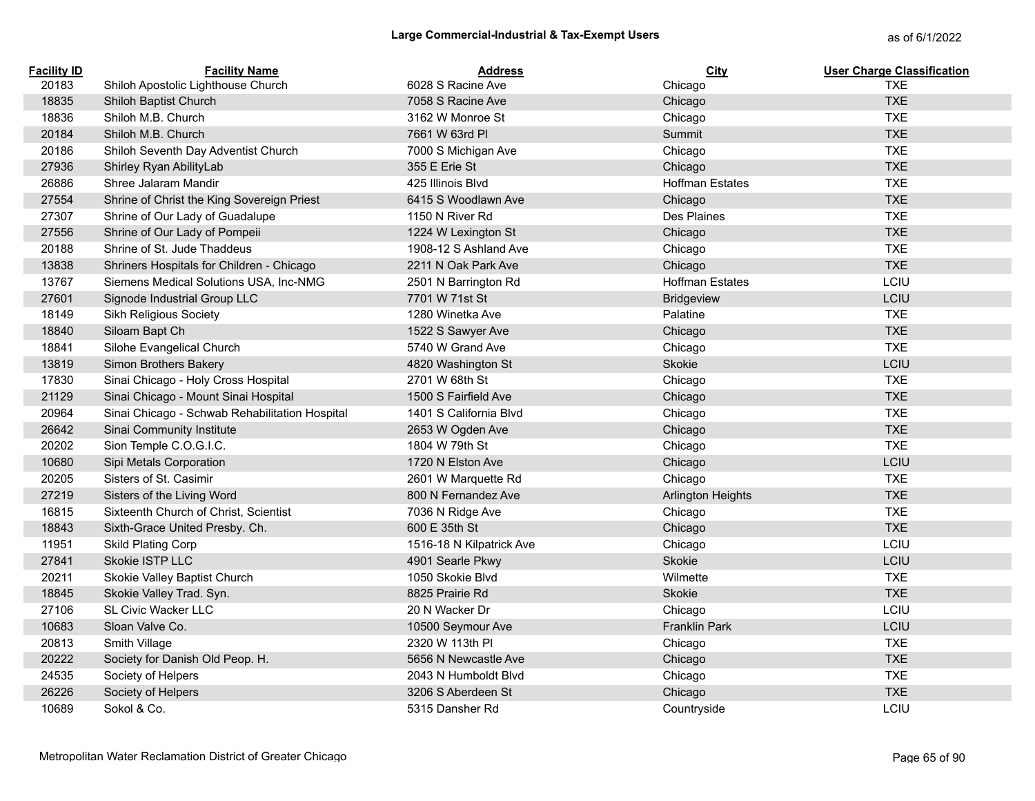# Large Commercial-Industrial & Tax-Exempt Users

as of 6/1/2022

| Facility ID | Facility Name | Address | City | User Charge Classification |
|---|---|---|---|---|
| 20183 | Shiloh Apostolic Lighthouse Church | 6028 S Racine Ave | Chicago | TXE |
| 18835 | Shiloh Baptist Church | 7058 S Racine Ave | Chicago | TXE |
| 18836 | Shiloh M.B. Church | 3162 W Monroe St | Chicago | TXE |
| 20184 | Shiloh M.B. Church | 7661 W 63rd Pl | Summit | TXE |
| 20186 | Shiloh Seventh Day Adventist Church | 7000 S Michigan Ave | Chicago | TXE |
| 27936 | Shirley Ryan AbilityLab | 355 E Erie St | Chicago | TXE |
| 26886 | Shree Jalaram Mandir | 425 Illinois Blvd | Hoffman Estates | TXE |
| 27554 | Shrine of Christ the King Sovereign Priest | 6415 S Woodlawn Ave | Chicago | TXE |
| 27307 | Shrine of Our Lady of Guadalupe | 1150 N River Rd | Des Plaines | TXE |
| 27556 | Shrine of Our Lady of Pompeii | 1224 W Lexington St | Chicago | TXE |
| 20188 | Shrine of St. Jude Thaddeus | 1908-12 S Ashland Ave | Chicago | TXE |
| 13838 | Shriners Hospitals for Children - Chicago | 2211 N Oak Park Ave | Chicago | TXE |
| 13767 | Siemens Medical Solutions USA, Inc-NMG | 2501 N Barrington Rd | Hoffman Estates | LCIU |
| 27601 | Signode Industrial Group LLC | 7701 W 71st St | Bridgeview | LCIU |
| 18149 | Sikh Religious Society | 1280 Winetka Ave | Palatine | TXE |
| 18840 | Siloam Bapt Ch | 1522 S Sawyer Ave | Chicago | TXE |
| 18841 | Silohe Evangelical Church | 5740 W Grand Ave | Chicago | TXE |
| 13819 | Simon Brothers Bakery | 4820 Washington St | Skokie | LCIU |
| 17830 | Sinai Chicago - Holy Cross Hospital | 2701 W 68th St | Chicago | TXE |
| 21129 | Sinai Chicago - Mount Sinai Hospital | 1500 S Fairfield Ave | Chicago | TXE |
| 20964 | Sinai Chicago - Schwab Rehabilitation Hospital | 1401 S California Blvd | Chicago | TXE |
| 26642 | Sinai Community Institute | 2653 W Ogden Ave | Chicago | TXE |
| 20202 | Sion Temple C.O.G.I.C. | 1804 W 79th St | Chicago | TXE |
| 10680 | Sipi Metals Corporation | 1720 N Elston Ave | Chicago | LCIU |
| 20205 | Sisters of St. Casimir | 2601 W Marquette Rd | Chicago | TXE |
| 27219 | Sisters of the Living Word | 800 N Fernandez Ave | Arlington Heights | TXE |
| 16815 | Sixteenth Church of Christ, Scientist | 7036 N Ridge Ave | Chicago | TXE |
| 18843 | Sixth-Grace United Presby. Ch. | 600 E 35th St | Chicago | TXE |
| 11951 | Skild Plating Corp | 1516-18 N Kilpatrick Ave | Chicago | LCIU |
| 27841 | Skokie ISTP LLC | 4901 Searle Pkwy | Skokie | LCIU |
| 20211 | Skokie Valley Baptist Church | 1050 Skokie Blvd | Wilmette | TXE |
| 18845 | Skokie Valley Trad. Syn. | 8825 Prairie Rd | Skokie | TXE |
| 27106 | SL Civic Wacker LLC | 20 N Wacker Dr | Chicago | LCIU |
| 10683 | Sloan Valve Co. | 10500 Seymour Ave | Franklin Park | LCIU |
| 20813 | Smith Village | 2320 W 113th Pl | Chicago | TXE |
| 20222 | Society for Danish Old Peop. H. | 5656 N Newcastle Ave | Chicago | TXE |
| 24535 | Society of Helpers | 2043 N Humboldt Blvd | Chicago | TXE |
| 26226 | Society of Helpers | 3206 S Aberdeen St | Chicago | TXE |
| 10689 | Sokol & Co. | 5315 Dansher Rd | Countryside | LCIU |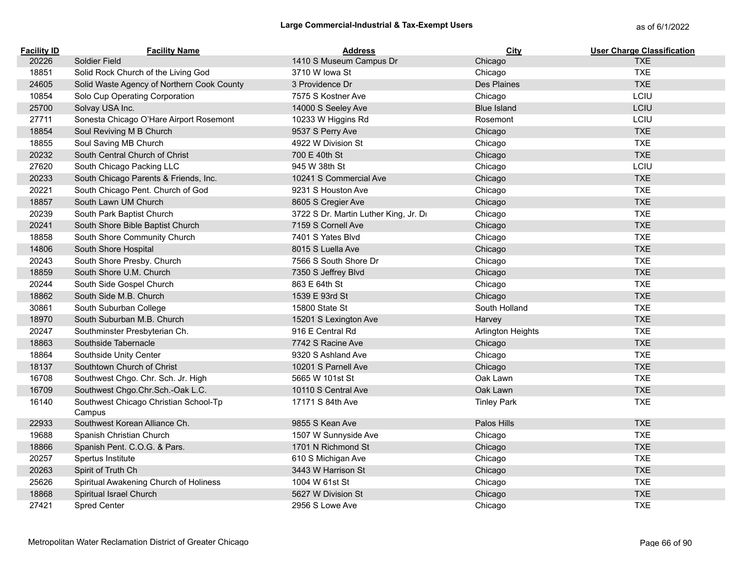## Large Commercial-Industrial & Tax-Exempt Users

as of 6/1/2022

| Facility ID | Facility Name | Address | City | User Charge Classification |
|---|---|---|---|---|
| 20226 | Soldier Field | 1410 S Museum Campus Dr | Chicago | TXE |
| 18851 | Solid Rock Church of the Living God | 3710 W Iowa St | Chicago | TXE |
| 24605 | Solid Waste Agency of Northern Cook County | 3 Providence Dr | Des Plaines | TXE |
| 10854 | Solo Cup Operating Corporation | 7575 S Kostner Ave | Chicago | LCIU |
| 25700 | Solvay USA Inc. | 14000 S Seeley Ave | Blue Island | LCIU |
| 27711 | Sonesta Chicago O'Hare Airport Rosemont | 10233 W Higgins Rd | Rosemont | LCIU |
| 18854 | Soul Reviving M B Church | 9537 S Perry Ave | Chicago | TXE |
| 18855 | Soul Saving MB Church | 4922 W Division St | Chicago | TXE |
| 20232 | South Central Church of Christ | 700 E 40th St | Chicago | TXE |
| 27620 | South Chicago Packing LLC | 945 W 38th St | Chicago | LCIU |
| 20233 | South Chicago Parents & Friends, Inc. | 10241 S Commercial Ave | Chicago | TXE |
| 20221 | South Chicago Pent. Church of God | 9231 S Houston Ave | Chicago | TXE |
| 18857 | South Lawn UM Church | 8605 S Cregier Ave | Chicago | TXE |
| 20239 | South Park Baptist Church | 3722 S Dr. Martin Luther King, Jr. Dr | Chicago | TXE |
| 20241 | South Shore Bible Baptist Church | 7159 S Cornell Ave | Chicago | TXE |
| 18858 | South Shore Community Church | 7401 S Yates Blvd | Chicago | TXE |
| 14806 | South Shore Hospital | 8015 S Luella Ave | Chicago | TXE |
| 20243 | South Shore Presby. Church | 7566 S South Shore Dr | Chicago | TXE |
| 18859 | South Shore U.M. Church | 7350 S Jeffrey Blvd | Chicago | TXE |
| 20244 | South Side Gospel Church | 863 E 64th St | Chicago | TXE |
| 18862 | South Side M.B. Church | 1539 E 93rd St | Chicago | TXE |
| 30861 | South Suburban College | 15800 State St | South Holland | TXE |
| 18970 | South Suburban M.B. Church | 15201 S Lexington Ave | Harvey | TXE |
| 20247 | Southminster Presbyterian Ch. | 916 E Central Rd | Arlington Heights | TXE |
| 18863 | Southside Tabernacle | 7742 S Racine Ave | Chicago | TXE |
| 18864 | Southside Unity Center | 9320 S Ashland Ave | Chicago | TXE |
| 18137 | Southtown Church of Christ | 10201 S Parnell Ave | Chicago | TXE |
| 16708 | Southwest Chgo. Chr. Sch. Jr. High | 5665 W 101st St | Oak Lawn | TXE |
| 16709 | Southwest Chgo.Chr.Sch.-Oak L.C. | 10110 S Central Ave | Oak Lawn | TXE |
| 16140 | Southwest Chicago Christian School-Tp Campus | 17171 S 84th Ave | Tinley Park | TXE |
| 22933 | Southwest Korean Alliance Ch. | 9855 S Kean Ave | Palos Hills | TXE |
| 19688 | Spanish Christian Church | 1507 W Sunnyside Ave | Chicago | TXE |
| 18866 | Spanish Pent. C.O.G. & Pars. | 1701 N Richmond St | Chicago | TXE |
| 20257 | Spertus Institute | 610 S Michigan Ave | Chicago | TXE |
| 20263 | Spirit of Truth Ch | 3443 W Harrison St | Chicago | TXE |
| 25626 | Spiritual Awakening Church of Holiness | 1004 W 61st St | Chicago | TXE |
| 18868 | Spiritual Israel Church | 5627 W Division St | Chicago | TXE |
| 27421 | Spred Center | 2956 S Lowe Ave | Chicago | TXE |

Metropolitan Water Reclamation District of Greater Chicago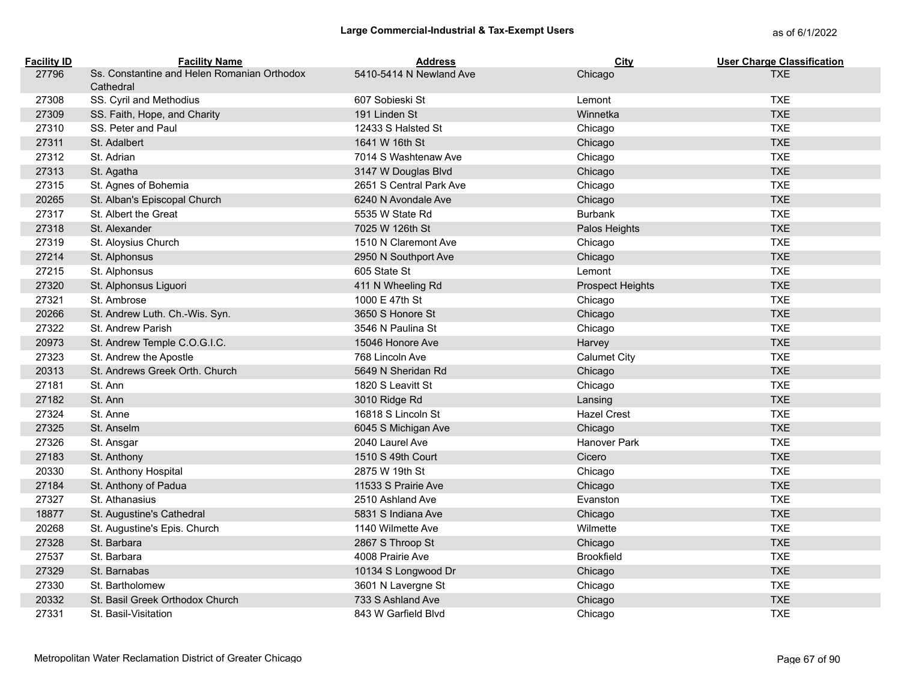## Large Commercial-Industrial & Tax-Exempt Users

as of 6/1/2022

| Facility ID | Facility Name | Address | City | User Charge Classification |
|---|---|---|---|---|
| 27796 | Ss. Constantine and Helen Romanian Orthodox Cathedral | 5410-5414 N Newland Ave | Chicago | TXE |
| 27308 | SS. Cyril and Methodius | 607 Sobieski St | Lemont | TXE |
| 27309 | SS. Faith, Hope, and Charity | 191 Linden St | Winnetka | TXE |
| 27310 | SS. Peter and Paul | 12433 S Halsted St | Chicago | TXE |
| 27311 | St. Adalbert | 1641 W 16th St | Chicago | TXE |
| 27312 | St. Adrian | 7014 S Washtenaw Ave | Chicago | TXE |
| 27313 | St. Agatha | 3147 W Douglas Blvd | Chicago | TXE |
| 27315 | St. Agnes of Bohemia | 2651 S Central Park Ave | Chicago | TXE |
| 20265 | St. Alban's Episcopal Church | 6240 N Avondale Ave | Chicago | TXE |
| 27317 | St. Albert the Great | 5535 W State Rd | Burbank | TXE |
| 27318 | St. Alexander | 7025 W 126th St | Palos Heights | TXE |
| 27319 | St. Aloysius Church | 1510 N Claremont Ave | Chicago | TXE |
| 27214 | St. Alphonsus | 2950 N Southport Ave | Chicago | TXE |
| 27215 | St. Alphonsus | 605 State St | Lemont | TXE |
| 27320 | St. Alphonsus Liguori | 411 N Wheeling Rd | Prospect Heights | TXE |
| 27321 | St. Ambrose | 1000 E 47th St | Chicago | TXE |
| 20266 | St. Andrew Luth. Ch.-Wis. Syn. | 3650 S Honore St | Chicago | TXE |
| 27322 | St. Andrew Parish | 3546 N Paulina St | Chicago | TXE |
| 20973 | St. Andrew Temple C.O.G.I.C. | 15046 Honore Ave | Harvey | TXE |
| 27323 | St. Andrew the Apostle | 768 Lincoln Ave | Calumet City | TXE |
| 20313 | St. Andrews Greek Orth. Church | 5649 N Sheridan Rd | Chicago | TXE |
| 27181 | St. Ann | 1820 S Leavitt St | Chicago | TXE |
| 27182 | St. Ann | 3010 Ridge Rd | Lansing | TXE |
| 27324 | St. Anne | 16818 S Lincoln St | Hazel Crest | TXE |
| 27325 | St. Anselm | 6045 S Michigan Ave | Chicago | TXE |
| 27326 | St. Ansgar | 2040 Laurel Ave | Hanover Park | TXE |
| 27183 | St. Anthony | 1510 S 49th Court | Cicero | TXE |
| 20330 | St. Anthony Hospital | 2875 W 19th St | Chicago | TXE |
| 27184 | St. Anthony of Padua | 11533 S Prairie Ave | Chicago | TXE |
| 27327 | St. Athanasius | 2510 Ashland Ave | Evanston | TXE |
| 18877 | St. Augustine's Cathedral | 5831 S Indiana Ave | Chicago | TXE |
| 20268 | St. Augustine's Epis. Church | 1140 Wilmette Ave | Wilmette | TXE |
| 27328 | St. Barbara | 2867 S Throop St | Chicago | TXE |
| 27537 | St. Barbara | 4008 Prairie Ave | Brookfield | TXE |
| 27329 | St. Barnabas | 10134 S Longwood Dr | Chicago | TXE |
| 27330 | St. Bartholomew | 3601 N Lavergne St | Chicago | TXE |
| 20332 | St. Basil Greek Orthodox Church | 733 S Ashland Ave | Chicago | TXE |
| 27331 | St. Basil-Visitation | 843 W Garfield Blvd | Chicago | TXE |

Metropolitan Water Reclamation District of Greater Chicago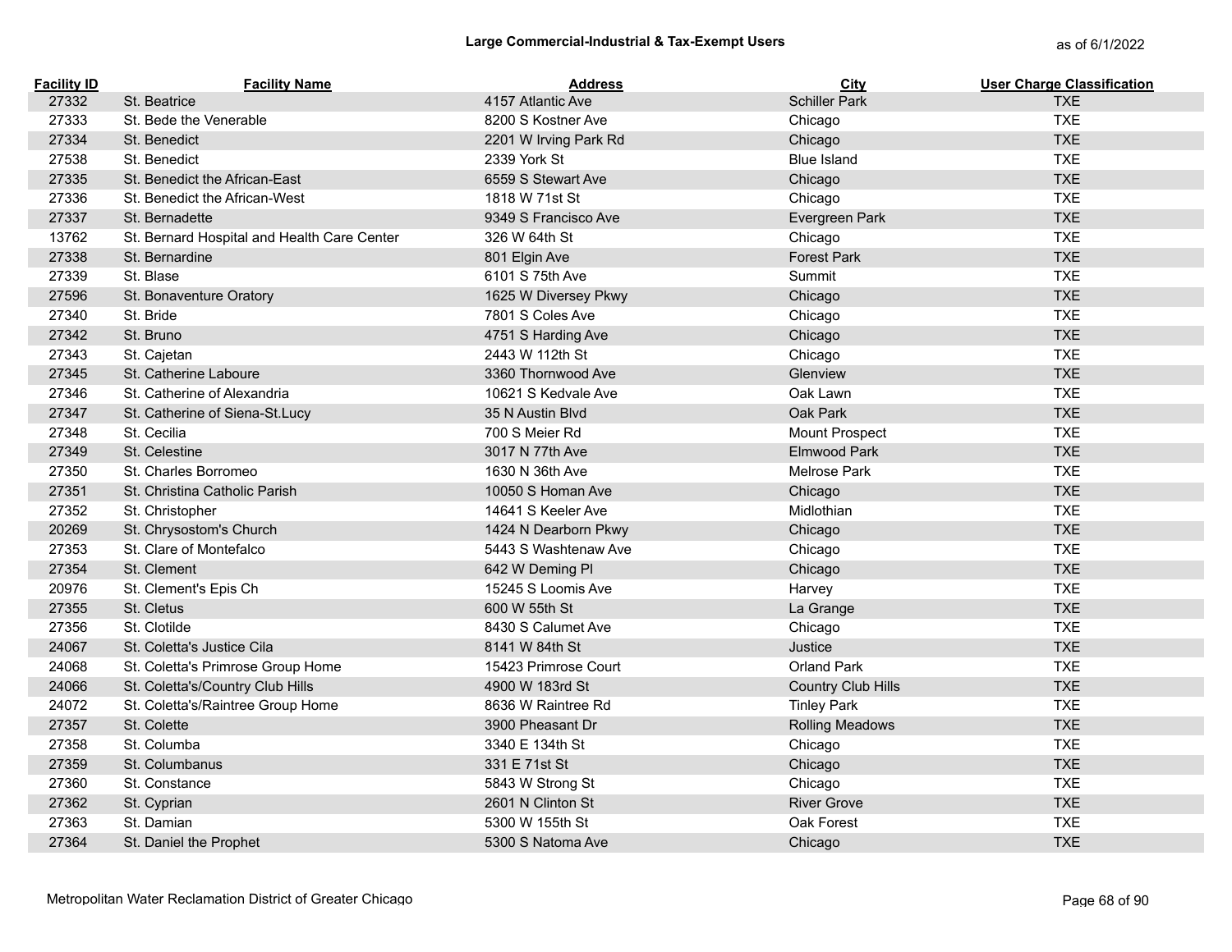## Large Commercial-Industrial & Tax-Exempt Users

as of 6/1/2022

| Facility ID | Facility Name | Address | City | User Charge Classification |
|---|---|---|---|---|
| 27332 | St. Beatrice | 4157 Atlantic Ave | Schiller Park | TXE |
| 27333 | St. Bede the Venerable | 8200 S Kostner Ave | Chicago | TXE |
| 27334 | St. Benedict | 2201 W Irving Park Rd | Chicago | TXE |
| 27538 | St. Benedict | 2339 York St | Blue Island | TXE |
| 27335 | St. Benedict the African-East | 6559 S Stewart Ave | Chicago | TXE |
| 27336 | St. Benedict the African-West | 1818 W 71st St | Chicago | TXE |
| 27337 | St. Bernadette | 9349 S Francisco Ave | Evergreen Park | TXE |
| 13762 | St. Bernard Hospital and Health Care Center | 326 W 64th St | Chicago | TXE |
| 27338 | St. Bernardine | 801 Elgin Ave | Forest Park | TXE |
| 27339 | St. Blase | 6101 S 75th Ave | Summit | TXE |
| 27596 | St. Bonaventure Oratory | 1625 W Diversey Pkwy | Chicago | TXE |
| 27340 | St. Bride | 7801 S Coles Ave | Chicago | TXE |
| 27342 | St. Bruno | 4751 S Harding Ave | Chicago | TXE |
| 27343 | St. Cajetan | 2443 W 112th St | Chicago | TXE |
| 27345 | St. Catherine Laboure | 3360 Thornwood Ave | Glenview | TXE |
| 27346 | St. Catherine of Alexandria | 10621 S Kedvale Ave | Oak Lawn | TXE |
| 27347 | St. Catherine of Siena-St.Lucy | 35 N Austin Blvd | Oak Park | TXE |
| 27348 | St. Cecilia | 700 S Meier Rd | Mount Prospect | TXE |
| 27349 | St. Celestine | 3017 N 77th Ave | Elmwood Park | TXE |
| 27350 | St. Charles Borromeo | 1630 N 36th Ave | Melrose Park | TXE |
| 27351 | St. Christina Catholic Parish | 10050 S Homan Ave | Chicago | TXE |
| 27352 | St. Christopher | 14641 S Keeler Ave | Midlothian | TXE |
| 20269 | St. Chrysostom's Church | 1424 N Dearborn Pkwy | Chicago | TXE |
| 27353 | St. Clare of Montefalco | 5443 S Washtenaw Ave | Chicago | TXE |
| 27354 | St. Clement | 642 W Deming Pl | Chicago | TXE |
| 20976 | St. Clement's Epis Ch | 15245 S Loomis Ave | Harvey | TXE |
| 27355 | St. Cletus | 600 W 55th St | La Grange | TXE |
| 27356 | St. Clotilde | 8430 S Calumet Ave | Chicago | TXE |
| 24067 | St. Coletta's Justice Cila | 8141 W 84th St | Justice | TXE |
| 24068 | St. Coletta's Primrose Group Home | 15423 Primrose Court | Orland Park | TXE |
| 24066 | St. Coletta's/Country Club Hills | 4900 W 183rd St | Country Club Hills | TXE |
| 24072 | St. Coletta's/Raintree Group Home | 8636 W Raintree Rd | Tinley Park | TXE |
| 27357 | St. Colette | 3900 Pheasant Dr | Rolling Meadows | TXE |
| 27358 | St. Columba | 3340 E 134th St | Chicago | TXE |
| 27359 | St. Columbanus | 331 E 71st St | Chicago | TXE |
| 27360 | St. Constance | 5843 W Strong St | Chicago | TXE |
| 27362 | St. Cyprian | 2601 N Clinton St | River Grove | TXE |
| 27363 | St. Damian | 5300 W 155th St | Oak Forest | TXE |
| 27364 | St. Daniel the Prophet | 5300 S Natoma Ave | Chicago | TXE |

Metropolitan Water Reclamation District of Greater Chicago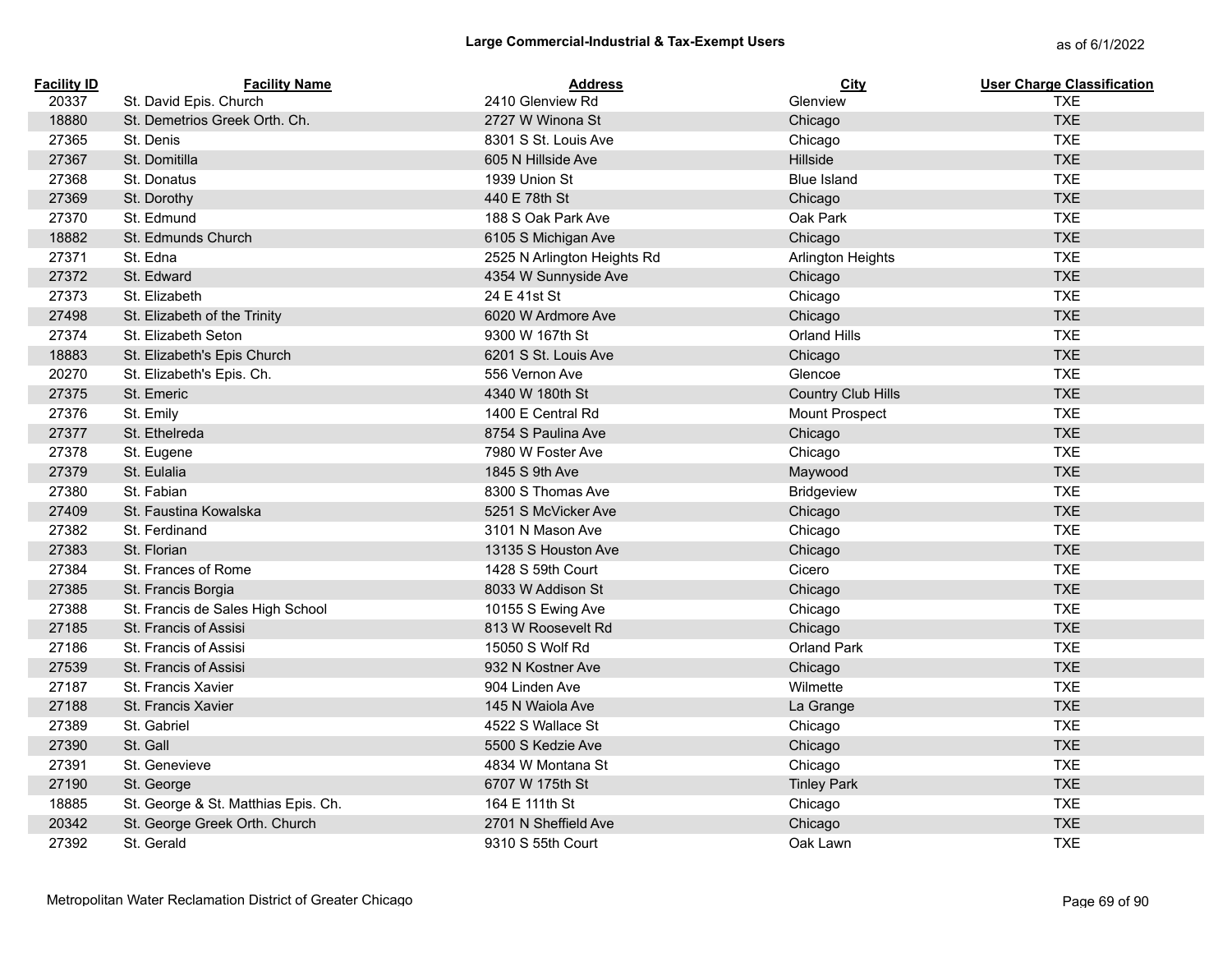## Large Commercial-Industrial & Tax-Exempt Users

as of 6/1/2022

| Facility ID | Facility Name | Address | City | User Charge Classification |
|---|---|---|---|---|
| 20337 | St. David Epis. Church | 2410 Glenview Rd | Glenview | TXE |
| 18880 | St. Demetrios Greek Orth. Ch. | 2727 W Winona St | Chicago | TXE |
| 27365 | St. Denis | 8301 S St. Louis Ave | Chicago | TXE |
| 27367 | St. Domitilla | 605 N Hillside Ave | Hillside | TXE |
| 27368 | St. Donatus | 1939 Union St | Blue Island | TXE |
| 27369 | St. Dorothy | 440 E 78th St | Chicago | TXE |
| 27370 | St. Edmund | 188 S Oak Park Ave | Oak Park | TXE |
| 18882 | St. Edmunds Church | 6105 S Michigan Ave | Chicago | TXE |
| 27371 | St. Edna | 2525 N Arlington Heights Rd | Arlington Heights | TXE |
| 27372 | St. Edward | 4354 W Sunnyside Ave | Chicago | TXE |
| 27373 | St. Elizabeth | 24 E 41st St | Chicago | TXE |
| 27498 | St. Elizabeth of the Trinity | 6020 W Ardmore Ave | Chicago | TXE |
| 27374 | St. Elizabeth Seton | 9300 W 167th St | Orland Hills | TXE |
| 18883 | St. Elizabeth's Epis Church | 6201 S St. Louis Ave | Chicago | TXE |
| 20270 | St. Elizabeth's Epis. Ch. | 556 Vernon Ave | Glencoe | TXE |
| 27375 | St. Emeric | 4340 W 180th St | Country Club Hills | TXE |
| 27376 | St. Emily | 1400 E Central Rd | Mount Prospect | TXE |
| 27377 | St. Ethelreda | 8754 S Paulina Ave | Chicago | TXE |
| 27378 | St. Eugene | 7980 W Foster Ave | Chicago | TXE |
| 27379 | St. Eulalia | 1845 S 9th Ave | Maywood | TXE |
| 27380 | St. Fabian | 8300 S Thomas Ave | Bridgeview | TXE |
| 27409 | St. Faustina Kowalska | 5251 S McVicker Ave | Chicago | TXE |
| 27382 | St. Ferdinand | 3101 N Mason Ave | Chicago | TXE |
| 27383 | St. Florian | 13135 S Houston Ave | Chicago | TXE |
| 27384 | St. Frances of Rome | 1428 S 59th Court | Cicero | TXE |
| 27385 | St. Francis Borgia | 8033 W Addison St | Chicago | TXE |
| 27388 | St. Francis de Sales High School | 10155 S Ewing Ave | Chicago | TXE |
| 27185 | St. Francis of Assisi | 813 W Roosevelt Rd | Chicago | TXE |
| 27186 | St. Francis of Assisi | 15050 S Wolf Rd | Orland Park | TXE |
| 27539 | St. Francis of Assisi | 932 N Kostner Ave | Chicago | TXE |
| 27187 | St. Francis Xavier | 904 Linden Ave | Wilmette | TXE |
| 27188 | St. Francis Xavier | 145 N Waiola Ave | La Grange | TXE |
| 27389 | St. Gabriel | 4522 S Wallace St | Chicago | TXE |
| 27390 | St. Gall | 5500 S Kedzie Ave | Chicago | TXE |
| 27391 | St. Genevieve | 4834 W Montana St | Chicago | TXE |
| 27190 | St. George | 6707 W 175th St | Tinley Park | TXE |
| 18885 | St. George & St. Matthias Epis. Ch. | 164 E 111th St | Chicago | TXE |
| 20342 | St. George Greek Orth. Church | 2701 N Sheffield Ave | Chicago | TXE |
| 27392 | St. Gerald | 9310 S 55th Court | Oak Lawn | TXE |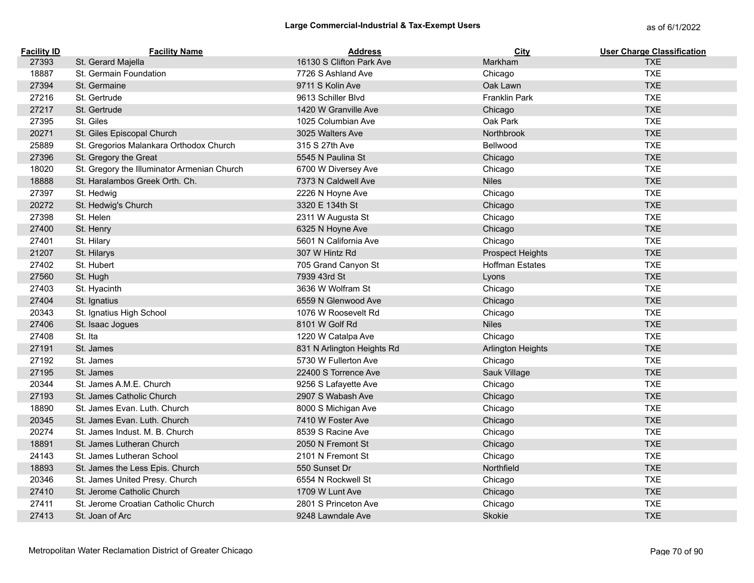# Large Commercial-Industrial & Tax-Exempt Users

as of 6/1/2022

| Facility ID | Facility Name | Address | City | User Charge Classification |
|---|---|---|---|---|
| 27393 | St. Gerard Majella | 16130 S Clifton Park Ave | Markham | TXE |
| 18887 | St. Germain Foundation | 7726 S Ashland Ave | Chicago | TXE |
| 27394 | St. Germaine | 9711 S Kolin Ave | Oak Lawn | TXE |
| 27216 | St. Gertrude | 9613 Schiller Blvd | Franklin Park | TXE |
| 27217 | St. Gertrude | 1420 W Granville Ave | Chicago | TXE |
| 27395 | St. Giles | 1025 Columbian Ave | Oak Park | TXE |
| 20271 | St. Giles Episcopal Church | 3025 Walters Ave | Northbrook | TXE |
| 25889 | St. Gregorios Malankara Orthodox Church | 315 S 27th Ave | Bellwood | TXE |
| 27396 | St. Gregory the Great | 5545 N Paulina St | Chicago | TXE |
| 18020 | St. Gregory the Illuminator Armenian Church | 6700 W Diversey Ave | Chicago | TXE |
| 18888 | St. Haralambos Greek Orth. Ch. | 7373 N Caldwell Ave | Niles | TXE |
| 27397 | St. Hedwig | 2226 N Hoyne Ave | Chicago | TXE |
| 20272 | St. Hedwig's Church | 3320 E 134th St | Chicago | TXE |
| 27398 | St. Helen | 2311 W Augusta St | Chicago | TXE |
| 27400 | St. Henry | 6325 N Hoyne Ave | Chicago | TXE |
| 27401 | St. Hilary | 5601 N California Ave | Chicago | TXE |
| 21207 | St. Hilarys | 307 W Hintz Rd | Prospect Heights | TXE |
| 27402 | St. Hubert | 705 Grand Canyon St | Hoffman Estates | TXE |
| 27560 | St. Hugh | 7939 43rd St | Lyons | TXE |
| 27403 | St. Hyacinth | 3636 W Wolfram St | Chicago | TXE |
| 27404 | St. Ignatius | 6559 N Glenwood Ave | Chicago | TXE |
| 20343 | St. Ignatius High School | 1076 W Roosevelt Rd | Chicago | TXE |
| 27406 | St. Isaac Jogues | 8101 W Golf Rd | Niles | TXE |
| 27408 | St. Ita | 1220 W Catalpa Ave | Chicago | TXE |
| 27191 | St. James | 831 N Arlington Heights Rd | Arlington Heights | TXE |
| 27192 | St. James | 5730 W Fullerton Ave | Chicago | TXE |
| 27195 | St. James | 22400 S Torrence Ave | Sauk Village | TXE |
| 20344 | St. James A.M.E. Church | 9256 S Lafayette Ave | Chicago | TXE |
| 27193 | St. James Catholic Church | 2907 S Wabash Ave | Chicago | TXE |
| 18890 | St. James Evan. Luth. Church | 8000 S Michigan Ave | Chicago | TXE |
| 20345 | St. James Evan. Luth. Church | 7410 W Foster Ave | Chicago | TXE |
| 20274 | St. James Indust. M. B. Church | 8539 S Racine Ave | Chicago | TXE |
| 18891 | St. James Lutheran Church | 2050 N Fremont St | Chicago | TXE |
| 24143 | St. James Lutheran School | 2101 N Fremont St | Chicago | TXE |
| 18893 | St. James the Less Epis. Church | 550 Sunset Dr | Northfield | TXE |
| 20346 | St. James United Presy. Church | 6554 N Rockwell St | Chicago | TXE |
| 27410 | St. Jerome Catholic Church | 1709 W Lunt Ave | Chicago | TXE |
| 27411 | St. Jerome Croatian Catholic Church | 2801 S Princeton Ave | Chicago | TXE |
| 27413 | St. Joan of Arc | 9248 Lawndale Ave | Skokie | TXE |

Metropolitan Water Reclamation District of Greater Chicago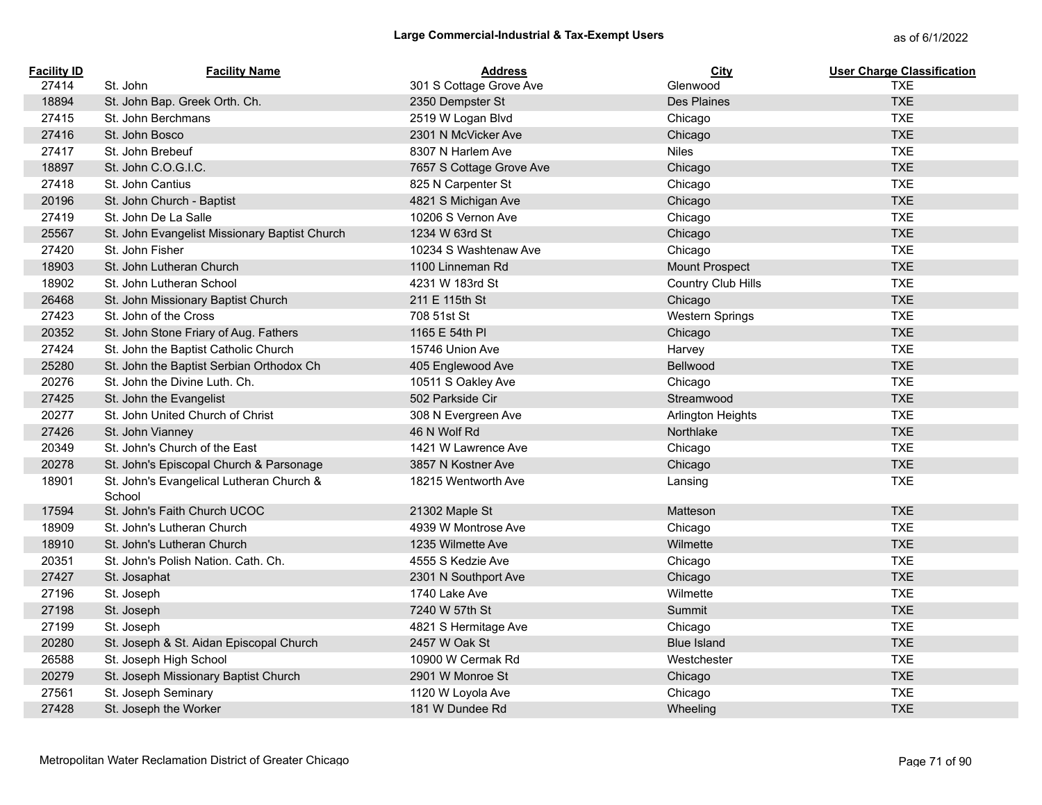# Large Commercial-Industrial & Tax-Exempt Users

as of 6/1/2022

| Facility ID | Facility Name | Address | City | User Charge Classification |
|---|---|---|---|---|
| 27414 | St. John | 301 S Cottage Grove Ave | Glenwood | TXE |
| 18894 | St. John Bap. Greek Orth. Ch. | 2350 Dempster St | Des Plaines | TXE |
| 27415 | St. John Berchmans | 2519 W Logan Blvd | Chicago | TXE |
| 27416 | St. John Bosco | 2301 N McVicker Ave | Chicago | TXE |
| 27417 | St. John Brebeuf | 8307 N Harlem Ave | Niles | TXE |
| 18897 | St. John C.O.G.I.C. | 7657 S Cottage Grove Ave | Chicago | TXE |
| 27418 | St. John Cantius | 825 N Carpenter St | Chicago | TXE |
| 20196 | St. John Church - Baptist | 4821 S Michigan Ave | Chicago | TXE |
| 27419 | St. John De La Salle | 10206 S Vernon Ave | Chicago | TXE |
| 25567 | St. John Evangelist Missionary Baptist Church | 1234 W 63rd St | Chicago | TXE |
| 27420 | St. John Fisher | 10234 S Washtenaw Ave | Chicago | TXE |
| 18903 | St. John Lutheran Church | 1100 Linneman Rd | Mount Prospect | TXE |
| 18902 | St. John Lutheran School | 4231 W 183rd St | Country Club Hills | TXE |
| 26468 | St. John Missionary Baptist Church | 211 E 115th St | Chicago | TXE |
| 27423 | St. John of the Cross | 708 51st St | Western Springs | TXE |
| 20352 | St. John Stone Friary of Aug. Fathers | 1165 E 54th Pl | Chicago | TXE |
| 27424 | St. John the Baptist Catholic Church | 15746 Union Ave | Harvey | TXE |
| 25280 | St. John the Baptist Serbian Orthodox Ch | 405 Englewood Ave | Bellwood | TXE |
| 20276 | St. John the Divine Luth. Ch. | 10511 S Oakley Ave | Chicago | TXE |
| 27425 | St. John the Evangelist | 502 Parkside Cir | Streamwood | TXE |
| 20277 | St. John United Church of Christ | 308 N Evergreen Ave | Arlington Heights | TXE |
| 27426 | St. John Vianney | 46 N Wolf Rd | Northlake | TXE |
| 20349 | St. John's Church of the East | 1421 W Lawrence Ave | Chicago | TXE |
| 20278 | St. John's Episcopal Church & Parsonage | 3857 N Kostner Ave | Chicago | TXE |
| 18901 | St. John's Evangelical Lutheran Church & School | 18215 Wentworth Ave | Lansing | TXE |
| 17594 | St. John's Faith Church UCOC | 21302 Maple St | Matteson | TXE |
| 18909 | St. John's Lutheran Church | 4939 W Montrose Ave | Chicago | TXE |
| 18910 | St. John's Lutheran Church | 1235 Wilmette Ave | Wilmette | TXE |
| 20351 | St. John's Polish Nation. Cath. Ch. | 4555 S Kedzie Ave | Chicago | TXE |
| 27427 | St. Josaphat | 2301 N Southport Ave | Chicago | TXE |
| 27196 | St. Joseph | 1740 Lake Ave | Wilmette | TXE |
| 27198 | St. Joseph | 7240 W 57th St | Summit | TXE |
| 27199 | St. Joseph | 4821 S Hermitage Ave | Chicago | TXE |
| 20280 | St. Joseph & St. Aidan Episcopal Church | 2457 W Oak St | Blue Island | TXE |
| 26588 | St. Joseph High School | 10900 W Cermak Rd | Westchester | TXE |
| 20279 | St. Joseph Missionary Baptist Church | 2901 W Monroe St | Chicago | TXE |
| 27561 | St. Joseph Seminary | 1120 W Loyola Ave | Chicago | TXE |
| 27428 | St. Joseph the Worker | 181 W Dundee Rd | Wheeling | TXE |

Metropolitan Water Reclamation District of Greater Chicago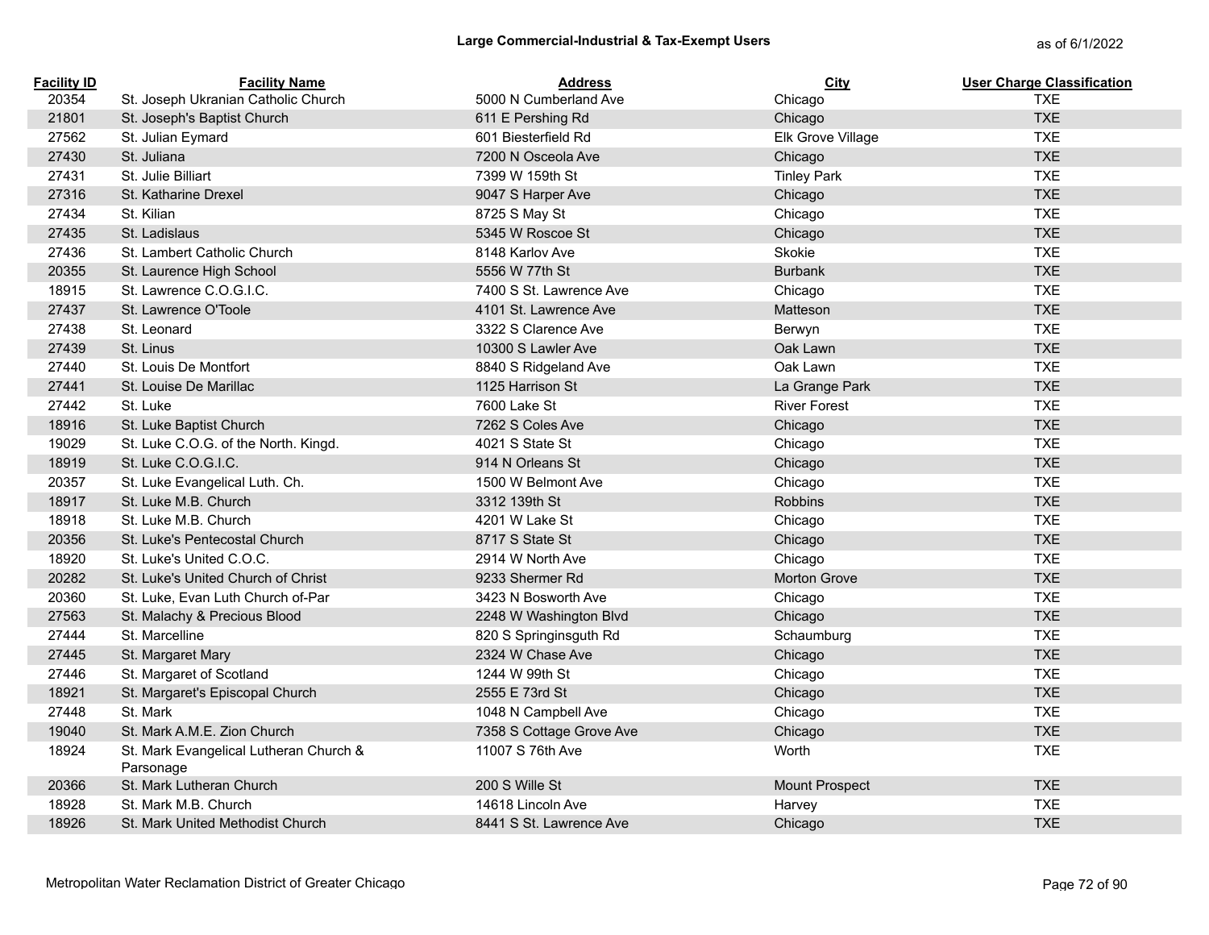## Large Commercial-Industrial & Tax-Exempt Users

as of 6/1/2022

| Facility ID | Facility Name | Address | City | User Charge Classification |
|---|---|---|---|---|
| 20354 | St. Joseph Ukranian Catholic Church | 5000 N Cumberland Ave | Chicago | TXE |
| 21801 | St. Joseph's Baptist Church | 611 E Pershing Rd | Chicago | TXE |
| 27562 | St. Julian Eymard | 601 Biesterfield Rd | Elk Grove Village | TXE |
| 27430 | St. Juliana | 7200 N Osceola Ave | Chicago | TXE |
| 27431 | St. Julie Billiart | 7399 W 159th St | Tinley Park | TXE |
| 27316 | St. Katharine Drexel | 9047 S Harper Ave | Chicago | TXE |
| 27434 | St. Kilian | 8725 S May St | Chicago | TXE |
| 27435 | St. Ladislaus | 5345 W Roscoe St | Chicago | TXE |
| 27436 | St. Lambert Catholic Church | 8148 Karlov Ave | Skokie | TXE |
| 20355 | St. Laurence High School | 5556 W 77th St | Burbank | TXE |
| 18915 | St. Lawrence C.O.G.I.C. | 7400 S St. Lawrence Ave | Chicago | TXE |
| 27437 | St. Lawrence O'Toole | 4101 St. Lawrence Ave | Matteson | TXE |
| 27438 | St. Leonard | 3322 S Clarence Ave | Berwyn | TXE |
| 27439 | St. Linus | 10300 S Lawler Ave | Oak Lawn | TXE |
| 27440 | St. Louis De Montfort | 8840 S Ridgeland Ave | Oak Lawn | TXE |
| 27441 | St. Louise De Marillac | 1125 Harrison St | La Grange Park | TXE |
| 27442 | St. Luke | 7600 Lake St | River Forest | TXE |
| 18916 | St. Luke Baptist Church | 7262 S Coles Ave | Chicago | TXE |
| 19029 | St. Luke C.O.G. of the North. Kingd. | 4021 S State St | Chicago | TXE |
| 18919 | St. Luke C.O.G.I.C. | 914 N Orleans St | Chicago | TXE |
| 20357 | St. Luke Evangelical Luth. Ch. | 1500 W Belmont Ave | Chicago | TXE |
| 18917 | St. Luke M.B. Church | 3312 139th St | Robbins | TXE |
| 18918 | St. Luke M.B. Church | 4201 W Lake St | Chicago | TXE |
| 20356 | St. Luke's Pentecostal Church | 8717 S State St | Chicago | TXE |
| 18920 | St. Luke's United C.O.C. | 2914 W North Ave | Chicago | TXE |
| 20282 | St. Luke's United Church of Christ | 9233 Shermer Rd | Morton Grove | TXE |
| 20360 | St. Luke, Evan Luth Church of-Par | 3423 N Bosworth Ave | Chicago | TXE |
| 27563 | St. Malachy & Precious Blood | 2248 W Washington Blvd | Chicago | TXE |
| 27444 | St. Marcelline | 820 S Springinsguth Rd | Schaumburg | TXE |
| 27445 | St. Margaret Mary | 2324 W Chase Ave | Chicago | TXE |
| 27446 | St. Margaret of Scotland | 1244 W 99th St | Chicago | TXE |
| 18921 | St. Margaret's Episcopal Church | 2555 E 73rd St | Chicago | TXE |
| 27448 | St. Mark | 1048 N Campbell Ave | Chicago | TXE |
| 19040 | St. Mark A.M.E. Zion Church | 7358 S Cottage Grove Ave | Chicago | TXE |
| 18924 | St. Mark Evangelical Lutheran Church & Parsonage | 11007 S 76th Ave | Worth | TXE |
| 20366 | St. Mark Lutheran Church | 200 S Wille St | Mount Prospect | TXE |
| 18928 | St. Mark M.B. Church | 14618 Lincoln Ave | Harvey | TXE |
| 18926 | St. Mark United Methodist Church | 8441 S St. Lawrence Ave | Chicago | TXE |

Metropolitan Water Reclamation District of Greater Chicago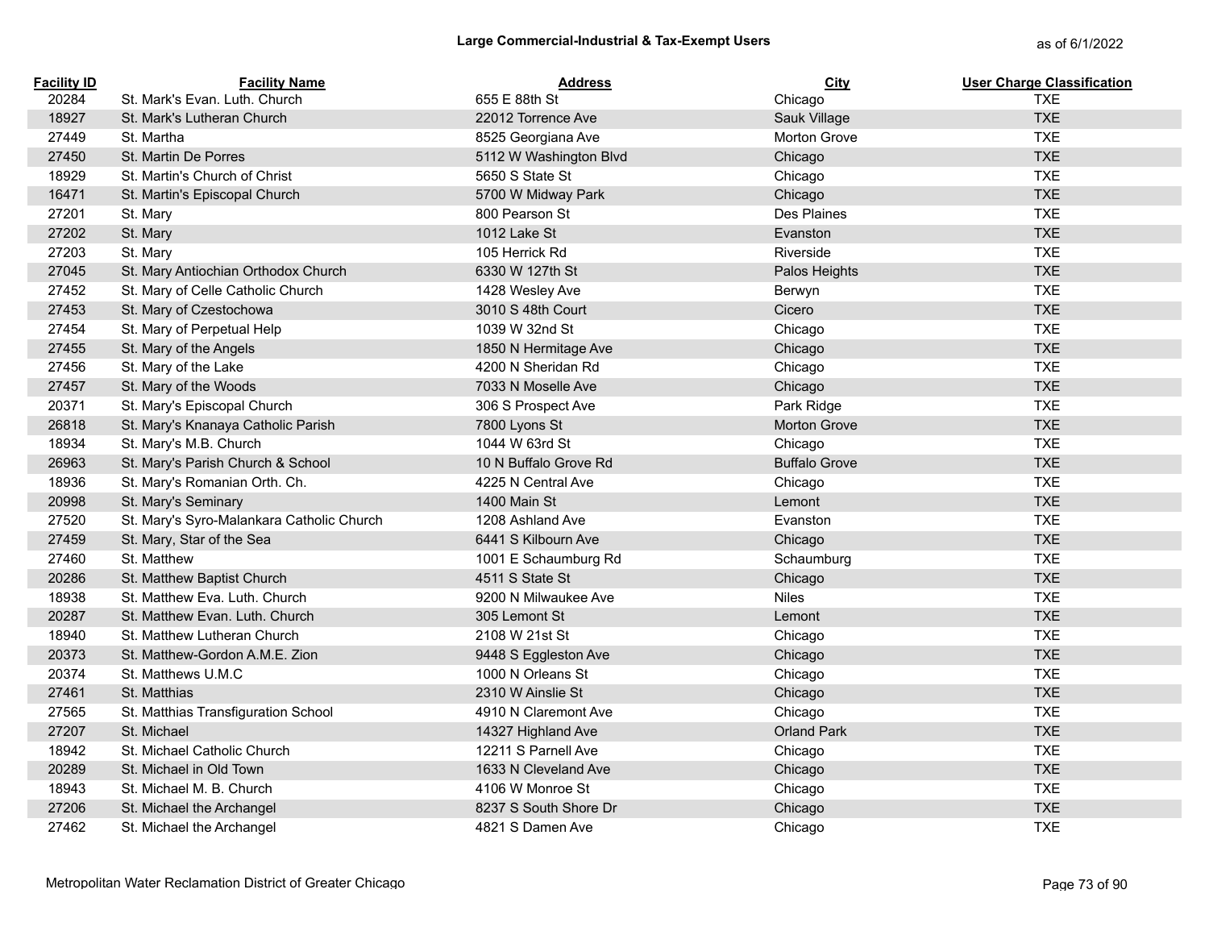# Large Commercial-Industrial & Tax-Exempt Users

as of 6/1/2022

| Facility ID | Facility Name | Address | City | User Charge Classification |
|---|---|---|---|---|
| 20284 | St. Mark's Evan. Luth. Church | 655 E 88th St | Chicago | TXE |
| 18927 | St. Mark's Lutheran Church | 22012 Torrence Ave | Sauk Village | TXE |
| 27449 | St. Martha | 8525 Georgiana Ave | Morton Grove | TXE |
| 27450 | St. Martin De Porres | 5112 W Washington Blvd | Chicago | TXE |
| 18929 | St. Martin's Church of Christ | 5650 S State St | Chicago | TXE |
| 16471 | St. Martin's Episcopal Church | 5700 W Midway Park | Chicago | TXE |
| 27201 | St. Mary | 800 Pearson St | Des Plaines | TXE |
| 27202 | St. Mary | 1012 Lake St | Evanston | TXE |
| 27203 | St. Mary | 105 Herrick Rd | Riverside | TXE |
| 27045 | St. Mary Antiochian Orthodox Church | 6330 W 127th St | Palos Heights | TXE |
| 27452 | St. Mary of Celle Catholic Church | 1428 Wesley Ave | Berwyn | TXE |
| 27453 | St. Mary of Czestochowa | 3010 S 48th Court | Cicero | TXE |
| 27454 | St. Mary of Perpetual Help | 1039 W 32nd St | Chicago | TXE |
| 27455 | St. Mary of the Angels | 1850 N Hermitage Ave | Chicago | TXE |
| 27456 | St. Mary of the Lake | 4200 N Sheridan Rd | Chicago | TXE |
| 27457 | St. Mary of the Woods | 7033 N Moselle Ave | Chicago | TXE |
| 20371 | St. Mary's Episcopal Church | 306 S Prospect Ave | Park Ridge | TXE |
| 26818 | St. Mary's Knanaya Catholic Parish | 7800 Lyons St | Morton Grove | TXE |
| 18934 | St. Mary's M.B. Church | 1044 W 63rd St | Chicago | TXE |
| 26963 | St. Mary's Parish Church & School | 10 N Buffalo Grove Rd | Buffalo Grove | TXE |
| 18936 | St. Mary's Romanian Orth. Ch. | 4225 N Central Ave | Chicago | TXE |
| 20998 | St. Mary's Seminary | 1400 Main St | Lemont | TXE |
| 27520 | St. Mary's Syro-Malankara Catholic Church | 1208 Ashland Ave | Evanston | TXE |
| 27459 | St. Mary, Star of the Sea | 6441 S Kilbourn Ave | Chicago | TXE |
| 27460 | St. Matthew | 1001 E Schaumburg Rd | Schaumburg | TXE |
| 20286 | St. Matthew Baptist Church | 4511 S State St | Chicago | TXE |
| 18938 | St. Matthew Eva. Luth. Church | 9200 N Milwaukee Ave | Niles | TXE |
| 20287 | St. Matthew Evan. Luth. Church | 305 Lemont St | Lemont | TXE |
| 18940 | St. Matthew Lutheran Church | 2108 W 21st St | Chicago | TXE |
| 20373 | St. Matthew-Gordon A.M.E. Zion | 9448 S Eggleston Ave | Chicago | TXE |
| 20374 | St. Matthews U.M.C | 1000 N Orleans St | Chicago | TXE |
| 27461 | St. Matthias | 2310 W Ainslie St | Chicago | TXE |
| 27565 | St. Matthias Transfiguration School | 4910 N Claremont Ave | Chicago | TXE |
| 27207 | St. Michael | 14327 Highland Ave | Orland Park | TXE |
| 18942 | St. Michael Catholic Church | 12211 S Parnell Ave | Chicago | TXE |
| 20289 | St. Michael in Old Town | 1633 N Cleveland Ave | Chicago | TXE |
| 18943 | St. Michael M. B. Church | 4106 W Monroe St | Chicago | TXE |
| 27206 | St. Michael the Archangel | 8237 S South Shore Dr | Chicago | TXE |
| 27462 | St. Michael the Archangel | 4821 S Damen Ave | Chicago | TXE |

Metropolitan Water Reclamation District of Greater Chicago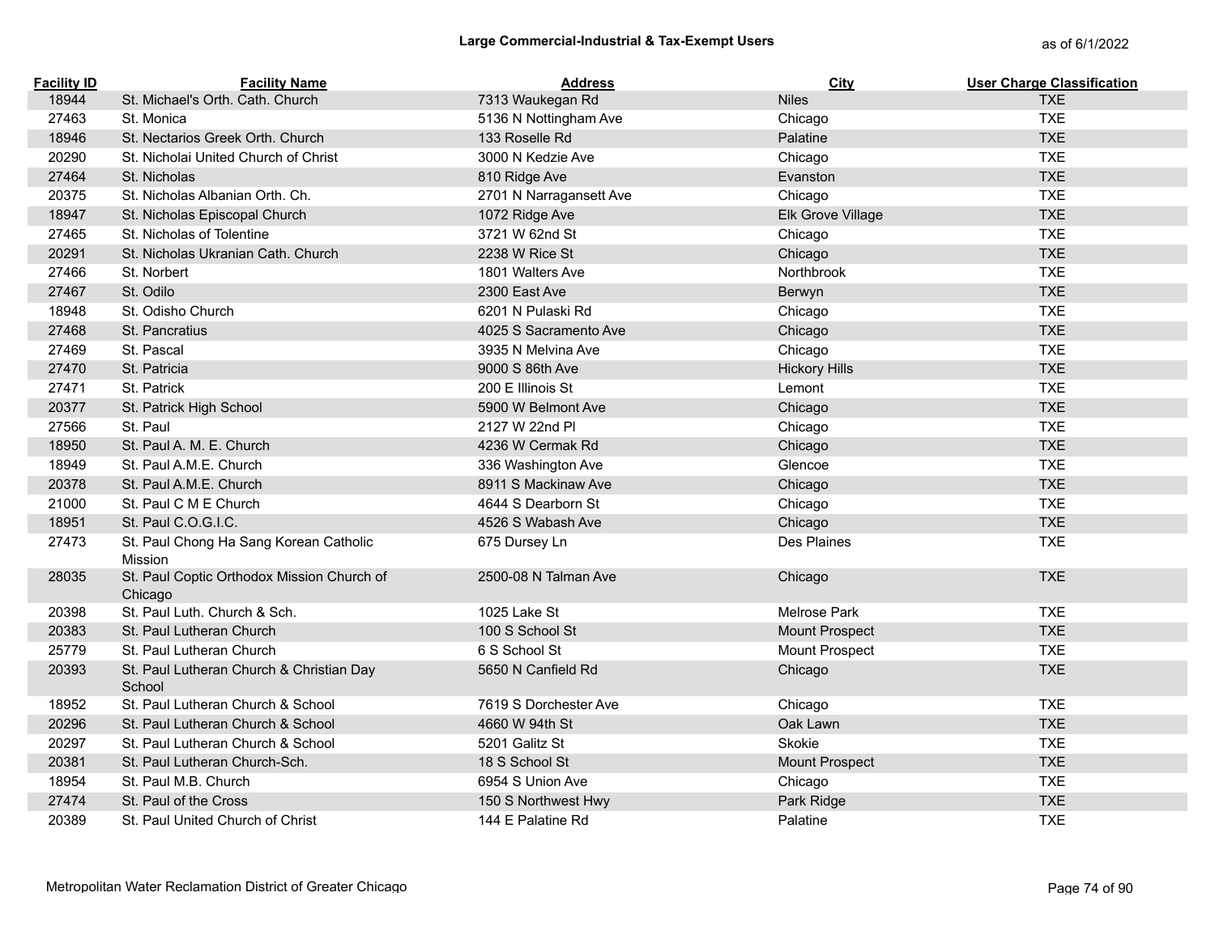## Large Commercial-Industrial & Tax-Exempt Users

as of 6/1/2022

| Facility ID | Facility Name | Address | City | User Charge Classification |
|---|---|---|---|---|
| 18944 | St. Michael's Orth. Cath. Church | 7313 Waukegan Rd | Niles | TXE |
| 27463 | St. Monica | 5136 N Nottingham Ave | Chicago | TXE |
| 18946 | St. Nectarios Greek Orth. Church | 133 Roselle Rd | Palatine | TXE |
| 20290 | St. Nicholai United Church of Christ | 3000 N Kedzie Ave | Chicago | TXE |
| 27464 | St. Nicholas | 810 Ridge Ave | Evanston | TXE |
| 20375 | St. Nicholas Albanian Orth. Ch. | 2701 N Narragansett Ave | Chicago | TXE |
| 18947 | St. Nicholas Episcopal Church | 1072 Ridge Ave | Elk Grove Village | TXE |
| 27465 | St. Nicholas of Tolentine | 3721 W 62nd St | Chicago | TXE |
| 20291 | St. Nicholas Ukranian Cath. Church | 2238 W Rice St | Chicago | TXE |
| 27466 | St. Norbert | 1801 Walters Ave | Northbrook | TXE |
| 27467 | St. Odilo | 2300 East Ave | Berwyn | TXE |
| 18948 | St. Odisho Church | 6201 N Pulaski Rd | Chicago | TXE |
| 27468 | St. Pancratius | 4025 S Sacramento Ave | Chicago | TXE |
| 27469 | St. Pascal | 3935 N Melvina Ave | Chicago | TXE |
| 27470 | St. Patricia | 9000 S 86th Ave | Hickory Hills | TXE |
| 27471 | St. Patrick | 200 E Illinois St | Lemont | TXE |
| 20377 | St. Patrick High School | 5900 W Belmont Ave | Chicago | TXE |
| 27566 | St. Paul | 2127 W 22nd Pl | Chicago | TXE |
| 18950 | St. Paul A. M. E. Church | 4236 W Cermak Rd | Chicago | TXE |
| 18949 | St. Paul A.M.E. Church | 336 Washington Ave | Glencoe | TXE |
| 20378 | St. Paul A.M.E. Church | 8911 S Mackinaw Ave | Chicago | TXE |
| 21000 | St. Paul C M E Church | 4644 S Dearborn St | Chicago | TXE |
| 18951 | St. Paul C.O.G.I.C. | 4526 S Wabash Ave | Chicago | TXE |
| 27473 | St. Paul Chong Ha Sang Korean Catholic Mission | 675 Dursey Ln | Des Plaines | TXE |
| 28035 | St. Paul Coptic Orthodox Mission Church of Chicago | 2500-08 N Talman Ave | Chicago | TXE |
| 20398 | St. Paul Luth. Church & Sch. | 1025 Lake St | Melrose Park | TXE |
| 20383 | St. Paul Lutheran Church | 100 S School St | Mount Prospect | TXE |
| 25779 | St. Paul Lutheran Church | 6 S School St | Mount Prospect | TXE |
| 20393 | St. Paul Lutheran Church & Christian Day School | 5650 N Canfield Rd | Chicago | TXE |
| 18952 | St. Paul Lutheran Church & School | 7619 S Dorchester Ave | Chicago | TXE |
| 20296 | St. Paul Lutheran Church & School | 4660 W 94th St | Oak Lawn | TXE |
| 20297 | St. Paul Lutheran Church & School | 5201 Galitz St | Skokie | TXE |
| 20381 | St. Paul Lutheran Church-Sch. | 18 S School St | Mount Prospect | TXE |
| 18954 | St. Paul M.B. Church | 6954 S Union Ave | Chicago | TXE |
| 27474 | St. Paul of the Cross | 150 S Northwest Hwy | Park Ridge | TXE |
| 20389 | St. Paul United Church of Christ | 144 E Palatine Rd | Palatine | TXE |

Metropolitan Water Reclamation District of Greater Chicago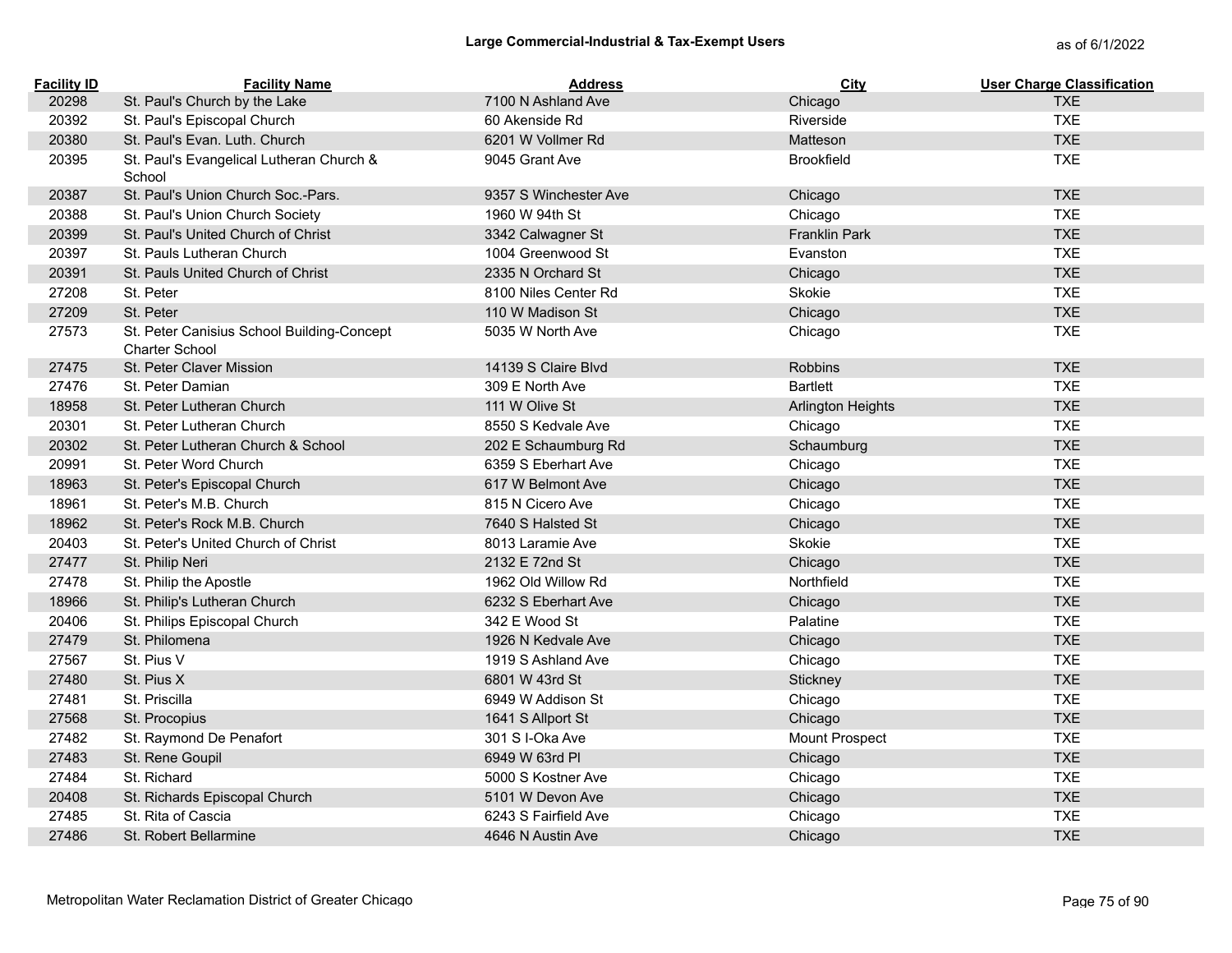## Large Commercial-Industrial & Tax-Exempt Users

as of 6/1/2022

| Facility ID | Facility Name | Address | City | User Charge Classification |
|---|---|---|---|---|
| 20298 | St. Paul's Church by the Lake | 7100 N Ashland Ave | Chicago | TXE |
| 20392 | St. Paul's Episcopal Church | 60 Akenside Rd | Riverside | TXE |
| 20380 | St. Paul's Evan. Luth. Church | 6201 W Vollmer Rd | Matteson | TXE |
| 20395 | St. Paul's Evangelical Lutheran Church & School | 9045 Grant Ave | Brookfield | TXE |
| 20387 | St. Paul's Union Church Soc.-Pars. | 9357 S Winchester Ave | Chicago | TXE |
| 20388 | St. Paul's Union Church Society | 1960 W 94th St | Chicago | TXE |
| 20399 | St. Paul's United Church of Christ | 3342 Calwagner St | Franklin Park | TXE |
| 20397 | St. Pauls Lutheran Church | 1004 Greenwood St | Evanston | TXE |
| 20391 | St. Pauls United Church of Christ | 2335 N Orchard St | Chicago | TXE |
| 27208 | St. Peter | 8100 Niles Center Rd | Skokie | TXE |
| 27209 | St. Peter | 110 W Madison St | Chicago | TXE |
| 27573 | St. Peter Canisius School Building-Concept Charter School | 5035 W North Ave | Chicago | TXE |
| 27475 | St. Peter Claver Mission | 14139 S Claire Blvd | Robbins | TXE |
| 27476 | St. Peter Damian | 309 E North Ave | Bartlett | TXE |
| 18958 | St. Peter Lutheran Church | 111 W Olive St | Arlington Heights | TXE |
| 20301 | St. Peter Lutheran Church | 8550 S Kedvale Ave | Chicago | TXE |
| 20302 | St. Peter Lutheran Church & School | 202 E Schaumburg Rd | Schaumburg | TXE |
| 20991 | St. Peter Word Church | 6359 S Eberhart Ave | Chicago | TXE |
| 18963 | St. Peter's Episcopal Church | 617 W Belmont Ave | Chicago | TXE |
| 18961 | St. Peter's M.B. Church | 815 N Cicero Ave | Chicago | TXE |
| 18962 | St. Peter's Rock M.B. Church | 7640 S Halsted St | Chicago | TXE |
| 20403 | St. Peter's United Church of Christ | 8013 Laramie Ave | Skokie | TXE |
| 27477 | St. Philip Neri | 2132 E 72nd St | Chicago | TXE |
| 27478 | St. Philip the Apostle | 1962 Old Willow Rd | Northfield | TXE |
| 18966 | St. Philip's Lutheran Church | 6232 S Eberhart Ave | Chicago | TXE |
| 20406 | St. Philips Episcopal Church | 342 E Wood St | Palatine | TXE |
| 27479 | St. Philomena | 1926 N Kedvale Ave | Chicago | TXE |
| 27567 | St. Pius V | 1919 S Ashland Ave | Chicago | TXE |
| 27480 | St. Pius X | 6801 W 43rd St | Stickney | TXE |
| 27481 | St. Priscilla | 6949 W Addison St | Chicago | TXE |
| 27568 | St. Procopius | 1641 S Allport St | Chicago | TXE |
| 27482 | St. Raymond De Penafort | 301 S I-Oka Ave | Mount Prospect | TXE |
| 27483 | St. Rene Goupil | 6949 W 63rd Pl | Chicago | TXE |
| 27484 | St. Richard | 5000 S Kostner Ave | Chicago | TXE |
| 20408 | St. Richards Episcopal Church | 5101 W Devon Ave | Chicago | TXE |
| 27485 | St. Rita of Cascia | 6243 S Fairfield Ave | Chicago | TXE |
| 27486 | St. Robert Bellarmine | 4646 N Austin Ave | Chicago | TXE |

Metropolitan Water Reclamation District of Greater Chicago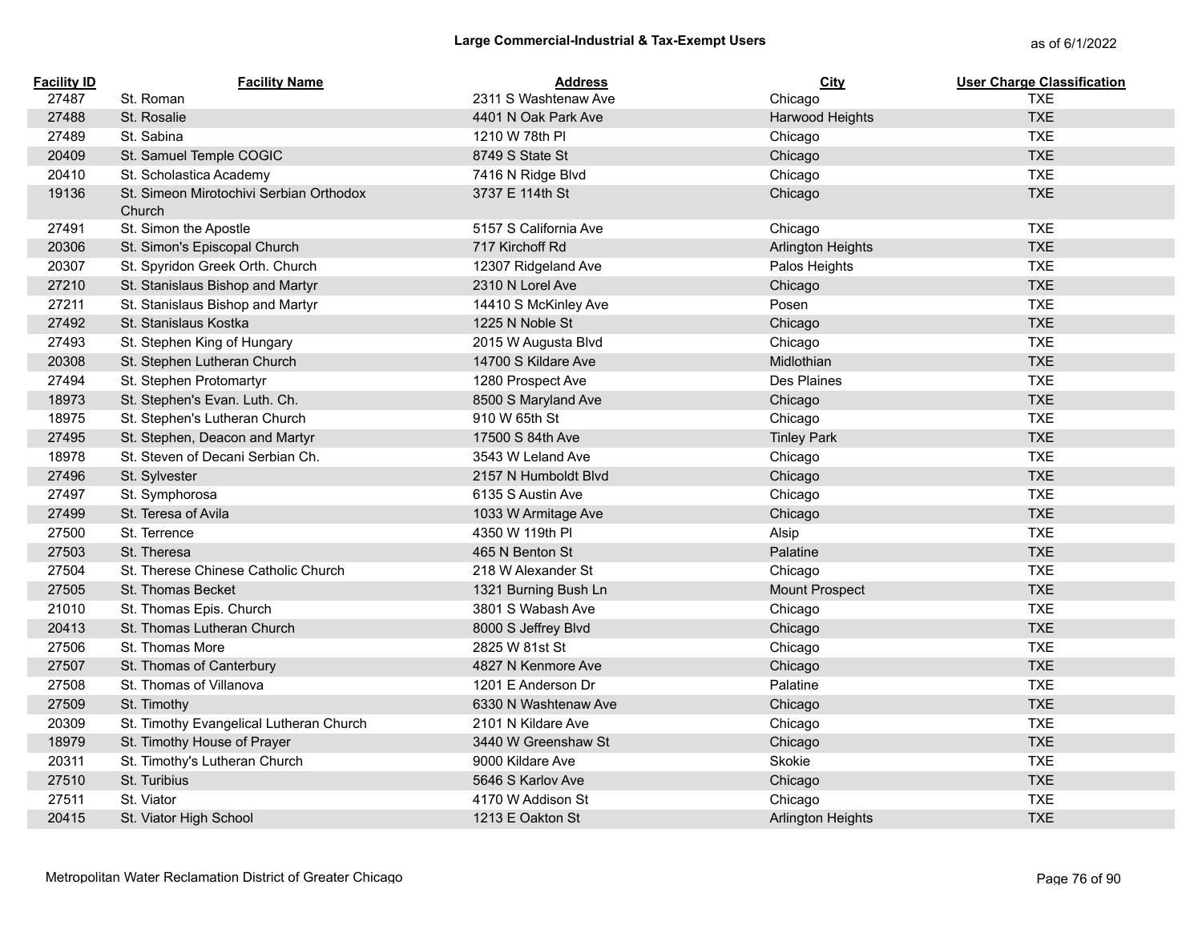# Large Commercial-Industrial & Tax-Exempt Users

as of 6/1/2022

| Facility ID | Facility Name | Address | City | User Charge Classification |
|---|---|---|---|---|
| 27487 | St. Roman | 2311 S Washtenaw Ave | Chicago | TXE |
| 27488 | St. Rosalie | 4401 N Oak Park Ave | Harwood Heights | TXE |
| 27489 | St. Sabina | 1210 W 78th Pl | Chicago | TXE |
| 20409 | St. Samuel Temple COGIC | 8749 S State St | Chicago | TXE |
| 20410 | St. Scholastica Academy | 7416 N Ridge Blvd | Chicago | TXE |
| 19136 | St. Simeon Mirotochivi Serbian Orthodox Church | 3737 E 114th St | Chicago | TXE |
| 27491 | St. Simon the Apostle | 5157 S California Ave | Chicago | TXE |
| 20306 | St. Simon's Episcopal Church | 717 Kirchoff Rd | Arlington Heights | TXE |
| 20307 | St. Spyridon Greek Orth. Church | 12307 Ridgeland Ave | Palos Heights | TXE |
| 27210 | St. Stanislaus Bishop and Martyr | 2310 N Lorel Ave | Chicago | TXE |
| 27211 | St. Stanislaus Bishop and Martyr | 14410 S McKinley Ave | Posen | TXE |
| 27492 | St. Stanislaus Kostka | 1225 N Noble St | Chicago | TXE |
| 27493 | St. Stephen King of Hungary | 2015 W Augusta Blvd | Chicago | TXE |
| 20308 | St. Stephen Lutheran Church | 14700 S Kildare Ave | Midlothian | TXE |
| 27494 | St. Stephen Protomartyr | 1280 Prospect Ave | Des Plaines | TXE |
| 18973 | St. Stephen's Evan. Luth. Ch. | 8500 S Maryland Ave | Chicago | TXE |
| 18975 | St. Stephen's Lutheran Church | 910 W 65th St | Chicago | TXE |
| 27495 | St. Stephen, Deacon and Martyr | 17500 S 84th Ave | Tinley Park | TXE |
| 18978 | St. Steven of Decani Serbian Ch. | 3543 W Leland Ave | Chicago | TXE |
| 27496 | St. Sylvester | 2157 N Humboldt Blvd | Chicago | TXE |
| 27497 | St. Symphorosa | 6135 S Austin Ave | Chicago | TXE |
| 27499 | St. Teresa of Avila | 1033 W Armitage Ave | Chicago | TXE |
| 27500 | St. Terrence | 4350 W 119th Pl | Alsip | TXE |
| 27503 | St. Theresa | 465 N Benton St | Palatine | TXE |
| 27504 | St. Therese Chinese Catholic Church | 218 W Alexander St | Chicago | TXE |
| 27505 | St. Thomas Becket | 1321 Burning Bush Ln | Mount Prospect | TXE |
| 21010 | St. Thomas Epis. Church | 3801 S Wabash Ave | Chicago | TXE |
| 20413 | St. Thomas Lutheran Church | 8000 S Jeffrey Blvd | Chicago | TXE |
| 27506 | St. Thomas More | 2825 W 81st St | Chicago | TXE |
| 27507 | St. Thomas of Canterbury | 4827 N Kenmore Ave | Chicago | TXE |
| 27508 | St. Thomas of Villanova | 1201 E Anderson Dr | Palatine | TXE |
| 27509 | St. Timothy | 6330 N Washtenaw Ave | Chicago | TXE |
| 20309 | St. Timothy Evangelical Lutheran Church | 2101 N Kildare Ave | Chicago | TXE |
| 18979 | St. Timothy House of Prayer | 3440 W Greenshaw St | Chicago | TXE |
| 20311 | St. Timothy's Lutheran Church | 9000 Kildare Ave | Skokie | TXE |
| 27510 | St. Turibius | 5646 S Karlov Ave | Chicago | TXE |
| 27511 | St. Viator | 4170 W Addison St | Chicago | TXE |
| 20415 | St. Viator High School | 1213 E Oakton St | Arlington Heights | TXE |

Metropolitan Water Reclamation District of Greater Chicago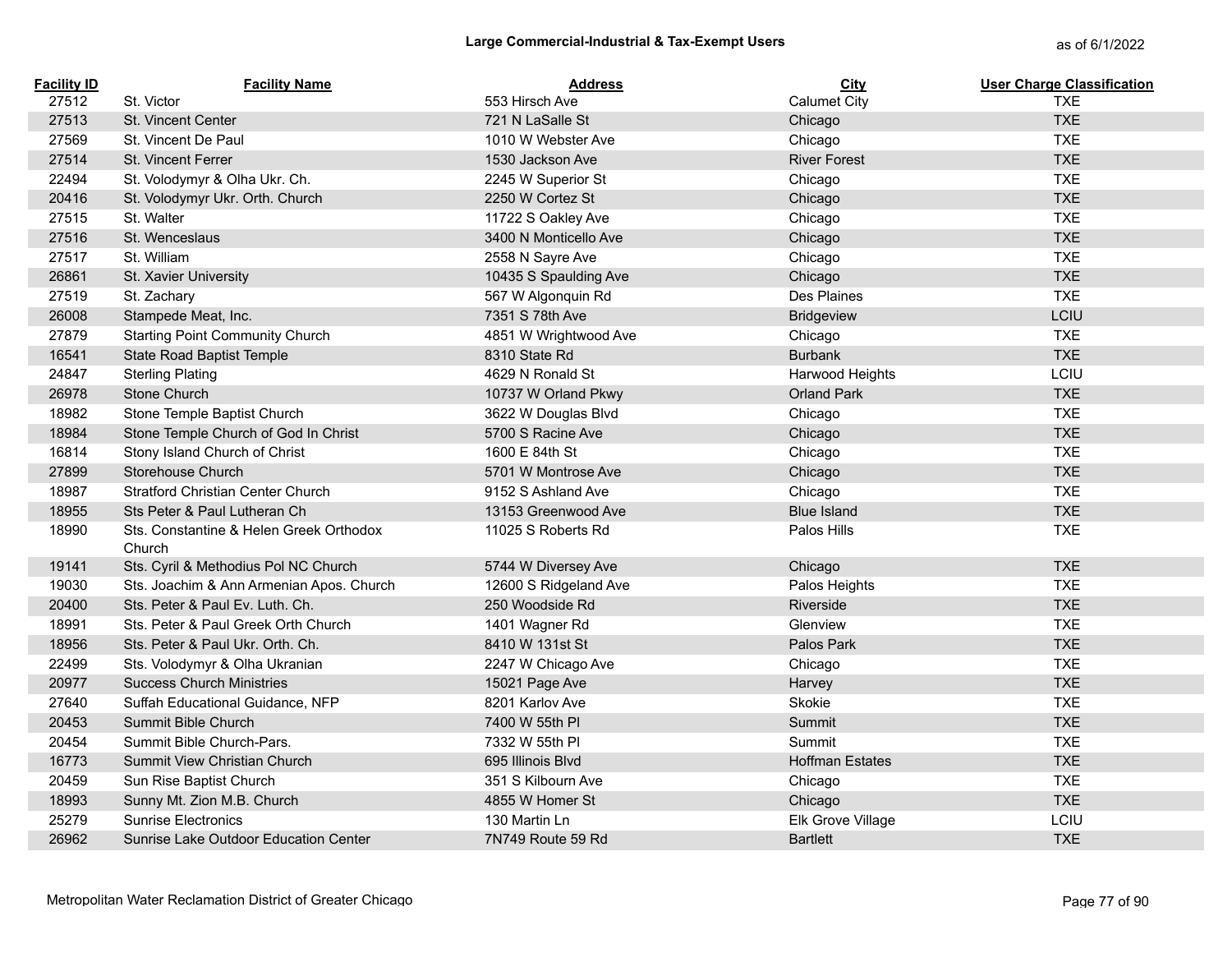## Large Commercial-Industrial & Tax-Exempt Users

as of 6/1/2022

| Facility ID | Facility Name | Address | City | User Charge Classification |
|---|---|---|---|---|
| 27512 | St. Victor | 553 Hirsch Ave | Calumet City | TXE |
| 27513 | St. Vincent Center | 721 N LaSalle St | Chicago | TXE |
| 27569 | St. Vincent De Paul | 1010 W Webster Ave | Chicago | TXE |
| 27514 | St. Vincent Ferrer | 1530 Jackson Ave | River Forest | TXE |
| 22494 | St. Volodymyr & Olha Ukr. Ch. | 2245 W Superior St | Chicago | TXE |
| 20416 | St. Volodymyr Ukr. Orth. Church | 2250 W Cortez St | Chicago | TXE |
| 27515 | St. Walter | 11722 S Oakley Ave | Chicago | TXE |
| 27516 | St. Wenceslaus | 3400 N Monticello Ave | Chicago | TXE |
| 27517 | St. William | 2558 N Sayre Ave | Chicago | TXE |
| 26861 | St. Xavier University | 10435 S Spaulding Ave | Chicago | TXE |
| 27519 | St. Zachary | 567 W Algonquin Rd | Des Plaines | TXE |
| 26008 | Stampede Meat, Inc. | 7351 S 78th Ave | Bridgeview | LCIU |
| 27879 | Starting Point Community Church | 4851 W Wrightwood Ave | Chicago | TXE |
| 16541 | State Road Baptist Temple | 8310 State Rd | Burbank | TXE |
| 24847 | Sterling Plating | 4629 N Ronald St | Harwood Heights | LCIU |
| 26978 | Stone Church | 10737 W Orland Pkwy | Orland Park | TXE |
| 18982 | Stone Temple Baptist Church | 3622 W Douglas Blvd | Chicago | TXE |
| 18984 | Stone Temple Church of God In Christ | 5700 S Racine Ave | Chicago | TXE |
| 16814 | Stony Island Church of Christ | 1600 E 84th St | Chicago | TXE |
| 27899 | Storehouse Church | 5701 W Montrose Ave | Chicago | TXE |
| 18987 | Stratford Christian Center Church | 9152 S Ashland Ave | Chicago | TXE |
| 18955 | Sts Peter & Paul Lutheran Ch | 13153 Greenwood Ave | Blue Island | TXE |
| 18990 | Sts. Constantine & Helen Greek Orthodox Church | 11025 S Roberts Rd | Palos Hills | TXE |
| 19141 | Sts. Cyril & Methodius Pol NC Church | 5744 W Diversey Ave | Chicago | TXE |
| 19030 | Sts. Joachim & Ann Armenian Apos. Church | 12600 S Ridgeland Ave | Palos Heights | TXE |
| 20400 | Sts. Peter & Paul Ev. Luth. Ch. | 250 Woodside Rd | Riverside | TXE |
| 18991 | Sts. Peter & Paul Greek Orth Church | 1401 Wagner Rd | Glenview | TXE |
| 18956 | Sts. Peter & Paul Ukr. Orth. Ch. | 8410 W 131st St | Palos Park | TXE |
| 22499 | Sts. Volodymyr & Olha Ukranian | 2247 W Chicago Ave | Chicago | TXE |
| 20977 | Success Church Ministries | 15021 Page Ave | Harvey | TXE |
| 27640 | Suffah Educational Guidance, NFP | 8201 Karlov Ave | Skokie | TXE |
| 20453 | Summit Bible Church | 7400 W 55th Pl | Summit | TXE |
| 20454 | Summit Bible Church-Pars. | 7332 W 55th Pl | Summit | TXE |
| 16773 | Summit View Christian Church | 695 Illinois Blvd | Hoffman Estates | TXE |
| 20459 | Sun Rise Baptist Church | 351 S Kilbourn Ave | Chicago | TXE |
| 18993 | Sunny Mt. Zion M.B. Church | 4855 W Homer St | Chicago | TXE |
| 25279 | Sunrise Electronics | 130 Martin Ln | Elk Grove Village | LCIU |
| 26962 | Sunrise Lake Outdoor Education Center | 7N749 Route 59 Rd | Bartlett | TXE |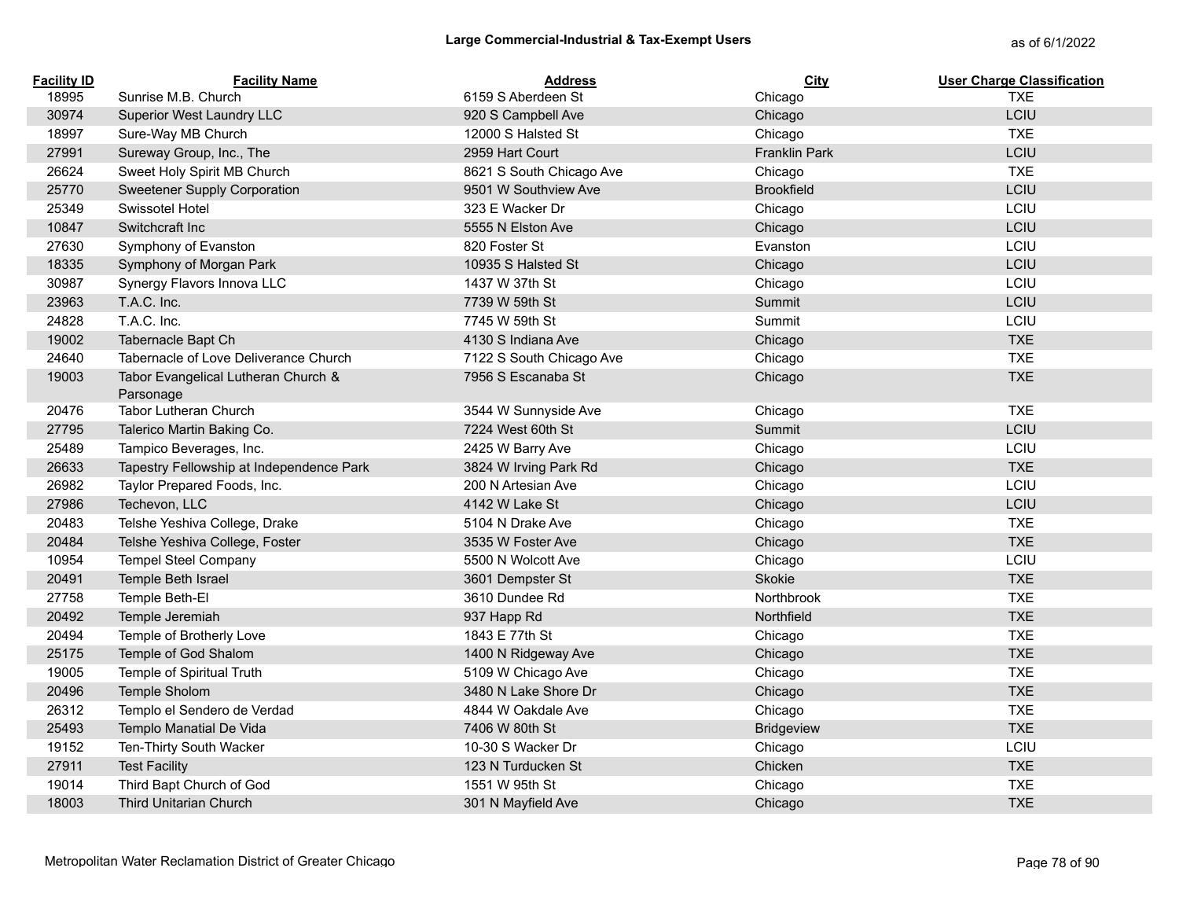## Large Commercial-Industrial & Tax-Exempt Users

as of 6/1/2022

| Facility ID | Facility Name | Address | City | User Charge Classification |
|---|---|---|---|---|
| 18995 | Sunrise M.B. Church | 6159 S Aberdeen St | Chicago | TXE |
| 30974 | Superior West Laundry LLC | 920 S Campbell Ave | Chicago | LCIU |
| 18997 | Sure-Way MB Church | 12000 S Halsted St | Chicago | TXE |
| 27991 | Sureway Group, Inc., The | 2959 Hart Court | Franklin Park | LCIU |
| 26624 | Sweet Holy Spirit MB Church | 8621 S South Chicago Ave | Chicago | TXE |
| 25770 | Sweetener Supply Corporation | 9501 W Southview Ave | Brookfield | LCIU |
| 25349 | Swissotel Hotel | 323 E Wacker Dr | Chicago | LCIU |
| 10847 | Switchcraft Inc | 5555 N Elston Ave | Chicago | LCIU |
| 27630 | Symphony of Evanston | 820 Foster St | Evanston | LCIU |
| 18335 | Symphony of Morgan Park | 10935 S Halsted St | Chicago | LCIU |
| 30987 | Synergy Flavors Innova LLC | 1437 W 37th St | Chicago | LCIU |
| 23963 | T.A.C. Inc. | 7739 W 59th St | Summit | LCIU |
| 24828 | T.A.C. Inc. | 7745 W 59th St | Summit | LCIU |
| 19002 | Tabernacle Bapt Ch | 4130 S Indiana Ave | Chicago | TXE |
| 24640 | Tabernacle of Love Deliverance Church | 7122 S South Chicago Ave | Chicago | TXE |
| 19003 | Tabor Evangelical Lutheran Church & Parsonage | 7956 S Escanaba St | Chicago | TXE |
| 20476 | Tabor Lutheran Church | 3544 W Sunnyside Ave | Chicago | TXE |
| 27795 | Talerico Martin Baking Co. | 7224 West 60th St | Summit | LCIU |
| 25489 | Tampico Beverages, Inc. | 2425 W Barry Ave | Chicago | LCIU |
| 26633 | Tapestry Fellowship at Independence Park | 3824 W Irving Park Rd | Chicago | TXE |
| 26982 | Taylor Prepared Foods, Inc. | 200 N Artesian Ave | Chicago | LCIU |
| 27986 | Techevon, LLC | 4142 W Lake St | Chicago | LCIU |
| 20483 | Telshe Yeshiva College, Drake | 5104 N Drake Ave | Chicago | TXE |
| 20484 | Telshe Yeshiva College, Foster | 3535 W Foster Ave | Chicago | TXE |
| 10954 | Tempel Steel Company | 5500 N Wolcott Ave | Chicago | LCIU |
| 20491 | Temple Beth Israel | 3601 Dempster St | Skokie | TXE |
| 27758 | Temple Beth-El | 3610 Dundee Rd | Northbrook | TXE |
| 20492 | Temple Jeremiah | 937 Happ Rd | Northfield | TXE |
| 20494 | Temple of Brotherly Love | 1843 E 77th St | Chicago | TXE |
| 25175 | Temple of God Shalom | 1400 N Ridgeway Ave | Chicago | TXE |
| 19005 | Temple of Spiritual Truth | 5109 W Chicago Ave | Chicago | TXE |
| 20496 | Temple Sholom | 3480 N Lake Shore Dr | Chicago | TXE |
| 26312 | Templo el Sendero de Verdad | 4844 W Oakdale Ave | Chicago | TXE |
| 25493 | Templo Manatial De Vida | 7406 W 80th St | Bridgeview | TXE |
| 19152 | Ten-Thirty South Wacker | 10-30 S Wacker Dr | Chicago | LCIU |
| 27911 | Test Facility | 123 N Turducken St | Chicken | TXE |
| 19014 | Third Bapt Church of God | 1551 W 95th St | Chicago | TXE |
| 18003 | Third Unitarian Church | 301 N Mayfield Ave | Chicago | TXE |

Metropolitan Water Reclamation District of Greater Chicago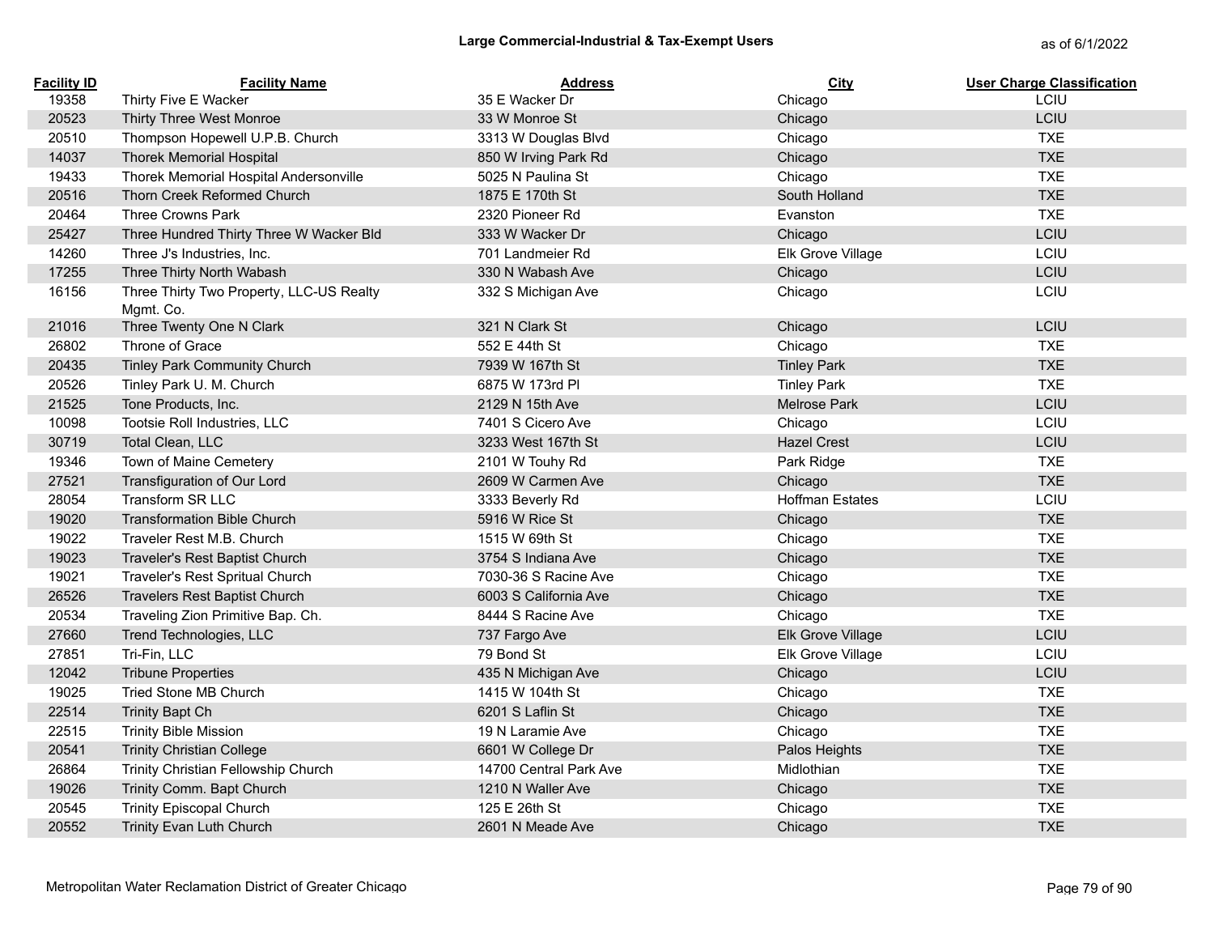## Large Commercial-Industrial & Tax-Exempt Users

as of 6/1/2022

| Facility ID | Facility Name | Address | City | User Charge Classification |
|---|---|---|---|---|
| 19358 | Thirty Five E Wacker | 35 E Wacker Dr | Chicago | LCIU |
| 20523 | Thirty Three West Monroe | 33 W Monroe St | Chicago | LCIU |
| 20510 | Thompson Hopewell U.P.B. Church | 3313 W Douglas Blvd | Chicago | TXE |
| 14037 | Thorek Memorial Hospital | 850 W Irving Park Rd | Chicago | TXE |
| 19433 | Thorek Memorial Hospital Andersonville | 5025 N Paulina St | Chicago | TXE |
| 20516 | Thorn Creek Reformed Church | 1875 E 170th St | South Holland | TXE |
| 20464 | Three Crowns Park | 2320 Pioneer Rd | Evanston | TXE |
| 25427 | Three Hundred Thirty Three W Wacker Bld | 333 W Wacker Dr | Chicago | LCIU |
| 14260 | Three J's Industries, Inc. | 701 Landmeier Rd | Elk Grove Village | LCIU |
| 17255 | Three Thirty North Wabash | 330 N Wabash Ave | Chicago | LCIU |
| 16156 | Three Thirty Two Property, LLC-US Realty Mgmt. Co. | 332 S Michigan Ave | Chicago | LCIU |
| 21016 | Three Twenty One N Clark | 321 N Clark St | Chicago | LCIU |
| 26802 | Throne of Grace | 552 E 44th St | Chicago | TXE |
| 20435 | Tinley Park Community Church | 7939 W 167th St | Tinley Park | TXE |
| 20526 | Tinley Park U. M. Church | 6875 W 173rd Pl | Tinley Park | TXE |
| 21525 | Tone Products, Inc. | 2129 N 15th Ave | Melrose Park | LCIU |
| 10098 | Tootsie Roll Industries, LLC | 7401 S Cicero Ave | Chicago | LCIU |
| 30719 | Total Clean, LLC | 3233 West 167th St | Hazel Crest | LCIU |
| 19346 | Town of Maine Cemetery | 2101 W Touhy Rd | Park Ridge | TXE |
| 27521 | Transfiguration of Our Lord | 2609 W Carmen Ave | Chicago | TXE |
| 28054 | Transform SR LLC | 3333 Beverly Rd | Hoffman Estates | LCIU |
| 19020 | Transformation Bible Church | 5916 W Rice St | Chicago | TXE |
| 19022 | Traveler Rest M.B. Church | 1515 W 69th St | Chicago | TXE |
| 19023 | Traveler's Rest Baptist Church | 3754 S Indiana Ave | Chicago | TXE |
| 19021 | Traveler's Rest Spritual Church | 7030-36 S Racine Ave | Chicago | TXE |
| 26526 | Travelers Rest Baptist Church | 6003 S California Ave | Chicago | TXE |
| 20534 | Traveling Zion Primitive Bap. Ch. | 8444 S Racine Ave | Chicago | TXE |
| 27660 | Trend Technologies, LLC | 737 Fargo Ave | Elk Grove Village | LCIU |
| 27851 | Tri-Fin, LLC | 79 Bond St | Elk Grove Village | LCIU |
| 12042 | Tribune Properties | 435 N Michigan Ave | Chicago | LCIU |
| 19025 | Tried Stone MB Church | 1415 W 104th St | Chicago | TXE |
| 22514 | Trinity Bapt Ch | 6201 S Laflin St | Chicago | TXE |
| 22515 | Trinity Bible Mission | 19 N Laramie Ave | Chicago | TXE |
| 20541 | Trinity Christian College | 6601 W College Dr | Palos Heights | TXE |
| 26864 | Trinity Christian Fellowship Church | 14700 Central Park Ave | Midlothian | TXE |
| 19026 | Trinity Comm. Bapt Church | 1210 N Waller Ave | Chicago | TXE |
| 20545 | Trinity Episcopal Church | 125 E 26th St | Chicago | TXE |
| 20552 | Trinity Evan Luth Church | 2601 N Meade Ave | Chicago | TXE |

Metropolitan Water Reclamation District of Greater Chicago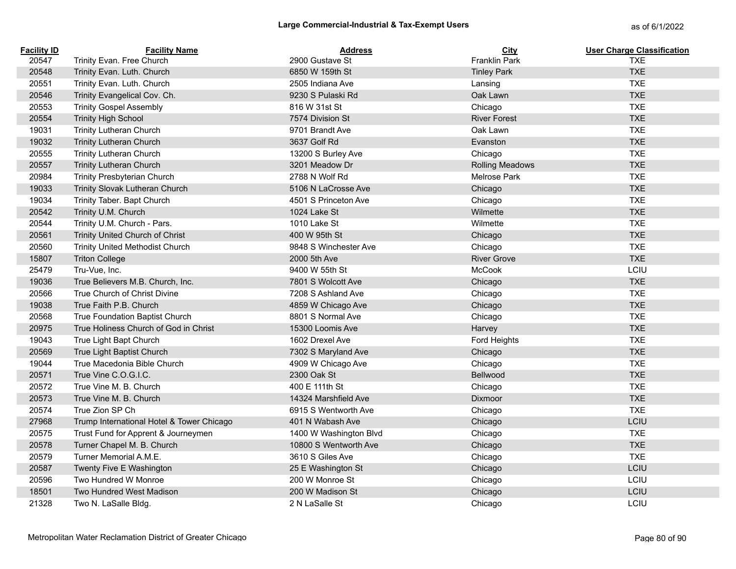## Large Commercial-Industrial & Tax-Exempt Users

as of 6/1/2022

| Facility ID | Facility Name | Address | City | User Charge Classification |
|---|---|---|---|---|
| 20547 | Trinity Evan. Free Church | 2900 Gustave St | Franklin Park | TXE |
| 20548 | Trinity Evan. Luth. Church | 6850 W 159th St | Tinley Park | TXE |
| 20551 | Trinity Evan. Luth. Church | 2505 Indiana Ave | Lansing | TXE |
| 20546 | Trinity Evangelical Cov. Ch. | 9230 S Pulaski Rd | Oak Lawn | TXE |
| 20553 | Trinity Gospel Assembly | 816 W 31st St | Chicago | TXE |
| 20554 | Trinity High School | 7574 Division St | River Forest | TXE |
| 19031 | Trinity Lutheran Church | 9701 Brandt Ave | Oak Lawn | TXE |
| 19032 | Trinity Lutheran Church | 3637 Golf Rd | Evanston | TXE |
| 20555 | Trinity Lutheran Church | 13200 S Burley Ave | Chicago | TXE |
| 20557 | Trinity Lutheran Church | 3201 Meadow Dr | Rolling Meadows | TXE |
| 20984 | Trinity Presbyterian Church | 2788 N Wolf Rd | Melrose Park | TXE |
| 19033 | Trinity Slovak Lutheran Church | 5106 N LaCrosse Ave | Chicago | TXE |
| 19034 | Trinity Taber. Bapt Church | 4501 S Princeton Ave | Chicago | TXE |
| 20542 | Trinity U.M. Church | 1024 Lake St | Wilmette | TXE |
| 20544 | Trinity U.M. Church - Pars. | 1010 Lake St | Wilmette | TXE |
| 20561 | Trinity United Church of Christ | 400 W 95th St | Chicago | TXE |
| 20560 | Trinity United Methodist Church | 9848 S Winchester Ave | Chicago | TXE |
| 15807 | Triton College | 2000 5th Ave | River Grove | TXE |
| 25479 | Tru-Vue, Inc. | 9400 W 55th St | McCook | LCIU |
| 19036 | True Believers M.B. Church, Inc. | 7801 S Wolcott Ave | Chicago | TXE |
| 20566 | True Church of Christ Divine | 7208 S Ashland Ave | Chicago | TXE |
| 19038 | True Faith P.B. Church | 4859 W Chicago Ave | Chicago | TXE |
| 20568 | True Foundation Baptist Church | 8801 S Normal Ave | Chicago | TXE |
| 20975 | True Holiness Church of God in Christ | 15300 Loomis Ave | Harvey | TXE |
| 19043 | True Light Bapt Church | 1602 Drexel Ave | Ford Heights | TXE |
| 20569 | True Light Baptist Church | 7302 S Maryland Ave | Chicago | TXE |
| 19044 | True Macedonia Bible Church | 4909 W Chicago Ave | Chicago | TXE |
| 20571 | True Vine C.O.G.I.C. | 2300 Oak St | Bellwood | TXE |
| 20572 | True Vine M. B. Church | 400 E 111th St | Chicago | TXE |
| 20573 | True Vine M. B. Church | 14324 Marshfield Ave | Dixmoor | TXE |
| 20574 | True Zion SP Ch | 6915 S Wentworth Ave | Chicago | TXE |
| 27968 | Trump International Hotel & Tower Chicago | 401 N Wabash Ave | Chicago | LCIU |
| 20575 | Trust Fund for Apprent & Journeymen | 1400 W Washington Blvd | Chicago | TXE |
| 20578 | Turner Chapel M. B. Church | 10800 S Wentworth Ave | Chicago | TXE |
| 20579 | Turner Memorial A.M.E. | 3610 S Giles Ave | Chicago | TXE |
| 20587 | Twenty Five E Washington | 25 E Washington St | Chicago | LCIU |
| 20596 | Two Hundred W Monroe | 200 W Monroe St | Chicago | LCIU |
| 18501 | Two Hundred West Madison | 200 W Madison St | Chicago | LCIU |
| 21328 | Two N. LaSalle Bldg. | 2 N LaSalle St | Chicago | LCIU |

Metropolitan Water Reclamation District of Greater Chicago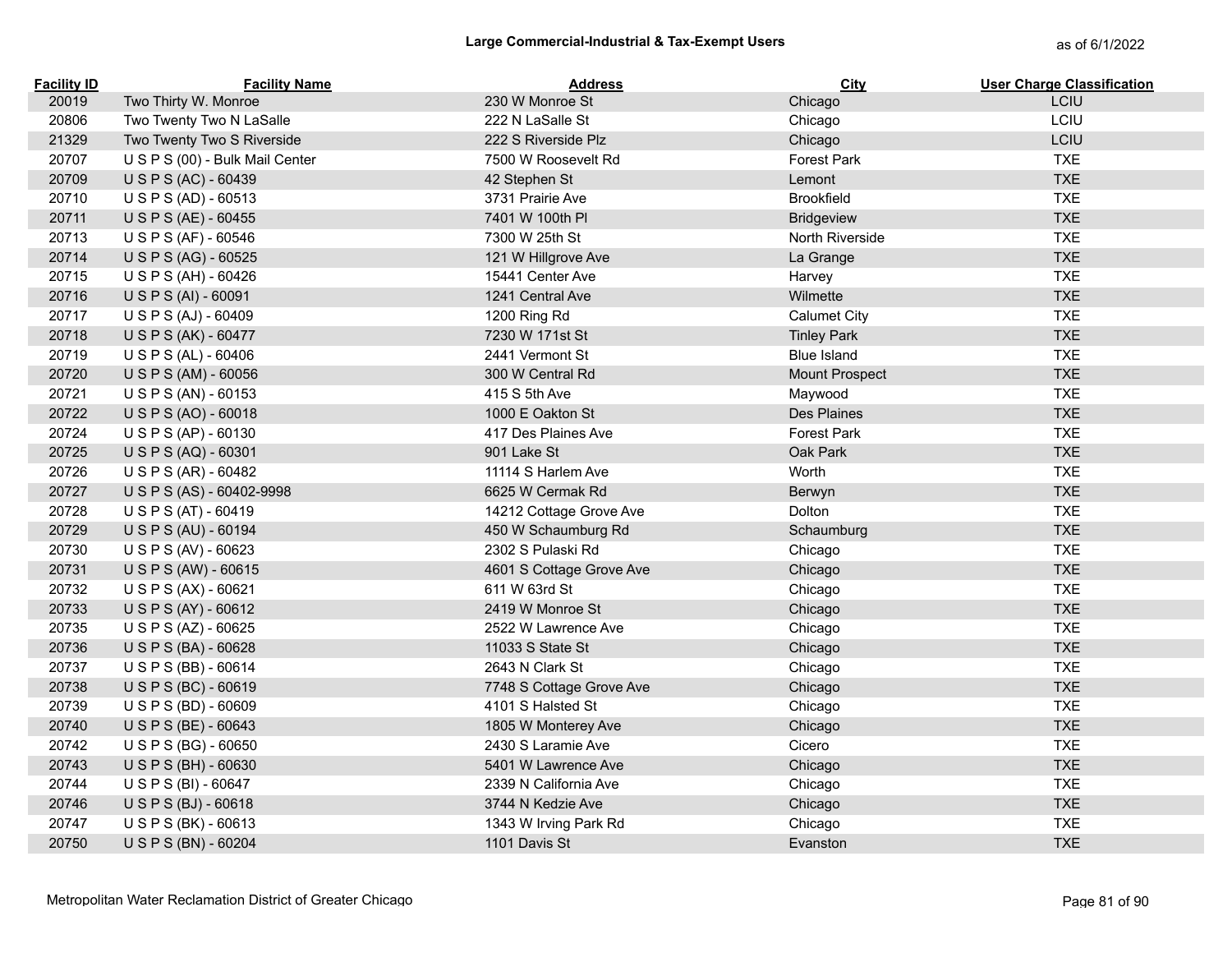## Large Commercial-Industrial & Tax-Exempt Users

as of 6/1/2022

| Facility ID | Facility Name | Address | City | User Charge Classification |
|---|---|---|---|---|
| 20019 | Two Thirty W. Monroe | 230 W Monroe St | Chicago | LCIU |
| 20806 | Two Twenty Two N LaSalle | 222 N LaSalle St | Chicago | LCIU |
| 21329 | Two Twenty Two S Riverside | 222 S Riverside Plz | Chicago | LCIU |
| 20707 | U S P S (00) - Bulk Mail Center | 7500 W Roosevelt Rd | Forest Park | TXE |
| 20709 | U S P S (AC) - 60439 | 42 Stephen St | Lemont | TXE |
| 20710 | U S P S (AD) - 60513 | 3731 Prairie Ave | Brookfield | TXE |
| 20711 | U S P S (AE) - 60455 | 7401 W 100th Pl | Bridgeview | TXE |
| 20713 | U S P S (AF) - 60546 | 7300 W 25th St | North Riverside | TXE |
| 20714 | U S P S (AG) - 60525 | 121 W Hillgrove Ave | La Grange | TXE |
| 20715 | U S P S (AH) - 60426 | 15441 Center Ave | Harvey | TXE |
| 20716 | U S P S (AI) - 60091 | 1241 Central Ave | Wilmette | TXE |
| 20717 | U S P S (AJ) - 60409 | 1200 Ring Rd | Calumet City | TXE |
| 20718 | U S P S (AK) - 60477 | 7230 W 171st St | Tinley Park | TXE |
| 20719 | U S P S (AL) - 60406 | 2441 Vermont St | Blue Island | TXE |
| 20720 | U S P S (AM) - 60056 | 300 W Central Rd | Mount Prospect | TXE |
| 20721 | U S P S (AN) - 60153 | 415 S 5th Ave | Maywood | TXE |
| 20722 | U S P S (AO) - 60018 | 1000 E Oakton St | Des Plaines | TXE |
| 20724 | U S P S (AP) - 60130 | 417 Des Plaines Ave | Forest Park | TXE |
| 20725 | U S P S (AQ) - 60301 | 901 Lake St | Oak Park | TXE |
| 20726 | U S P S (AR) - 60482 | 11114 S Harlem Ave | Worth | TXE |
| 20727 | U S P S (AS) - 60402-9998 | 6625 W Cermak Rd | Berwyn | TXE |
| 20728 | U S P S (AT) - 60419 | 14212 Cottage Grove Ave | Dolton | TXE |
| 20729 | U S P S (AU) - 60194 | 450 W Schaumburg Rd | Schaumburg | TXE |
| 20730 | U S P S (AV) - 60623 | 2302 S Pulaski Rd | Chicago | TXE |
| 20731 | U S P S (AW) - 60615 | 4601 S Cottage Grove Ave | Chicago | TXE |
| 20732 | U S P S (AX) - 60621 | 611 W 63rd St | Chicago | TXE |
| 20733 | U S P S (AY) - 60612 | 2419 W Monroe St | Chicago | TXE |
| 20735 | U S P S (AZ) - 60625 | 2522 W Lawrence Ave | Chicago | TXE |
| 20736 | U S P S (BA) - 60628 | 11033 S State St | Chicago | TXE |
| 20737 | U S P S (BB) - 60614 | 2643 N Clark St | Chicago | TXE |
| 20738 | U S P S (BC) - 60619 | 7748 S Cottage Grove Ave | Chicago | TXE |
| 20739 | U S P S (BD) - 60609 | 4101 S Halsted St | Chicago | TXE |
| 20740 | U S P S (BE) - 60643 | 1805 W Monterey Ave | Chicago | TXE |
| 20742 | U S P S (BG) - 60650 | 2430 S Laramie Ave | Cicero | TXE |
| 20743 | U S P S (BH) - 60630 | 5401 W Lawrence Ave | Chicago | TXE |
| 20744 | U S P S (BI) - 60647 | 2339 N California Ave | Chicago | TXE |
| 20746 | U S P S (BJ) - 60618 | 3744 N Kedzie Ave | Chicago | TXE |
| 20747 | U S P S (BK) - 60613 | 1343 W Irving Park Rd | Chicago | TXE |
| 20750 | U S P S (BN) - 60204 | 1101 Davis St | Evanston | TXE |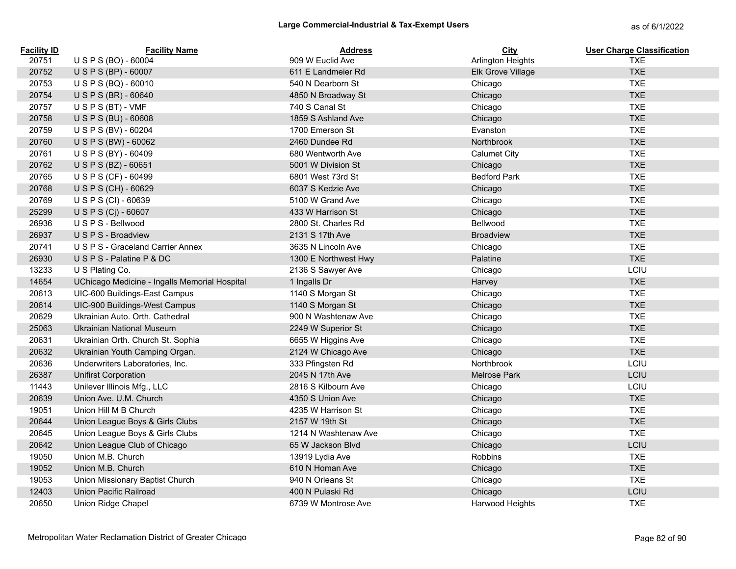## Large Commercial-Industrial & Tax-Exempt Users

as of 6/1/2022

| Facility ID | Facility Name | Address | City | User Charge Classification |
|---|---|---|---|---|
| 20751 | U S P S (BO) - 60004 | 909 W Euclid Ave | Arlington Heights | TXE |
| 20752 | U S P S (BP) - 60007 | 611 E Landmeier Rd | Elk Grove Village | TXE |
| 20753 | U S P S (BQ) - 60010 | 540 N Dearborn St | Chicago | TXE |
| 20754 | U S P S (BR) - 60640 | 4850 N Broadway St | Chicago | TXE |
| 20757 | U S P S (BT) - VMF | 740 S Canal St | Chicago | TXE |
| 20758 | U S P S (BU) - 60608 | 1859 S Ashland Ave | Chicago | TXE |
| 20759 | U S P S (BV) - 60204 | 1700 Emerson St | Evanston | TXE |
| 20760 | U S P S (BW) - 60062 | 2460 Dundee Rd | Northbrook | TXE |
| 20761 | U S P S (BY) - 60409 | 680 Wentworth Ave | Calumet City | TXE |
| 20762 | U S P S (BZ) - 60651 | 5001 W Division St | Chicago | TXE |
| 20765 | U S P S (CF) - 60499 | 6801 West 73rd St | Bedford Park | TXE |
| 20768 | U S P S (CH) - 60629 | 6037 S Kedzie Ave | Chicago | TXE |
| 20769 | U S P S (CI) - 60639 | 5100 W Grand Ave | Chicago | TXE |
| 25299 | U S P S (Cj) - 60607 | 433 W Harrison St | Chicago | TXE |
| 26936 | U S P S - Bellwood | 2800 St. Charles Rd | Bellwood | TXE |
| 26937 | U S P S - Broadview | 2131 S 17th Ave | Broadview | TXE |
| 20741 | U S P S - Graceland Carrier Annex | 3635 N Lincoln Ave | Chicago | TXE |
| 26930 | U S P S - Palatine P & DC | 1300 E Northwest Hwy | Palatine | TXE |
| 13233 | U S Plating Co. | 2136 S Sawyer Ave | Chicago | LCIU |
| 14654 | UChicago Medicine - Ingalls Memorial Hospital | 1 Ingalls Dr | Harvey | TXE |
| 20613 | UIC-600 Buildings-East Campus | 1140 S Morgan St | Chicago | TXE |
| 20614 | UIC-900 Buildings-West Campus | 1140 S Morgan St | Chicago | TXE |
| 20629 | Ukrainian Auto. Orth. Cathedral | 900 N Washtenaw Ave | Chicago | TXE |
| 25063 | Ukrainian National Museum | 2249 W Superior St | Chicago | TXE |
| 20631 | Ukrainian Orth. Church St. Sophia | 6655 W Higgins Ave | Chicago | TXE |
| 20632 | Ukrainian Youth Camping Organ. | 2124 W Chicago Ave | Chicago | TXE |
| 20636 | Underwriters Laboratories, Inc. | 333 Pfingsten Rd | Northbrook | LCIU |
| 26387 | Unifirst Corporation | 2045 N 17th Ave | Melrose Park | LCIU |
| 11443 | Unilever Illinois Mfg., LLC | 2816 S Kilbourn Ave | Chicago | LCIU |
| 20639 | Union Ave. U.M. Church | 4350 S Union Ave | Chicago | TXE |
| 19051 | Union Hill M B Church | 4235 W Harrison St | Chicago | TXE |
| 20644 | Union League Boys & Girls Clubs | 2157 W 19th St | Chicago | TXE |
| 20645 | Union League Boys & Girls Clubs | 1214 N Washtenaw Ave | Chicago | TXE |
| 20642 | Union League Club of Chicago | 65 W Jackson Blvd | Chicago | LCIU |
| 19050 | Union M.B. Church | 13919 Lydia Ave | Robbins | TXE |
| 19052 | Union M.B. Church | 610 N Homan Ave | Chicago | TXE |
| 19053 | Union Missionary Baptist Church | 940 N Orleans St | Chicago | TXE |
| 12403 | Union Pacific Railroad | 400 N Pulaski Rd | Chicago | LCIU |
| 20650 | Union Ridge Chapel | 6739 W Montrose Ave | Harwood Heights | TXE |

Metropolitan Water Reclamation District of Greater Chicago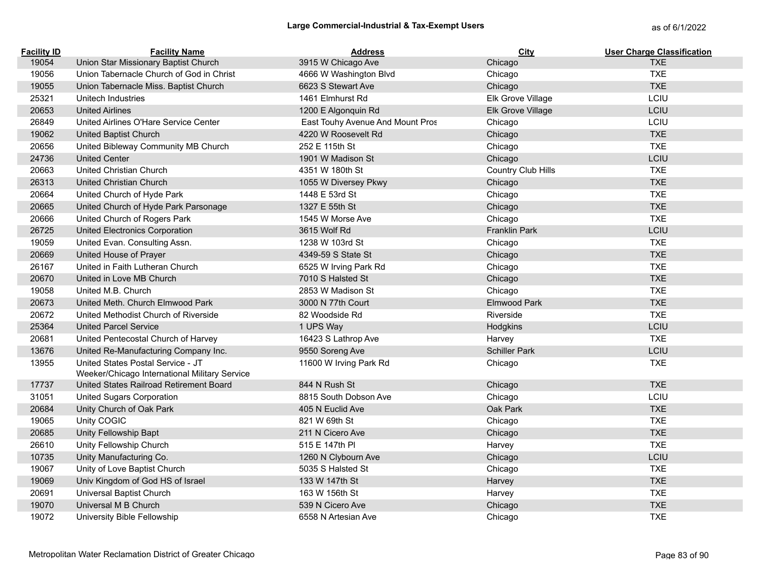## Large Commercial-Industrial & Tax-Exempt Users

as of 6/1/2022

| Facility ID | Facility Name | Address | City | User Charge Classification |
|---|---|---|---|---|
| 19054 | Union Star Missionary Baptist Church | 3915 W Chicago Ave | Chicago | TXE |
| 19056 | Union Tabernacle Church of God in Christ | 4666 W Washington Blvd | Chicago | TXE |
| 19055 | Union Tabernacle Miss. Baptist Church | 6623 S Stewart Ave | Chicago | TXE |
| 25321 | Unitech Industries | 1461 Elmhurst Rd | Elk Grove Village | LCIU |
| 20653 | United Airlines | 1200 E Algonquin Rd | Elk Grove Village | LCIU |
| 26849 | United Airlines O'Hare Service Center | East Touhy Avenue And Mount Pros | Chicago | LCIU |
| 19062 | United Baptist Church | 4220 W Roosevelt Rd | Chicago | TXE |
| 20656 | United Bibleway Community MB Church | 252 E 115th St | Chicago | TXE |
| 24736 | United Center | 1901 W Madison St | Chicago | LCIU |
| 20663 | United Christian Church | 4351 W 180th St | Country Club Hills | TXE |
| 26313 | United Christian Church | 1055 W Diversey Pkwy | Chicago | TXE |
| 20664 | United Church of Hyde Park | 1448 E 53rd St | Chicago | TXE |
| 20665 | United Church of Hyde Park Parsonage | 1327 E 55th St | Chicago | TXE |
| 20666 | United Church of Rogers Park | 1545 W Morse Ave | Chicago | TXE |
| 26725 | United Electronics Corporation | 3615 Wolf Rd | Franklin Park | LCIU |
| 19059 | United Evan. Consulting Assn. | 1238 W 103rd St | Chicago | TXE |
| 20669 | United House of Prayer | 4349-59 S State St | Chicago | TXE |
| 26167 | United in Faith Lutheran Church | 6525 W Irving Park Rd | Chicago | TXE |
| 20670 | United in Love MB Church | 7010 S Halsted St | Chicago | TXE |
| 19058 | United M.B. Church | 2853 W Madison St | Chicago | TXE |
| 20673 | United Meth. Church Elmwood Park | 3000 N 77th Court | Elmwood Park | TXE |
| 20672 | United Methodist Church of Riverside | 82 Woodside Rd | Riverside | TXE |
| 25364 | United Parcel Service | 1 UPS Way | Hodgkins | LCIU |
| 20681 | United Pentecostal Church of Harvey | 16423 S Lathrop Ave | Harvey | TXE |
| 13676 | United Re-Manufacturing Company Inc. | 9550 Soreng Ave | Schiller Park | LCIU |
| 13955 | United States Postal Service - JT Weeker/Chicago International Military Service | 11600 W Irving Park Rd | Chicago | TXE |
| 17737 | United States Railroad Retirement Board | 844 N Rush St | Chicago | TXE |
| 31051 | United Sugars Corporation | 8815 South Dobson Ave | Chicago | LCIU |
| 20684 | Unity Church of Oak Park | 405 N Euclid Ave | Oak Park | TXE |
| 19065 | Unity COGIC | 821 W 69th St | Chicago | TXE |
| 20685 | Unity Fellowship Bapt | 211 N Cicero Ave | Chicago | TXE |
| 26610 | Unity Fellowship Church | 515 E 147th Pl | Harvey | TXE |
| 10735 | Unity Manufacturing Co. | 1260 N Clybourn Ave | Chicago | LCIU |
| 19067 | Unity of Love Baptist Church | 5035 S Halsted St | Chicago | TXE |
| 19069 | Univ Kingdom of God HS of Israel | 133 W 147th St | Harvey | TXE |
| 20691 | Universal Baptist Church | 163 W 156th St | Harvey | TXE |
| 19070 | Universal M B Church | 539 N Cicero Ave | Chicago | TXE |
| 19072 | University Bible Fellowship | 6558 N Artesian Ave | Chicago | TXE |

Metropolitan Water Reclamation District of Greater Chicago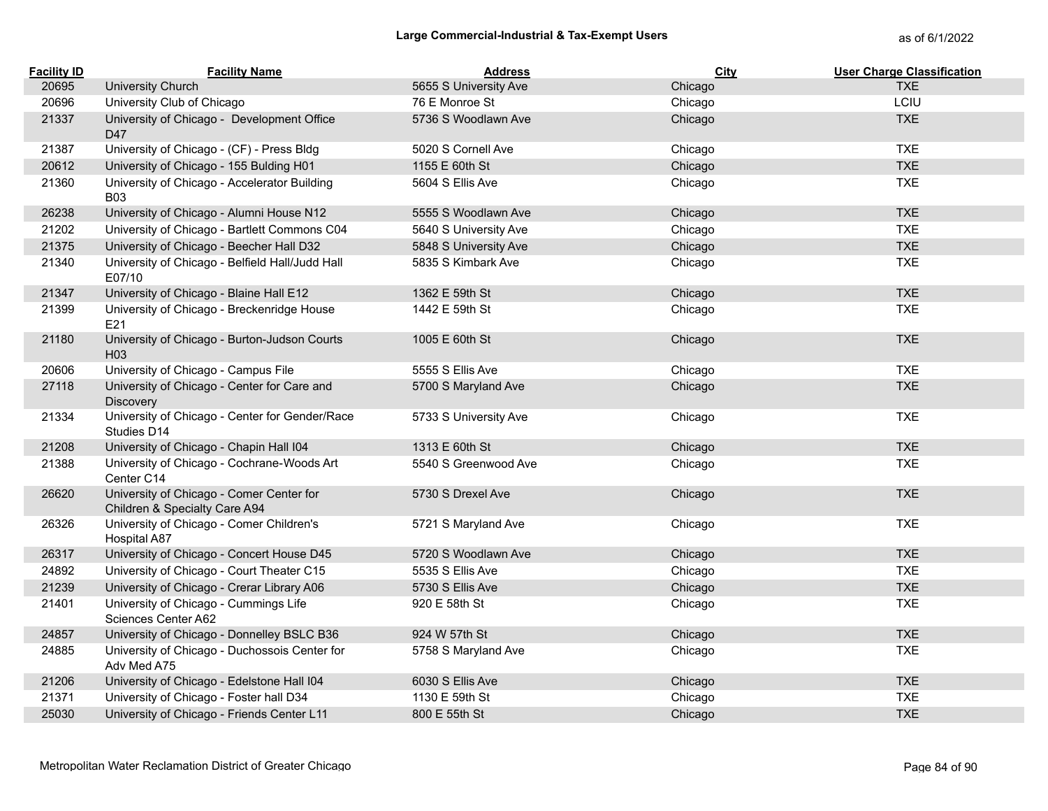# Large Commercial-Industrial & Tax-Exempt Users

as of 6/1/2022

| Facility ID | Facility Name | Address | City | User Charge Classification |
|---|---|---|---|---|
| 20695 | University Church | 5655 S University Ave | Chicago | TXE |
| 20696 | University Club of Chicago | 76 E Monroe St | Chicago | LCIU |
| 21337 | University of Chicago -  Development Office D47 | 5736 S Woodlawn Ave | Chicago | TXE |
| 21387 | University of Chicago - (CF) - Press Bldg | 5020 S Cornell Ave | Chicago | TXE |
| 20612 | University of Chicago - 155 Bulding H01 | 1155 E 60th St | Chicago | TXE |
| 21360 | University of Chicago - Accelerator Building B03 | 5604 S Ellis Ave | Chicago | TXE |
| 26238 | University of Chicago - Alumni House N12 | 5555 S Woodlawn Ave | Chicago | TXE |
| 21202 | University of Chicago - Bartlett Commons C04 | 5640 S University Ave | Chicago | TXE |
| 21375 | University of Chicago - Beecher Hall D32 | 5848 S University Ave | Chicago | TXE |
| 21340 | University of Chicago - Belfield Hall/Judd Hall E07/10 | 5835 S Kimbark Ave | Chicago | TXE |
| 21347 | University of Chicago - Blaine Hall E12 | 1362 E 59th St | Chicago | TXE |
| 21399 | University of Chicago - Breckenridge House E21 | 1442 E 59th St | Chicago | TXE |
| 21180 | University of Chicago - Burton-Judson Courts H03 | 1005 E 60th St | Chicago | TXE |
| 20606 | University of Chicago - Campus File | 5555 S Ellis Ave | Chicago | TXE |
| 27118 | University of Chicago - Center for Care and Discovery | 5700 S Maryland Ave | Chicago | TXE |
| 21334 | University of Chicago - Center for Gender/Race Studies D14 | 5733 S University Ave | Chicago | TXE |
| 21208 | University of Chicago - Chapin Hall I04 | 1313 E 60th St | Chicago | TXE |
| 21388 | University of Chicago - Cochrane-Woods Art Center C14 | 5540 S Greenwood Ave | Chicago | TXE |
| 26620 | University of Chicago - Comer Center for Children & Specialty Care A94 | 5730 S Drexel Ave | Chicago | TXE |
| 26326 | University of Chicago - Comer Children's Hospital A87 | 5721 S Maryland Ave | Chicago | TXE |
| 26317 | University of Chicago - Concert House D45 | 5720 S Woodlawn Ave | Chicago | TXE |
| 24892 | University of Chicago - Court Theater C15 | 5535 S Ellis Ave | Chicago | TXE |
| 21239 | University of Chicago - Crerar Library A06 | 5730 S Ellis Ave | Chicago | TXE |
| 21401 | University of Chicago - Cummings Life Sciences Center A62 | 920 E 58th St | Chicago | TXE |
| 24857 | University of Chicago - Donnelley BSLC B36 | 924 W 57th St | Chicago | TXE |
| 24885 | University of Chicago - Duchossois Center for Adv Med A75 | 5758 S Maryland Ave | Chicago | TXE |
| 21206 | University of Chicago - Edelstone Hall I04 | 6030 S Ellis Ave | Chicago | TXE |
| 21371 | University of Chicago - Foster hall D34 | 1130 E 59th St | Chicago | TXE |
| 25030 | University of Chicago - Friends Center L11 | 800 E 55th St | Chicago | TXE |

Metropolitan Water Reclamation District of Greater Chicago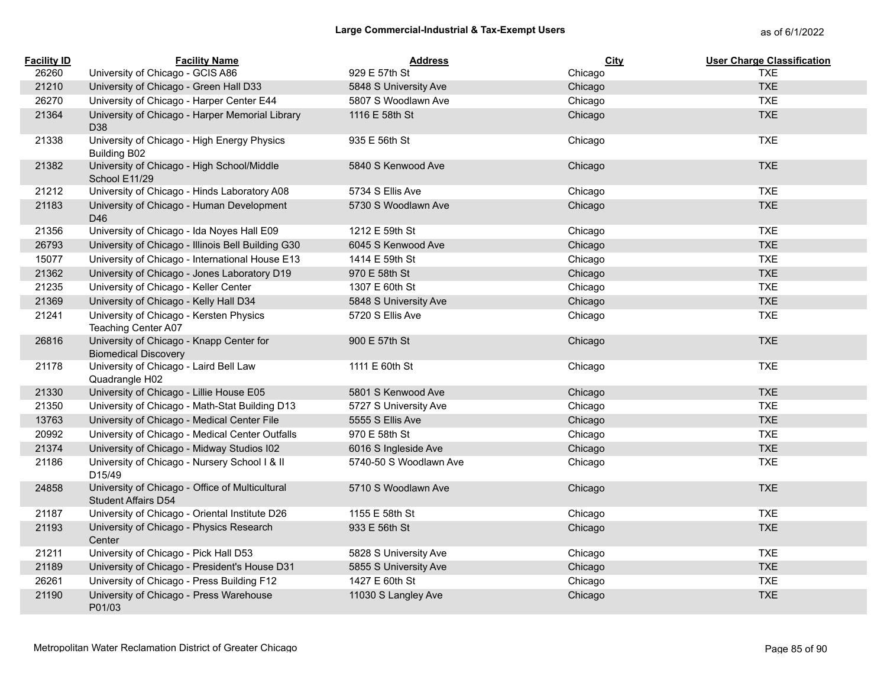## Large Commercial-Industrial & Tax-Exempt Users

as of 6/1/2022

| Facility ID | Facility Name | Address | City | User Charge Classification |
|---|---|---|---|---|
| 26260 | University of Chicago - GCIS A86 | 929 E 57th St | Chicago | TXE |
| 21210 | University of Chicago - Green Hall D33 | 5848 S University Ave | Chicago | TXE |
| 26270 | University of Chicago - Harper Center E44 | 5807 S Woodlawn Ave | Chicago | TXE |
| 21364 | University of Chicago - Harper Memorial Library D38 | 1116 E 58th St | Chicago | TXE |
| 21338 | University of Chicago - High Energy Physics Building B02 | 935 E 56th St | Chicago | TXE |
| 21382 | University of Chicago - High School/Middle School E11/29 | 5840 S Kenwood Ave | Chicago | TXE |
| 21212 | University of Chicago - Hinds Laboratory A08 | 5734 S Ellis Ave | Chicago | TXE |
| 21183 | University of Chicago - Human Development D46 | 5730 S Woodlawn Ave | Chicago | TXE |
| 21356 | University of Chicago - Ida Noyes Hall E09 | 1212 E 59th St | Chicago | TXE |
| 26793 | University of Chicago - Illinois Bell Building G30 | 6045 S Kenwood Ave | Chicago | TXE |
| 15077 | University of Chicago - International House E13 | 1414 E 59th St | Chicago | TXE |
| 21362 | University of Chicago - Jones Laboratory D19 | 970 E 58th St | Chicago | TXE |
| 21235 | University of Chicago - Keller Center | 1307 E 60th St | Chicago | TXE |
| 21369 | University of Chicago - Kelly Hall D34 | 5848 S University Ave | Chicago | TXE |
| 21241 | University of Chicago - Kersten Physics Teaching Center A07 | 5720 S Ellis Ave | Chicago | TXE |
| 26816 | University of Chicago - Knapp Center for Biomedical Discovery | 900 E 57th St | Chicago | TXE |
| 21178 | University of Chicago - Laird Bell Law Quadrangle H02 | 1111 E 60th St | Chicago | TXE |
| 21330 | University of Chicago - Lillie House E05 | 5801 S Kenwood Ave | Chicago | TXE |
| 21350 | University of Chicago - Math-Stat Building D13 | 5727 S University Ave | Chicago | TXE |
| 13763 | University of Chicago - Medical Center File | 5555 S Ellis Ave | Chicago | TXE |
| 20992 | University of Chicago - Medical Center Outfalls | 970 E 58th St | Chicago | TXE |
| 21374 | University of Chicago - Midway Studios I02 | 6016 S Ingleside Ave | Chicago | TXE |
| 21186 | University of Chicago - Nursery School I & II D15/49 | 5740-50 S Woodlawn Ave | Chicago | TXE |
| 24858 | University of Chicago - Office of Multicultural Student Affairs D54 | 5710 S Woodlawn Ave | Chicago | TXE |
| 21187 | University of Chicago - Oriental Institute D26 | 1155 E 58th St | Chicago | TXE |
| 21193 | University of Chicago - Physics Research Center | 933 E 56th St | Chicago | TXE |
| 21211 | University of Chicago - Pick Hall D53 | 5828 S University Ave | Chicago | TXE |
| 21189 | University of Chicago - President's House D31 | 5855 S University Ave | Chicago | TXE |
| 26261 | University of Chicago - Press Building F12 | 1427 E 60th St | Chicago | TXE |
| 21190 | University of Chicago - Press Warehouse P01/03 | 11030 S Langley Ave | Chicago | TXE |

Metropolitan Water Reclamation District of Greater Chicago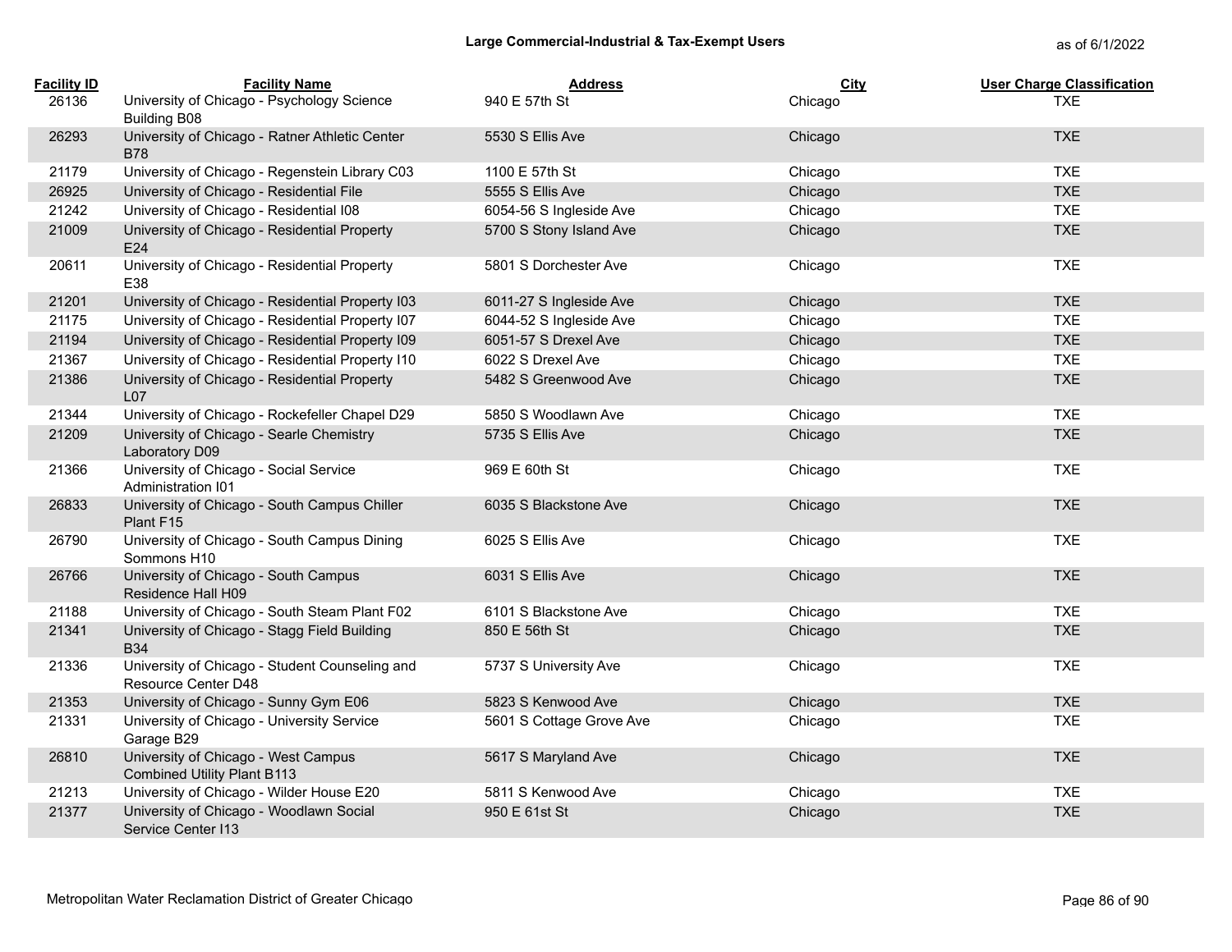## Large Commercial-Industrial & Tax-Exempt Users

as of 6/1/2022

| Facility ID | Facility Name | Address | City | User Charge Classification |
|---|---|---|---|---|
| 26136 | University of Chicago - Psychology Science Building B08 | 940 E 57th St | Chicago | TXE |
| 26293 | University of Chicago - Ratner Athletic Center B78 | 5530 S Ellis Ave | Chicago | TXE |
| 21179 | University of Chicago - Regenstein Library C03 | 1100 E 57th St | Chicago | TXE |
| 26925 | University of Chicago - Residential File | 5555 S Ellis Ave | Chicago | TXE |
| 21242 | University of Chicago - Residential I08 | 6054-56 S Ingleside Ave | Chicago | TXE |
| 21009 | University of Chicago - Residential Property E24 | 5700 S Stony Island Ave | Chicago | TXE |
| 20611 | University of Chicago - Residential Property E38 | 5801 S Dorchester Ave | Chicago | TXE |
| 21201 | University of Chicago - Residential Property I03 | 6011-27 S Ingleside Ave | Chicago | TXE |
| 21175 | University of Chicago - Residential Property I07 | 6044-52 S Ingleside Ave | Chicago | TXE |
| 21194 | University of Chicago - Residential Property I09 | 6051-57 S Drexel Ave | Chicago | TXE |
| 21367 | University of Chicago - Residential Property I10 | 6022 S Drexel Ave | Chicago | TXE |
| 21386 | University of Chicago - Residential Property L07 | 5482 S Greenwood Ave | Chicago | TXE |
| 21344 | University of Chicago - Rockefeller Chapel D29 | 5850 S Woodlawn Ave | Chicago | TXE |
| 21209 | University of Chicago - Searle Chemistry Laboratory D09 | 5735 S Ellis Ave | Chicago | TXE |
| 21366 | University of Chicago - Social Service Administration I01 | 969 E 60th St | Chicago | TXE |
| 26833 | University of Chicago - South Campus Chiller Plant F15 | 6035 S Blackstone Ave | Chicago | TXE |
| 26790 | University of Chicago - South Campus Dining Sommons H10 | 6025 S Ellis Ave | Chicago | TXE |
| 26766 | University of Chicago - South Campus Residence Hall H09 | 6031 S Ellis Ave | Chicago | TXE |
| 21188 | University of Chicago - South Steam Plant F02 | 6101 S Blackstone Ave | Chicago | TXE |
| 21341 | University of Chicago - Stagg Field Building B34 | 850 E 56th St | Chicago | TXE |
| 21336 | University of Chicago - Student Counseling and Resource Center D48 | 5737 S University Ave | Chicago | TXE |
| 21353 | University of Chicago - Sunny Gym E06 | 5823 S Kenwood Ave | Chicago | TXE |
| 21331 | University of Chicago - University Service Garage B29 | 5601 S Cottage Grove Ave | Chicago | TXE |
| 26810 | University of Chicago - West Campus Combined Utility Plant B113 | 5617 S Maryland Ave | Chicago | TXE |
| 21213 | University of Chicago - Wilder House E20 | 5811 S Kenwood Ave | Chicago | TXE |
| 21377 | University of Chicago - Woodlawn Social Service Center I13 | 950 E 61st St | Chicago | TXE |

Metropolitan Water Reclamation District of Greater Chicago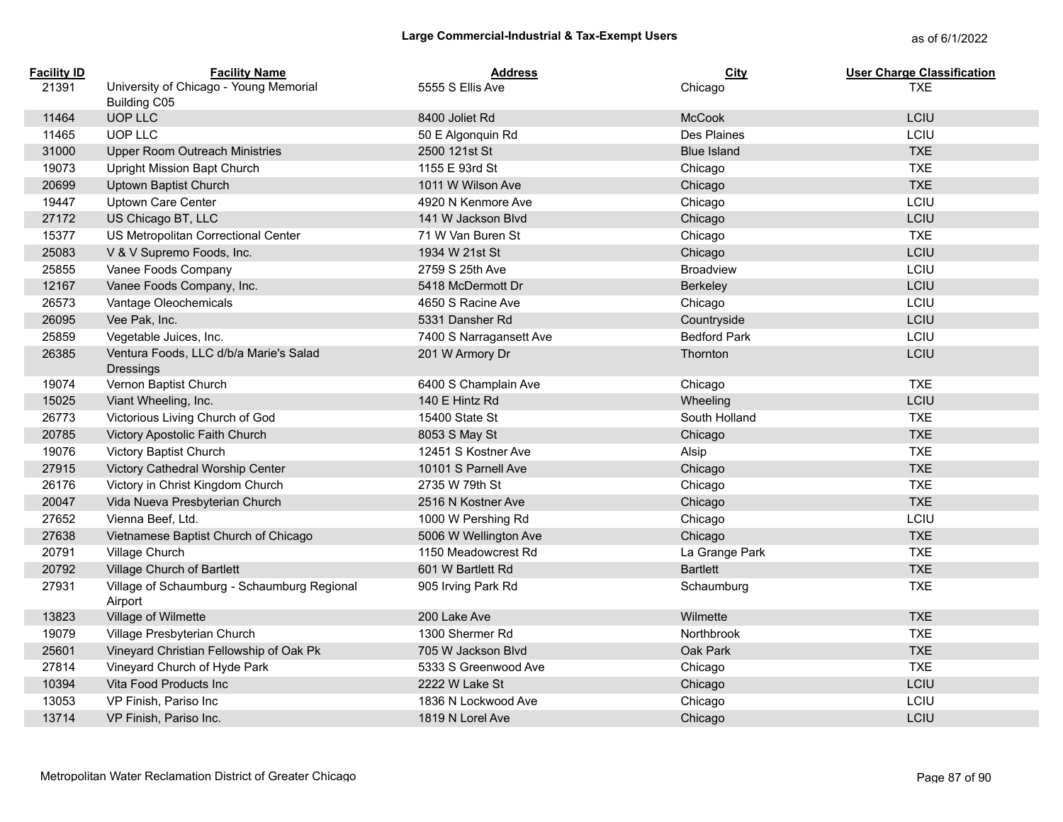# Large Commercial-Industrial & Tax-Exempt Users

as of 6/1/2022

| Facility ID | Facility Name | Address | City | User Charge Classification |
|---|---|---|---|---|
| 21391 | University of Chicago - Young Memorial Building C05 | 5555 S Ellis Ave | Chicago | TXE |
| 11464 | UOP LLC | 8400 Joliet Rd | McCook | LCIU |
| 11465 | UOP LLC | 50 E Algonquin Rd | Des Plaines | LCIU |
| 31000 | Upper Room Outreach Ministries | 2500 121st St | Blue Island | TXE |
| 19073 | Upright Mission Bapt Church | 1155 E 93rd St | Chicago | TXE |
| 20699 | Uptown Baptist Church | 1011 W Wilson Ave | Chicago | TXE |
| 19447 | Uptown Care Center | 4920 N Kenmore Ave | Chicago | LCIU |
| 27172 | US Chicago BT, LLC | 141 W Jackson Blvd | Chicago | LCIU |
| 15377 | US Metropolitan Correctional Center | 71 W Van Buren St | Chicago | TXE |
| 25083 | V & V Supremo Foods, Inc. | 1934 W 21st St | Chicago | LCIU |
| 25855 | Vanee Foods Company | 2759 S 25th Ave | Broadview | LCIU |
| 12167 | Vanee Foods Company, Inc. | 5418 McDermott Dr | Berkeley | LCIU |
| 26573 | Vantage Oleochemicals | 4650 S Racine Ave | Chicago | LCIU |
| 26095 | Vee Pak, Inc. | 5331 Dansher Rd | Countryside | LCIU |
| 25859 | Vegetable Juices, Inc. | 7400 S Narragansett Ave | Bedford Park | LCIU |
| 26385 | Ventura Foods, LLC d/b/a Marie's Salad Dressings | 201 W Armory Dr | Thornton | LCIU |
| 19074 | Vernon Baptist Church | 6400 S Champlain Ave | Chicago | TXE |
| 15025 | Viant Wheeling, Inc. | 140 E Hintz Rd | Wheeling | LCIU |
| 26773 | Victorious Living Church of God | 15400 State St | South Holland | TXE |
| 20785 | Victory Apostolic Faith Church | 8053 S May St | Chicago | TXE |
| 19076 | Victory Baptist Church | 12451 S Kostner Ave | Alsip | TXE |
| 27915 | Victory Cathedral Worship Center | 10101 S Parnell Ave | Chicago | TXE |
| 26176 | Victory in Christ Kingdom Church | 2735 W 79th St | Chicago | TXE |
| 20047 | Vida Nueva Presbyterian Church | 2516 N Kostner Ave | Chicago | TXE |
| 27652 | Vienna Beef, Ltd. | 1000 W Pershing Rd | Chicago | LCIU |
| 27638 | Vietnamese Baptist Church of Chicago | 5006 W Wellington Ave | Chicago | TXE |
| 20791 | Village Church | 1150 Meadowcrest Rd | La Grange Park | TXE |
| 20792 | Village Church of Bartlett | 601 W Bartlett Rd | Bartlett | TXE |
| 27931 | Village of Schaumburg - Schaumburg Regional Airport | 905 Irving Park Rd | Schaumburg | TXE |
| 13823 | Village of Wilmette | 200 Lake Ave | Wilmette | TXE |
| 19079 | Village Presbyterian Church | 1300 Shermer Rd | Northbrook | TXE |
| 25601 | Vineyard Christian Fellowship of Oak Pk | 705 W Jackson Blvd | Oak Park | TXE |
| 27814 | Vineyard Church of Hyde Park | 5333 S Greenwood Ave | Chicago | TXE |
| 10394 | Vita Food Products Inc | 2222 W Lake St | Chicago | LCIU |
| 13053 | VP Finish, Pariso Inc | 1836 N Lockwood Ave | Chicago | LCIU |
| 13714 | VP Finish, Pariso Inc. | 1819 N Lorel Ave | Chicago | LCIU |

Metropolitan Water Reclamation District of Greater Chicago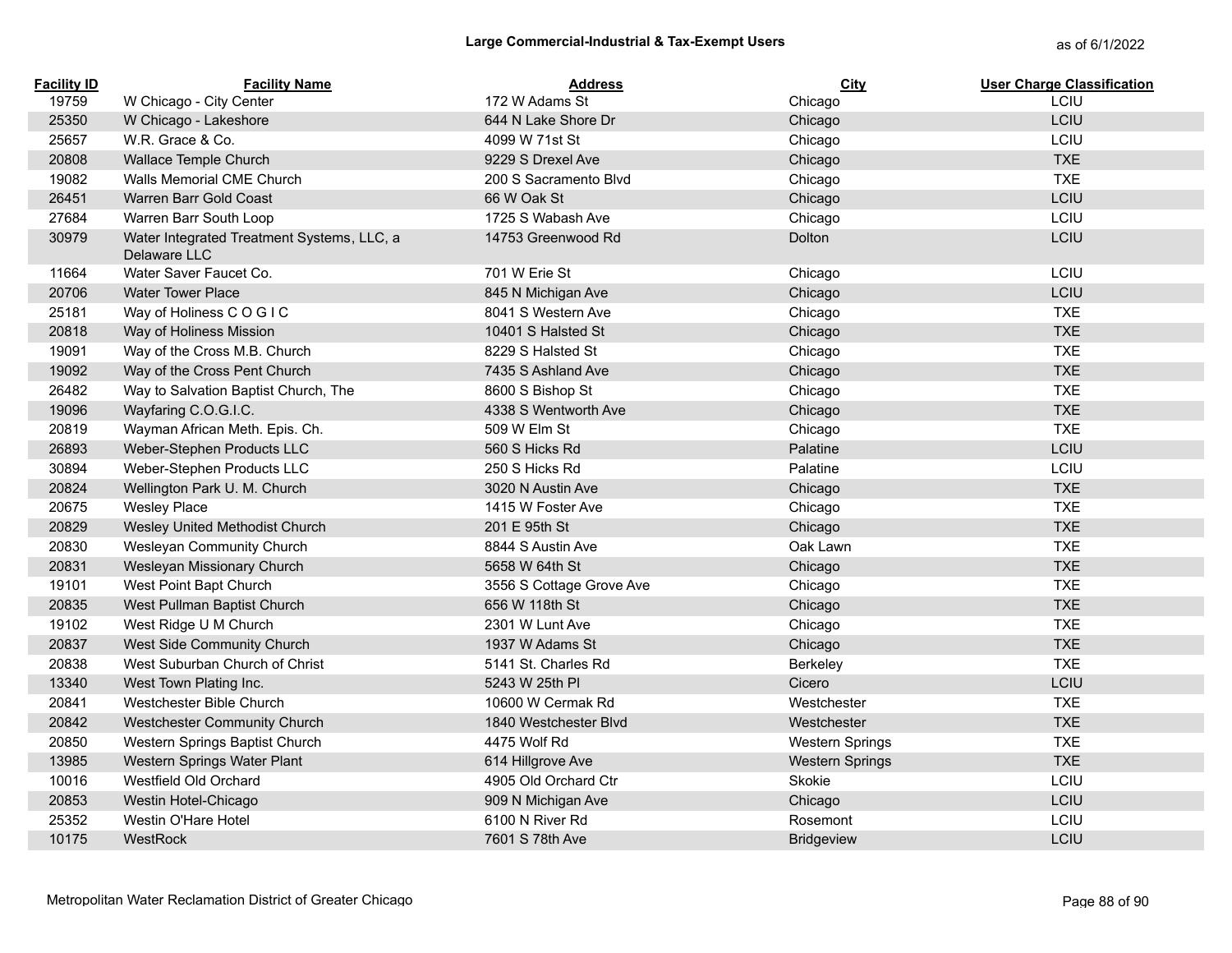# Large Commercial-Industrial & Tax-Exempt Users

as of 6/1/2022

| Facility ID | Facility Name | Address | City | User Charge Classification |
|---|---|---|---|---|
| 19759 | W Chicago - City Center | 172 W Adams St | Chicago | LCIU |
| 25350 | W Chicago - Lakeshore | 644 N Lake Shore Dr | Chicago | LCIU |
| 25657 | W.R. Grace & Co. | 4099 W 71st St | Chicago | LCIU |
| 20808 | Wallace Temple Church | 9229 S Drexel Ave | Chicago | TXE |
| 19082 | Walls Memorial CME Church | 200 S Sacramento Blvd | Chicago | TXE |
| 26451 | Warren Barr Gold Coast | 66 W Oak St | Chicago | LCIU |
| 27684 | Warren Barr South Loop | 1725 S Wabash Ave | Chicago | LCIU |
| 30979 | Water Integrated Treatment Systems, LLC, a Delaware LLC | 14753 Greenwood Rd | Dolton | LCIU |
| 11664 | Water Saver Faucet Co. | 701 W Erie St | Chicago | LCIU |
| 20706 | Water Tower Place | 845 N Michigan Ave | Chicago | LCIU |
| 25181 | Way of Holiness C O G I C | 8041 S Western Ave | Chicago | TXE |
| 20818 | Way of Holiness Mission | 10401 S Halsted St | Chicago | TXE |
| 19091 | Way of the Cross M.B. Church | 8229 S Halsted St | Chicago | TXE |
| 19092 | Way of the Cross Pent Church | 7435 S Ashland Ave | Chicago | TXE |
| 26482 | Way to Salvation Baptist Church, The | 8600 S Bishop St | Chicago | TXE |
| 19096 | Wayfaring C.O.G.I.C. | 4338 S Wentworth Ave | Chicago | TXE |
| 20819 | Wayman African Meth. Epis. Ch. | 509 W Elm St | Chicago | TXE |
| 26893 | Weber-Stephen Products LLC | 560 S Hicks Rd | Palatine | LCIU |
| 30894 | Weber-Stephen Products LLC | 250 S Hicks Rd | Palatine | LCIU |
| 20824 | Wellington Park U. M. Church | 3020 N Austin Ave | Chicago | TXE |
| 20675 | Wesley Place | 1415 W Foster Ave | Chicago | TXE |
| 20829 | Wesley United Methodist Church | 201 E 95th St | Chicago | TXE |
| 20830 | Wesleyan Community Church | 8844 S Austin Ave | Oak Lawn | TXE |
| 20831 | Wesleyan Missionary Church | 5658 W 64th St | Chicago | TXE |
| 19101 | West Point Bapt Church | 3556 S Cottage Grove Ave | Chicago | TXE |
| 20835 | West Pullman Baptist Church | 656 W 118th St | Chicago | TXE |
| 19102 | West Ridge U M Church | 2301 W Lunt Ave | Chicago | TXE |
| 20837 | West Side Community Church | 1937 W Adams St | Chicago | TXE |
| 20838 | West Suburban Church of Christ | 5141 St. Charles Rd | Berkeley | TXE |
| 13340 | West Town Plating Inc. | 5243 W 25th Pl | Cicero | LCIU |
| 20841 | Westchester Bible Church | 10600 W Cermak Rd | Westchester | TXE |
| 20842 | Westchester Community Church | 1840 Westchester Blvd | Westchester | TXE |
| 20850 | Western Springs Baptist Church | 4475 Wolf Rd | Western Springs | TXE |
| 13985 | Western Springs Water Plant | 614 Hillgrove Ave | Western Springs | TXE |
| 10016 | Westfield Old Orchard | 4905 Old Orchard Ctr | Skokie | LCIU |
| 20853 | Westin Hotel-Chicago | 909 N Michigan Ave | Chicago | LCIU |
| 25352 | Westin O'Hare Hotel | 6100 N River Rd | Rosemont | LCIU |
| 10175 | WestRock | 7601 S 78th Ave | Bridgeview | LCIU |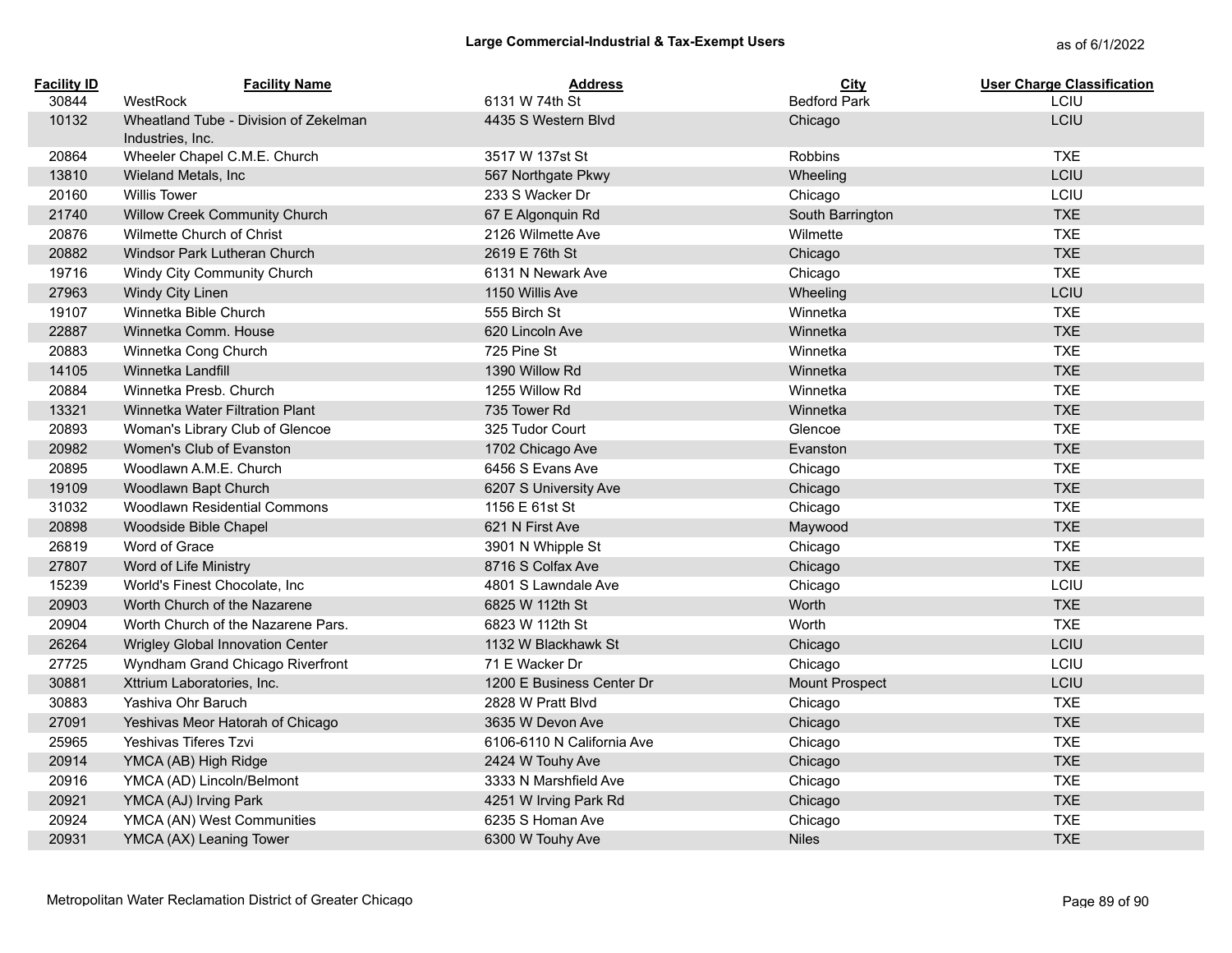## Large Commercial-Industrial & Tax-Exempt Users

as of 6/1/2022

| Facility ID | Facility Name | Address | City | User Charge Classification |
|---|---|---|---|---|
| 30844 | WestRock | 6131 W 74th St | Bedford Park | LCIU |
| 10132 | Wheatland Tube - Division of Zekelman Industries, Inc. | 4435 S Western Blvd | Chicago | LCIU |
| 20864 | Wheeler Chapel C.M.E. Church | 3517 W 137st St | Robbins | TXE |
| 13810 | Wieland Metals, Inc | 567 Northgate Pkwy | Wheeling | LCIU |
| 20160 | Willis Tower | 233 S Wacker Dr | Chicago | LCIU |
| 21740 | Willow Creek Community Church | 67 E Algonquin Rd | South Barrington | TXE |
| 20876 | Wilmette Church of Christ | 2126 Wilmette Ave | Wilmette | TXE |
| 20882 | Windsor Park Lutheran Church | 2619 E 76th St | Chicago | TXE |
| 19716 | Windy City Community Church | 6131 N Newark Ave | Chicago | TXE |
| 27963 | Windy City Linen | 1150 Willis Ave | Wheeling | LCIU |
| 19107 | Winnetka Bible Church | 555 Birch St | Winnetka | TXE |
| 22887 | Winnetka Comm. House | 620 Lincoln Ave | Winnetka | TXE |
| 20883 | Winnetka Cong Church | 725 Pine St | Winnetka | TXE |
| 14105 | Winnetka Landfill | 1390 Willow Rd | Winnetka | TXE |
| 20884 | Winnetka Presb. Church | 1255 Willow Rd | Winnetka | TXE |
| 13321 | Winnetka Water Filtration Plant | 735 Tower Rd | Winnetka | TXE |
| 20893 | Woman's Library Club of Glencoe | 325 Tudor Court | Glencoe | TXE |
| 20982 | Women's Club of Evanston | 1702 Chicago Ave | Evanston | TXE |
| 20895 | Woodlawn A.M.E. Church | 6456 S Evans Ave | Chicago | TXE |
| 19109 | Woodlawn Bapt Church | 6207 S University Ave | Chicago | TXE |
| 31032 | Woodlawn Residential Commons | 1156 E 61st St | Chicago | TXE |
| 20898 | Woodside Bible Chapel | 621 N First Ave | Maywood | TXE |
| 26819 | Word of Grace | 3901 N Whipple St | Chicago | TXE |
| 27807 | Word of Life Ministry | 8716 S Colfax Ave | Chicago | TXE |
| 15239 | World's Finest Chocolate, Inc | 4801 S Lawndale Ave | Chicago | LCIU |
| 20903 | Worth Church of the Nazarene | 6825 W 112th St | Worth | TXE |
| 20904 | Worth Church of the Nazarene Pars. | 6823 W 112th St | Worth | TXE |
| 26264 | Wrigley Global Innovation Center | 1132 W Blackhawk St | Chicago | LCIU |
| 27725 | Wyndham Grand Chicago Riverfront | 71 E Wacker Dr | Chicago | LCIU |
| 30881 | Xttrium Laboratories, Inc. | 1200 E Business Center Dr | Mount Prospect | LCIU |
| 30883 | Yashiva Ohr Baruch | 2828 W Pratt Blvd | Chicago | TXE |
| 27091 | Yeshivas Meor Hatorah of Chicago | 3635 W Devon Ave | Chicago | TXE |
| 25965 | Yeshivas Tiferes Tzvi | 6106-6110 N California Ave | Chicago | TXE |
| 20914 | YMCA (AB) High Ridge | 2424 W Touhy Ave | Chicago | TXE |
| 20916 | YMCA (AD) Lincoln/Belmont | 3333 N Marshfield Ave | Chicago | TXE |
| 20921 | YMCA (AJ) Irving Park | 4251 W Irving Park Rd | Chicago | TXE |
| 20924 | YMCA (AN) West Communities | 6235 S Homan Ave | Chicago | TXE |
| 20931 | YMCA (AX) Leaning Tower | 6300 W Touhy Ave | Niles | TXE |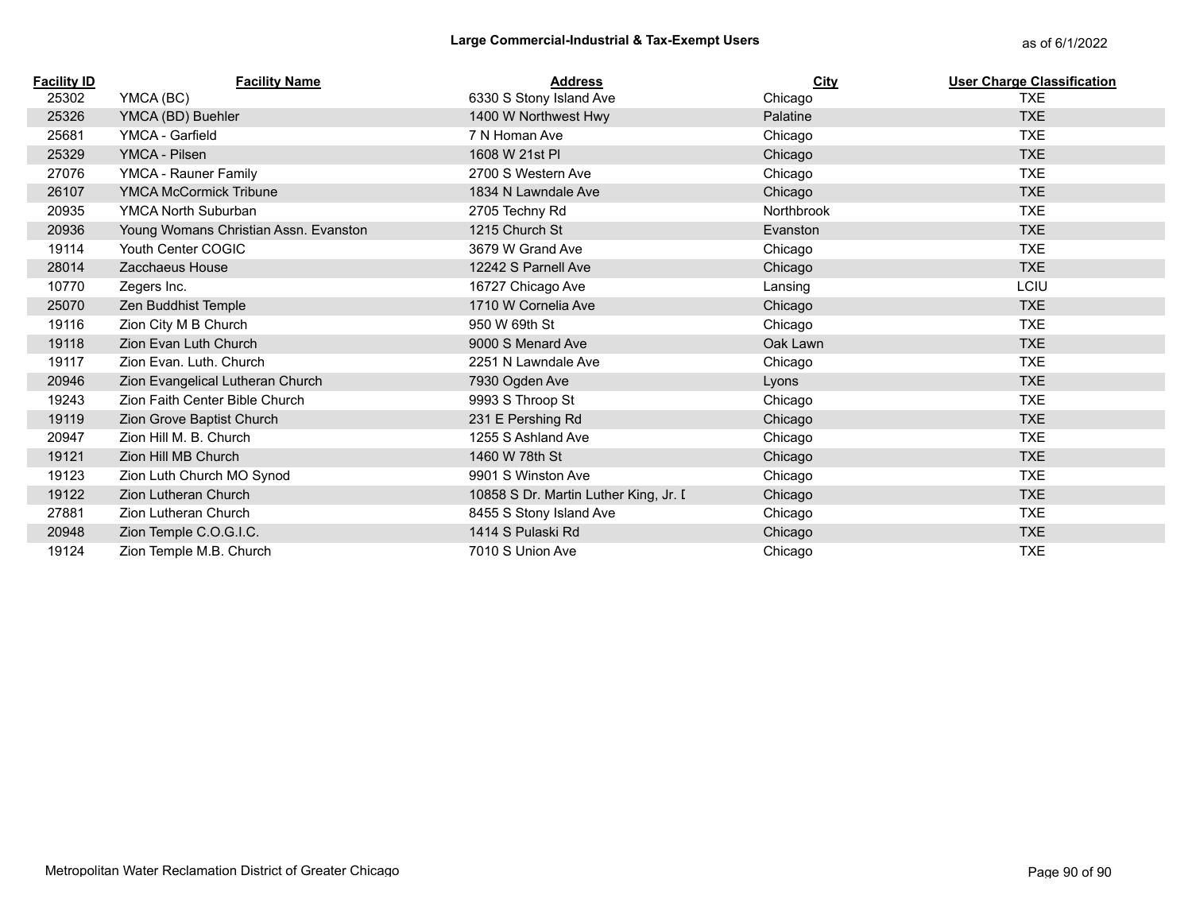## Large Commercial-Industrial & Tax-Exempt Users

as of 6/1/2022

| Facility ID | Facility Name | Address | City | User Charge Classification |
|---|---|---|---|---|
| 25302 | YMCA (BC) | 6330 S Stony Island Ave | Chicago | TXE |
| 25326 | YMCA (BD) Buehler | 1400 W Northwest Hwy | Palatine | TXE |
| 25681 | YMCA - Garfield | 7 N Homan Ave | Chicago | TXE |
| 25329 | YMCA - Pilsen | 1608 W 21st Pl | Chicago | TXE |
| 27076 | YMCA - Rauner Family | 2700 S Western Ave | Chicago | TXE |
| 26107 | YMCA McCormick Tribune | 1834 N Lawndale Ave | Chicago | TXE |
| 20935 | YMCA North Suburban | 2705 Techny Rd | Northbrook | TXE |
| 20936 | Young Womans Christian Assn. Evanston | 1215 Church St | Evanston | TXE |
| 19114 | Youth Center COGIC | 3679 W Grand Ave | Chicago | TXE |
| 28014 | Zacchaeus House | 12242 S Parnell Ave | Chicago | TXE |
| 10770 | Zegers Inc. | 16727 Chicago Ave | Lansing | LCIU |
| 25070 | Zen Buddhist Temple | 1710 W Cornelia Ave | Chicago | TXE |
| 19116 | Zion City M B Church | 950 W 69th St | Chicago | TXE |
| 19118 | Zion Evan Luth Church | 9000 S Menard Ave | Oak Lawn | TXE |
| 19117 | Zion Evan. Luth. Church | 2251 N Lawndale Ave | Chicago | TXE |
| 20946 | Zion Evangelical Lutheran Church | 7930 Ogden Ave | Lyons | TXE |
| 19243 | Zion Faith Center Bible Church | 9993 S Throop St | Chicago | TXE |
| 19119 | Zion Grove Baptist Church | 231 E Pershing Rd | Chicago | TXE |
| 20947 | Zion Hill M. B. Church | 1255 S Ashland Ave | Chicago | TXE |
| 19121 | Zion Hill MB Church | 1460 W 78th St | Chicago | TXE |
| 19123 | Zion Luth Church MO Synod | 9901 S Winston Ave | Chicago | TXE |
| 19122 | Zion Lutheran Church | 10858 S Dr. Martin Luther King, Jr. D | Chicago | TXE |
| 27881 | Zion Lutheran Church | 8455 S Stony Island Ave | Chicago | TXE |
| 20948 | Zion Temple C.O.G.I.C. | 1414 S Pulaski Rd | Chicago | TXE |
| 19124 | Zion Temple M.B. Church | 7010 S Union Ave | Chicago | TXE |